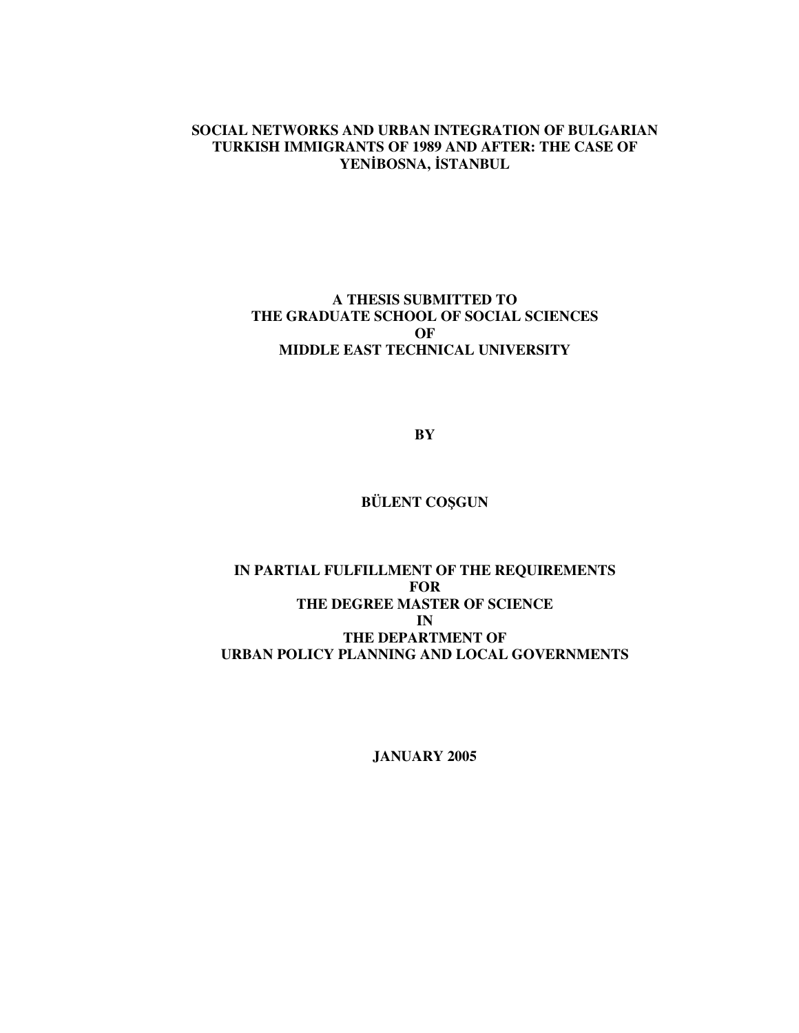# SOCIAL NETWORKS AND URBAN INTEGRATION OF BULGARIAN TURKISH IMMIGRANTS OF 1989 AND AFTER: THE CASE OF YENİBOSNA, İSTANBUL

**A THESIS SUBMITTED TO**
**THE GRADUATE SCHOOL OF SOCIAL SCIENCES**
**OF**
**MIDDLE EAST TECHNICAL UNIVERSITY**

**BY**

**BÜLENT COŞGUN**

**IN PARTIAL FULFILLMENT OF THE REQUIREMENTS**
**FOR**
**THE DEGREE MASTER OF SCIENCE**
**IN**
**THE DEPARTMENT OF**
**URBAN POLICY PLANNING AND LOCAL GOVERNMENTS**

**JANUARY 2005**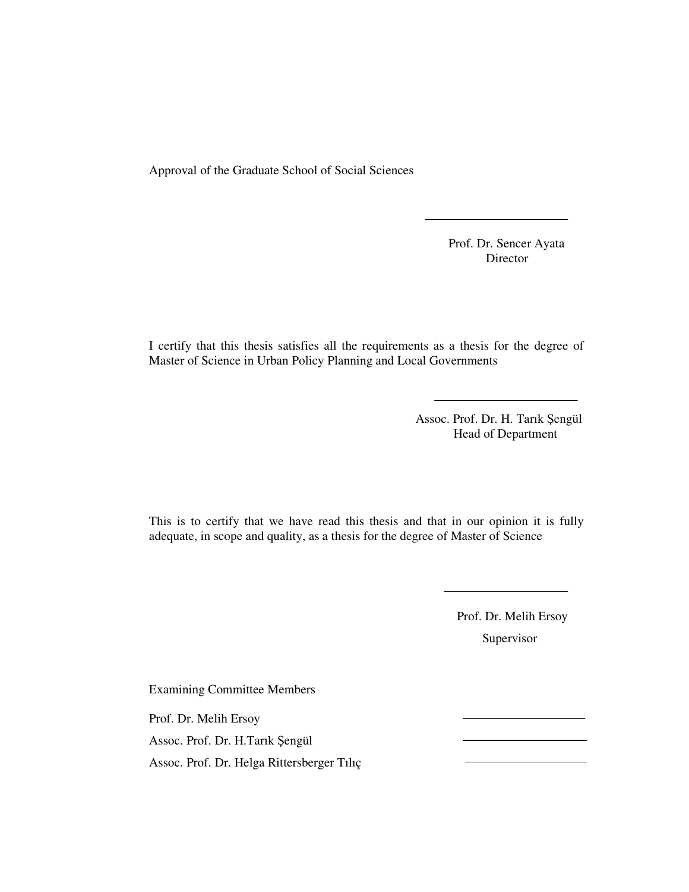Approval of the Graduate School of Social Sciences

Prof. Dr. Sencer Ayata
Director

I certify that this thesis satisfies all the requirements as a thesis for the degree of Master of Science in Urban Policy Planning and Local Governments

Assoc. Prof. Dr. H. Tarık Şengül
Head of Department

This is to certify that we have read this thesis and that in our opinion it is fully adequate, in scope and quality, as a thesis for the degree of Master of Science

Prof. Dr. Melih Ersoy
Supervisor

Examining Committee Members

Prof. Dr. Melih Ersoy

Assoc. Prof. Dr. H.Tarık Şengül

Assoc. Prof. Dr. Helga Rittersberger Tılıç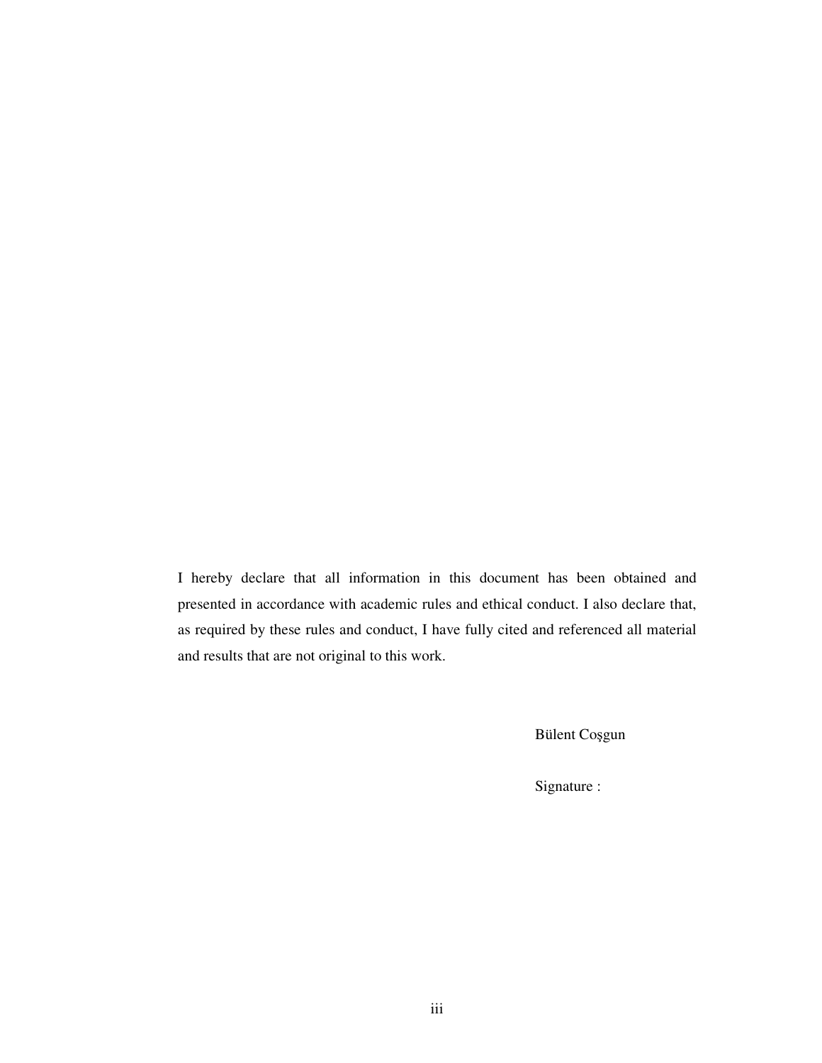I hereby declare that all information in this document has been obtained and presented in accordance with academic rules and ethical conduct. I also declare that, as required by these rules and conduct, I have fully cited and referenced all material and results that are not original to this work.

Bülent Coşgun

Signature :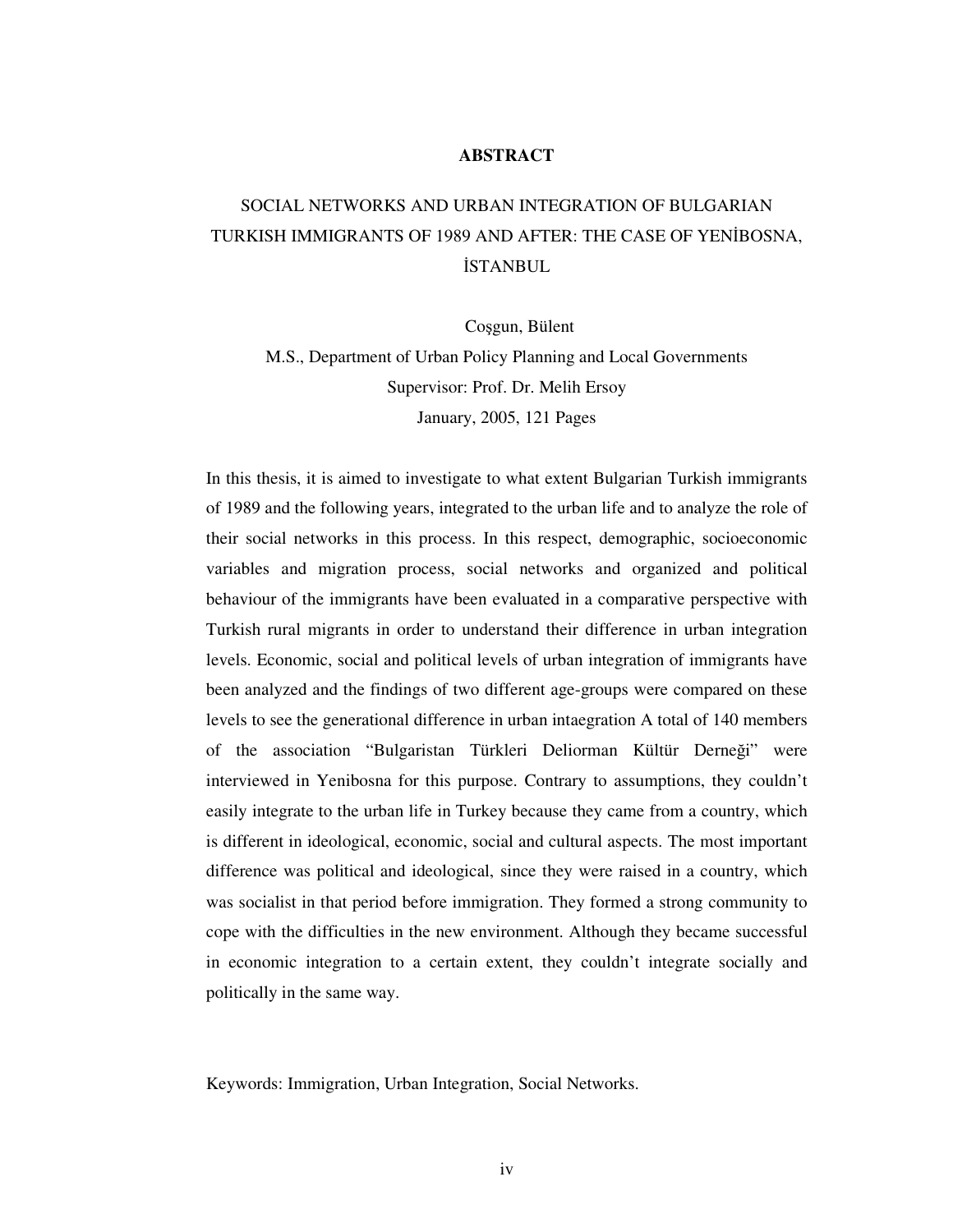# ABSTRACT

## SOCIAL NETWORKS AND URBAN INTEGRATION OF BULGARIAN TURKISH IMMIGRANTS OF 1989 AND AFTER: THE CASE OF YENİBOSNA, İSTANBUL

Coşgun, Bülent

M.S., Department of Urban Policy Planning and Local Governments

Supervisor: Prof. Dr. Melih Ersoy

January, 2005, 121 Pages

In this thesis, it is aimed to investigate to what extent Bulgarian Turkish immigrants of 1989 and the following years, integrated to the urban life and to analyze the role of their social networks in this process. In this respect, demographic, socioeconomic variables and migration process, social networks and organized and political behaviour of the immigrants have been evaluated in a comparative perspective with Turkish rural migrants in order to understand their difference in urban integration levels. Economic, social and political levels of urban integration of immigrants have been analyzed and the findings of two different age-groups were compared on these levels to see the generational difference in urban intaegration A total of 140 members of the association "Bulgaristan Türkleri Deliorman Kültür Derneği" were interviewed in Yenibosna for this purpose. Contrary to assumptions, they couldn't easily integrate to the urban life in Turkey because they came from a country, which is different in ideological, economic, social and cultural aspects. The most important difference was political and ideological, since they were raised in a country, which was socialist in that period before immigration. They formed a strong community to cope with the difficulties in the new environment. Although they became successful in economic integration to a certain extent, they couldn't integrate socially and politically in the same way.

Keywords: Immigration, Urban Integration, Social Networks.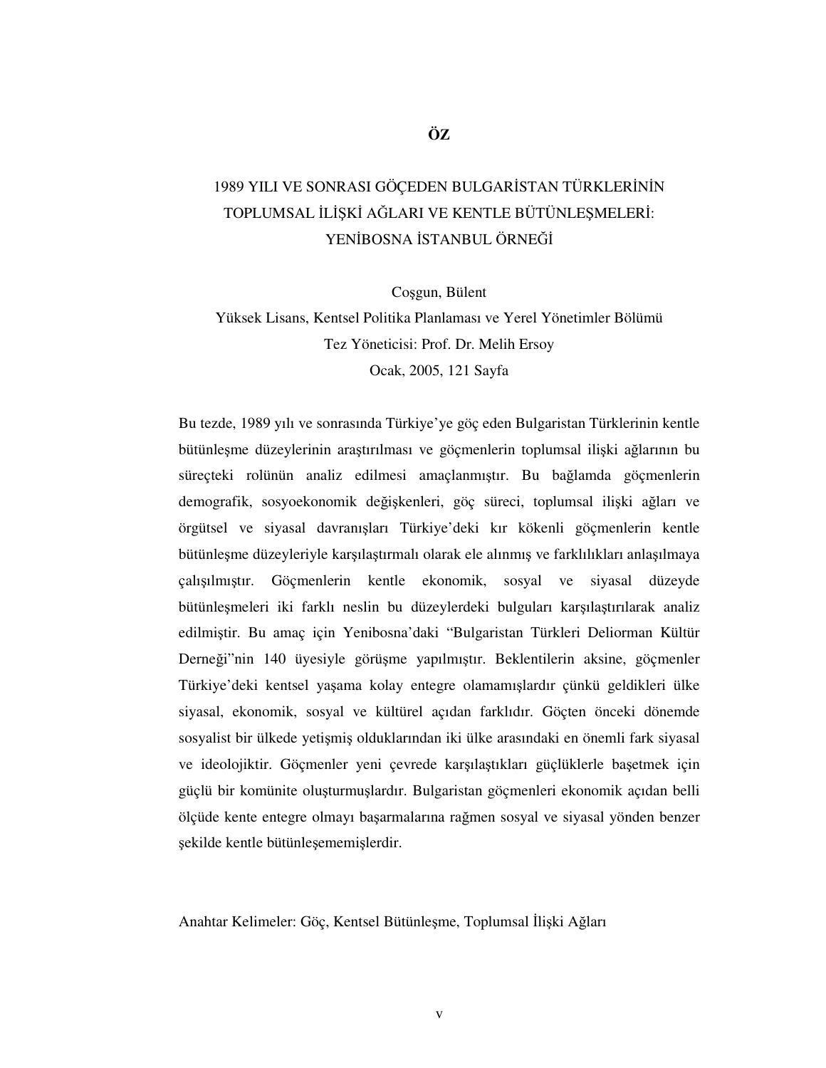# ÖZ

1989 YILI VE SONRASI GÖÇEDEN BULGARİSTAN TÜRKLERİNİN TOPLUMSAL İLİŞKİ AĞLARI VE KENTLE BÜTÜNLEŞMELERİ: YENİBOSNA İSTANBUL ÖRNEĞİ

Coşgun, Bülent
Yüksek Lisans, Kentsel Politika Planlaması ve Yerel Yönetimler Bölümü
Tez Yöneticisi: Prof. Dr. Melih Ersoy
Ocak, 2005, 121 Sayfa

Bu tezde, 1989 yılı ve sonrasında Türkiye'ye göç eden Bulgaristan Türklerinin kentle bütünleşme düzeylerinin araştırılması ve göçmenlerin toplumsal ilişki ağlarının bu süreçteki rolünün analiz edilmesi amaçlanmıştır. Bu bağlamda göçmenlerin demografik, sosyoekonomik değişkenleri, göç süreci, toplumsal ilişki ağları ve örgütsel ve siyasal davranışları Türkiye'deki kır kökenli göçmenlerin kentle bütünleşme düzeyleriyle karşılaştırmalı olarak ele alınmış ve farklılıkları anlaşılmaya çalışılmıştır. Göçmenlerin kentle ekonomik, sosyal ve siyasal düzeyde bütünleşmeleri iki farklı neslin bu düzeylerdeki bulguları karşılaştırılarak analiz edilmiştir. Bu amaç için Yenibosna'daki "Bulgaristan Türkleri Deliorman Kültür Derneği"nin 140 üyesiyle görüşme yapılmıştır. Beklentilerin aksine, göçmenler Türkiye'deki kentsel yaşama kolay entegre olamamışlardır çünkü geldikleri ülke siyasal, ekonomik, sosyal ve kültürel açıdan farklıdır. Göçten önceki dönemde sosyalist bir ülkede yetişmiş olduklarından iki ülke arasındaki en önemli fark siyasal ve ideolojiktir. Göçmenler yeni çevrede karşılaştıkları güçlüklerle başetmek için güçlü bir komünite oluşturmuşlardır. Bulgaristan göçmenleri ekonomik açıdan belli ölçüde kente entegre olmayı başarmalarına rağmen sosyal ve siyasal yönden benzer şekilde kentle bütünleşememişlerdir.

Anahtar Kelimeler: Göç, Kentsel Bütünleşme, Toplumsal İlişki Ağları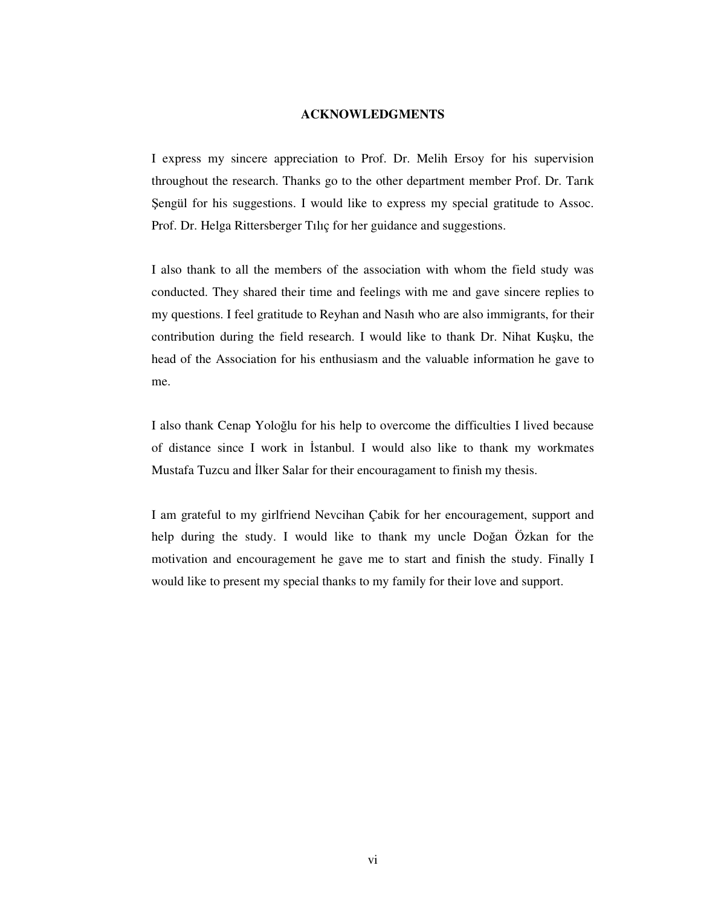# ACKNOWLEDGMENTS

I express my sincere appreciation to Prof. Dr. Melih Ersoy for his supervision throughout the research. Thanks go to the other department member Prof. Dr. Tarık Şengül for his suggestions. I would like to express my special gratitude to Assoc. Prof. Dr. Helga Rittersberger Tılıç for her guidance and suggestions.

I also thank to all the members of the association with whom the field study was conducted. They shared their time and feelings with me and gave sincere replies to my questions. I feel gratitude to Reyhan and Nasıh who are also immigrants, for their contribution during the field research. I would like to thank Dr. Nihat Kuşku, the head of the Association for his enthusiasm and the valuable information he gave to me.

I also thank Cenap Yoloğlu for his help to overcome the difficulties I lived because of distance since I work in İstanbul. I would also like to thank my workmates Mustafa Tuzcu and İlker Salar for their encouragament to finish my thesis.

I am grateful to my girlfriend Nevcihan Çabik for her encouragement, support and help during the study. I would like to thank my uncle Doğan Özkan for the motivation and encouragement he gave me to start and finish the study. Finally I would like to present my special thanks to my family for their love and support.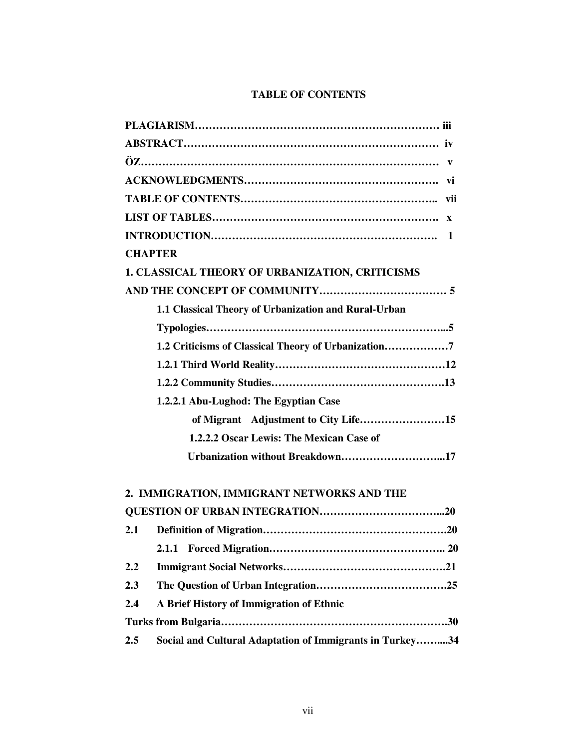## TABLE OF CONTENTS

**PLAGIARISM…………………………………………………………… iii**

**ABSTRACT……………………………………………………………… iv**

**ÖZ………………………………………………………………………… v**

**ACKNOWLEDGMENTS……………………………………………. vi**

**TABLE OF CONTENTS……………………………………………….. vii**

**LIST OF TABLES……………………………………………………. x**

**INTRODUCTION……………………………………………………. 1**

**CHAPTER**

**1. CLASSICAL THEORY OF URBANIZATION, CRITICISMS AND THE CONCEPT OF COMMUNITY……………………………… 5**

- **1.1 Classical Theory of Urbanization and Rural-Urban Typologies…………………………………………………………...5**
- **1.2 Criticisms of Classical Theory of Urbanization………………7**
- **1.2.1 Third World Reality…………………………………………12**
- **1.2.2 Community Studies………………………………………….13**
- **1.2.2.1 Abu-Lughod: The Egyptian Case of Migrant Adjustment to City Life……………………15**
- **1.2.2.2 Oscar Lewis: The Mexican Case of Urbanization without Breakdown………………………...17**

**2. IMMIGRATION, IMMIGRANT NETWORKS AND THE QUESTION OF URBAN INTEGRATION……………………………...20**

- **2.1 Definition of Migration…………………………………………….20**
  - **2.1.1 Forced Migration………………………………………….. 20**
- **2.2 Immigrant Social Networks……………………………………….21**
- **2.3 The Question of Urban Integration……………………………….25**
- **2.4 A Brief History of Immigration of Ethnic Turks from Bulgaria………………………………………………….30**
- **2.5 Social and Cultural Adaptation of Immigrants in Turkey……....34**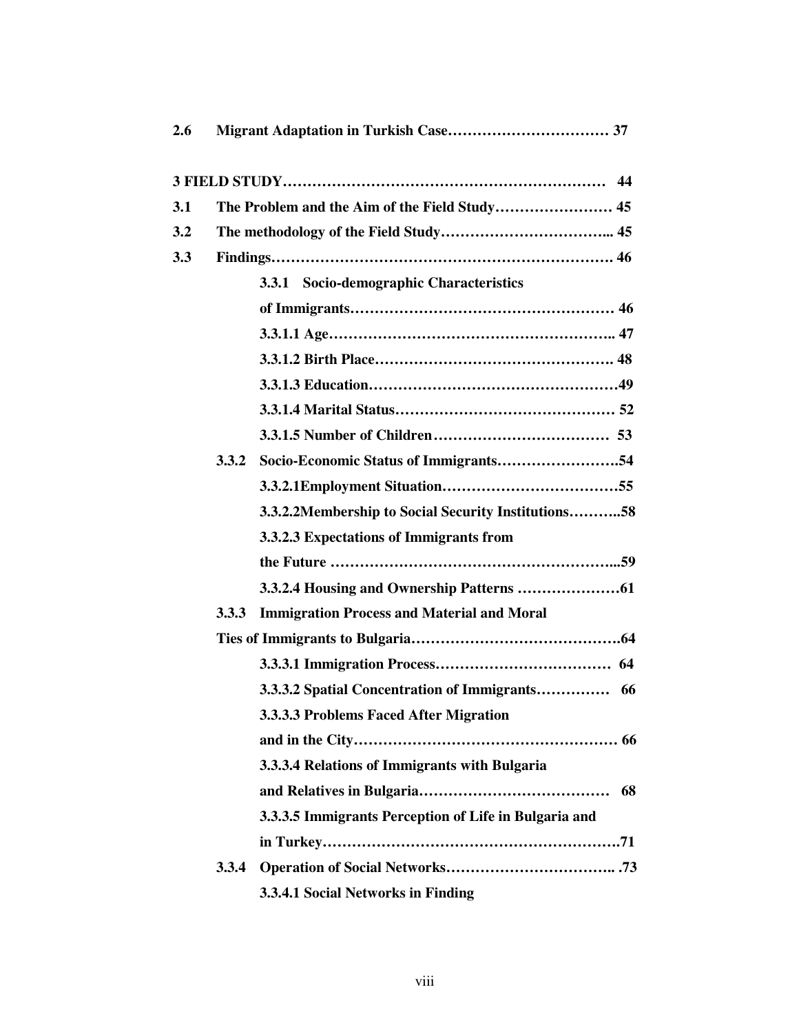**2.6 Migrant Adaptation in Turkish Case…………………………… 37**

**3 FIELD STUDY………………………………………………………… 44**

**3.1 The Problem and the Aim of the Field Study…………………… 45**

**3.2 The methodology of the Field Study…………………………….. 45**

**3.3 Findings……………………………………………………………. 46**

**3.3.1 Socio-demographic Characteristics of Immigrants……………………………………………… 46**

**3.3.1.1 Age………………………………………………….. 47**

**3.3.1.2 Birth Place…………………………………………. 48**

**3.3.1.3 Education……………………………………………49**

**3.3.1.4 Marital Status……………………………………… 52**

**3.3.1.5 Number of Children……………………………… 53**

**3.3.2 Socio-Economic Status of Immigrants…………………….54**

**3.3.2.1Employment Situation………………………………55**

**3.3.2.2Membership to Social Security Institutions………..58**

**3.3.2.3 Expectations of Immigrants from the Future …………………………………………………...59**

**3.3.2.4 Housing and Ownership Patterns …………………61**

**3.3.3 Immigration Process and Material and Moral Ties of Immigrants to Bulgaria…………………………………….64**

**3.3.3.1 Immigration Process……………………………… 64**

**3.3.3.2 Spatial Concentration of Immigrants…………… 66**

**3.3.3.3 Problems Faced After Migration and in the City……………………………………………… 66**

**3.3.3.4 Relations of Immigrants with Bulgaria and Relatives in Bulgaria………………………………… 68**

**3.3.3.5 Immigrants Perception of Life in Bulgaria and in Turkey…………………………………………………….71**

**3.3.4 Operation of Social Networks…………………………….. .73**

**3.3.4.1 Social Networks in Finding**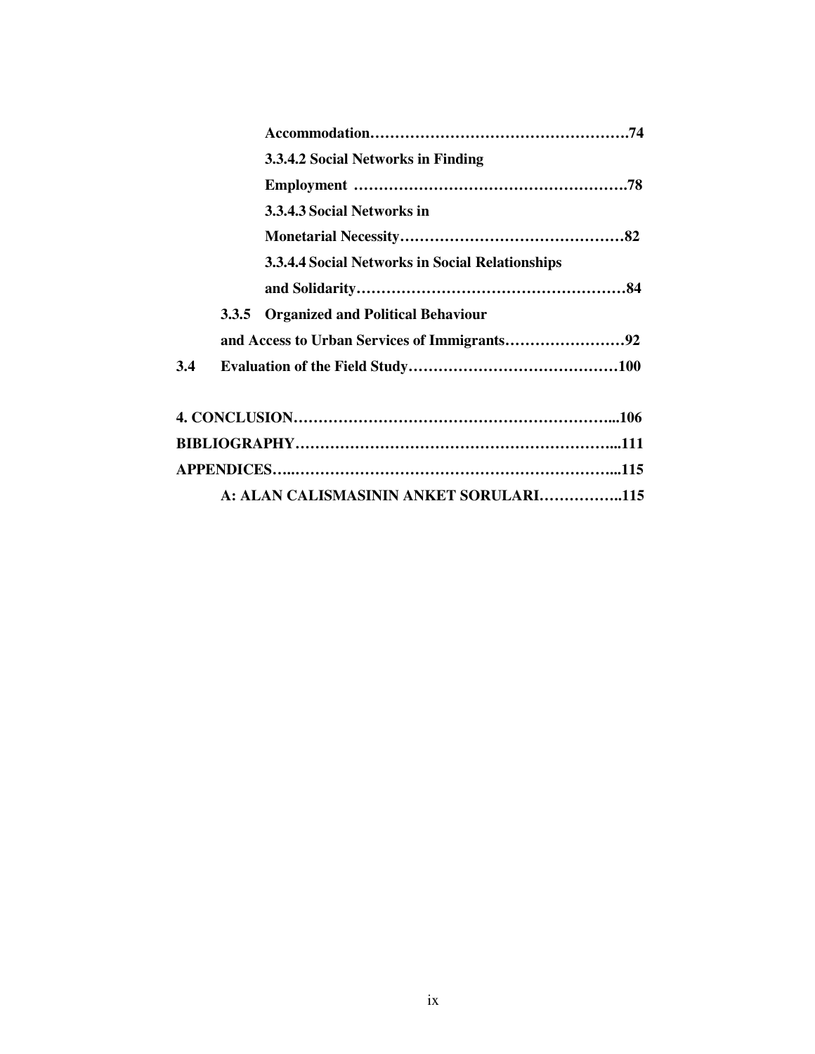Accommodation……………………………………………….74

3.3.4.2 Social Networks in Finding Employment ……………………………………………….78

3.3.4.3 Social Networks in Monetarial Necessity………………………………………82

3.3.4.4 Social Networks in Social Relationships and Solidarity………………………………………………84

3.3.5 Organized and Political Behaviour and Access to Urban Services of Immigrants……………………92

3.4 Evaluation of the Field Study……………………………………100

4. CONCLUSION………………………………………………………...106

BIBLIOGRAPHY………………………………………………………...111

APPENDICES…..…………………………………………………………...115

A: ALAN CALISMASININ ANKET SORULARI……………..115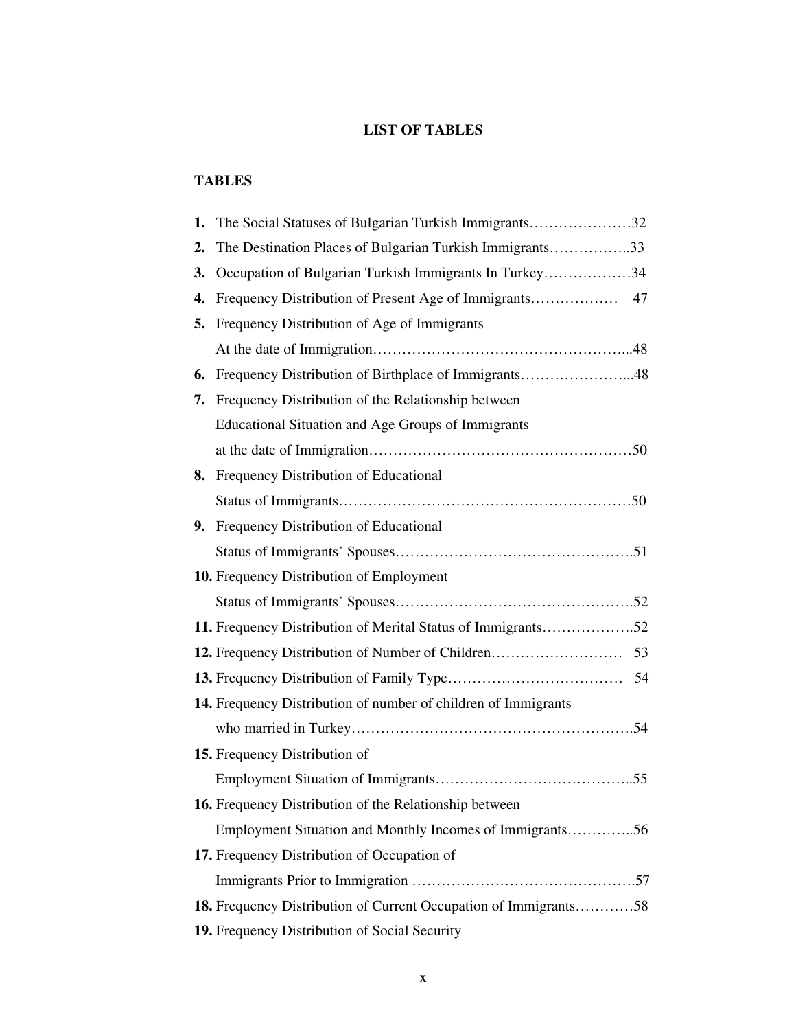# LIST OF TABLES

## TABLES

**1.** The Social Statuses of Bulgarian Turkish Immigrants…………………32

**2.** The Destination Places of Bulgarian Turkish Immigrants……………..33

**3.** Occupation of Bulgarian Turkish Immigrants In Turkey………………34

**4.** Frequency Distribution of Present Age of Immigrants……………… 47

**5.** Frequency Distribution of Age of Immigrants At the date of Immigration…………………………………………...48

**6.** Frequency Distribution of Birthplace of Immigrants…………………...48

**7.** Frequency Distribution of the Relationship between Educational Situation and Age Groups of Immigrants at the date of Immigration………………………………………………50

**8.** Frequency Distribution of Educational Status of Immigrants……………………………………………………50

**9.** Frequency Distribution of Educational Status of Immigrants' Spouses………………………………………….51

**10.** Frequency Distribution of Employment Status of Immigrants' Spouses………………………………………….52

**11.** Frequency Distribution of Merital Status of Immigrants……………….52

**12.** Frequency Distribution of Number of Children……………………… 53

**13.** Frequency Distribution of Family Type……………………………… 54

**14.** Frequency Distribution of number of children of Immigrants who married in Turkey…………………………………………………..54

**15.** Frequency Distribution of Employment Situation of Immigrants…………………………………..55

**16.** Frequency Distribution of the Relationship between Employment Situation and Monthly Incomes of Immigrants…………..56

**17.** Frequency Distribution of Occupation of Immigrants Prior to Immigration ……………………………………….57

**18.** Frequency Distribution of Current Occupation of Immigrants…………58

**19.** Frequency Distribution of Social Security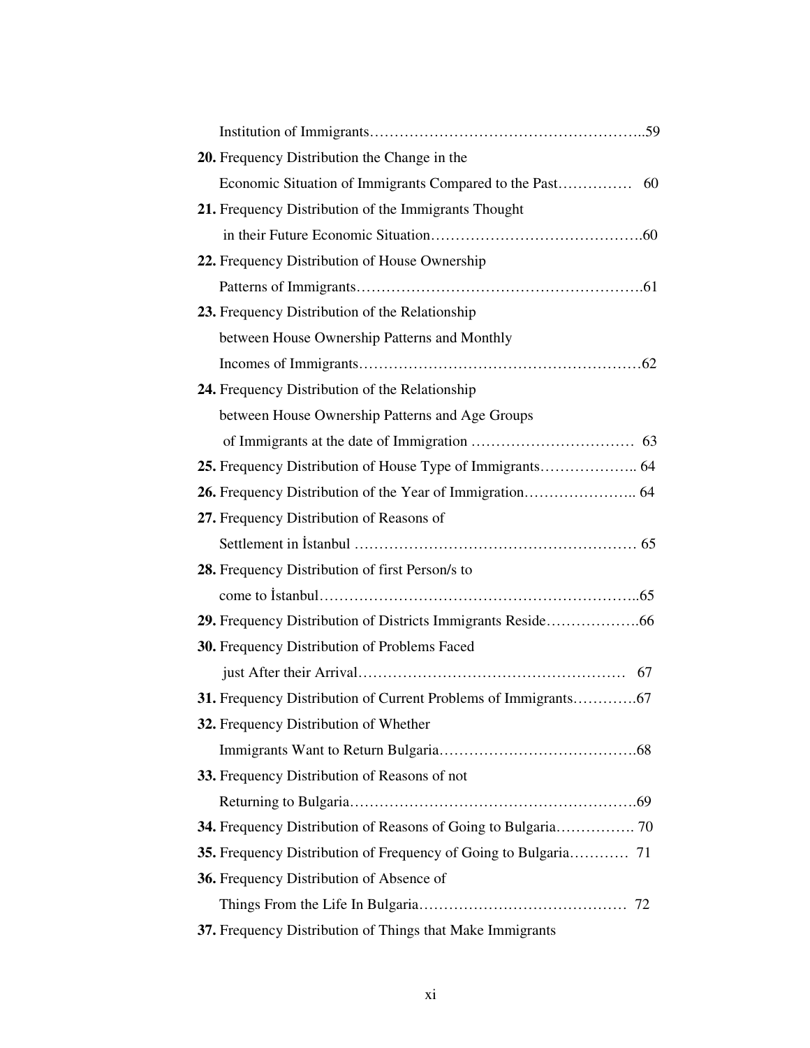Institution of Immigrants……………………………………………...59

**20.** Frequency Distribution the Change in the
Economic Situation of Immigrants Compared to the Past…………… 60

**21.** Frequency Distribution of the Immigrants Thought
in their Future Economic Situation…………………………………….60

**22.** Frequency Distribution of House Ownership
Patterns of Immigrants……………………………………………….61

**23.** Frequency Distribution of the Relationship
between House Ownership Patterns and Monthly
Incomes of Immigrants……………………………………………62

**24.** Frequency Distribution of the Relationship
between House Ownership Patterns and Age Groups
of Immigrants at the date of Immigration …………………………… 63

**25.** Frequency Distribution of House Type of Immigrants……………….. 64

**26.** Frequency Distribution of the Year of Immigration………………….. 64

**27.** Frequency Distribution of Reasons of
Settlement in İstanbul ………………………………………………… 65

**28.** Frequency Distribution of first Person/s to
come to İstanbul……………………………………………………...65

**29.** Frequency Distribution of Districts Immigrants Reside……………….66

**30.** Frequency Distribution of Problems Faced
just After their Arrival……………………………………………… 67

**31.** Frequency Distribution of Current Problems of Immigrants………….67

**32.** Frequency Distribution of Whether
Immigrants Want to Return Bulgaria………………………………….68

**33.** Frequency Distribution of Reasons of not
Returning to Bulgaria………………………………………………….69

**34.** Frequency Distribution of Reasons of Going to Bulgaria……………. 70

**35.** Frequency Distribution of Frequency of Going to Bulgaria………… 71

**36.** Frequency Distribution of Absence of
Things From the Life In Bulgaria…………………………………… 72

**37.** Frequency Distribution of Things that Make Immigrants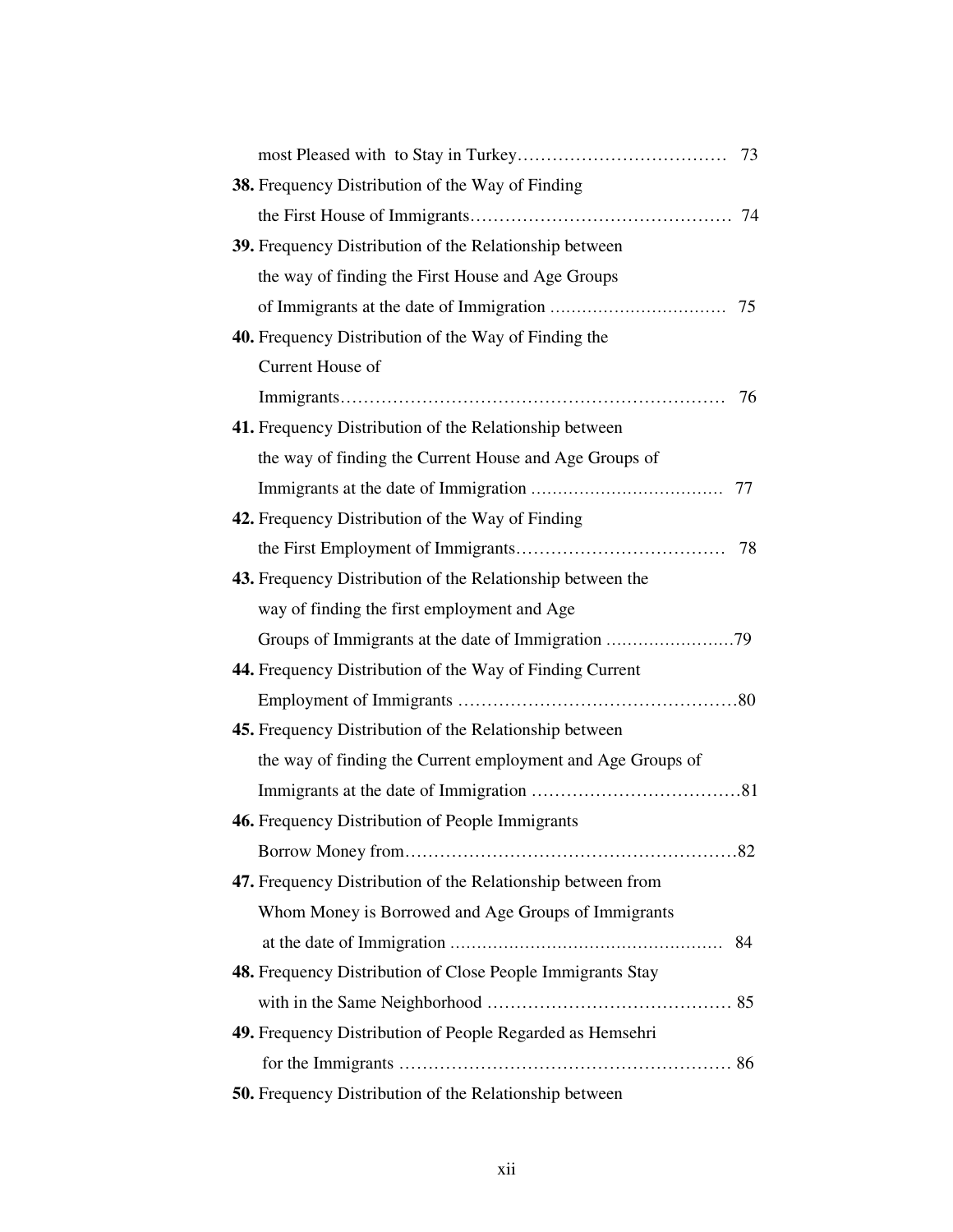most Pleased with to Stay in Turkey………………………………… 73

**38.** Frequency Distribution of the Way of Finding the First House of Immigrants……………………………………… 74

**39.** Frequency Distribution of the Relationship between the way of finding the First House and Age Groups of Immigrants at the date of Immigration …………………………… 75

**40.** Frequency Distribution of the Way of Finding the Current House of Immigrants………………………………………………………… 76

**41.** Frequency Distribution of the Relationship between the way of finding the Current House and Age Groups of Immigrants at the date of Immigration ……………………………… 77

**42.** Frequency Distribution of the Way of Finding the First Employment of Immigrants……………………………… 78

**43.** Frequency Distribution of the Relationship between the way of finding the first employment and Age Groups of Immigrants at the date of Immigration ……………………79

**44.** Frequency Distribution of the Way of Finding Current Employment of Immigrants …………………………………………80

**45.** Frequency Distribution of the Relationship between the way of finding the Current employment and Age Groups of Immigrants at the date of Immigration ………………………………81

**46.** Frequency Distribution of People Immigrants Borrow Money from…………………………………………………82

**47.** Frequency Distribution of the Relationship between from Whom Money is Borrowed and Age Groups of Immigrants at the date of Immigration …………………………………………… 84

**48.** Frequency Distribution of Close People Immigrants Stay with in the Same Neighborhood …………………………………… 85

**49.** Frequency Distribution of People Regarded as Hemsehri for the Immigrants ………………………………………………… 86

**50.** Frequency Distribution of the Relationship between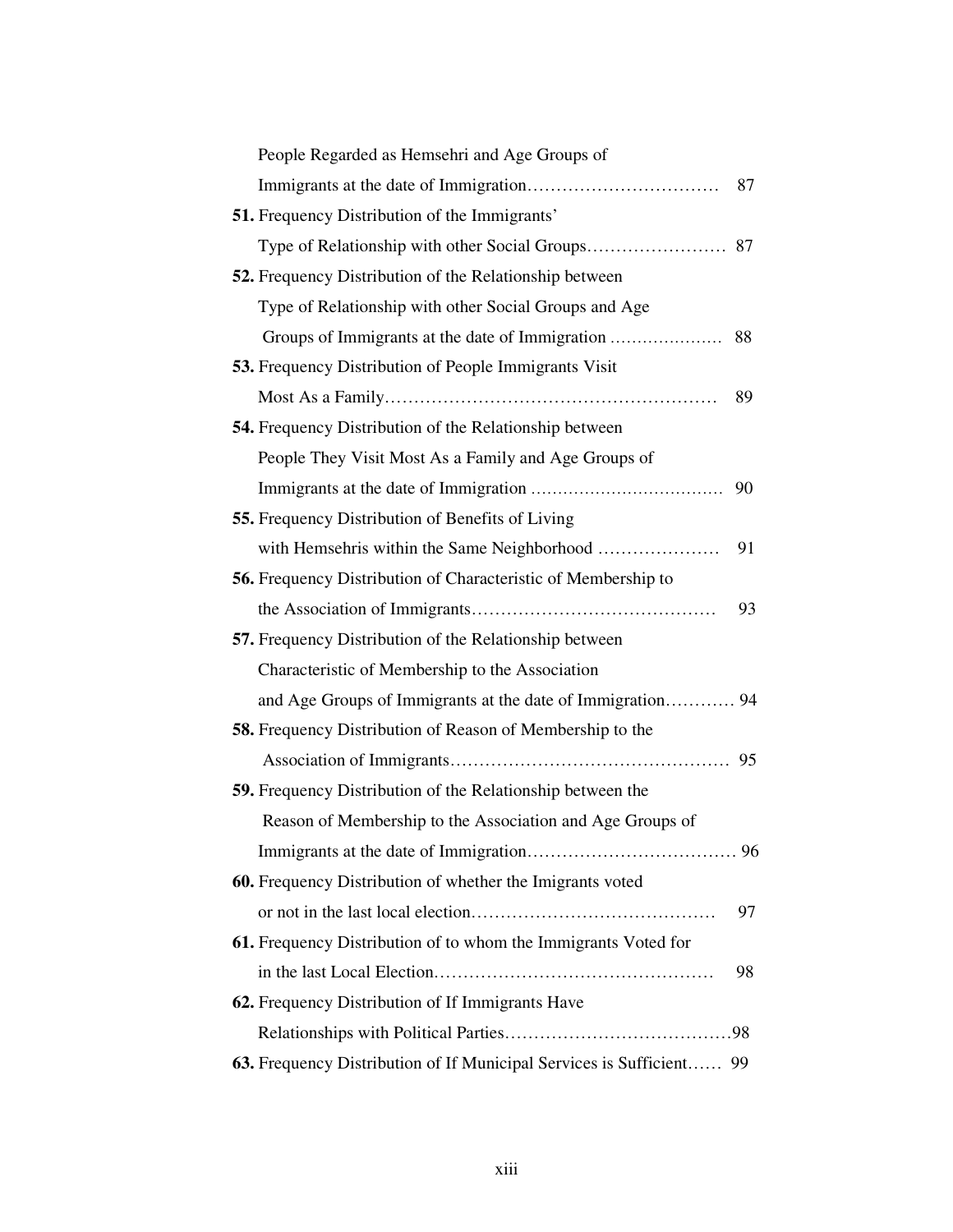People Regarded as Hemsehri and Age Groups of Immigrants at the date of Immigration ................................ 87

**51.** Frequency Distribution of the Immigrants' Type of Relationship with other Social Groups ........................ 87

**52.** Frequency Distribution of the Relationship between Type of Relationship with other Social Groups and Age Groups of Immigrants at the date of Immigration .................... 88

**53.** Frequency Distribution of People Immigrants Visit Most As a Family ........................................................ 89

**54.** Frequency Distribution of the Relationship between People They Visit Most As a Family and Age Groups of Immigrants at the date of Immigration .................................. 90

**55.** Frequency Distribution of Benefits of Living with Hemsehris within the Same Neighborhood ..................... 91

**56.** Frequency Distribution of Characteristic of Membership to the Association of Immigrants ......................................... 93

**57.** Frequency Distribution of the Relationship between Characteristic of Membership to the Association and Age Groups of Immigrants at the date of Immigration ............ 94

**58.** Frequency Distribution of Reason of Membership to the Association of Immigrants .............................................. 95

**59.** Frequency Distribution of the Relationship between the Reason of Membership to the Association and Age Groups of Immigrants at the date of Immigration ................................... 96

**60.** Frequency Distribution of whether the Imigrants voted or not in the last local election ......................................... 97

**61.** Frequency Distribution of to whom the Immigrants Voted for in the last Local Election ............................................... 98

**62.** Frequency Distribution of If Immigrants Have Relationships with Political Parties ...................................... 98

**63.** Frequency Distribution of If Municipal Services is Sufficient ...... 99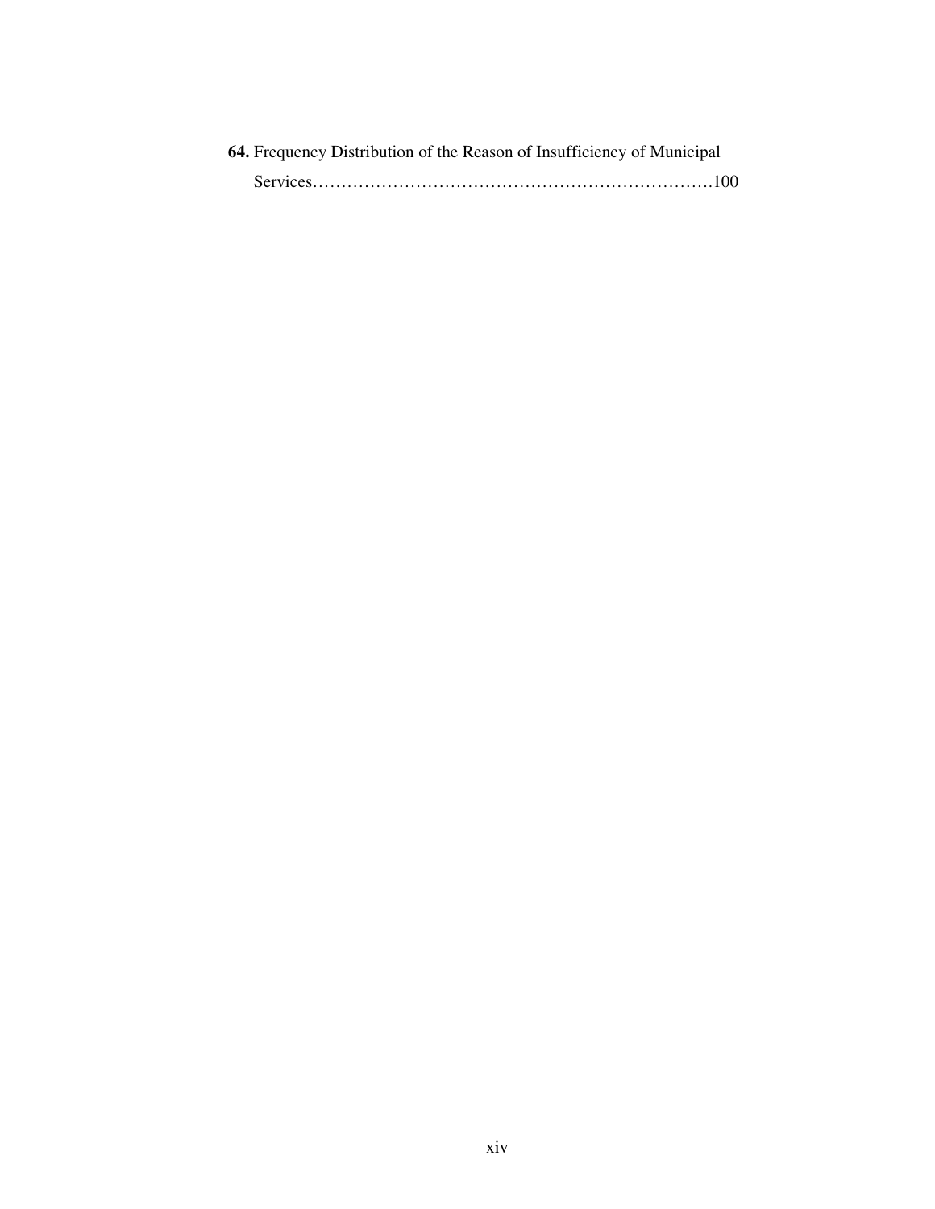**64.** Frequency Distribution of the Reason of Insufficiency of Municipal Services……………………………………………………………100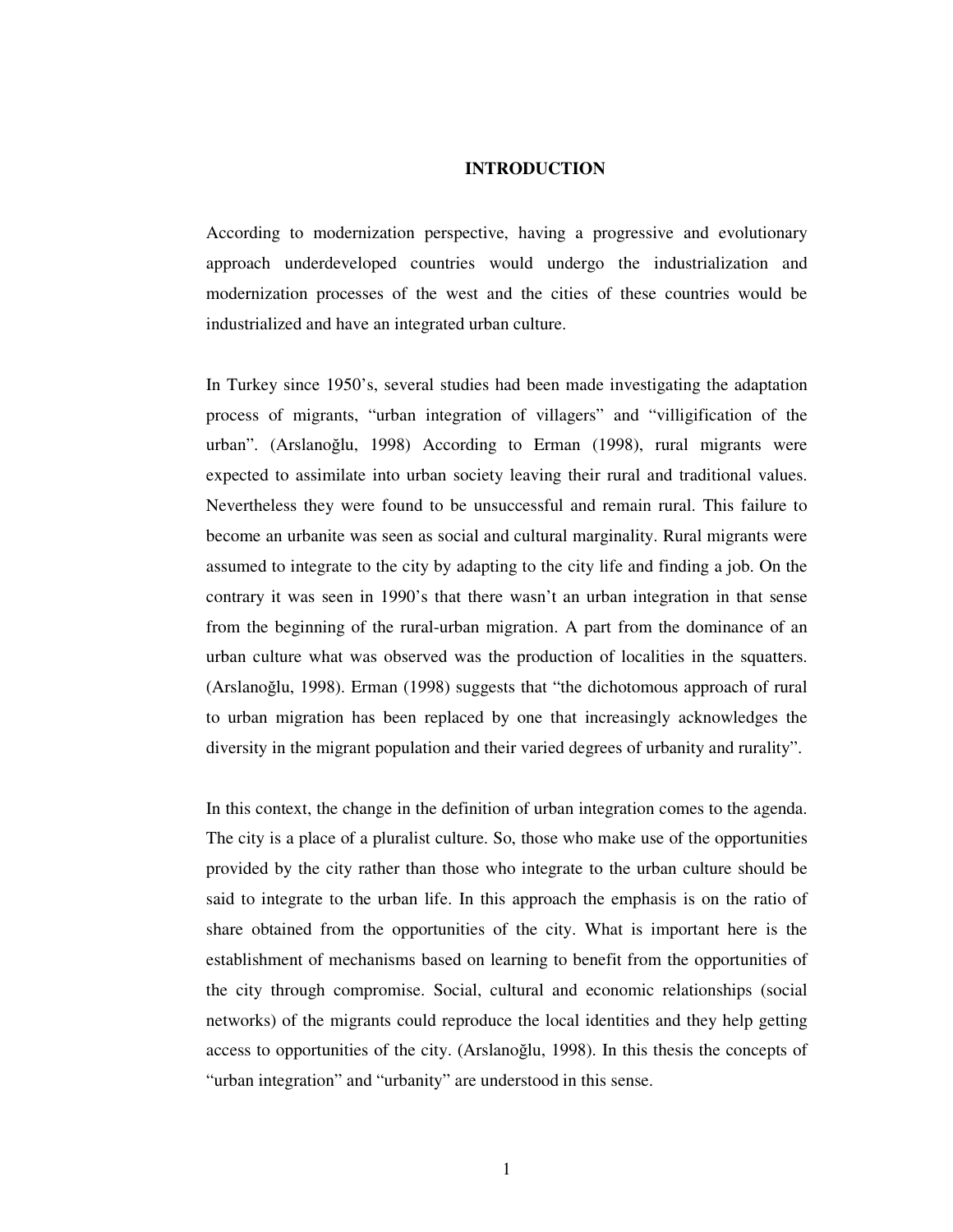# INTRODUCTION

According to modernization perspective, having a progressive and evolutionary approach underdeveloped countries would undergo the industrialization and modernization processes of the west and the cities of these countries would be industrialized and have an integrated urban culture.

In Turkey since 1950's, several studies had been made investigating the adaptation process of migrants, "urban integration of villagers" and "villigification of the urban". (Arslanoğlu, 1998) According to Erman (1998), rural migrants were expected to assimilate into urban society leaving their rural and traditional values. Nevertheless they were found to be unsuccessful and remain rural. This failure to become an urbanite was seen as social and cultural marginality. Rural migrants were assumed to integrate to the city by adapting to the city life and finding a job. On the contrary it was seen in 1990's that there wasn't an urban integration in that sense from the beginning of the rural-urban migration. A part from the dominance of an urban culture what was observed was the production of localities in the squatters. (Arslanoğlu, 1998). Erman (1998) suggests that "the dichotomous approach of rural to urban migration has been replaced by one that increasingly acknowledges the diversity in the migrant population and their varied degrees of urbanity and rurality".

In this context, the change in the definition of urban integration comes to the agenda. The city is a place of a pluralist culture. So, those who make use of the opportunities provided by the city rather than those who integrate to the urban culture should be said to integrate to the urban life. In this approach the emphasis is on the ratio of share obtained from the opportunities of the city. What is important here is the establishment of mechanisms based on learning to benefit from the opportunities of the city through compromise. Social, cultural and economic relationships (social networks) of the migrants could reproduce the local identities and they help getting access to opportunities of the city. (Arslanoğlu, 1998). In this thesis the concepts of "urban integration" and "urbanity" are understood in this sense.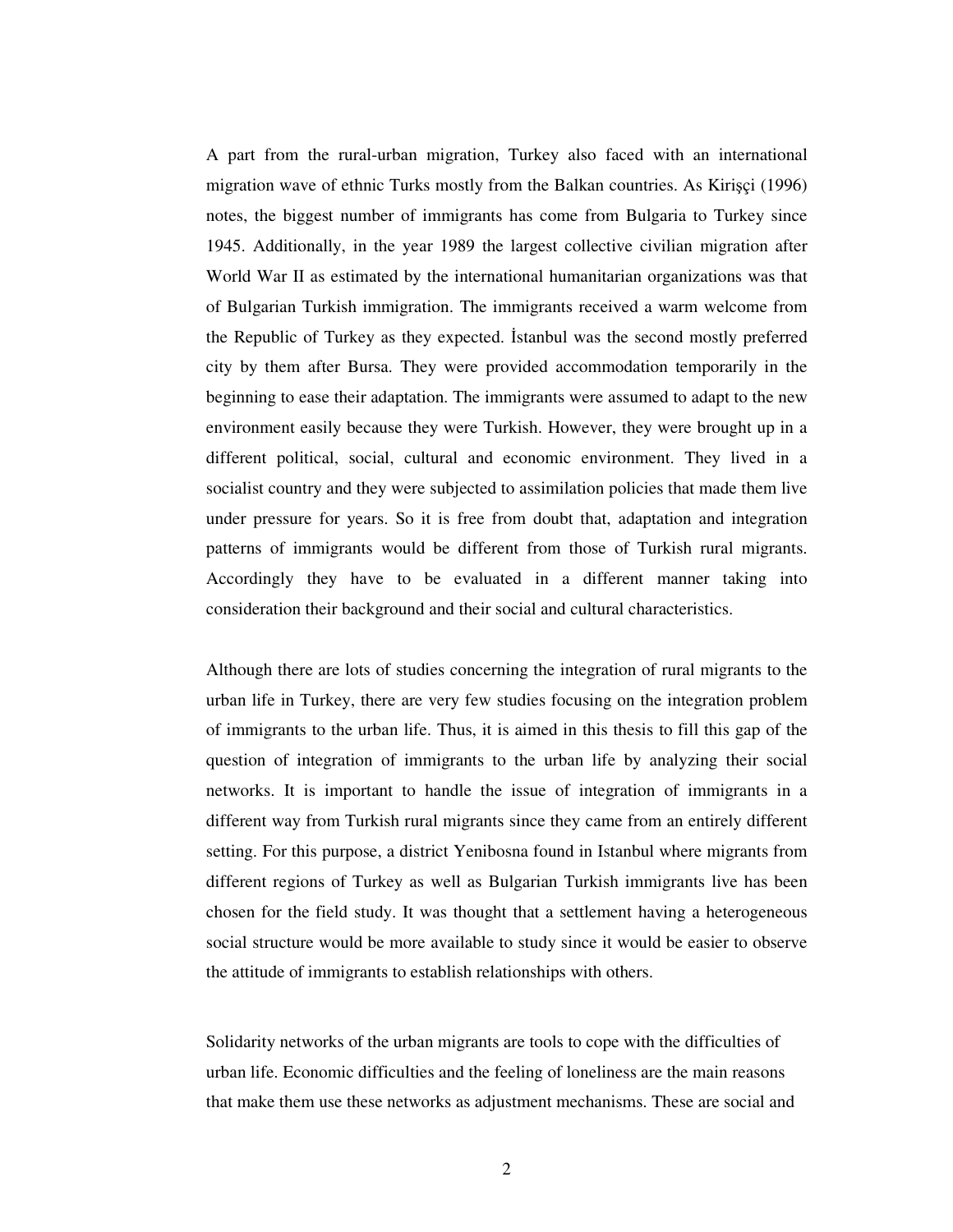A part from the rural-urban migration, Turkey also faced with an international migration wave of ethnic Turks mostly from the Balkan countries. As Kirişçi (1996) notes, the biggest number of immigrants has come from Bulgaria to Turkey since 1945. Additionally, in the year 1989 the largest collective civilian migration after World War II as estimated by the international humanitarian organizations was that of Bulgarian Turkish immigration. The immigrants received a warm welcome from the Republic of Turkey as they expected. İstanbul was the second mostly preferred city by them after Bursa. They were provided accommodation temporarily in the beginning to ease their adaptation. The immigrants were assumed to adapt to the new environment easily because they were Turkish. However, they were brought up in a different political, social, cultural and economic environment. They lived in a socialist country and they were subjected to assimilation policies that made them live under pressure for years. So it is free from doubt that, adaptation and integration patterns of immigrants would be different from those of Turkish rural migrants. Accordingly they have to be evaluated in a different manner taking into consideration their background and their social and cultural characteristics.

Although there are lots of studies concerning the integration of rural migrants to the urban life in Turkey, there are very few studies focusing on the integration problem of immigrants to the urban life. Thus, it is aimed in this thesis to fill this gap of the question of integration of immigrants to the urban life by analyzing their social networks. It is important to handle the issue of integration of immigrants in a different way from Turkish rural migrants since they came from an entirely different setting. For this purpose, a district Yenibosna found in Istanbul where migrants from different regions of Turkey as well as Bulgarian Turkish immigrants live has been chosen for the field study. It was thought that a settlement having a heterogeneous social structure would be more available to study since it would be easier to observe the attitude of immigrants to establish relationships with others.

Solidarity networks of the urban migrants are tools to cope with the difficulties of urban life. Economic difficulties and the feeling of loneliness are the main reasons that make them use these networks as adjustment mechanisms. These are social and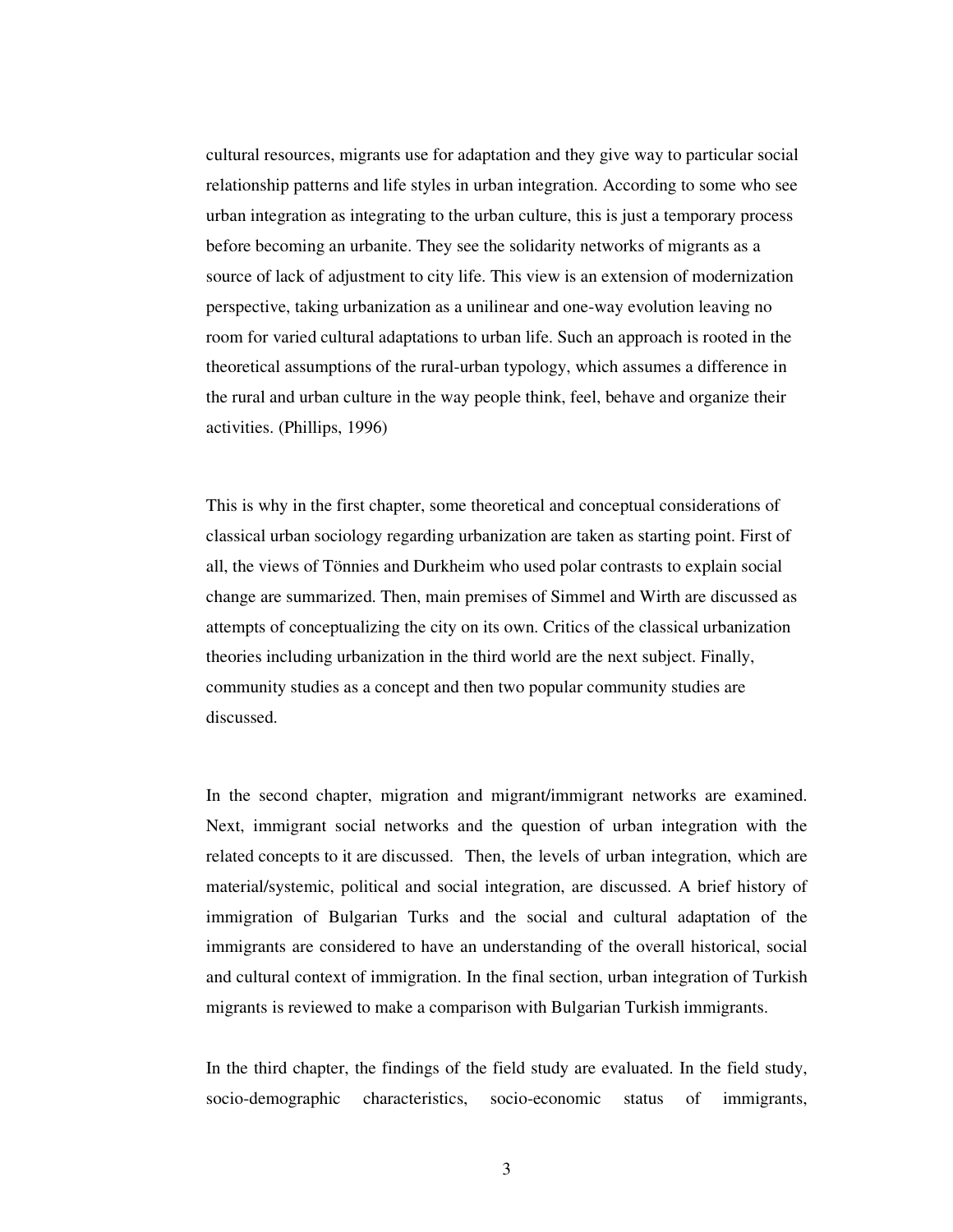cultural resources, migrants use for adaptation and they give way to particular social relationship patterns and life styles in urban integration. According to some who see urban integration as integrating to the urban culture, this is just a temporary process before becoming an urbanite. They see the solidarity networks of migrants as a source of lack of adjustment to city life. This view is an extension of modernization perspective, taking urbanization as a unilinear and one-way evolution leaving no room for varied cultural adaptations to urban life. Such an approach is rooted in the theoretical assumptions of the rural-urban typology, which assumes a difference in the rural and urban culture in the way people think, feel, behave and organize their activities. (Phillips, 1996)

This is why in the first chapter, some theoretical and conceptual considerations of classical urban sociology regarding urbanization are taken as starting point. First of all, the views of Tönnies and Durkheim who used polar contrasts to explain social change are summarized. Then, main premises of Simmel and Wirth are discussed as attempts of conceptualizing the city on its own. Critics of the classical urbanization theories including urbanization in the third world are the next subject. Finally, community studies as a concept and then two popular community studies are discussed.

In the second chapter, migration and migrant/immigrant networks are examined. Next, immigrant social networks and the question of urban integration with the related concepts to it are discussed. Then, the levels of urban integration, which are material/systemic, political and social integration, are discussed. A brief history of immigration of Bulgarian Turks and the social and cultural adaptation of the immigrants are considered to have an understanding of the overall historical, social and cultural context of immigration. In the final section, urban integration of Turkish migrants is reviewed to make a comparison with Bulgarian Turkish immigrants.

In the third chapter, the findings of the field study are evaluated. In the field study, socio-demographic characteristics, socio-economic status of immigrants,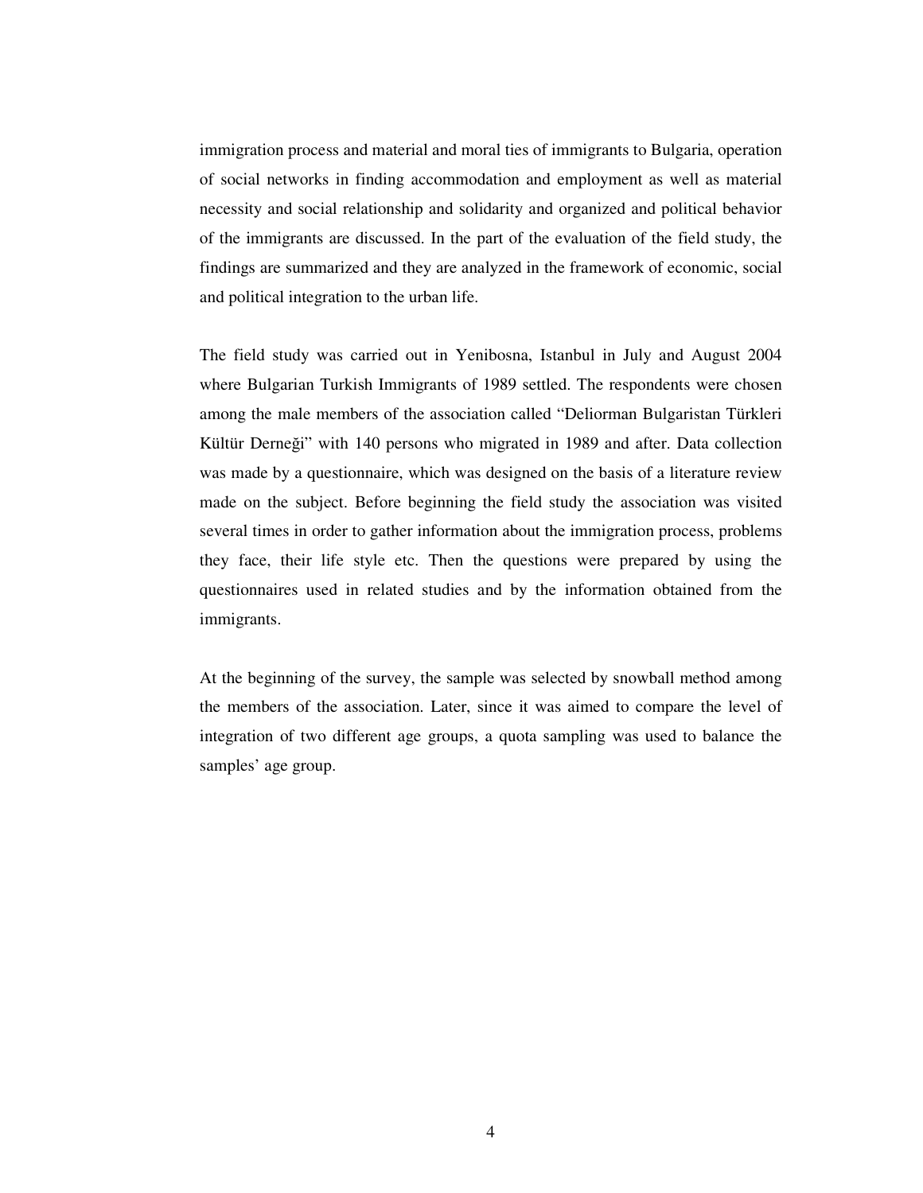immigration process and material and moral ties of immigrants to Bulgaria, operation of social networks in finding accommodation and employment as well as material necessity and social relationship and solidarity and organized and political behavior of the immigrants are discussed. In the part of the evaluation of the field study, the findings are summarized and they are analyzed in the framework of economic, social and political integration to the urban life.

The field study was carried out in Yenibosna, Istanbul in July and August 2004 where Bulgarian Turkish Immigrants of 1989 settled. The respondents were chosen among the male members of the association called "Deliorman Bulgaristan Türkleri Kültür Derneği" with 140 persons who migrated in 1989 and after. Data collection was made by a questionnaire, which was designed on the basis of a literature review made on the subject. Before beginning the field study the association was visited several times in order to gather information about the immigration process, problems they face, their life style etc. Then the questions were prepared by using the questionnaires used in related studies and by the information obtained from the immigrants.

At the beginning of the survey, the sample was selected by snowball method among the members of the association. Later, since it was aimed to compare the level of integration of two different age groups, a quota sampling was used to balance the samples' age group.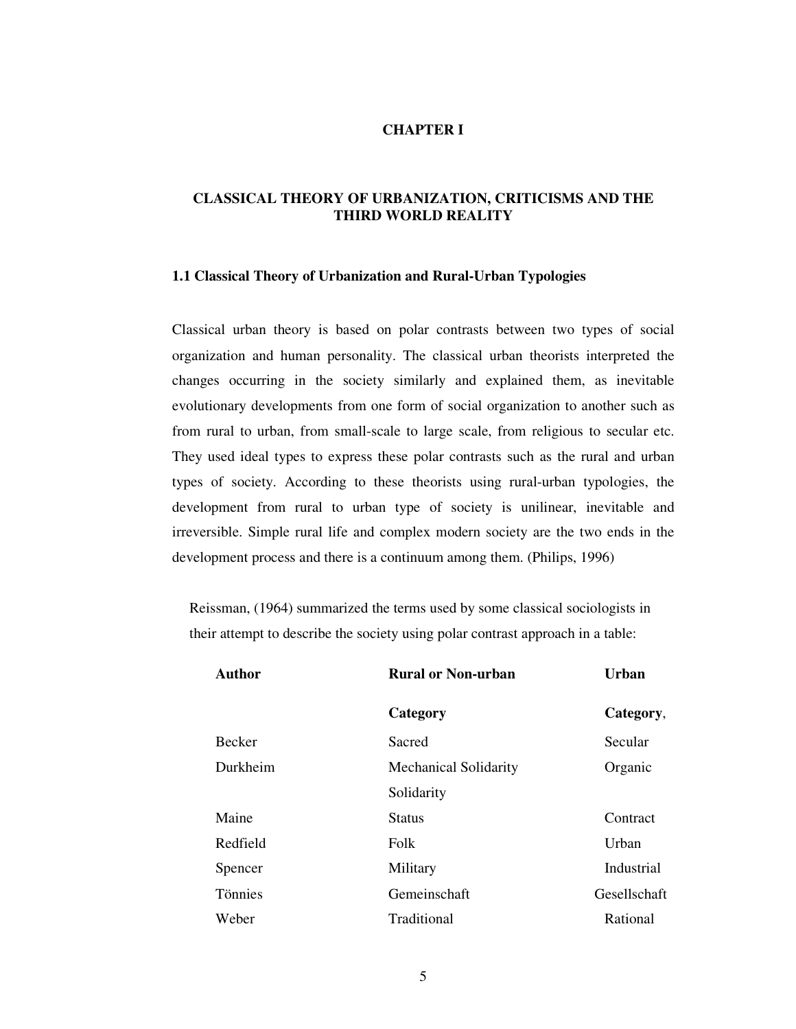# CHAPTER I

## CLASSICAL THEORY OF URBANIZATION, CRITICISMS AND THE THIRD WORLD REALITY

### 1.1 Classical Theory of Urbanization and Rural-Urban Typologies

Classical urban theory is based on polar contrasts between two types of social organization and human personality. The classical urban theorists interpreted the changes occurring in the society similarly and explained them, as inevitable evolutionary developments from one form of social organization to another such as from rural to urban, from small-scale to large scale, from religious to secular etc. They used ideal types to express these polar contrasts such as the rural and urban types of society. According to these theorists using rural-urban typologies, the development from rural to urban type of society is unilinear, inevitable and irreversible. Simple rural life and complex modern society are the two ends in the development process and there is a continuum among them. (Philips, 1996)

Reissman, (1964) summarized the terms used by some classical sociologists in their attempt to describe the society using polar contrast approach in a table:

| **Author** | **Rural or Non-urban Category** | **Urban Category**, |
|---|---|---|
| Becker | Sacred | Secular |
| Durkheim | Mechanical Solidarity | Organic Solidarity |
| Maine | Status | Contract |
| Redfield | Folk | Urban |
| Spencer | Military | Industrial |
| Tönnies | Gemeinschaft | Gesellschaft |
| Weber | Traditional | Rational |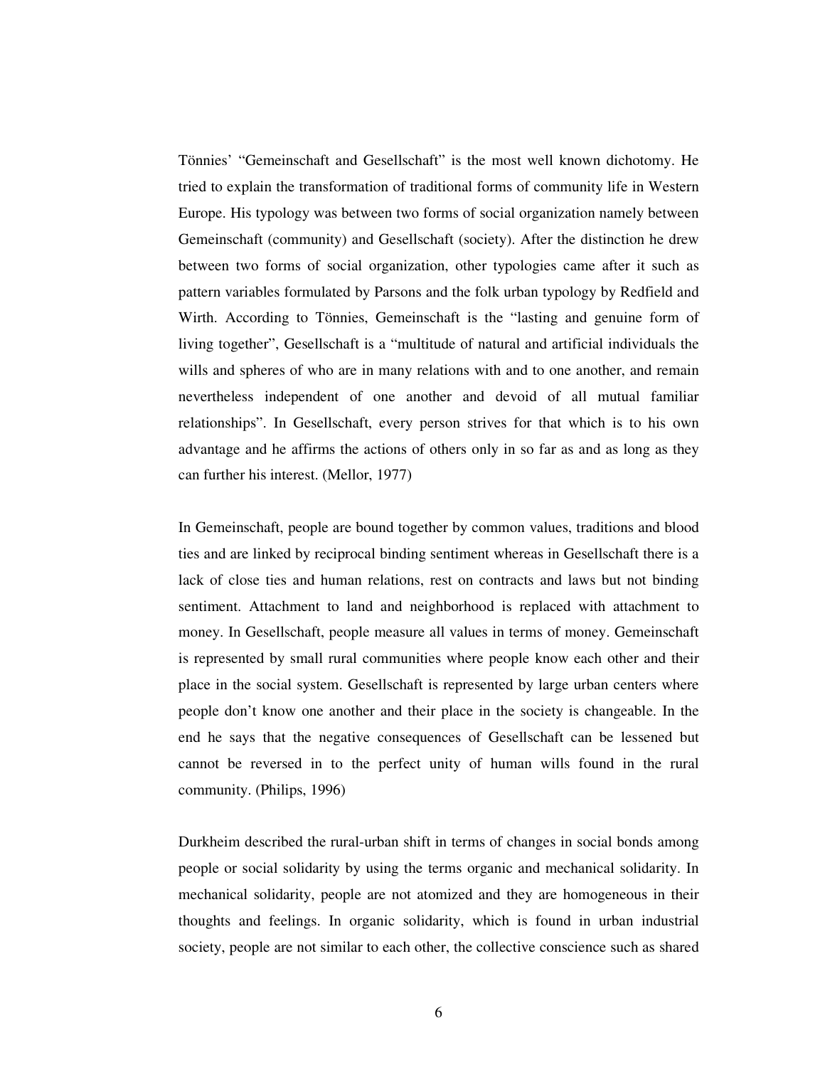Tönnies' "Gemeinschaft and Gesellschaft" is the most well known dichotomy. He tried to explain the transformation of traditional forms of community life in Western Europe. His typology was between two forms of social organization namely between Gemeinschaft (community) and Gesellschaft (society). After the distinction he drew between two forms of social organization, other typologies came after it such as pattern variables formulated by Parsons and the folk urban typology by Redfield and Wirth. According to Tönnies, Gemeinschaft is the "lasting and genuine form of living together", Gesellschaft is a "multitude of natural and artificial individuals the wills and spheres of who are in many relations with and to one another, and remain nevertheless independent of one another and devoid of all mutual familiar relationships". In Gesellschaft, every person strives for that which is to his own advantage and he affirms the actions of others only in so far as and as long as they can further his interest. (Mellor, 1977)

In Gemeinschaft, people are bound together by common values, traditions and blood ties and are linked by reciprocal binding sentiment whereas in Gesellschaft there is a lack of close ties and human relations, rest on contracts and laws but not binding sentiment. Attachment to land and neighborhood is replaced with attachment to money. In Gesellschaft, people measure all values in terms of money. Gemeinschaft is represented by small rural communities where people know each other and their place in the social system. Gesellschaft is represented by large urban centers where people don't know one another and their place in the society is changeable. In the end he says that the negative consequences of Gesellschaft can be lessened but cannot be reversed in to the perfect unity of human wills found in the rural community. (Philips, 1996)

Durkheim described the rural-urban shift in terms of changes in social bonds among people or social solidarity by using the terms organic and mechanical solidarity. In mechanical solidarity, people are not atomized and they are homogeneous in their thoughts and feelings. In organic solidarity, which is found in urban industrial society, people are not similar to each other, the collective conscience such as shared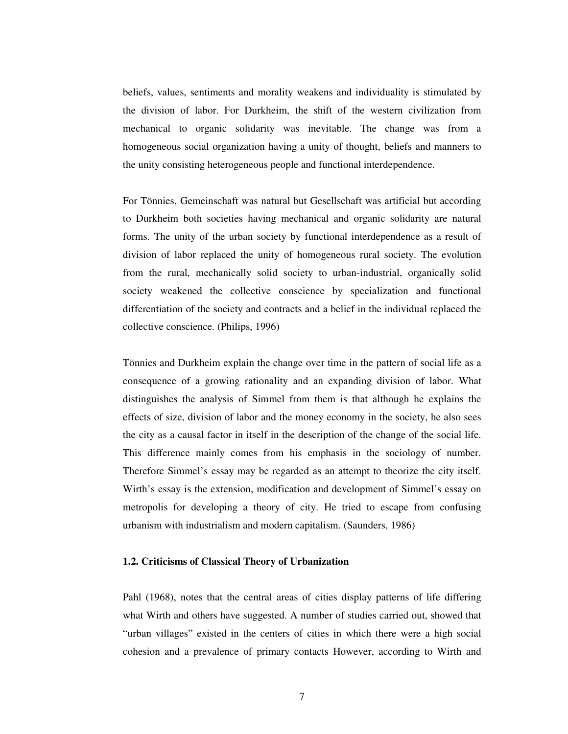beliefs, values, sentiments and morality weakens and individuality is stimulated by the division of labor. For Durkheim, the shift of the western civilization from mechanical to organic solidarity was inevitable. The change was from a homogeneous social organization having a unity of thought, beliefs and manners to the unity consisting heterogeneous people and functional interdependence.

For Tönnies, Gemeinschaft was natural but Gesellschaft was artificial but according to Durkheim both societies having mechanical and organic solidarity are natural forms. The unity of the urban society by functional interdependence as a result of division of labor replaced the unity of homogeneous rural society. The evolution from the rural, mechanically solid society to urban-industrial, organically solid society weakened the collective conscience by specialization and functional differentiation of the society and contracts and a belief in the individual replaced the collective conscience. (Philips, 1996)

Tönnies and Durkheim explain the change over time in the pattern of social life as a consequence of a growing rationality and an expanding division of labor. What distinguishes the analysis of Simmel from them is that although he explains the effects of size, division of labor and the money economy in the society, he also sees the city as a causal factor in itself in the description of the change of the social life. This difference mainly comes from his emphasis in the sociology of number. Therefore Simmel's essay may be regarded as an attempt to theorize the city itself. Wirth's essay is the extension, modification and development of Simmel's essay on metropolis for developing a theory of city. He tried to escape from confusing urbanism with industrialism and modern capitalism. (Saunders, 1986)

### 1.2. Criticisms of Classical Theory of Urbanization

Pahl (1968), notes that the central areas of cities display patterns of life differing what Wirth and others have suggested. A number of studies carried out, showed that "urban villages" existed in the centers of cities in which there were a high social cohesion and a prevalence of primary contacts However, according to Wirth and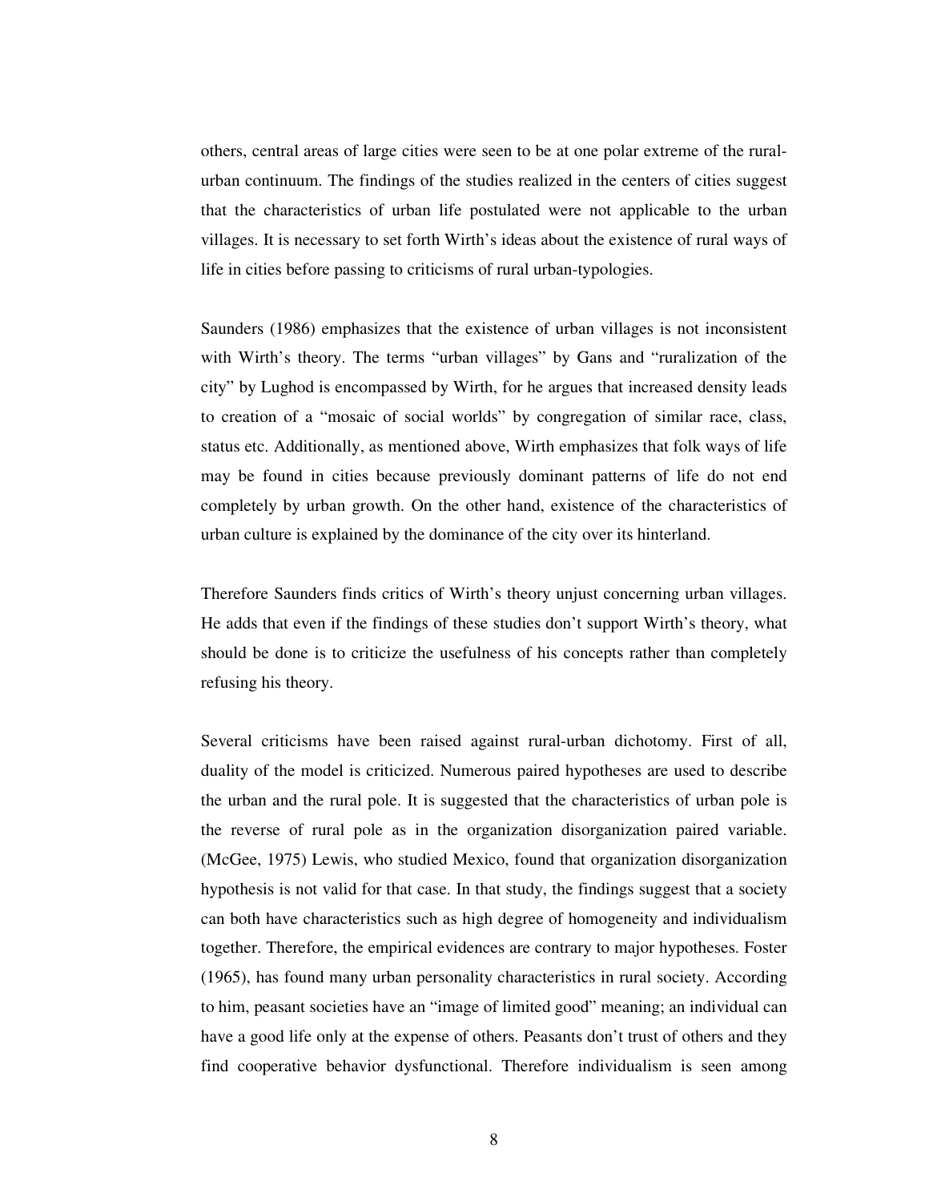others, central areas of large cities were seen to be at one polar extreme of the rural-urban continuum. The findings of the studies realized in the centers of cities suggest that the characteristics of urban life postulated were not applicable to the urban villages. It is necessary to set forth Wirth's ideas about the existence of rural ways of life in cities before passing to criticisms of rural urban-typologies.

Saunders (1986) emphasizes that the existence of urban villages is not inconsistent with Wirth's theory. The terms "urban villages" by Gans and "ruralization of the city" by Lughod is encompassed by Wirth, for he argues that increased density leads to creation of a "mosaic of social worlds" by congregation of similar race, class, status etc. Additionally, as mentioned above, Wirth emphasizes that folk ways of life may be found in cities because previously dominant patterns of life do not end completely by urban growth. On the other hand, existence of the characteristics of urban culture is explained by the dominance of the city over its hinterland.

Therefore Saunders finds critics of Wirth's theory unjust concerning urban villages. He adds that even if the findings of these studies don't support Wirth's theory, what should be done is to criticize the usefulness of his concepts rather than completely refusing his theory.

Several criticisms have been raised against rural-urban dichotomy. First of all, duality of the model is criticized. Numerous paired hypotheses are used to describe the urban and the rural pole. It is suggested that the characteristics of urban pole is the reverse of rural pole as in the organization disorganization paired variable. (McGee, 1975) Lewis, who studied Mexico, found that organization disorganization hypothesis is not valid for that case. In that study, the findings suggest that a society can both have characteristics such as high degree of homogeneity and individualism together. Therefore, the empirical evidences are contrary to major hypotheses. Foster (1965), has found many urban personality characteristics in rural society. According to him, peasant societies have an "image of limited good" meaning; an individual can have a good life only at the expense of others. Peasants don't trust of others and they find cooperative behavior dysfunctional. Therefore individualism is seen among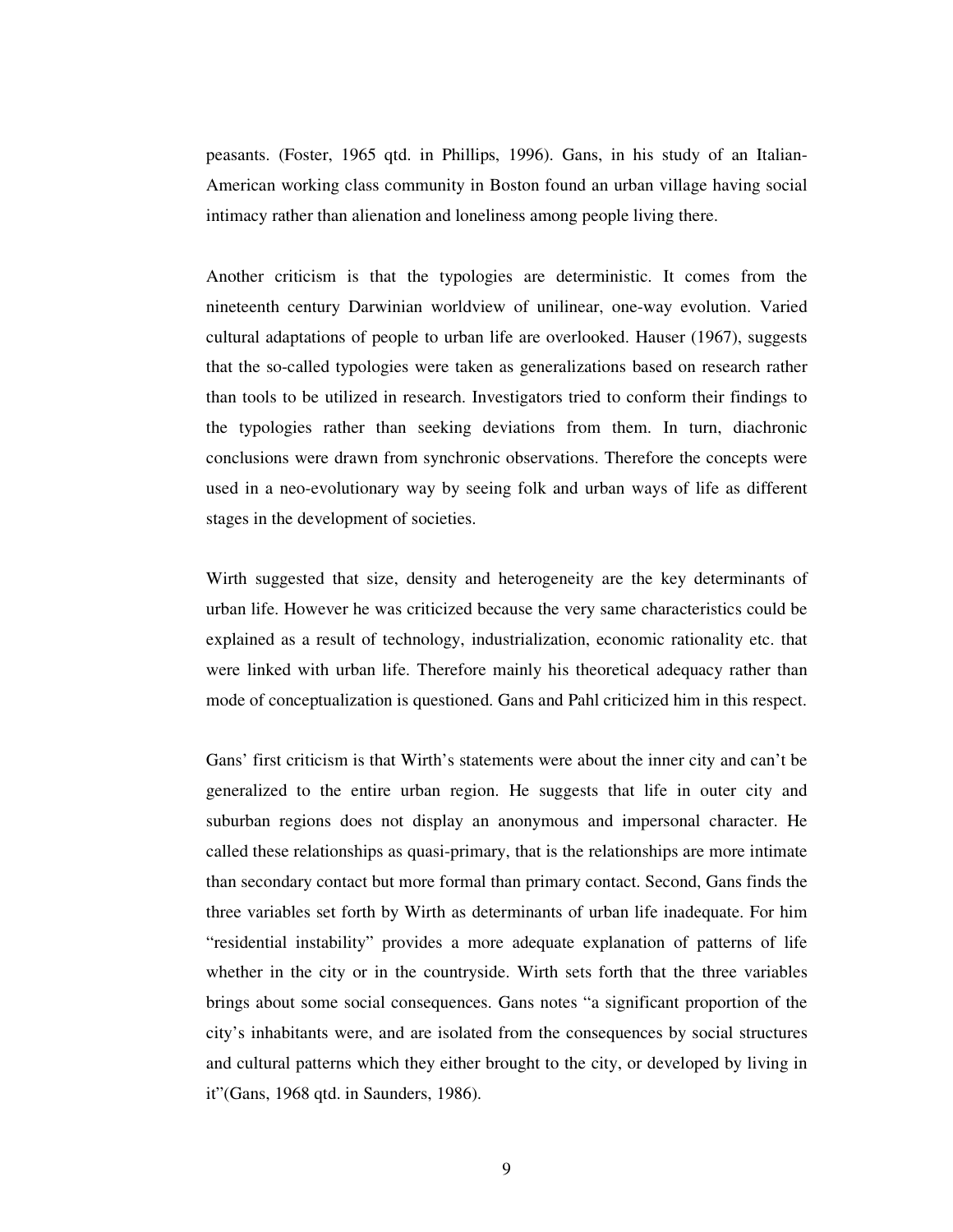peasants. (Foster, 1965 qtd. in Phillips, 1996). Gans, in his study of an Italian-American working class community in Boston found an urban village having social intimacy rather than alienation and loneliness among people living there.

Another criticism is that the typologies are deterministic. It comes from the nineteenth century Darwinian worldview of unilinear, one-way evolution. Varied cultural adaptations of people to urban life are overlooked. Hauser (1967), suggests that the so-called typologies were taken as generalizations based on research rather than tools to be utilized in research. Investigators tried to conform their findings to the typologies rather than seeking deviations from them. In turn, diachronic conclusions were drawn from synchronic observations. Therefore the concepts were used in a neo-evolutionary way by seeing folk and urban ways of life as different stages in the development of societies.

Wirth suggested that size, density and heterogeneity are the key determinants of urban life. However he was criticized because the very same characteristics could be explained as a result of technology, industrialization, economic rationality etc. that were linked with urban life. Therefore mainly his theoretical adequacy rather than mode of conceptualization is questioned. Gans and Pahl criticized him in this respect.

Gans' first criticism is that Wirth's statements were about the inner city and can't be generalized to the entire urban region. He suggests that life in outer city and suburban regions does not display an anonymous and impersonal character. He called these relationships as quasi-primary, that is the relationships are more intimate than secondary contact but more formal than primary contact. Second, Gans finds the three variables set forth by Wirth as determinants of urban life inadequate. For him "residential instability" provides a more adequate explanation of patterns of life whether in the city or in the countryside. Wirth sets forth that the three variables brings about some social consequences. Gans notes "a significant proportion of the city's inhabitants were, and are isolated from the consequences by social structures and cultural patterns which they either brought to the city, or developed by living in it"(Gans, 1968 qtd. in Saunders, 1986).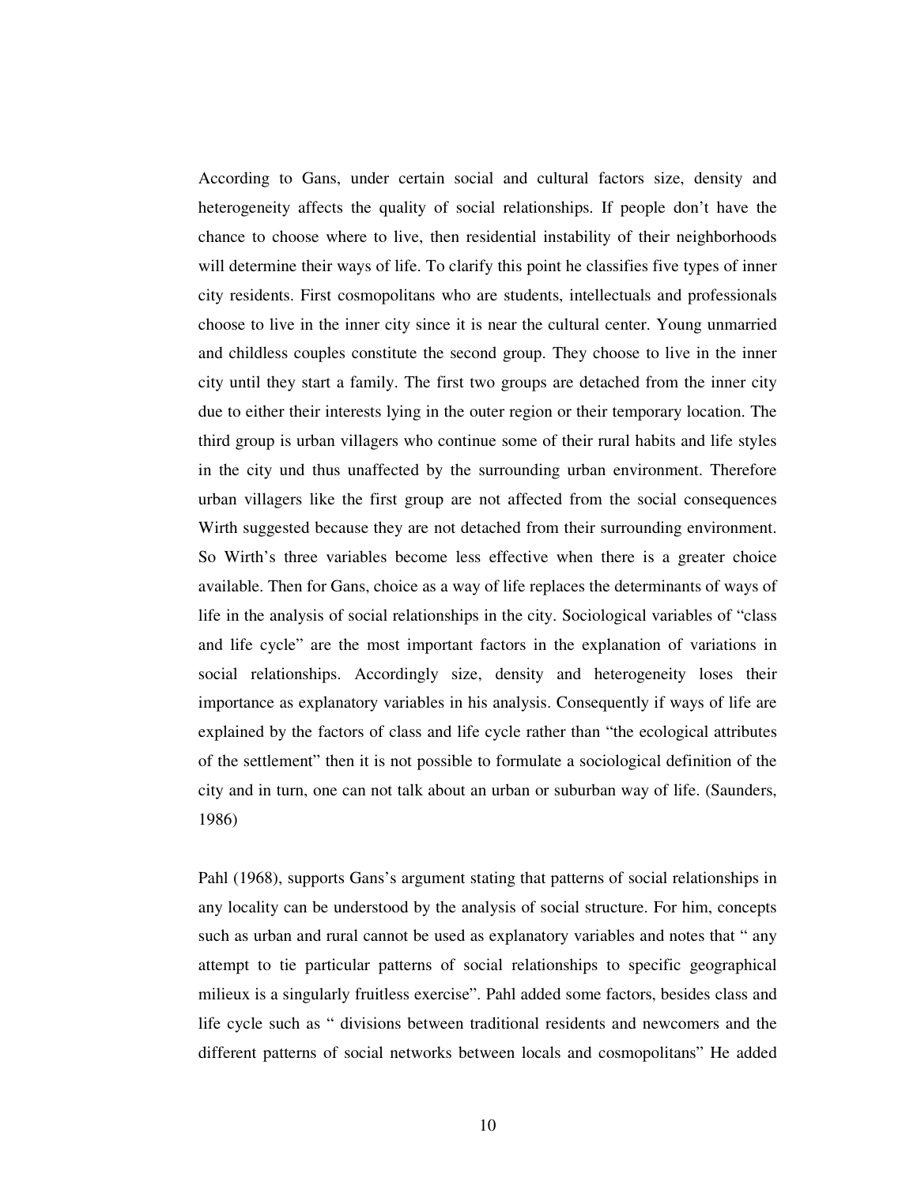According to Gans, under certain social and cultural factors size, density and heterogeneity affects the quality of social relationships. If people don't have the chance to choose where to live, then residential instability of their neighborhoods will determine their ways of life. To clarify this point he classifies five types of inner city residents. First cosmopolitans who are students, intellectuals and professionals choose to live in the inner city since it is near the cultural center. Young unmarried and childless couples constitute the second group. They choose to live in the inner city until they start a family. The first two groups are detached from the inner city due to either their interests lying in the outer region or their temporary location. The third group is urban villagers who continue some of their rural habits and life styles in the city und thus unaffected by the surrounding urban environment. Therefore urban villagers like the first group are not affected from the social consequences Wirth suggested because they are not detached from their surrounding environment. So Wirth's three variables become less effective when there is a greater choice available. Then for Gans, choice as a way of life replaces the determinants of ways of life in the analysis of social relationships in the city. Sociological variables of "class and life cycle" are the most important factors in the explanation of variations in social relationships. Accordingly size, density and heterogeneity loses their importance as explanatory variables in his analysis. Consequently if ways of life are explained by the factors of class and life cycle rather than "the ecological attributes of the settlement" then it is not possible to formulate a sociological definition of the city and in turn, one can not talk about an urban or suburban way of life. (Saunders, 1986)

Pahl (1968), supports Gans's argument stating that patterns of social relationships in any locality can be understood by the analysis of social structure. For him, concepts such as urban and rural cannot be used as explanatory variables and notes that " any attempt to tie particular patterns of social relationships to specific geographical milieux is a singularly fruitless exercise". Pahl added some factors, besides class and life cycle such as " divisions between traditional residents and newcomers and the different patterns of social networks between locals and cosmopolitans" He added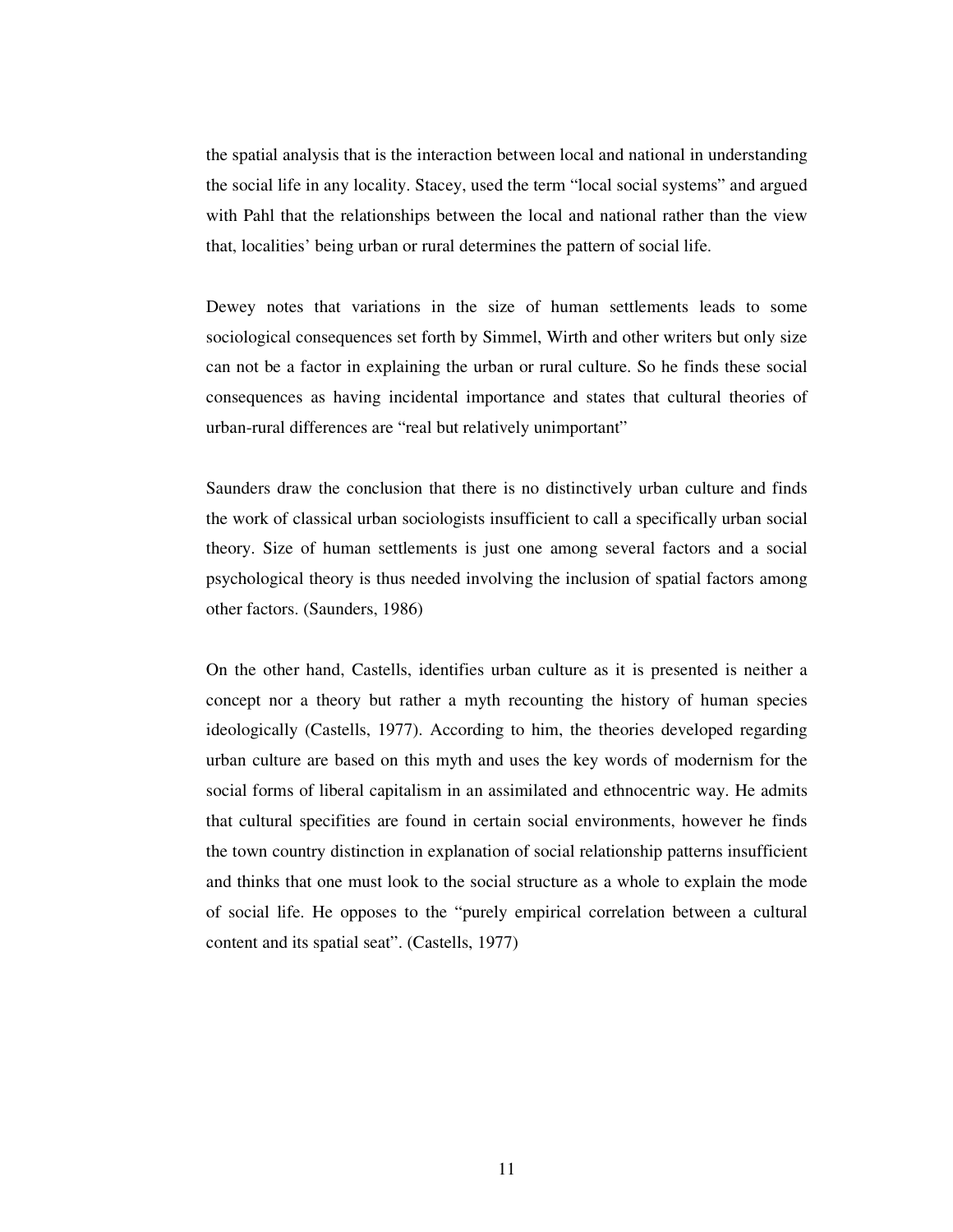the spatial analysis that is the interaction between local and national in understanding the social life in any locality. Stacey, used the term "local social systems" and argued with Pahl that the relationships between the local and national rather than the view that, localities' being urban or rural determines the pattern of social life.

Dewey notes that variations in the size of human settlements leads to some sociological consequences set forth by Simmel, Wirth and other writers but only size can not be a factor in explaining the urban or rural culture. So he finds these social consequences as having incidental importance and states that cultural theories of urban-rural differences are "real but relatively unimportant"

Saunders draw the conclusion that there is no distinctively urban culture and finds the work of classical urban sociologists insufficient to call a specifically urban social theory. Size of human settlements is just one among several factors and a social psychological theory is thus needed involving the inclusion of spatial factors among other factors. (Saunders, 1986)

On the other hand, Castells, identifies urban culture as it is presented is neither a concept nor a theory but rather a myth recounting the history of human species ideologically (Castells, 1977). According to him, the theories developed regarding urban culture are based on this myth and uses the key words of modernism for the social forms of liberal capitalism in an assimilated and ethnocentric way. He admits that cultural specifities are found in certain social environments, however he finds the town country distinction in explanation of social relationship patterns insufficient and thinks that one must look to the social structure as a whole to explain the mode of social life. He opposes to the "purely empirical correlation between a cultural content and its spatial seat". (Castells, 1977)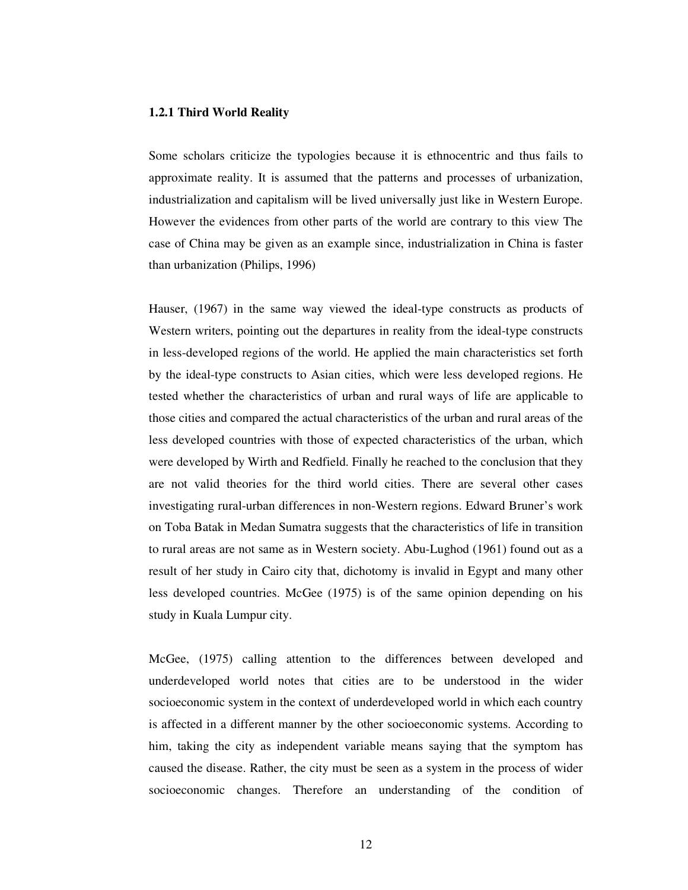### 1.2.1 Third World Reality

Some scholars criticize the typologies because it is ethnocentric and thus fails to approximate reality. It is assumed that the patterns and processes of urbanization, industrialization and capitalism will be lived universally just like in Western Europe. However the evidences from other parts of the world are contrary to this view The case of China may be given as an example since, industrialization in China is faster than urbanization (Philips, 1996)

Hauser, (1967) in the same way viewed the ideal-type constructs as products of Western writers, pointing out the departures in reality from the ideal-type constructs in less-developed regions of the world. He applied the main characteristics set forth by the ideal-type constructs to Asian cities, which were less developed regions. He tested whether the characteristics of urban and rural ways of life are applicable to those cities and compared the actual characteristics of the urban and rural areas of the less developed countries with those of expected characteristics of the urban, which were developed by Wirth and Redfield. Finally he reached to the conclusion that they are not valid theories for the third world cities. There are several other cases investigating rural-urban differences in non-Western regions. Edward Bruner's work on Toba Batak in Medan Sumatra suggests that the characteristics of life in transition to rural areas are not same as in Western society. Abu-Lughod (1961) found out as a result of her study in Cairo city that, dichotomy is invalid in Egypt and many other less developed countries. McGee (1975) is of the same opinion depending on his study in Kuala Lumpur city.

McGee, (1975) calling attention to the differences between developed and underdeveloped world notes that cities are to be understood in the wider socioeconomic system in the context of underdeveloped world in which each country is affected in a different manner by the other socioeconomic systems. According to him, taking the city as independent variable means saying that the symptom has caused the disease. Rather, the city must be seen as a system in the process of wider socioeconomic changes. Therefore an understanding of the condition of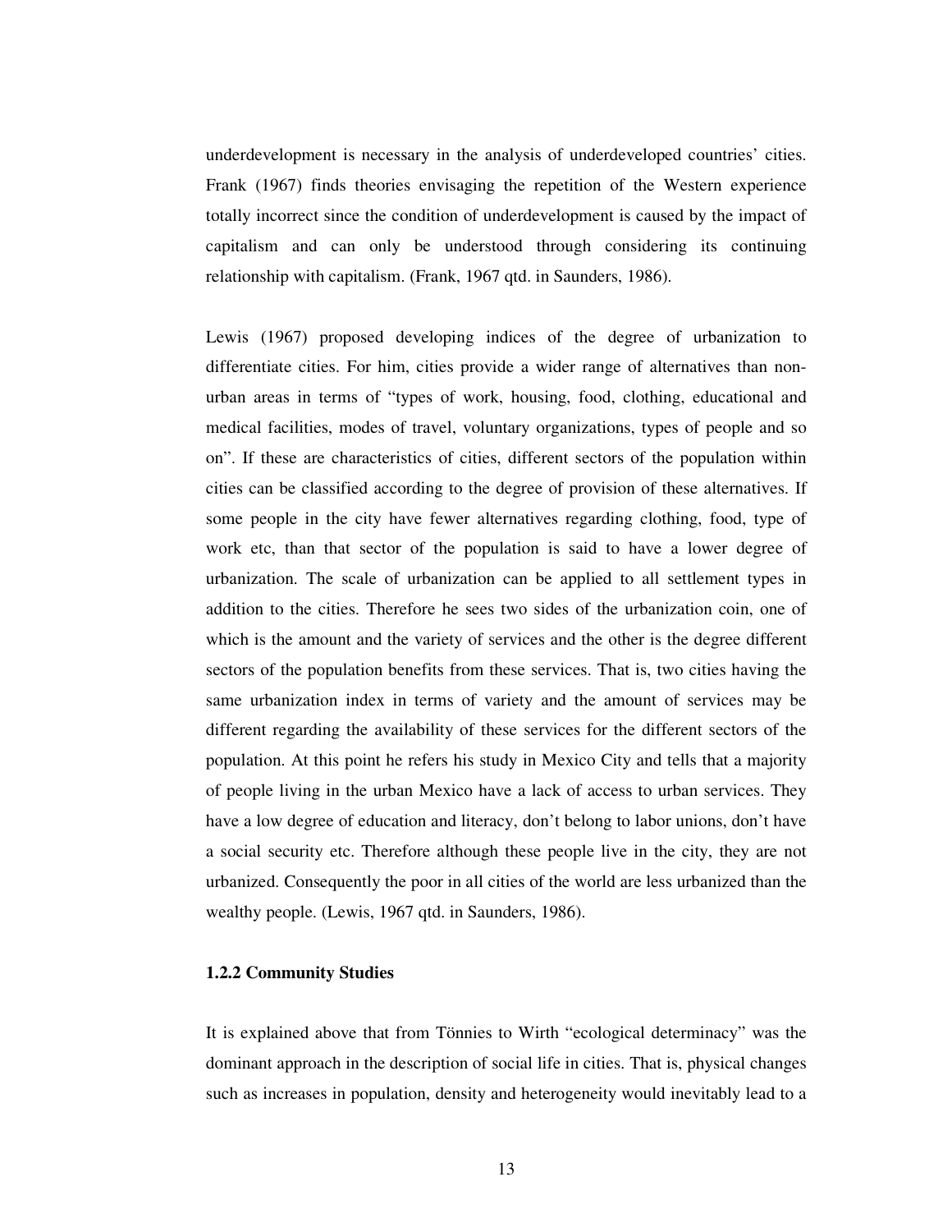underdevelopment is necessary in the analysis of underdeveloped countries' cities. Frank (1967) finds theories envisaging the repetition of the Western experience totally incorrect since the condition of underdevelopment is caused by the impact of capitalism and can only be understood through considering its continuing relationship with capitalism. (Frank, 1967 qtd. in Saunders, 1986).

Lewis (1967) proposed developing indices of the degree of urbanization to differentiate cities. For him, cities provide a wider range of alternatives than non-urban areas in terms of "types of work, housing, food, clothing, educational and medical facilities, modes of travel, voluntary organizations, types of people and so on". If these are characteristics of cities, different sectors of the population within cities can be classified according to the degree of provision of these alternatives. If some people in the city have fewer alternatives regarding clothing, food, type of work etc, than that sector of the population is said to have a lower degree of urbanization. The scale of urbanization can be applied to all settlement types in addition to the cities. Therefore he sees two sides of the urbanization coin, one of which is the amount and the variety of services and the other is the degree different sectors of the population benefits from these services. That is, two cities having the same urbanization index in terms of variety and the amount of services may be different regarding the availability of these services for the different sectors of the population. At this point he refers his study in Mexico City and tells that a majority of people living in the urban Mexico have a lack of access to urban services. They have a low degree of education and literacy, don't belong to labor unions, don't have a social security etc. Therefore although these people live in the city, they are not urbanized. Consequently the poor in all cities of the world are less urbanized than the wealthy people. (Lewis, 1967 qtd. in Saunders, 1986).

### 1.2.2 Community Studies

It is explained above that from Tönnies to Wirth "ecological determinacy" was the dominant approach in the description of social life in cities. That is, physical changes such as increases in population, density and heterogeneity would inevitably lead to a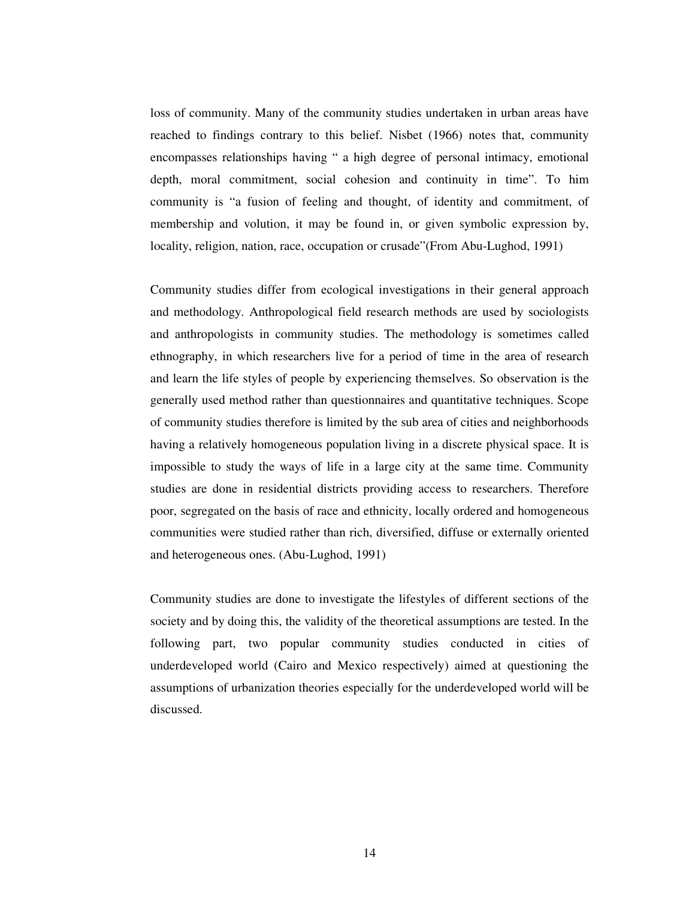loss of community. Many of the community studies undertaken in urban areas have reached to findings contrary to this belief. Nisbet (1966) notes that, community encompasses relationships having " a high degree of personal intimacy, emotional depth, moral commitment, social cohesion and continuity in time". To him community is "a fusion of feeling and thought, of identity and commitment, of membership and volution, it may be found in, or given symbolic expression by, locality, religion, nation, race, occupation or crusade"(From Abu-Lughod, 1991)

Community studies differ from ecological investigations in their general approach and methodology. Anthropological field research methods are used by sociologists and anthropologists in community studies. The methodology is sometimes called ethnography, in which researchers live for a period of time in the area of research and learn the life styles of people by experiencing themselves. So observation is the generally used method rather than questionnaires and quantitative techniques. Scope of community studies therefore is limited by the sub area of cities and neighborhoods having a relatively homogeneous population living in a discrete physical space. It is impossible to study the ways of life in a large city at the same time. Community studies are done in residential districts providing access to researchers. Therefore poor, segregated on the basis of race and ethnicity, locally ordered and homogeneous communities were studied rather than rich, diversified, diffuse or externally oriented and heterogeneous ones. (Abu-Lughod, 1991)

Community studies are done to investigate the lifestyles of different sections of the society and by doing this, the validity of the theoretical assumptions are tested. In the following part, two popular community studies conducted in cities of underdeveloped world (Cairo and Mexico respectively) aimed at questioning the assumptions of urbanization theories especially for the underdeveloped world will be discussed.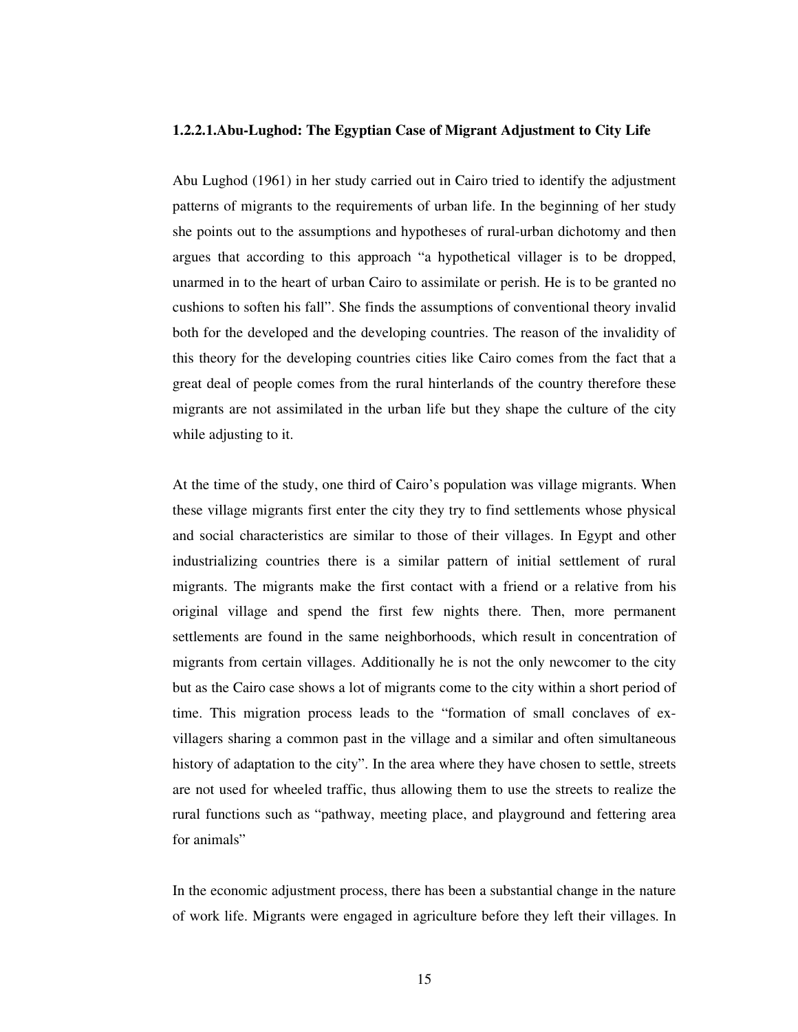#### 1.2.2.1.Abu-Lughod: The Egyptian Case of Migrant Adjustment to City Life

Abu Lughod (1961) in her study carried out in Cairo tried to identify the adjustment patterns of migrants to the requirements of urban life. In the beginning of her study she points out to the assumptions and hypotheses of rural-urban dichotomy and then argues that according to this approach "a hypothetical villager is to be dropped, unarmed in to the heart of urban Cairo to assimilate or perish. He is to be granted no cushions to soften his fall". She finds the assumptions of conventional theory invalid both for the developed and the developing countries. The reason of the invalidity of this theory for the developing countries cities like Cairo comes from the fact that a great deal of people comes from the rural hinterlands of the country therefore these migrants are not assimilated in the urban life but they shape the culture of the city while adjusting to it.

At the time of the study, one third of Cairo's population was village migrants. When these village migrants first enter the city they try to find settlements whose physical and social characteristics are similar to those of their villages. In Egypt and other industrializing countries there is a similar pattern of initial settlement of rural migrants. The migrants make the first contact with a friend or a relative from his original village and spend the first few nights there. Then, more permanent settlements are found in the same neighborhoods, which result in concentration of migrants from certain villages. Additionally he is not the only newcomer to the city but as the Cairo case shows a lot of migrants come to the city within a short period of time. This migration process leads to the "formation of small conclaves of ex-villagers sharing a common past in the village and a similar and often simultaneous history of adaptation to the city". In the area where they have chosen to settle, streets are not used for wheeled traffic, thus allowing them to use the streets to realize the rural functions such as "pathway, meeting place, and playground and fettering area for animals"

In the economic adjustment process, there has been a substantial change in the nature of work life. Migrants were engaged in agriculture before they left their villages. In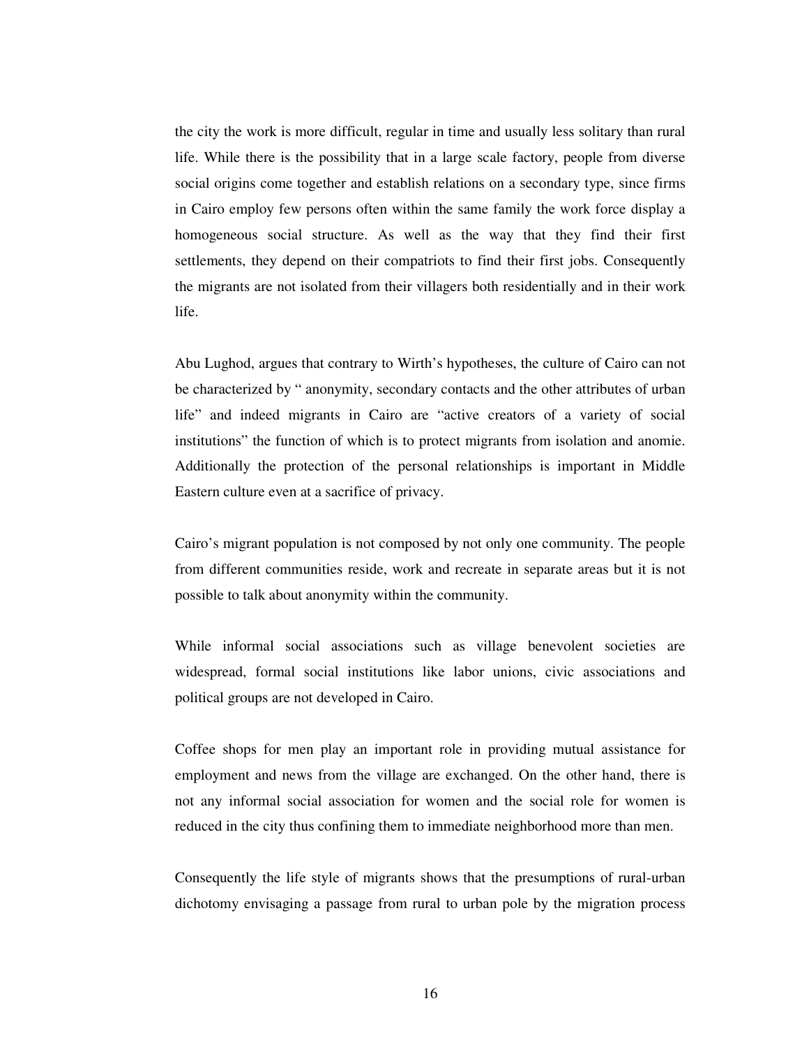the city the work is more difficult, regular in time and usually less solitary than rural life. While there is the possibility that in a large scale factory, people from diverse social origins come together and establish relations on a secondary type, since firms in Cairo employ few persons often within the same family the work force display a homogeneous social structure. As well as the way that they find their first settlements, they depend on their compatriots to find their first jobs. Consequently the migrants are not isolated from their villagers both residentially and in their work life.

Abu Lughod, argues that contrary to Wirth's hypotheses, the culture of Cairo can not be characterized by " anonymity, secondary contacts and the other attributes of urban life" and indeed migrants in Cairo are "active creators of a variety of social institutions" the function of which is to protect migrants from isolation and anomie. Additionally the protection of the personal relationships is important in Middle Eastern culture even at a sacrifice of privacy.

Cairo's migrant population is not composed by not only one community. The people from different communities reside, work and recreate in separate areas but it is not possible to talk about anonymity within the community.

While informal social associations such as village benevolent societies are widespread, formal social institutions like labor unions, civic associations and political groups are not developed in Cairo.

Coffee shops for men play an important role in providing mutual assistance for employment and news from the village are exchanged. On the other hand, there is not any informal social association for women and the social role for women is reduced in the city thus confining them to immediate neighborhood more than men.

Consequently the life style of migrants shows that the presumptions of rural-urban dichotomy envisaging a passage from rural to urban pole by the migration process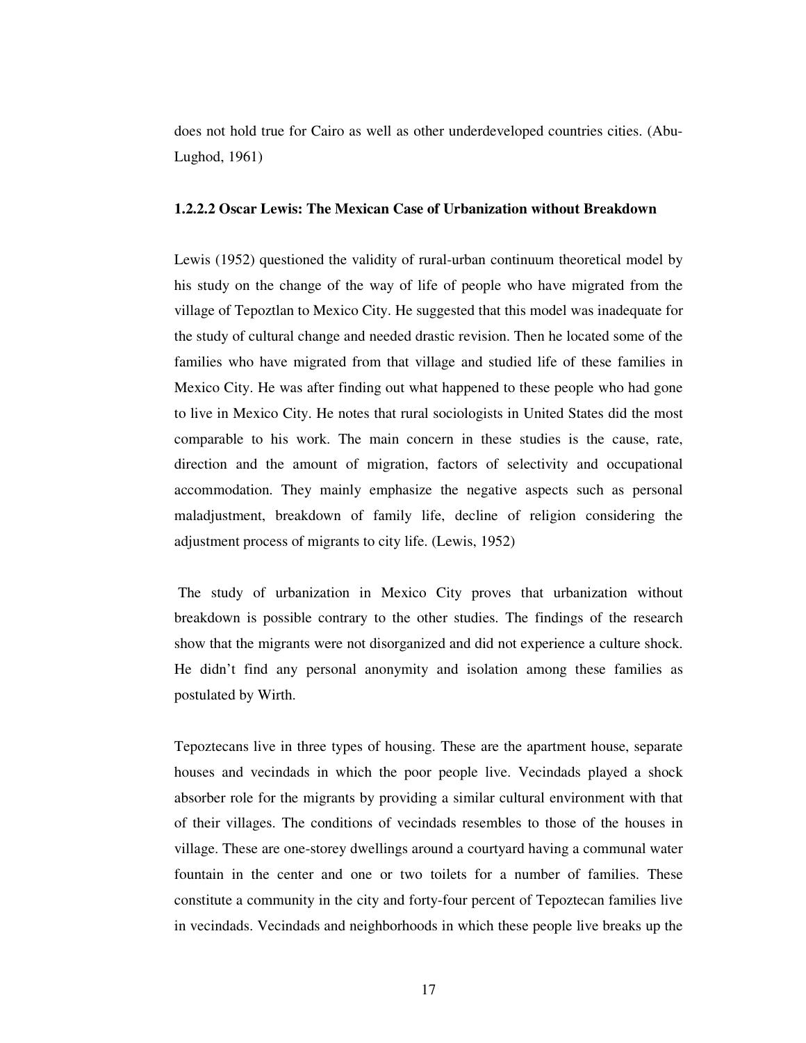does not hold true for Cairo as well as other underdeveloped countries cities. (Abu-Lughod, 1961)

#### 1.2.2.2 Oscar Lewis: The Mexican Case of Urbanization without Breakdown

Lewis (1952) questioned the validity of rural-urban continuum theoretical model by his study on the change of the way of life of people who have migrated from the village of Tepoztlan to Mexico City. He suggested that this model was inadequate for the study of cultural change and needed drastic revision. Then he located some of the families who have migrated from that village and studied life of these families in Mexico City. He was after finding out what happened to these people who had gone to live in Mexico City. He notes that rural sociologists in United States did the most comparable to his work. The main concern in these studies is the cause, rate, direction and the amount of migration, factors of selectivity and occupational accommodation. They mainly emphasize the negative aspects such as personal maladjustment, breakdown of family life, decline of religion considering the adjustment process of migrants to city life. (Lewis, 1952)

The study of urbanization in Mexico City proves that urbanization without breakdown is possible contrary to the other studies. The findings of the research show that the migrants were not disorganized and did not experience a culture shock. He didn't find any personal anonymity and isolation among these families as postulated by Wirth.

Tepoztecans live in three types of housing. These are the apartment house, separate houses and vecindads in which the poor people live. Vecindads played a shock absorber role for the migrants by providing a similar cultural environment with that of their villages. The conditions of vecindads resembles to those of the houses in village. These are one-storey dwellings around a courtyard having a communal water fountain in the center and one or two toilets for a number of families. These constitute a community in the city and forty-four percent of Tepoztecan families live in vecindads. Vecindads and neighborhoods in which these people live breaks up the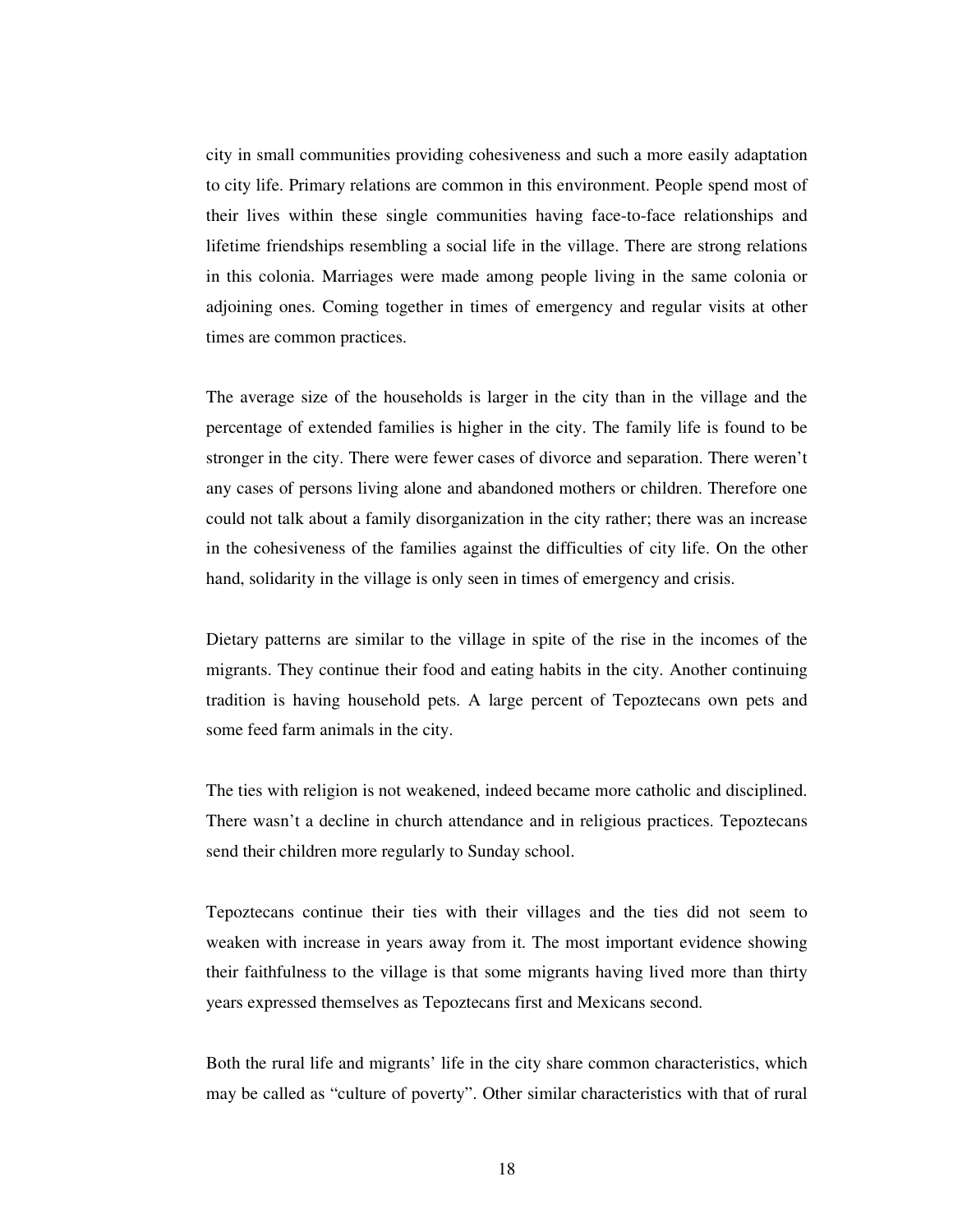city in small communities providing cohesiveness and such a more easily adaptation to city life. Primary relations are common in this environment. People spend most of their lives within these single communities having face-to-face relationships and lifetime friendships resembling a social life in the village. There are strong relations in this colonia. Marriages were made among people living in the same colonia or adjoining ones. Coming together in times of emergency and regular visits at other times are common practices.

The average size of the households is larger in the city than in the village and the percentage of extended families is higher in the city. The family life is found to be stronger in the city. There were fewer cases of divorce and separation. There weren't any cases of persons living alone and abandoned mothers or children. Therefore one could not talk about a family disorganization in the city rather; there was an increase in the cohesiveness of the families against the difficulties of city life. On the other hand, solidarity in the village is only seen in times of emergency and crisis.

Dietary patterns are similar to the village in spite of the rise in the incomes of the migrants. They continue their food and eating habits in the city. Another continuing tradition is having household pets. A large percent of Tepoztecans own pets and some feed farm animals in the city.

The ties with religion is not weakened, indeed became more catholic and disciplined. There wasn't a decline in church attendance and in religious practices. Tepoztecans send their children more regularly to Sunday school.

Tepoztecans continue their ties with their villages and the ties did not seem to weaken with increase in years away from it. The most important evidence showing their faithfulness to the village is that some migrants having lived more than thirty years expressed themselves as Tepoztecans first and Mexicans second.

Both the rural life and migrants' life in the city share common characteristics, which may be called as "culture of poverty". Other similar characteristics with that of rural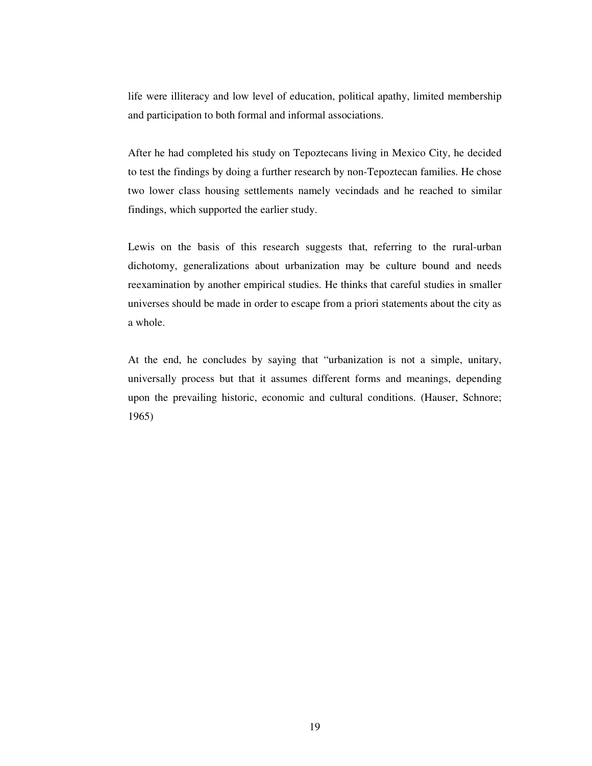life were illiteracy and low level of education, political apathy, limited membership and participation to both formal and informal associations.

After he had completed his study on Tepoztecans living in Mexico City, he decided to test the findings by doing a further research by non-Tepoztecan families. He chose two lower class housing settlements namely vecindads and he reached to similar findings, which supported the earlier study.

Lewis on the basis of this research suggests that, referring to the rural-urban dichotomy, generalizations about urbanization may be culture bound and needs reexamination by another empirical studies. He thinks that careful studies in smaller universes should be made in order to escape from a priori statements about the city as a whole.

At the end, he concludes by saying that "urbanization is not a simple, unitary, universally process but that it assumes different forms and meanings, depending upon the prevailing historic, economic and cultural conditions. (Hauser, Schnore; 1965)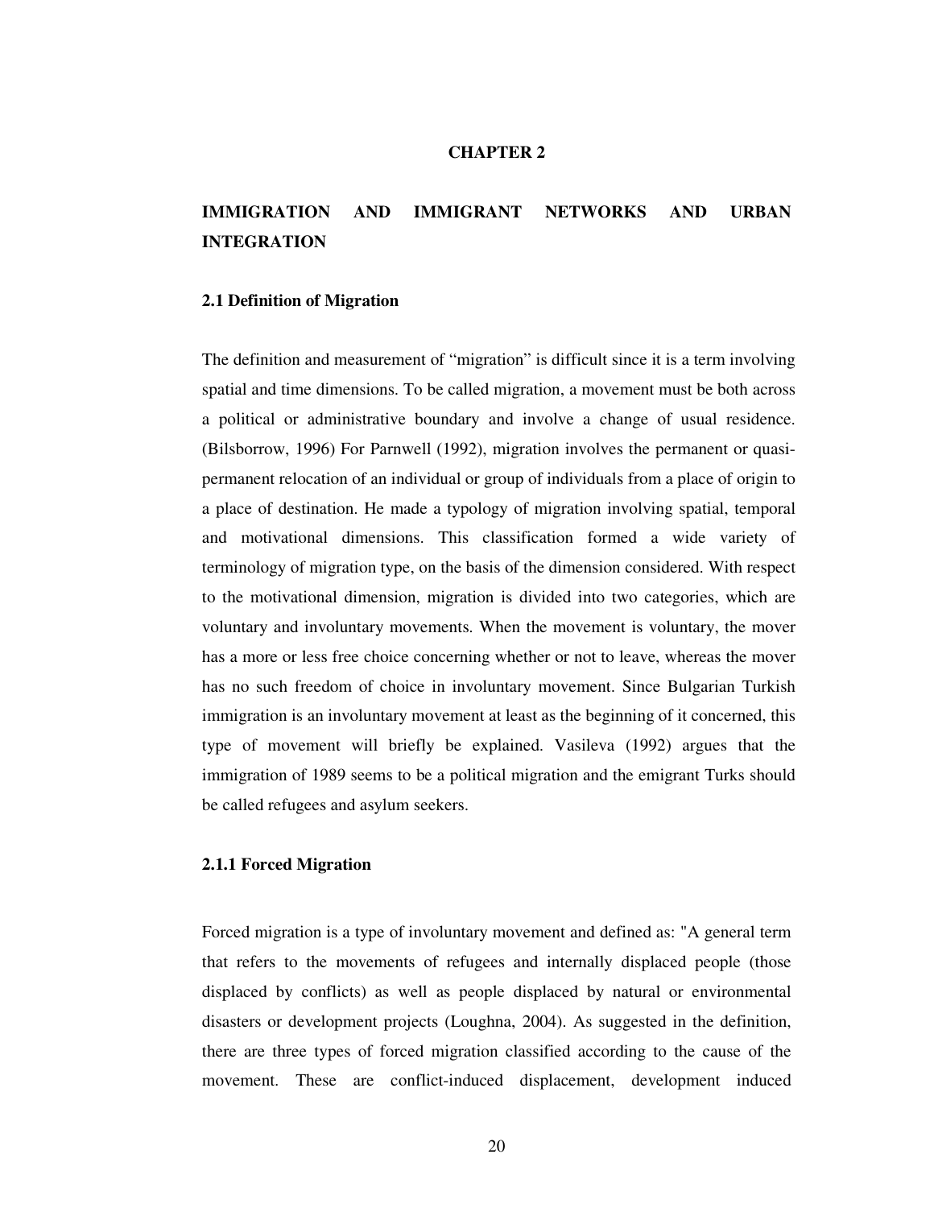# CHAPTER 2

# IMMIGRATION AND IMMIGRANT NETWORKS AND URBAN INTEGRATION

## 2.1 Definition of Migration

The definition and measurement of "migration" is difficult since it is a term involving spatial and time dimensions. To be called migration, a movement must be both across a political or administrative boundary and involve a change of usual residence. (Bilsborrow, 1996) For Parnwell (1992), migration involves the permanent or quasi-permanent relocation of an individual or group of individuals from a place of origin to a place of destination. He made a typology of migration involving spatial, temporal and motivational dimensions. This classification formed a wide variety of terminology of migration type, on the basis of the dimension considered. With respect to the motivational dimension, migration is divided into two categories, which are voluntary and involuntary movements. When the movement is voluntary, the mover has a more or less free choice concerning whether or not to leave, whereas the mover has no such freedom of choice in involuntary movement. Since Bulgarian Turkish immigration is an involuntary movement at least as the beginning of it concerned, this type of movement will briefly be explained. Vasileva (1992) argues that the immigration of 1989 seems to be a political migration and the emigrant Turks should be called refugees and asylum seekers.

### 2.1.1 Forced Migration

Forced migration is a type of involuntary movement and defined as: "A general term that refers to the movements of refugees and internally displaced people (those displaced by conflicts) as well as people displaced by natural or environmental disasters or development projects (Loughna, 2004). As suggested in the definition, there are three types of forced migration classified according to the cause of the movement. These are conflict-induced displacement, development induced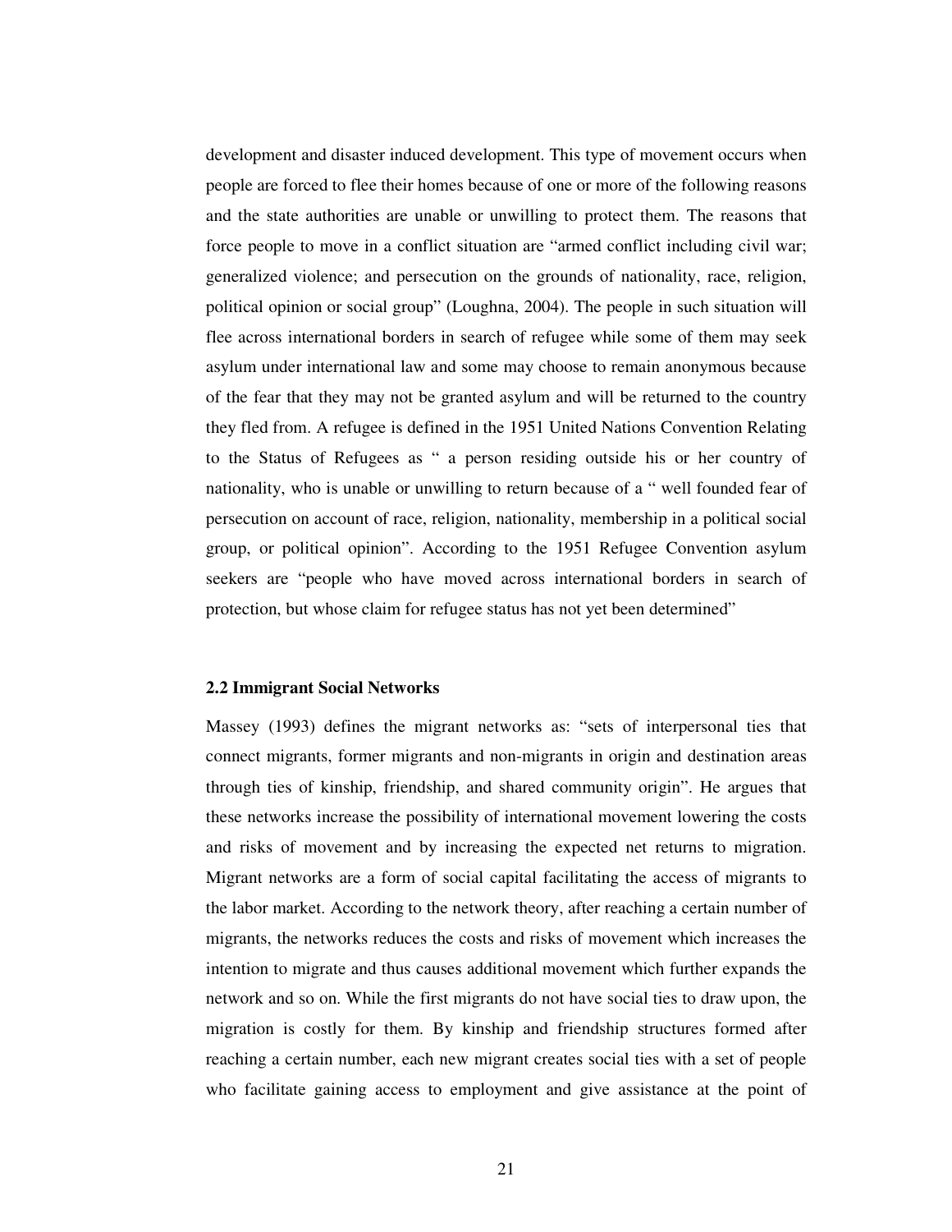development and disaster induced development. This type of movement occurs when people are forced to flee their homes because of one or more of the following reasons and the state authorities are unable or unwilling to protect them. The reasons that force people to move in a conflict situation are "armed conflict including civil war; generalized violence; and persecution on the grounds of nationality, race, religion, political opinion or social group" (Loughna, 2004). The people in such situation will flee across international borders in search of refugee while some of them may seek asylum under international law and some may choose to remain anonymous because of the fear that they may not be granted asylum and will be returned to the country they fled from. A refugee is defined in the 1951 United Nations Convention Relating to the Status of Refugees as " a person residing outside his or her country of nationality, who is unable or unwilling to return because of a " well founded fear of persecution on account of race, religion, nationality, membership in a political social group, or political opinion". According to the 1951 Refugee Convention asylum seekers are "people who have moved across international borders in search of protection, but whose claim for refugee status has not yet been determined"

### 2.2 Immigrant Social Networks

Massey (1993) defines the migrant networks as: "sets of interpersonal ties that connect migrants, former migrants and non-migrants in origin and destination areas through ties of kinship, friendship, and shared community origin". He argues that these networks increase the possibility of international movement lowering the costs and risks of movement and by increasing the expected net returns to migration. Migrant networks are a form of social capital facilitating the access of migrants to the labor market. According to the network theory, after reaching a certain number of migrants, the networks reduces the costs and risks of movement which increases the intention to migrate and thus causes additional movement which further expands the network and so on. While the first migrants do not have social ties to draw upon, the migration is costly for them. By kinship and friendship structures formed after reaching a certain number, each new migrant creates social ties with a set of people who facilitate gaining access to employment and give assistance at the point of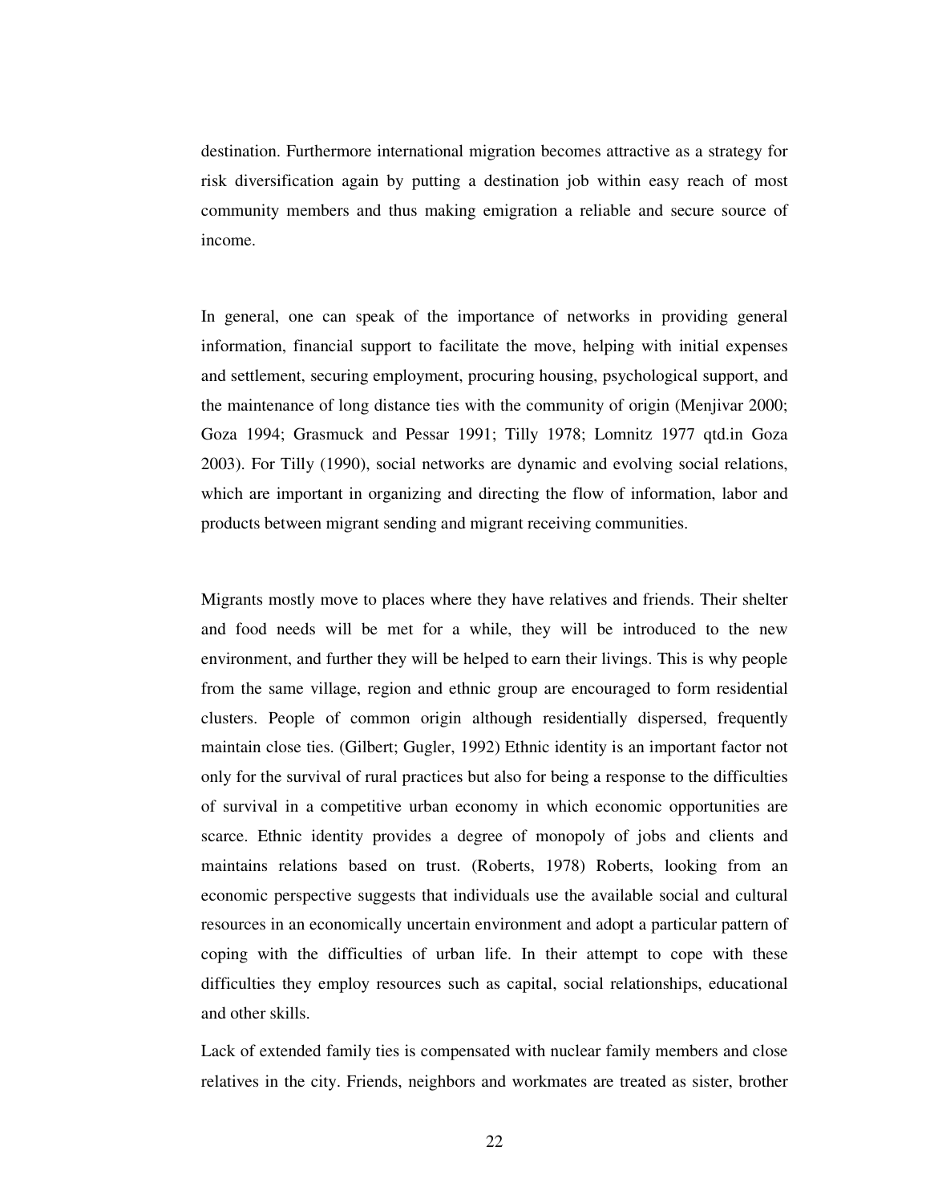destination. Furthermore international migration becomes attractive as a strategy for risk diversification again by putting a destination job within easy reach of most community members and thus making emigration a reliable and secure source of income.

In general, one can speak of the importance of networks in providing general information, financial support to facilitate the move, helping with initial expenses and settlement, securing employment, procuring housing, psychological support, and the maintenance of long distance ties with the community of origin (Menjivar 2000; Goza 1994; Grasmuck and Pessar 1991; Tilly 1978; Lomnitz 1977 qtd.in Goza 2003). For Tilly (1990), social networks are dynamic and evolving social relations, which are important in organizing and directing the flow of information, labor and products between migrant sending and migrant receiving communities.

Migrants mostly move to places where they have relatives and friends. Their shelter and food needs will be met for a while, they will be introduced to the new environment, and further they will be helped to earn their livings. This is why people from the same village, region and ethnic group are encouraged to form residential clusters. People of common origin although residentially dispersed, frequently maintain close ties. (Gilbert; Gugler, 1992) Ethnic identity is an important factor not only for the survival of rural practices but also for being a response to the difficulties of survival in a competitive urban economy in which economic opportunities are scarce. Ethnic identity provides a degree of monopoly of jobs and clients and maintains relations based on trust. (Roberts, 1978) Roberts, looking from an economic perspective suggests that individuals use the available social and cultural resources in an economically uncertain environment and adopt a particular pattern of coping with the difficulties of urban life. In their attempt to cope with these difficulties they employ resources such as capital, social relationships, educational and other skills.

Lack of extended family ties is compensated with nuclear family members and close relatives in the city. Friends, neighbors and workmates are treated as sister, brother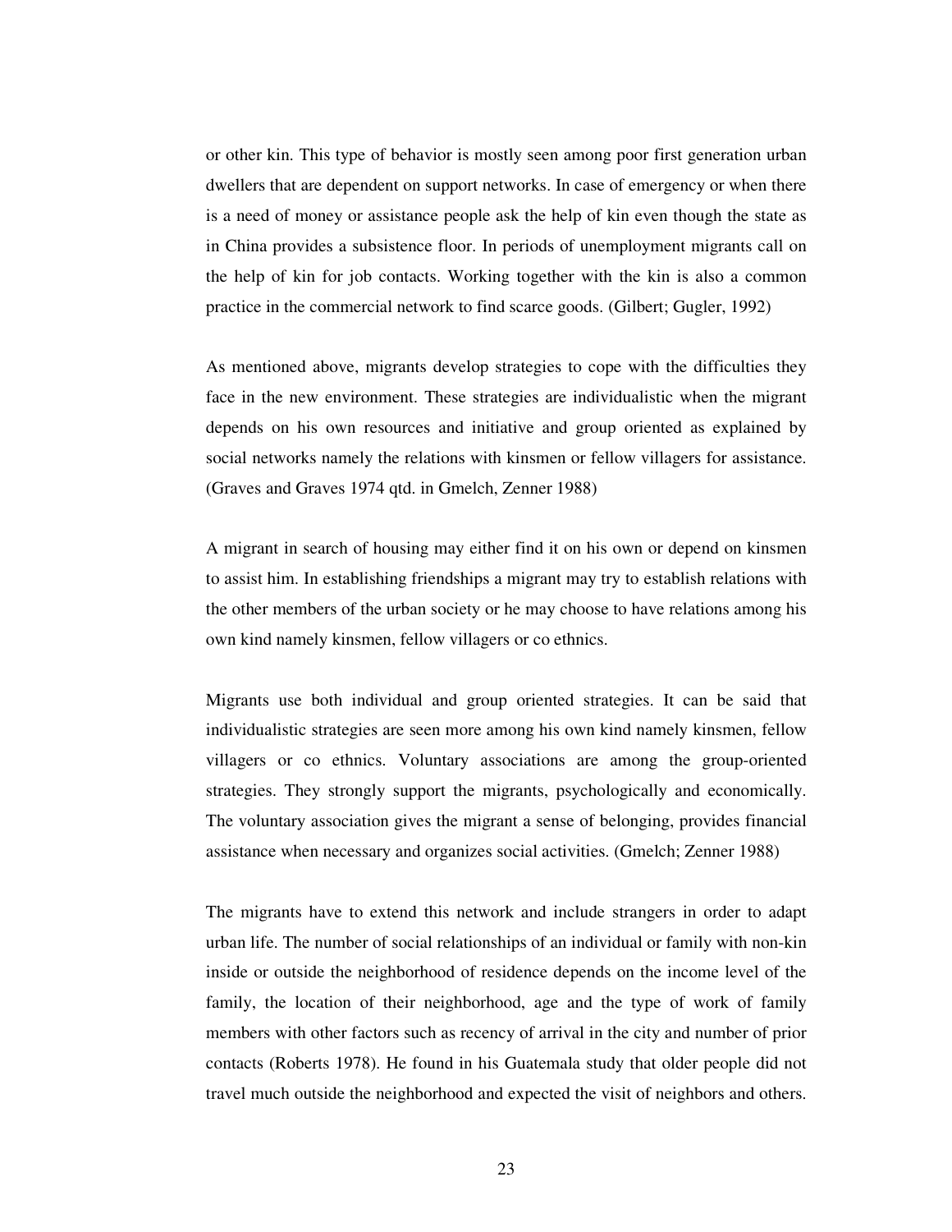or other kin. This type of behavior is mostly seen among poor first generation urban dwellers that are dependent on support networks. In case of emergency or when there is a need of money or assistance people ask the help of kin even though the state as in China provides a subsistence floor. In periods of unemployment migrants call on the help of kin for job contacts. Working together with the kin is also a common practice in the commercial network to find scarce goods. (Gilbert; Gugler, 1992)

As mentioned above, migrants develop strategies to cope with the difficulties they face in the new environment. These strategies are individualistic when the migrant depends on his own resources and initiative and group oriented as explained by social networks namely the relations with kinsmen or fellow villagers for assistance. (Graves and Graves 1974 qtd. in Gmelch, Zenner 1988)

A migrant in search of housing may either find it on his own or depend on kinsmen to assist him. In establishing friendships a migrant may try to establish relations with the other members of the urban society or he may choose to have relations among his own kind namely kinsmen, fellow villagers or co ethnics.

Migrants use both individual and group oriented strategies. It can be said that individualistic strategies are seen more among his own kind namely kinsmen, fellow villagers or co ethnics. Voluntary associations are among the group-oriented strategies. They strongly support the migrants, psychologically and economically. The voluntary association gives the migrant a sense of belonging, provides financial assistance when necessary and organizes social activities. (Gmelch; Zenner 1988)

The migrants have to extend this network and include strangers in order to adapt urban life. The number of social relationships of an individual or family with non-kin inside or outside the neighborhood of residence depends on the income level of the family, the location of their neighborhood, age and the type of work of family members with other factors such as recency of arrival in the city and number of prior contacts (Roberts 1978). He found in his Guatemala study that older people did not travel much outside the neighborhood and expected the visit of neighbors and others.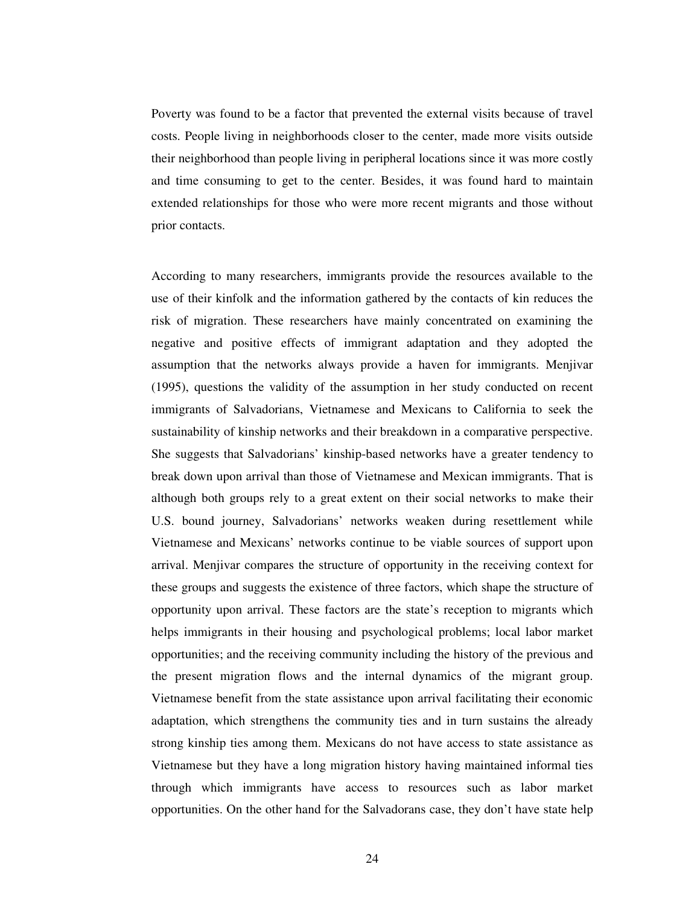Poverty was found to be a factor that prevented the external visits because of travel costs. People living in neighborhoods closer to the center, made more visits outside their neighborhood than people living in peripheral locations since it was more costly and time consuming to get to the center. Besides, it was found hard to maintain extended relationships for those who were more recent migrants and those without prior contacts.

According to many researchers, immigrants provide the resources available to the use of their kinfolk and the information gathered by the contacts of kin reduces the risk of migration. These researchers have mainly concentrated on examining the negative and positive effects of immigrant adaptation and they adopted the assumption that the networks always provide a haven for immigrants. Menjivar (1995), questions the validity of the assumption in her study conducted on recent immigrants of Salvadorians, Vietnamese and Mexicans to California to seek the sustainability of kinship networks and their breakdown in a comparative perspective. She suggests that Salvadorians' kinship-based networks have a greater tendency to break down upon arrival than those of Vietnamese and Mexican immigrants. That is although both groups rely to a great extent on their social networks to make their U.S. bound journey, Salvadorians' networks weaken during resettlement while Vietnamese and Mexicans' networks continue to be viable sources of support upon arrival. Menjivar compares the structure of opportunity in the receiving context for these groups and suggests the existence of three factors, which shape the structure of opportunity upon arrival. These factors are the state's reception to migrants which helps immigrants in their housing and psychological problems; local labor market opportunities; and the receiving community including the history of the previous and the present migration flows and the internal dynamics of the migrant group. Vietnamese benefit from the state assistance upon arrival facilitating their economic adaptation, which strengthens the community ties and in turn sustains the already strong kinship ties among them. Mexicans do not have access to state assistance as Vietnamese but they have a long migration history having maintained informal ties through which immigrants have access to resources such as labor market opportunities. On the other hand for the Salvadorans case, they don't have state help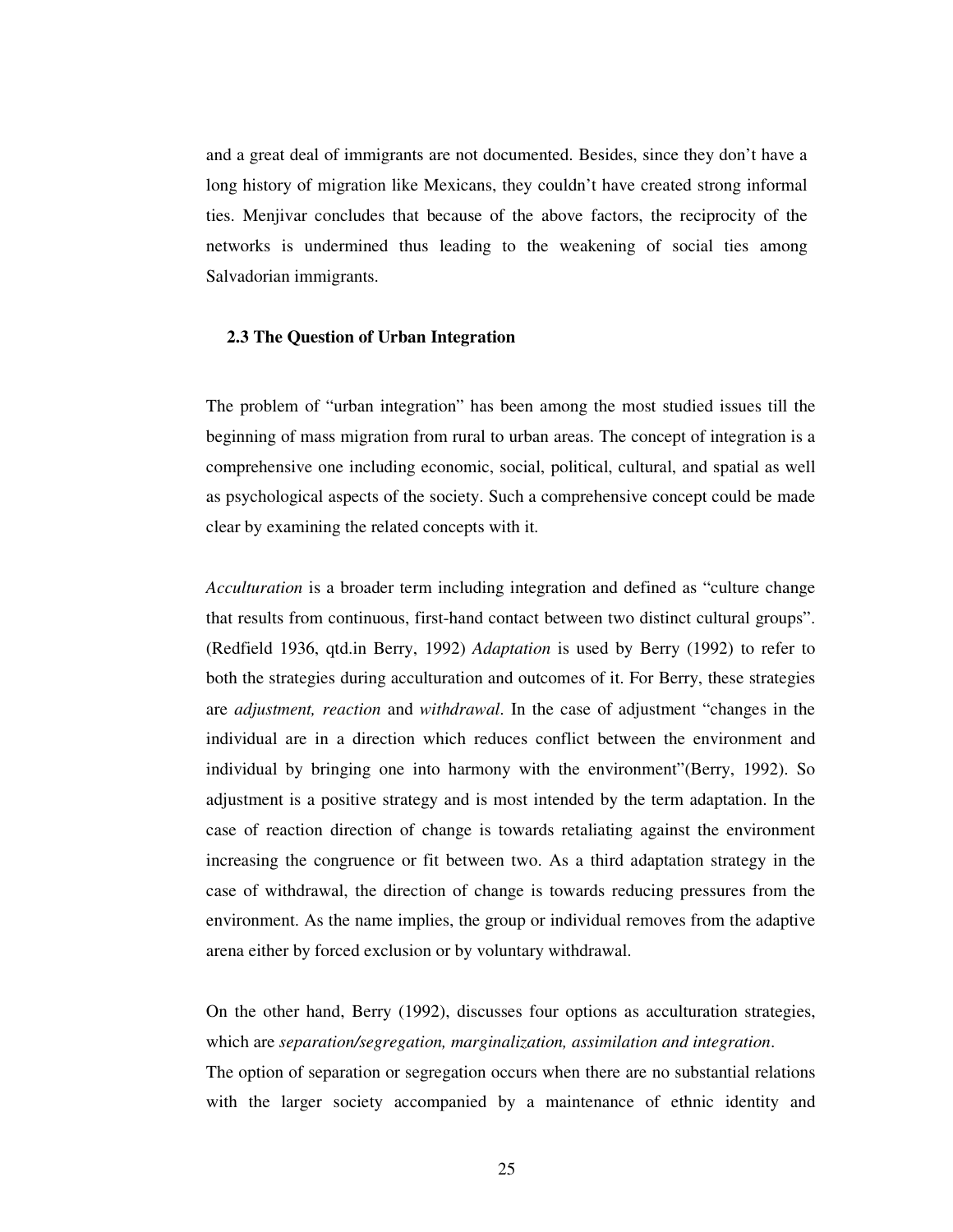and a great deal of immigrants are not documented. Besides, since they don't have a long history of migration like Mexicans, they couldn't have created strong informal ties. Menjivar concludes that because of the above factors, the reciprocity of the networks is undermined thus leading to the weakening of social ties among Salvadorian immigrants.

## 2.3 The Question of Urban Integration

The problem of "urban integration" has been among the most studied issues till the beginning of mass migration from rural to urban areas. The concept of integration is a comprehensive one including economic, social, political, cultural, and spatial as well as psychological aspects of the society. Such a comprehensive concept could be made clear by examining the related concepts with it.

*Acculturation* is a broader term including integration and defined as "culture change that results from continuous, first-hand contact between two distinct cultural groups". (Redfield 1936, qtd.in Berry, 1992) *Adaptation* is used by Berry (1992) to refer to both the strategies during acculturation and outcomes of it. For Berry, these strategies are *adjustment, reaction* and *withdrawal*. In the case of adjustment "changes in the individual are in a direction which reduces conflict between the environment and individual by bringing one into harmony with the environment"(Berry, 1992). So adjustment is a positive strategy and is most intended by the term adaptation. In the case of reaction direction of change is towards retaliating against the environment increasing the congruence or fit between two. As a third adaptation strategy in the case of withdrawal, the direction of change is towards reducing pressures from the environment. As the name implies, the group or individual removes from the adaptive arena either by forced exclusion or by voluntary withdrawal.

On the other hand, Berry (1992), discusses four options as acculturation strategies, which are *separation/segregation, marginalization, assimilation and integration*.
The option of separation or segregation occurs when there are no substantial relations with the larger society accompanied by a maintenance of ethnic identity and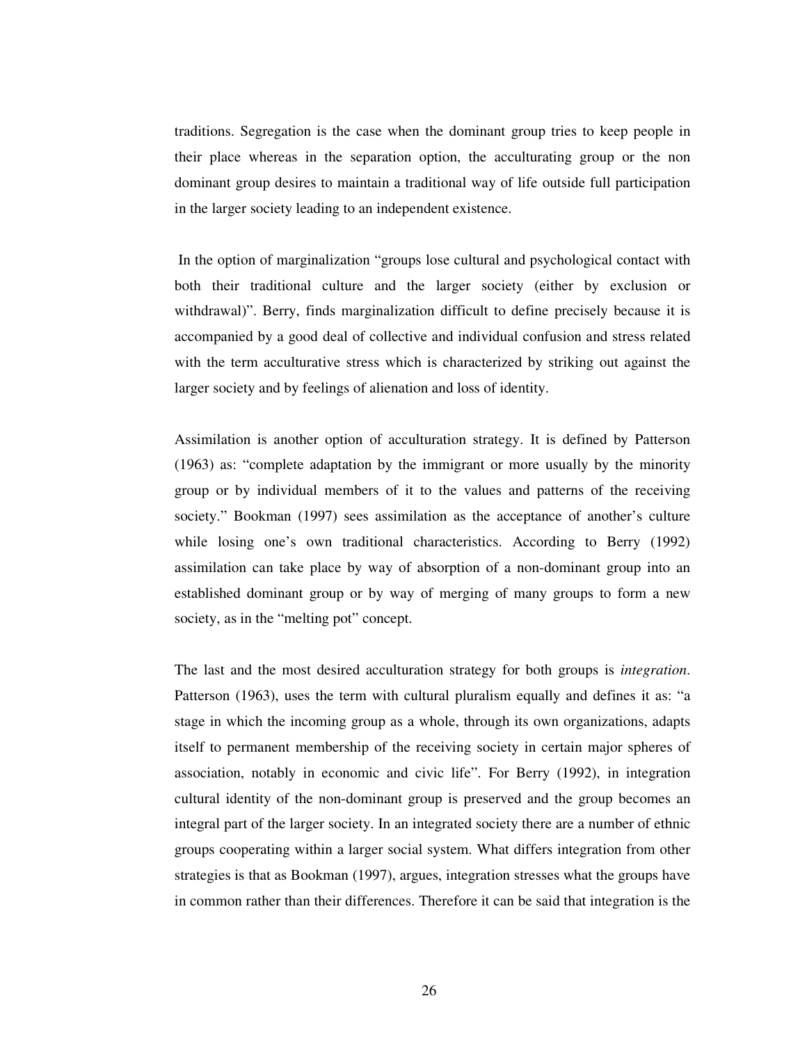traditions. Segregation is the case when the dominant group tries to keep people in their place whereas in the separation option, the acculturating group or the non dominant group desires to maintain a traditional way of life outside full participation in the larger society leading to an independent existence.

In the option of marginalization "groups lose cultural and psychological contact with both their traditional culture and the larger society (either by exclusion or withdrawal)". Berry, finds marginalization difficult to define precisely because it is accompanied by a good deal of collective and individual confusion and stress related with the term acculturative stress which is characterized by striking out against the larger society and by feelings of alienation and loss of identity.

Assimilation is another option of acculturation strategy. It is defined by Patterson (1963) as: "complete adaptation by the immigrant or more usually by the minority group or by individual members of it to the values and patterns of the receiving society." Bookman (1997) sees assimilation as the acceptance of another's culture while losing one's own traditional characteristics. According to Berry (1992) assimilation can take place by way of absorption of a non-dominant group into an established dominant group or by way of merging of many groups to form a new society, as in the "melting pot" concept.

The last and the most desired acculturation strategy for both groups is *integration*. Patterson (1963), uses the term with cultural pluralism equally and defines it as: "a stage in which the incoming group as a whole, through its own organizations, adapts itself to permanent membership of the receiving society in certain major spheres of association, notably in economic and civic life". For Berry (1992), in integration cultural identity of the non-dominant group is preserved and the group becomes an integral part of the larger society. In an integrated society there are a number of ethnic groups cooperating within a larger social system. What differs integration from other strategies is that as Bookman (1997), argues, integration stresses what the groups have in common rather than their differences. Therefore it can be said that integration is the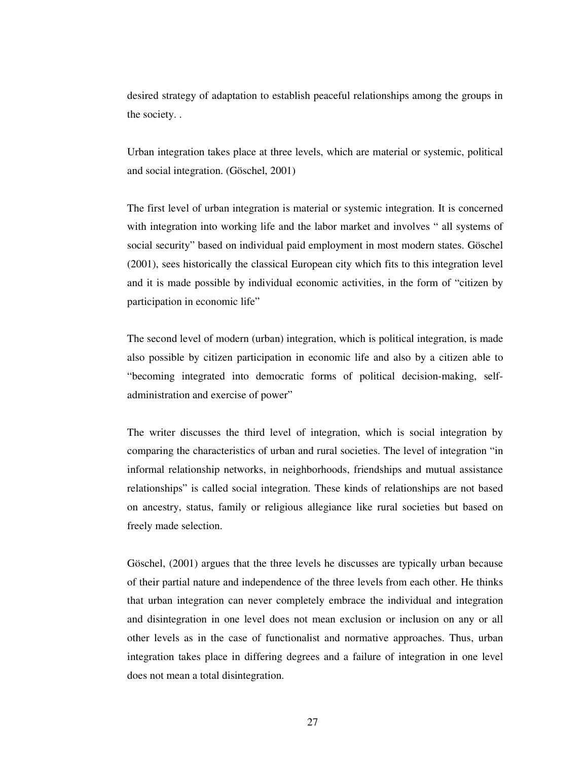desired strategy of adaptation to establish peaceful relationships among the groups in the society. .

Urban integration takes place at three levels, which are material or systemic, political and social integration. (Göschel, 2001)

The first level of urban integration is material or systemic integration. It is concerned with integration into working life and the labor market and involves " all systems of social security" based on individual paid employment in most modern states. Göschel (2001), sees historically the classical European city which fits to this integration level and it is made possible by individual economic activities, in the form of "citizen by participation in economic life"

The second level of modern (urban) integration, which is political integration, is made also possible by citizen participation in economic life and also by a citizen able to "becoming integrated into democratic forms of political decision-making, self-administration and exercise of power"

The writer discusses the third level of integration, which is social integration by comparing the characteristics of urban and rural societies. The level of integration "in informal relationship networks, in neighborhoods, friendships and mutual assistance relationships" is called social integration. These kinds of relationships are not based on ancestry, status, family or religious allegiance like rural societies but based on freely made selection.

Göschel, (2001) argues that the three levels he discusses are typically urban because of their partial nature and independence of the three levels from each other. He thinks that urban integration can never completely embrace the individual and integration and disintegration in one level does not mean exclusion or inclusion on any or all other levels as in the case of functionalist and normative approaches. Thus, urban integration takes place in differing degrees and a failure of integration in one level does not mean a total disintegration.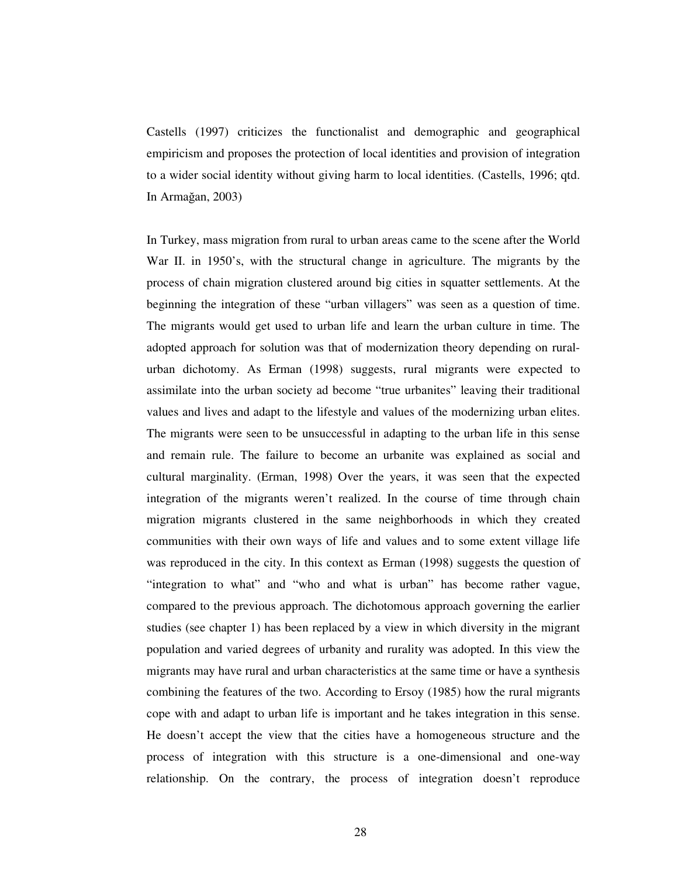Castells (1997) criticizes the functionalist and demographic and geographical empiricism and proposes the protection of local identities and provision of integration to a wider social identity without giving harm to local identities. (Castells, 1996; qtd. In Armağan, 2003)

In Turkey, mass migration from rural to urban areas came to the scene after the World War II. in 1950's, with the structural change in agriculture. The migrants by the process of chain migration clustered around big cities in squatter settlements. At the beginning the integration of these "urban villagers" was seen as a question of time. The migrants would get used to urban life and learn the urban culture in time. The adopted approach for solution was that of modernization theory depending on rural-urban dichotomy. As Erman (1998) suggests, rural migrants were expected to assimilate into the urban society ad become "true urbanites" leaving their traditional values and lives and adapt to the lifestyle and values of the modernizing urban elites. The migrants were seen to be unsuccessful in adapting to the urban life in this sense and remain rule. The failure to become an urbanite was explained as social and cultural marginality. (Erman, 1998) Over the years, it was seen that the expected integration of the migrants weren't realized. In the course of time through chain migration migrants clustered in the same neighborhoods in which they created communities with their own ways of life and values and to some extent village life was reproduced in the city. In this context as Erman (1998) suggests the question of "integration to what" and "who and what is urban" has become rather vague, compared to the previous approach. The dichotomous approach governing the earlier studies (see chapter 1) has been replaced by a view in which diversity in the migrant population and varied degrees of urbanity and rurality was adopted. In this view the migrants may have rural and urban characteristics at the same time or have a synthesis combining the features of the two. According to Ersoy (1985) how the rural migrants cope with and adapt to urban life is important and he takes integration in this sense. He doesn't accept the view that the cities have a homogeneous structure and the process of integration with this structure is a one-dimensional and one-way relationship. On the contrary, the process of integration doesn't reproduce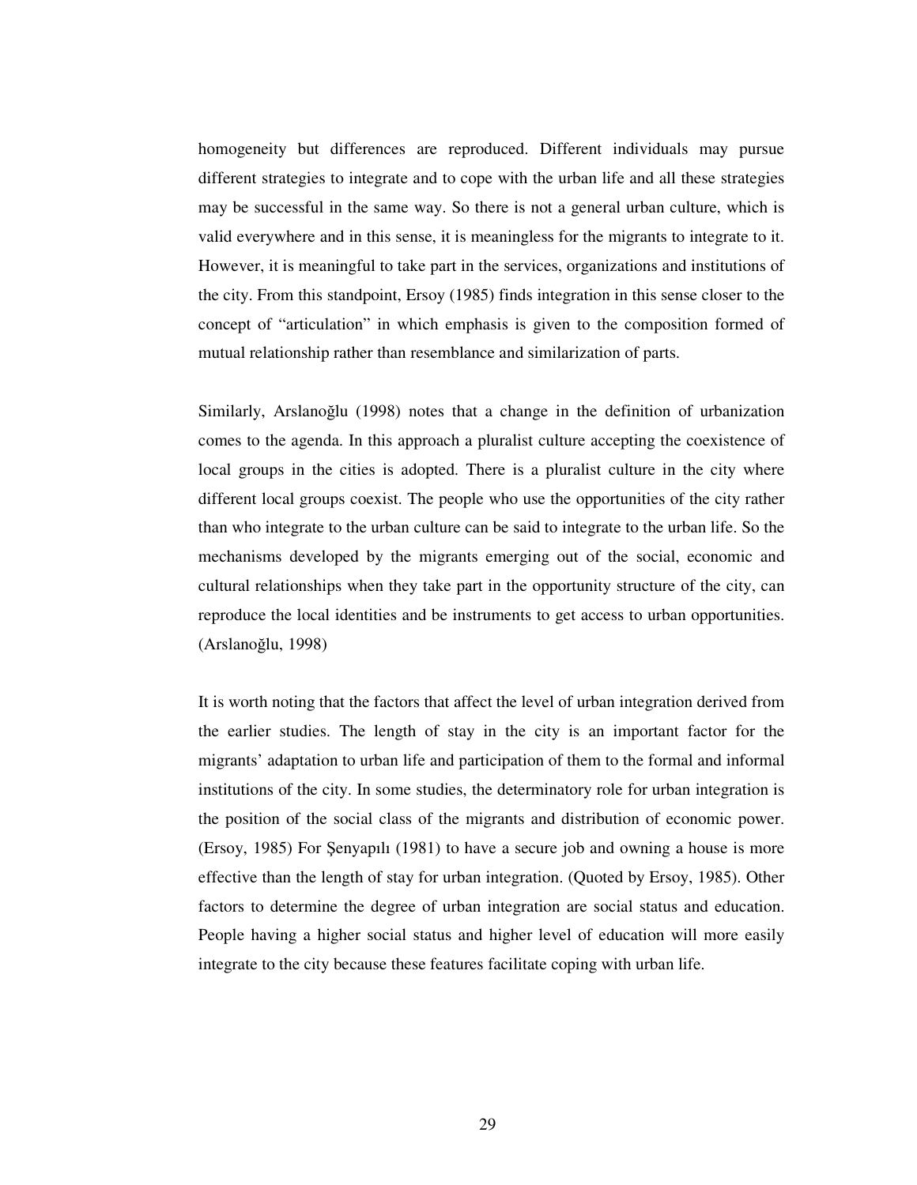homogeneity but differences are reproduced. Different individuals may pursue different strategies to integrate and to cope with the urban life and all these strategies may be successful in the same way. So there is not a general urban culture, which is valid everywhere and in this sense, it is meaningless for the migrants to integrate to it. However, it is meaningful to take part in the services, organizations and institutions of the city. From this standpoint, Ersoy (1985) finds integration in this sense closer to the concept of "articulation" in which emphasis is given to the composition formed of mutual relationship rather than resemblance and similarization of parts.

Similarly, Arslanoğlu (1998) notes that a change in the definition of urbanization comes to the agenda. In this approach a pluralist culture accepting the coexistence of local groups in the cities is adopted. There is a pluralist culture in the city where different local groups coexist. The people who use the opportunities of the city rather than who integrate to the urban culture can be said to integrate to the urban life. So the mechanisms developed by the migrants emerging out of the social, economic and cultural relationships when they take part in the opportunity structure of the city, can reproduce the local identities and be instruments to get access to urban opportunities. (Arslanoğlu, 1998)

It is worth noting that the factors that affect the level of urban integration derived from the earlier studies. The length of stay in the city is an important factor for the migrants' adaptation to urban life and participation of them to the formal and informal institutions of the city. In some studies, the determinatory role for urban integration is the position of the social class of the migrants and distribution of economic power. (Ersoy, 1985) For Şenyapılı (1981) to have a secure job and owning a house is more effective than the length of stay for urban integration. (Quoted by Ersoy, 1985). Other factors to determine the degree of urban integration are social status and education. People having a higher social status and higher level of education will more easily integrate to the city because these features facilitate coping with urban life.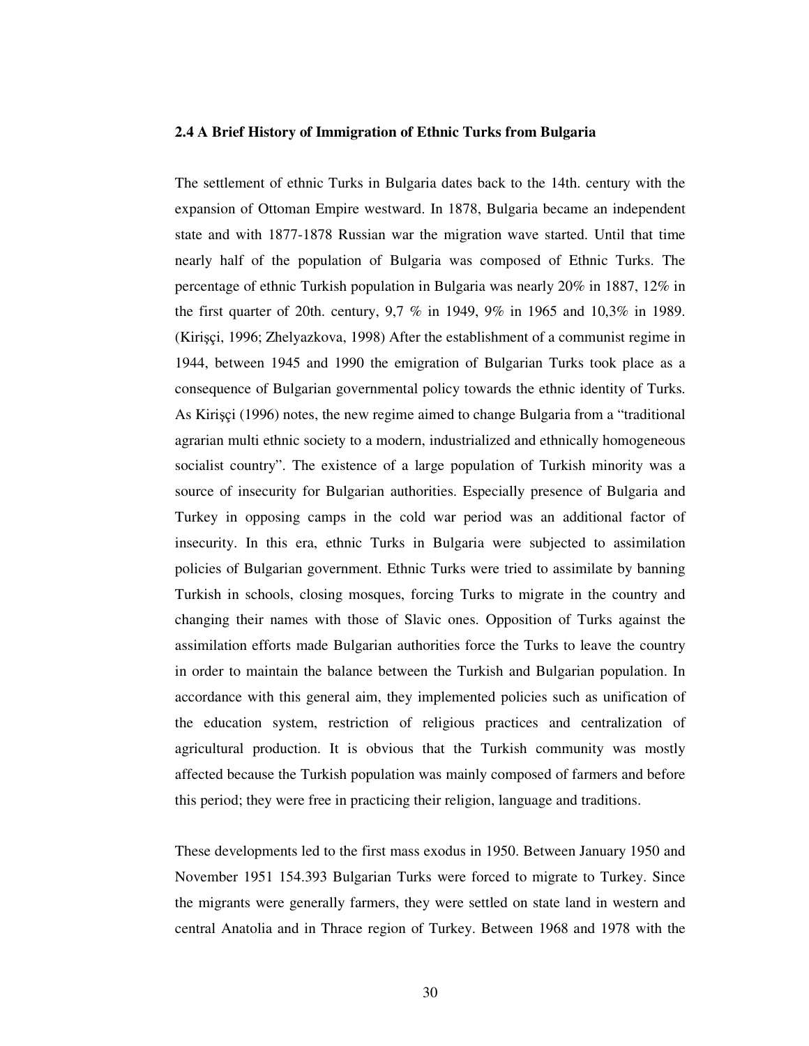### 2.4 A Brief History of Immigration of Ethnic Turks from Bulgaria

The settlement of ethnic Turks in Bulgaria dates back to the 14th. century with the expansion of Ottoman Empire westward. In 1878, Bulgaria became an independent state and with 1877-1878 Russian war the migration wave started. Until that time nearly half of the population of Bulgaria was composed of Ethnic Turks. The percentage of ethnic Turkish population in Bulgaria was nearly 20% in 1887, 12% in the first quarter of 20th. century, 9,7 % in 1949, 9% in 1965 and 10,3% in 1989. (Kirişçi, 1996; Zhelyazkova, 1998) After the establishment of a communist regime in 1944, between 1945 and 1990 the emigration of Bulgarian Turks took place as a consequence of Bulgarian governmental policy towards the ethnic identity of Turks. As Kirişçi (1996) notes, the new regime aimed to change Bulgaria from a "traditional agrarian multi ethnic society to a modern, industrialized and ethnically homogeneous socialist country". The existence of a large population of Turkish minority was a source of insecurity for Bulgarian authorities. Especially presence of Bulgaria and Turkey in opposing camps in the cold war period was an additional factor of insecurity. In this era, ethnic Turks in Bulgaria were subjected to assimilation policies of Bulgarian government. Ethnic Turks were tried to assimilate by banning Turkish in schools, closing mosques, forcing Turks to migrate in the country and changing their names with those of Slavic ones. Opposition of Turks against the assimilation efforts made Bulgarian authorities force the Turks to leave the country in order to maintain the balance between the Turkish and Bulgarian population. In accordance with this general aim, they implemented policies such as unification of the education system, restriction of religious practices and centralization of agricultural production. It is obvious that the Turkish community was mostly affected because the Turkish population was mainly composed of farmers and before this period; they were free in practicing their religion, language and traditions.

These developments led to the first mass exodus in 1950. Between January 1950 and November 1951 154.393 Bulgarian Turks were forced to migrate to Turkey. Since the migrants were generally farmers, they were settled on state land in western and central Anatolia and in Thrace region of Turkey. Between 1968 and 1978 with the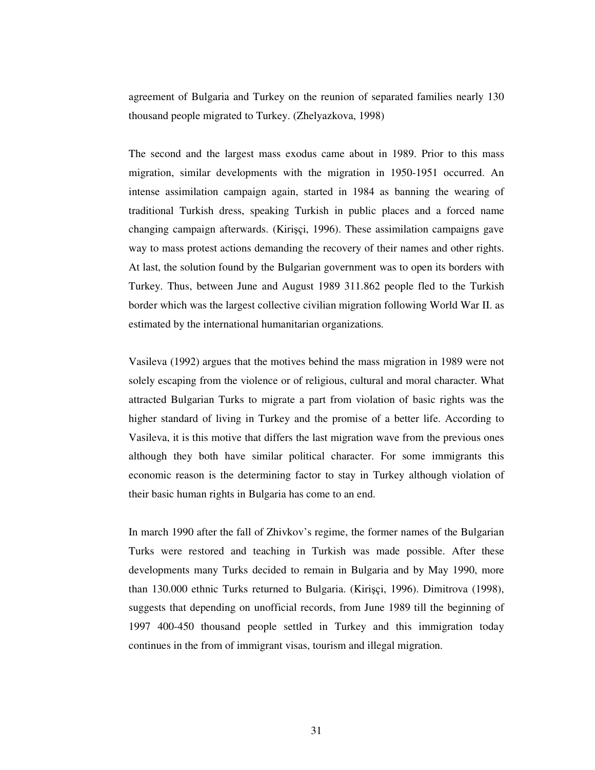agreement of Bulgaria and Turkey on the reunion of separated families nearly 130 thousand people migrated to Turkey. (Zhelyazkova, 1998)

The second and the largest mass exodus came about in 1989. Prior to this mass migration, similar developments with the migration in 1950-1951 occurred. An intense assimilation campaign again, started in 1984 as banning the wearing of traditional Turkish dress, speaking Turkish in public places and a forced name changing campaign afterwards. (Kirişçi, 1996). These assimilation campaigns gave way to mass protest actions demanding the recovery of their names and other rights. At last, the solution found by the Bulgarian government was to open its borders with Turkey. Thus, between June and August 1989 311.862 people fled to the Turkish border which was the largest collective civilian migration following World War II. as estimated by the international humanitarian organizations.

Vasileva (1992) argues that the motives behind the mass migration in 1989 were not solely escaping from the violence or of religious, cultural and moral character. What attracted Bulgarian Turks to migrate a part from violation of basic rights was the higher standard of living in Turkey and the promise of a better life. According to Vasileva, it is this motive that differs the last migration wave from the previous ones although they both have similar political character. For some immigrants this economic reason is the determining factor to stay in Turkey although violation of their basic human rights in Bulgaria has come to an end.

In march 1990 after the fall of Zhivkov's regime, the former names of the Bulgarian Turks were restored and teaching in Turkish was made possible. After these developments many Turks decided to remain in Bulgaria and by May 1990, more than 130.000 ethnic Turks returned to Bulgaria. (Kirişçi, 1996). Dimitrova (1998), suggests that depending on unofficial records, from June 1989 till the beginning of 1997 400-450 thousand people settled in Turkey and this immigration today continues in the from of immigrant visas, tourism and illegal migration.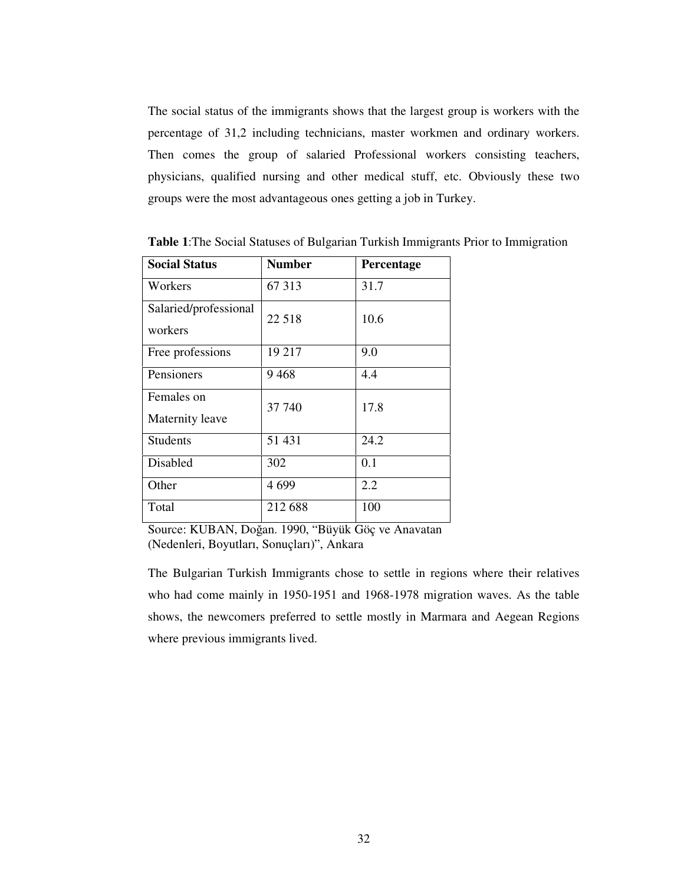The social status of the immigrants shows that the largest group is workers with the percentage of 31,2 including technicians, master workmen and ordinary workers. Then comes the group of salaried Professional workers consisting teachers, physicians, qualified nursing and other medical stuff, etc. Obviously these two groups were the most advantageous ones getting a job in Turkey.

**Table 1**:The Social Statuses of Bulgarian Turkish Immigrants Prior to Immigration

| **Social Status** | **Number** | **Percentage** |
|---|---|---|
| Workers | 67 313 | 31.7 |
| Salaried/professional workers | 22 518 | 10.6 |
| Free professions | 19 217 | 9.0 |
| Pensioners | 9 468 | 4.4 |
| Females on Maternity leave | 37 740 | 17.8 |
| Students | 51 431 | 24.2 |
| Disabled | 302 | 0.1 |
| Other | 4 699 | 2.2 |
| Total | 212 688 | 100 |

Source: KUBAN, Doğan. 1990, "Büyük Göç ve Anavatan (Nedenleri, Boyutları, Sonuçları)", Ankara

The Bulgarian Turkish Immigrants chose to settle in regions where their relatives who had come mainly in 1950-1951 and 1968-1978 migration waves. As the table shows, the newcomers preferred to settle mostly in Marmara and Aegean Regions where previous immigrants lived.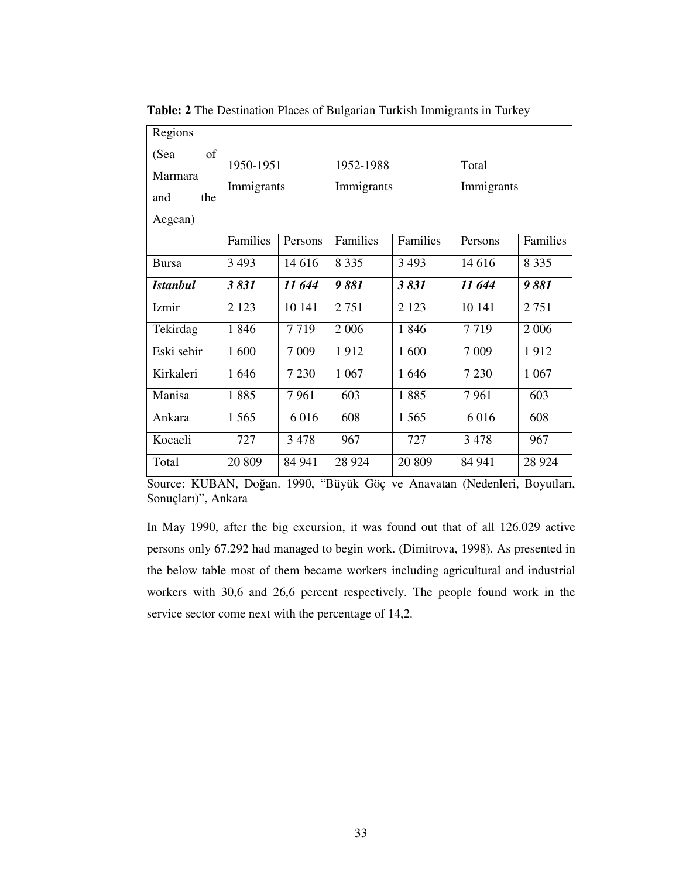**Table: 2** The Destination Places of Bulgarian Turkish Immigrants in Turkey

| Regions (Sea of Marmara and the Aegean) | 1950-1951 Immigrants | | 1952-1988 Immigrants | | Total Immigrants | |
|---|---|---|---|---|---|---|
| | Families | Persons | Families | Families | Persons | Families |
| Bursa | 3 493 | 14 616 | 8 335 | 3 493 | 14 616 | 8 335 |
| ***Istanbul*** | ***3 831*** | ***11 644*** | ***9 881*** | ***3 831*** | ***11 644*** | ***9 881*** |
| Izmir | 2 123 | 10 141 | 2 751 | 2 123 | 10 141 | 2 751 |
| Tekirdag | 1 846 | 7 719 | 2 006 | 1 846 | 7 719 | 2 006 |
| Eski sehir | 1 600 | 7 009 | 1 912 | 1 600 | 7 009 | 1 912 |
| Kirkaleri | 1 646 | 7 230 | 1 067 | 1 646 | 7 230 | 1 067 |
| Manisa | 1 885 | 7 961 | 603 | 1 885 | 7 961 | 603 |
| Ankara | 1 565 | 6 016 | 608 | 1 565 | 6 016 | 608 |
| Kocaeli | 727 | 3 478 | 967 | 727 | 3 478 | 967 |
| Total | 20 809 | 84 941 | 28 924 | 20 809 | 84 941 | 28 924 |

Source: KUBAN, Doğan. 1990, "Büyük Göç ve Anavatan (Nedenleri, Boyutları, Sonuçları)", Ankara

In May 1990, after the big excursion, it was found out that of all 126.029 active persons only 67.292 had managed to begin work. (Dimitrova, 1998). As presented in the below table most of them became workers including agricultural and industrial workers with 30,6 and 26,6 percent respectively. The people found work in the service sector come next with the percentage of 14,2.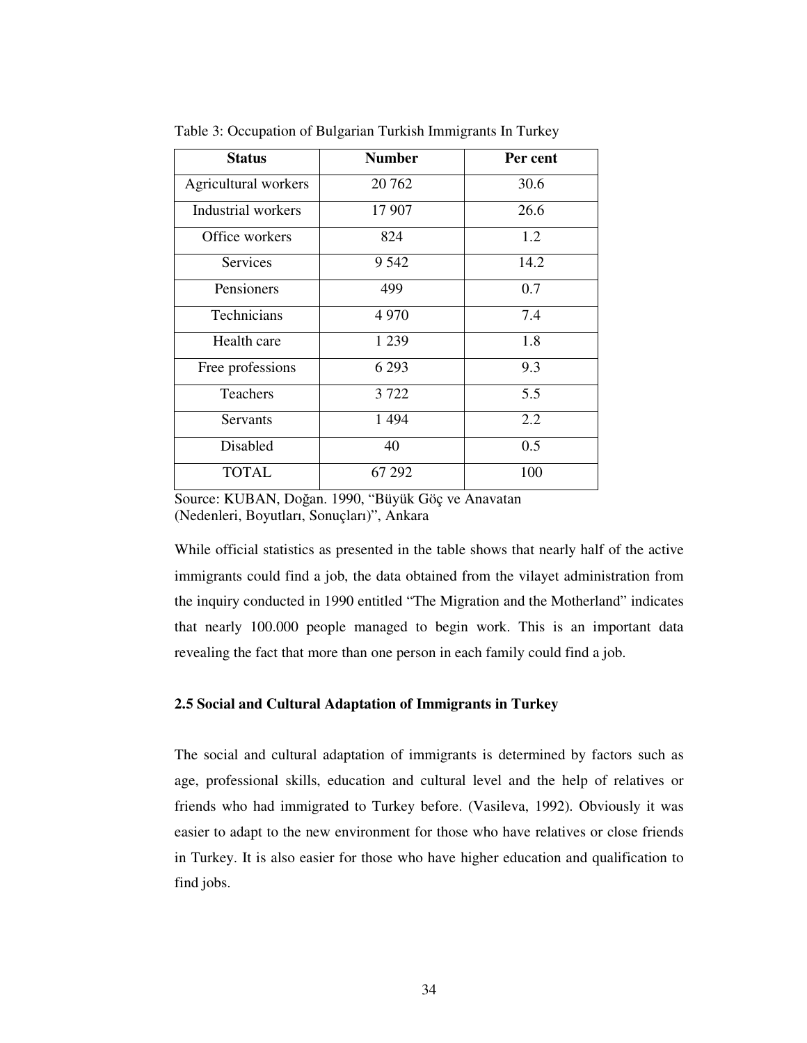Table 3: Occupation of Bulgarian Turkish Immigrants In Turkey

| Status | Number | Per cent |
|---|---|---|
| Agricultural workers | 20 762 | 30.6 |
| Industrial workers | 17 907 | 26.6 |
| Office workers | 824 | 1.2 |
| Services | 9 542 | 14.2 |
| Pensioners | 499 | 0.7 |
| Technicians | 4 970 | 7.4 |
| Health care | 1 239 | 1.8 |
| Free professions | 6 293 | 9.3 |
| Teachers | 3 722 | 5.5 |
| Servants | 1 494 | 2.2 |
| Disabled | 40 | 0.5 |
| TOTAL | 67 292 | 100 |

Source: KUBAN, Doğan. 1990, "Büyük Göç ve Anavatan (Nedenleri, Boyutları, Sonuçları)", Ankara

While official statistics as presented in the table shows that nearly half of the active immigrants could find a job, the data obtained from the vilayet administration from the inquiry conducted in 1990 entitled "The Migration and the Motherland" indicates that nearly 100.000 people managed to begin work. This is an important data revealing the fact that more than one person in each family could find a job.

### 2.5 Social and Cultural Adaptation of Immigrants in Turkey

The social and cultural adaptation of immigrants is determined by factors such as age, professional skills, education and cultural level and the help of relatives or friends who had immigrated to Turkey before. (Vasileva, 1992). Obviously it was easier to adapt to the new environment for those who have relatives or close friends in Turkey. It is also easier for those who have higher education and qualification to find jobs.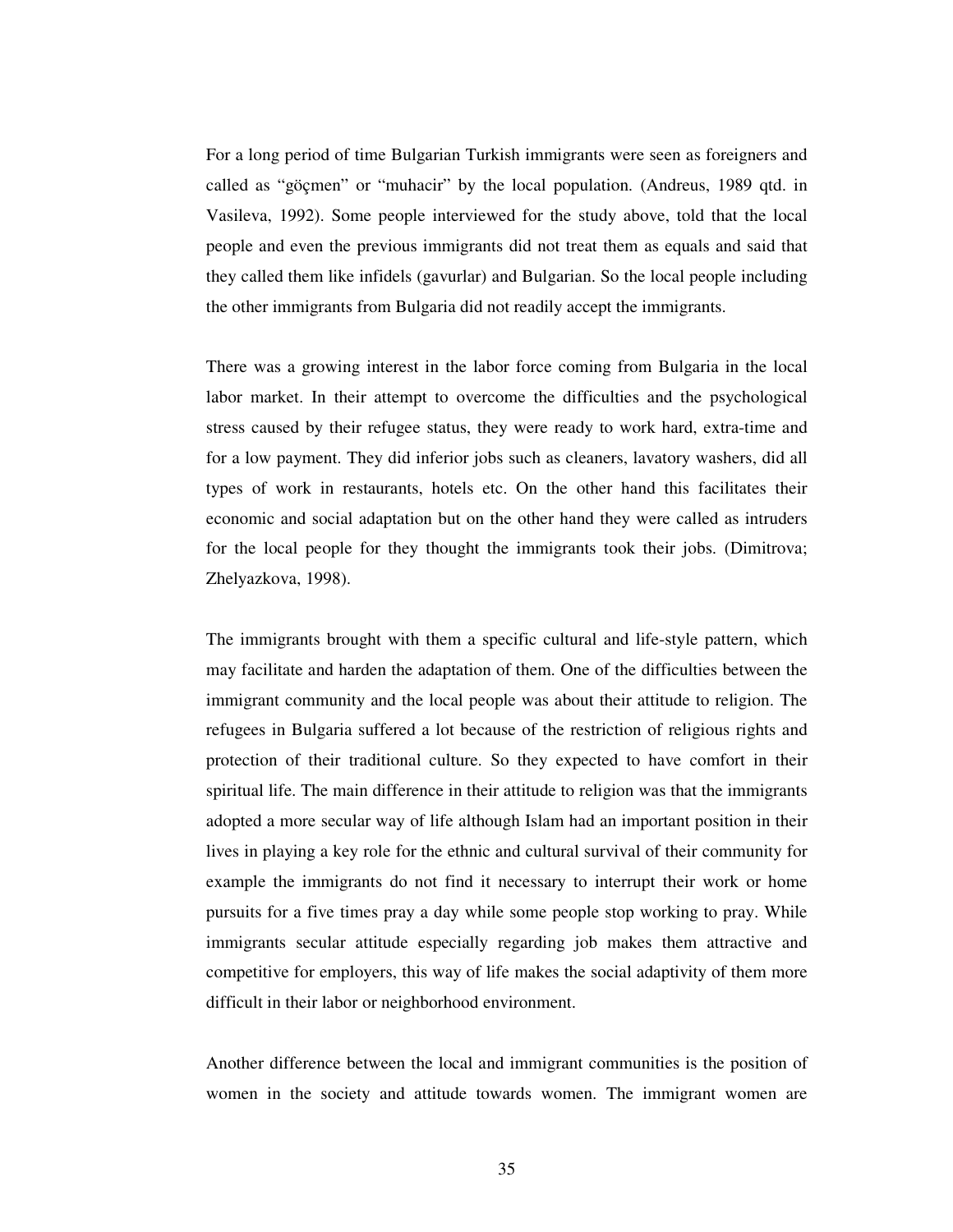For a long period of time Bulgarian Turkish immigrants were seen as foreigners and called as "göçmen" or "muhacir" by the local population. (Andreus, 1989 qtd. in Vasileva, 1992). Some people interviewed for the study above, told that the local people and even the previous immigrants did not treat them as equals and said that they called them like infidels (gavurlar) and Bulgarian. So the local people including the other immigrants from Bulgaria did not readily accept the immigrants.

There was a growing interest in the labor force coming from Bulgaria in the local labor market. In their attempt to overcome the difficulties and the psychological stress caused by their refugee status, they were ready to work hard, extra-time and for a low payment. They did inferior jobs such as cleaners, lavatory washers, did all types of work in restaurants, hotels etc. On the other hand this facilitates their economic and social adaptation but on the other hand they were called as intruders for the local people for they thought the immigrants took their jobs. (Dimitrova; Zhelyazkova, 1998).

The immigrants brought with them a specific cultural and life-style pattern, which may facilitate and harden the adaptation of them. One of the difficulties between the immigrant community and the local people was about their attitude to religion. The refugees in Bulgaria suffered a lot because of the restriction of religious rights and protection of their traditional culture. So they expected to have comfort in their spiritual life. The main difference in their attitude to religion was that the immigrants adopted a more secular way of life although Islam had an important position in their lives in playing a key role for the ethnic and cultural survival of their community for example the immigrants do not find it necessary to interrupt their work or home pursuits for a five times pray a day while some people stop working to pray. While immigrants secular attitude especially regarding job makes them attractive and competitive for employers, this way of life makes the social adaptivity of them more difficult in their labor or neighborhood environment.

Another difference between the local and immigrant communities is the position of women in the society and attitude towards women. The immigrant women are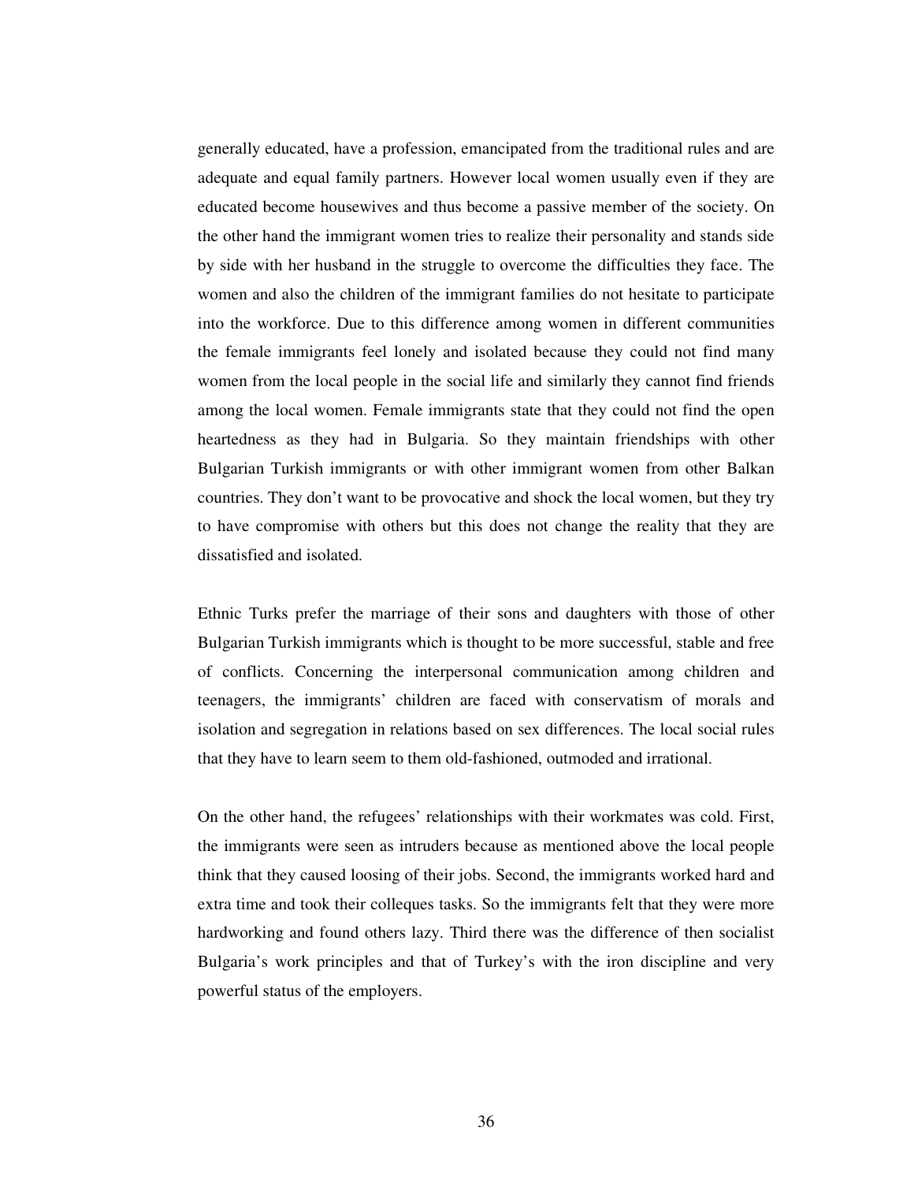generally educated, have a profession, emancipated from the traditional rules and are adequate and equal family partners. However local women usually even if they are educated become housewives and thus become a passive member of the society. On the other hand the immigrant women tries to realize their personality and stands side by side with her husband in the struggle to overcome the difficulties they face. The women and also the children of the immigrant families do not hesitate to participate into the workforce. Due to this difference among women in different communities the female immigrants feel lonely and isolated because they could not find many women from the local people in the social life and similarly they cannot find friends among the local women. Female immigrants state that they could not find the open heartedness as they had in Bulgaria. So they maintain friendships with other Bulgarian Turkish immigrants or with other immigrant women from other Balkan countries. They don't want to be provocative and shock the local women, but they try to have compromise with others but this does not change the reality that they are dissatisfied and isolated.

Ethnic Turks prefer the marriage of their sons and daughters with those of other Bulgarian Turkish immigrants which is thought to be more successful, stable and free of conflicts. Concerning the interpersonal communication among children and teenagers, the immigrants' children are faced with conservatism of morals and isolation and segregation in relations based on sex differences. The local social rules that they have to learn seem to them old-fashioned, outmoded and irrational.

On the other hand, the refugees' relationships with their workmates was cold. First, the immigrants were seen as intruders because as mentioned above the local people think that they caused loosing of their jobs. Second, the immigrants worked hard and extra time and took their colleques tasks. So the immigrants felt that they were more hardworking and found others lazy. Third there was the difference of then socialist Bulgaria's work principles and that of Turkey's with the iron discipline and very powerful status of the employers.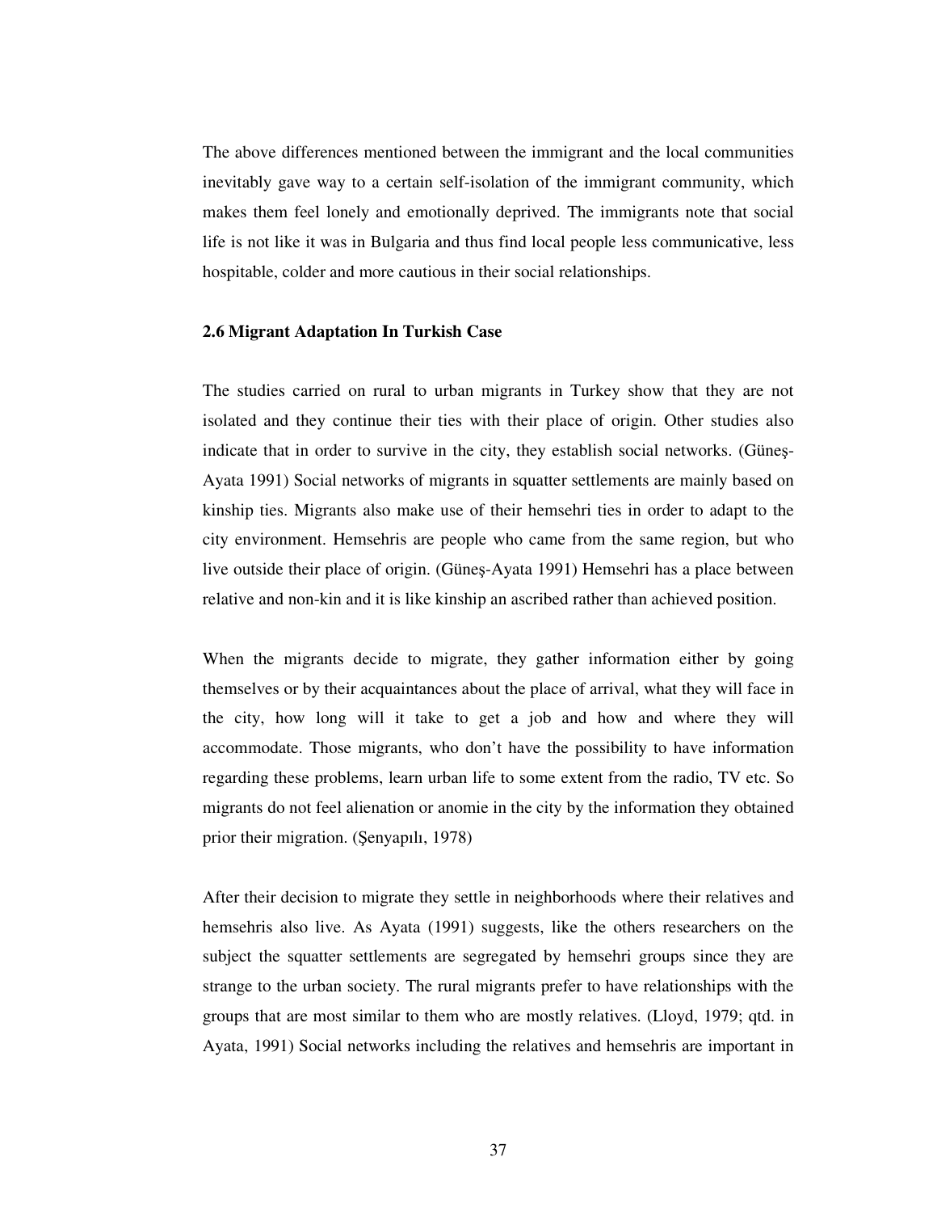The above differences mentioned between the immigrant and the local communities inevitably gave way to a certain self-isolation of the immigrant community, which makes them feel lonely and emotionally deprived. The immigrants note that social life is not like it was in Bulgaria and thus find local people less communicative, less hospitable, colder and more cautious in their social relationships.

### 2.6 Migrant Adaptation In Turkish Case

The studies carried on rural to urban migrants in Turkey show that they are not isolated and they continue their ties with their place of origin. Other studies also indicate that in order to survive in the city, they establish social networks. (Güneş-Ayata 1991) Social networks of migrants in squatter settlements are mainly based on kinship ties. Migrants also make use of their hemsehri ties in order to adapt to the city environment. Hemsehris are people who came from the same region, but who live outside their place of origin. (Güneş-Ayata 1991) Hemsehri has a place between relative and non-kin and it is like kinship an ascribed rather than achieved position.

When the migrants decide to migrate, they gather information either by going themselves or by their acquaintances about the place of arrival, what they will face in the city, how long will it take to get a job and how and where they will accommodate. Those migrants, who don't have the possibility to have information regarding these problems, learn urban life to some extent from the radio, TV etc. So migrants do not feel alienation or anomie in the city by the information they obtained prior their migration. (Şenyapılı, 1978)

After their decision to migrate they settle in neighborhoods where their relatives and hemsehris also live. As Ayata (1991) suggests, like the others researchers on the subject the squatter settlements are segregated by hemsehri groups since they are strange to the urban society. The rural migrants prefer to have relationships with the groups that are most similar to them who are mostly relatives. (Lloyd, 1979; qtd. in Ayata, 1991) Social networks including the relatives and hemsehris are important in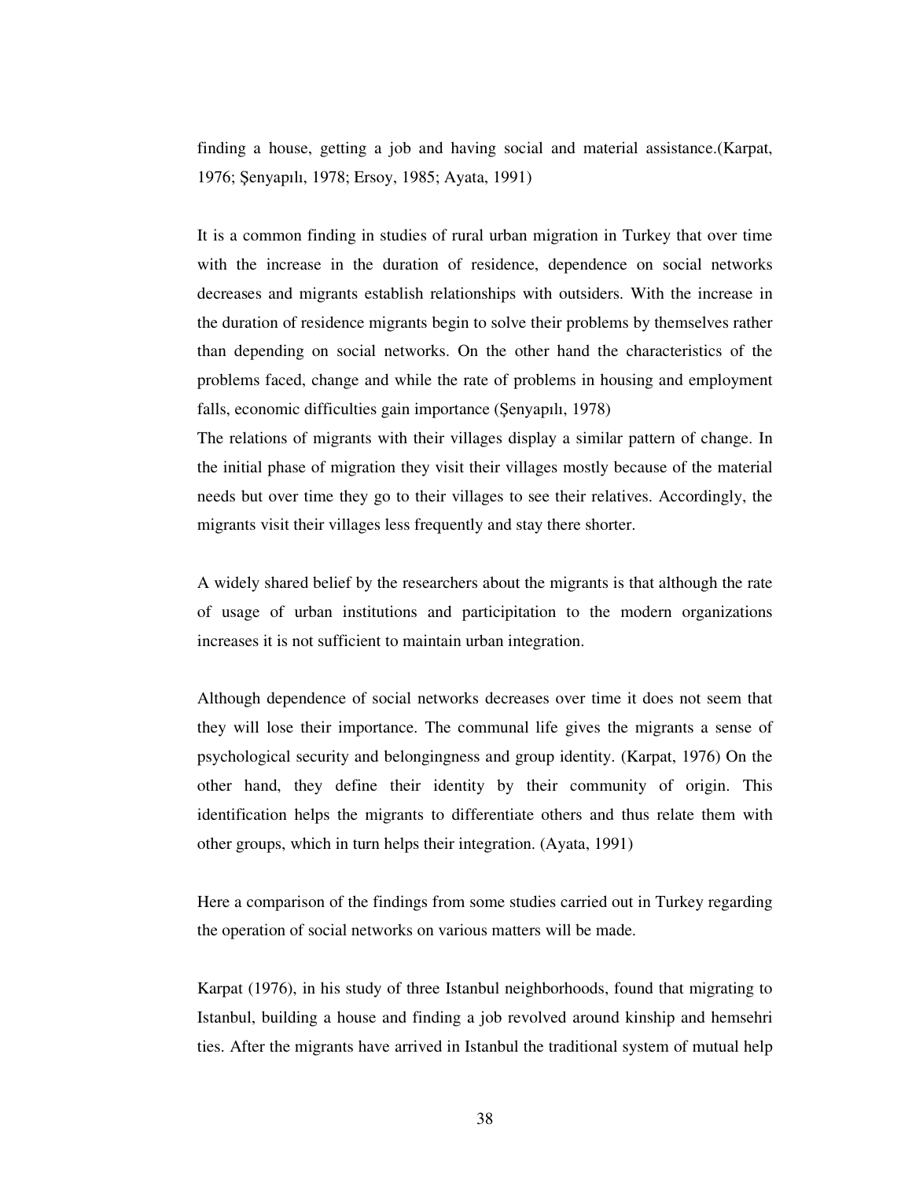finding a house, getting a job and having social and material assistance.(Karpat, 1976; Şenyapılı, 1978; Ersoy, 1985; Ayata, 1991)

It is a common finding in studies of rural urban migration in Turkey that over time with the increase in the duration of residence, dependence on social networks decreases and migrants establish relationships with outsiders. With the increase in the duration of residence migrants begin to solve their problems by themselves rather than depending on social networks. On the other hand the characteristics of the problems faced, change and while the rate of problems in housing and employment falls, economic difficulties gain importance (Şenyapılı, 1978)

The relations of migrants with their villages display a similar pattern of change. In the initial phase of migration they visit their villages mostly because of the material needs but over time they go to their villages to see their relatives. Accordingly, the migrants visit their villages less frequently and stay there shorter.

A widely shared belief by the researchers about the migrants is that although the rate of usage of urban institutions and participitation to the modern organizations increases it is not sufficient to maintain urban integration.

Although dependence of social networks decreases over time it does not seem that they will lose their importance. The communal life gives the migrants a sense of psychological security and belongingness and group identity. (Karpat, 1976) On the other hand, they define their identity by their community of origin. This identification helps the migrants to differentiate others and thus relate them with other groups, which in turn helps their integration. (Ayata, 1991)

Here a comparison of the findings from some studies carried out in Turkey regarding the operation of social networks on various matters will be made.

Karpat (1976), in his study of three Istanbul neighborhoods, found that migrating to Istanbul, building a house and finding a job revolved around kinship and hemsehri ties. After the migrants have arrived in Istanbul the traditional system of mutual help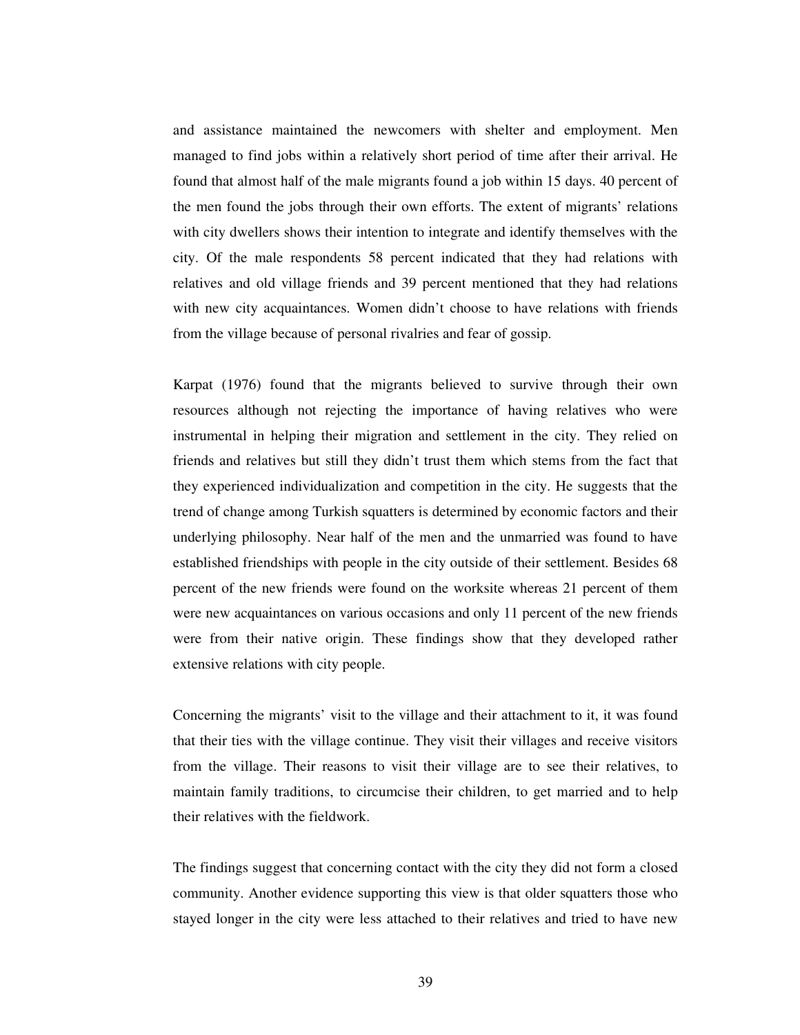and assistance maintained the newcomers with shelter and employment. Men managed to find jobs within a relatively short period of time after their arrival. He found that almost half of the male migrants found a job within 15 days. 40 percent of the men found the jobs through their own efforts. The extent of migrants' relations with city dwellers shows their intention to integrate and identify themselves with the city. Of the male respondents 58 percent indicated that they had relations with relatives and old village friends and 39 percent mentioned that they had relations with new city acquaintances. Women didn't choose to have relations with friends from the village because of personal rivalries and fear of gossip.

Karpat (1976) found that the migrants believed to survive through their own resources although not rejecting the importance of having relatives who were instrumental in helping their migration and settlement in the city. They relied on friends and relatives but still they didn't trust them which stems from the fact that they experienced individualization and competition in the city. He suggests that the trend of change among Turkish squatters is determined by economic factors and their underlying philosophy. Near half of the men and the unmarried was found to have established friendships with people in the city outside of their settlement. Besides 68 percent of the new friends were found on the worksite whereas 21 percent of them were new acquaintances on various occasions and only 11 percent of the new friends were from their native origin. These findings show that they developed rather extensive relations with city people.

Concerning the migrants' visit to the village and their attachment to it, it was found that their ties with the village continue. They visit their villages and receive visitors from the village. Their reasons to visit their village are to see their relatives, to maintain family traditions, to circumcise their children, to get married and to help their relatives with the fieldwork.

The findings suggest that concerning contact with the city they did not form a closed community. Another evidence supporting this view is that older squatters those who stayed longer in the city were less attached to their relatives and tried to have new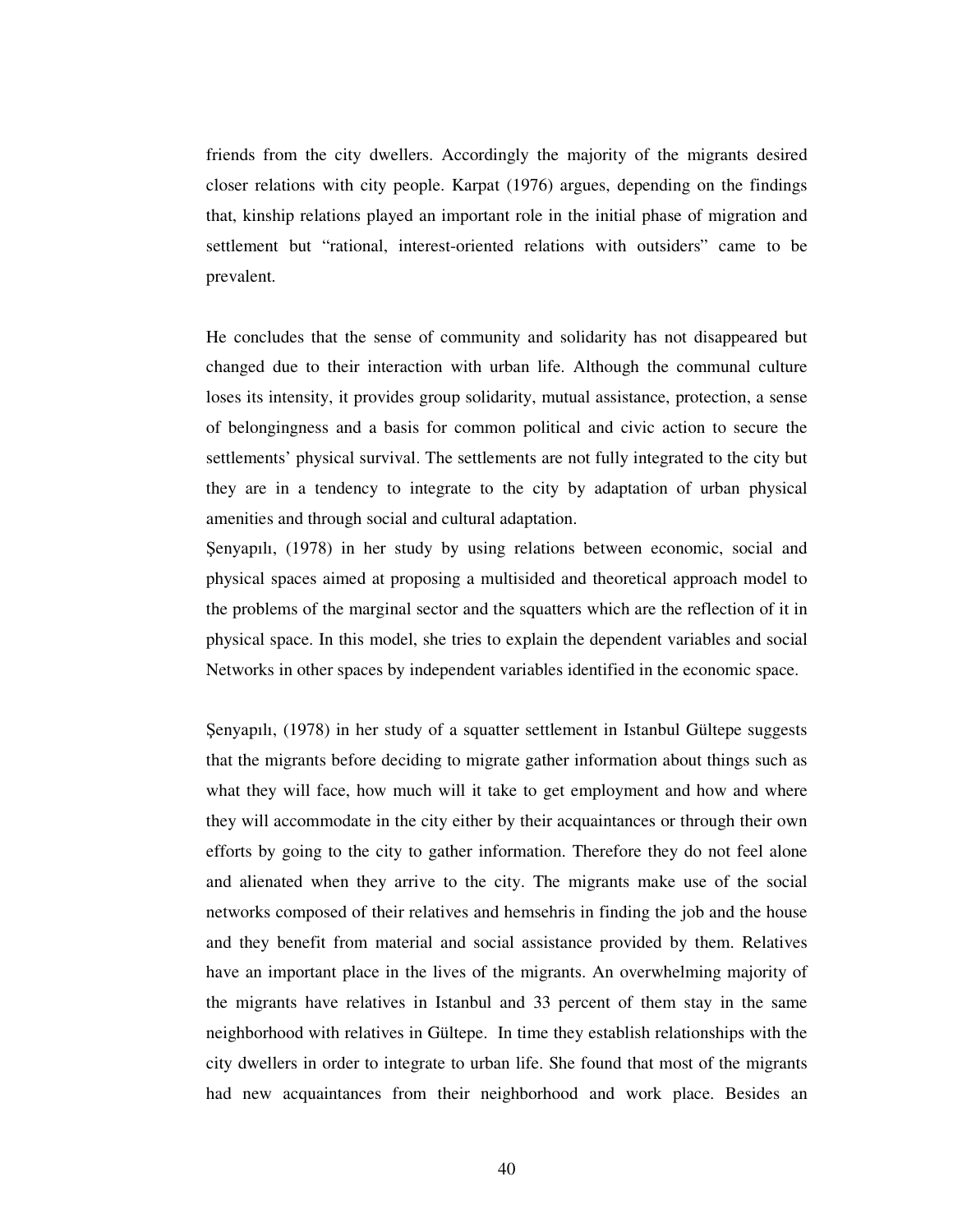friends from the city dwellers. Accordingly the majority of the migrants desired closer relations with city people. Karpat (1976) argues, depending on the findings that, kinship relations played an important role in the initial phase of migration and settlement but "rational, interest-oriented relations with outsiders" came to be prevalent.

He concludes that the sense of community and solidarity has not disappeared but changed due to their interaction with urban life. Although the communal culture loses its intensity, it provides group solidarity, mutual assistance, protection, a sense of belongingness and a basis for common political and civic action to secure the settlements' physical survival. The settlements are not fully integrated to the city but they are in a tendency to integrate to the city by adaptation of urban physical amenities and through social and cultural adaptation.

Şenyapılı, (1978) in her study by using relations between economic, social and physical spaces aimed at proposing a multisided and theoretical approach model to the problems of the marginal sector and the squatters which are the reflection of it in physical space. In this model, she tries to explain the dependent variables and social Networks in other spaces by independent variables identified in the economic space.

Şenyapılı, (1978) in her study of a squatter settlement in Istanbul Gültepe suggests that the migrants before deciding to migrate gather information about things such as what they will face, how much will it take to get employment and how and where they will accommodate in the city either by their acquaintances or through their own efforts by going to the city to gather information. Therefore they do not feel alone and alienated when they arrive to the city. The migrants make use of the social networks composed of their relatives and hemsehris in finding the job and the house and they benefit from material and social assistance provided by them. Relatives have an important place in the lives of the migrants. An overwhelming majority of the migrants have relatives in Istanbul and 33 percent of them stay in the same neighborhood with relatives in Gültepe. In time they establish relationships with the city dwellers in order to integrate to urban life. She found that most of the migrants had new acquaintances from their neighborhood and work place. Besides an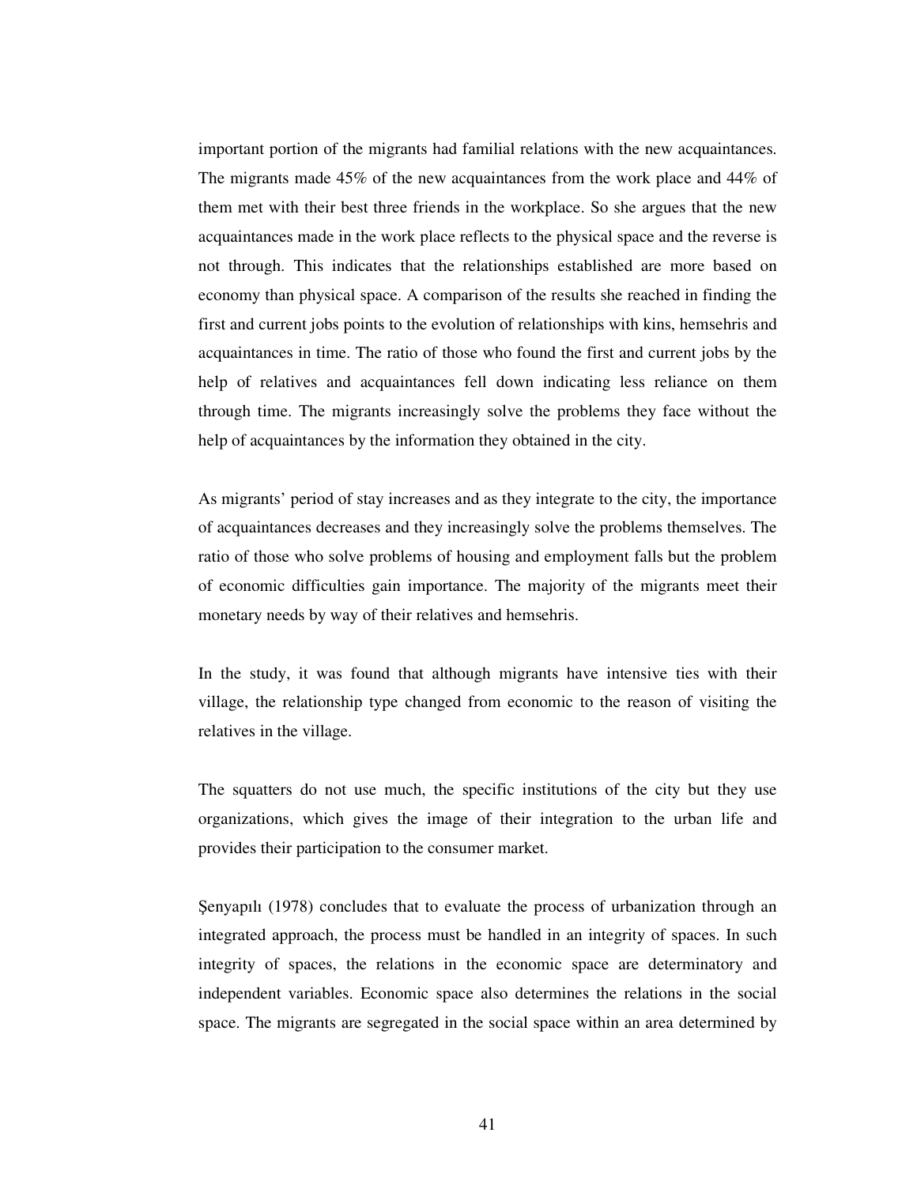important portion of the migrants had familial relations with the new acquaintances. The migrants made 45% of the new acquaintances from the work place and 44% of them met with their best three friends in the workplace. So she argues that the new acquaintances made in the work place reflects to the physical space and the reverse is not through. This indicates that the relationships established are more based on economy than physical space. A comparison of the results she reached in finding the first and current jobs points to the evolution of relationships with kins, hemsehris and acquaintances in time. The ratio of those who found the first and current jobs by the help of relatives and acquaintances fell down indicating less reliance on them through time. The migrants increasingly solve the problems they face without the help of acquaintances by the information they obtained in the city.

As migrants' period of stay increases and as they integrate to the city, the importance of acquaintances decreases and they increasingly solve the problems themselves. The ratio of those who solve problems of housing and employment falls but the problem of economic difficulties gain importance. The majority of the migrants meet their monetary needs by way of their relatives and hemsehris.

In the study, it was found that although migrants have intensive ties with their village, the relationship type changed from economic to the reason of visiting the relatives in the village.

The squatters do not use much, the specific institutions of the city but they use organizations, which gives the image of their integration to the urban life and provides their participation to the consumer market.

Şenyapılı (1978) concludes that to evaluate the process of urbanization through an integrated approach, the process must be handled in an integrity of spaces. In such integrity of spaces, the relations in the economic space are determinatory and independent variables. Economic space also determines the relations in the social space. The migrants are segregated in the social space within an area determined by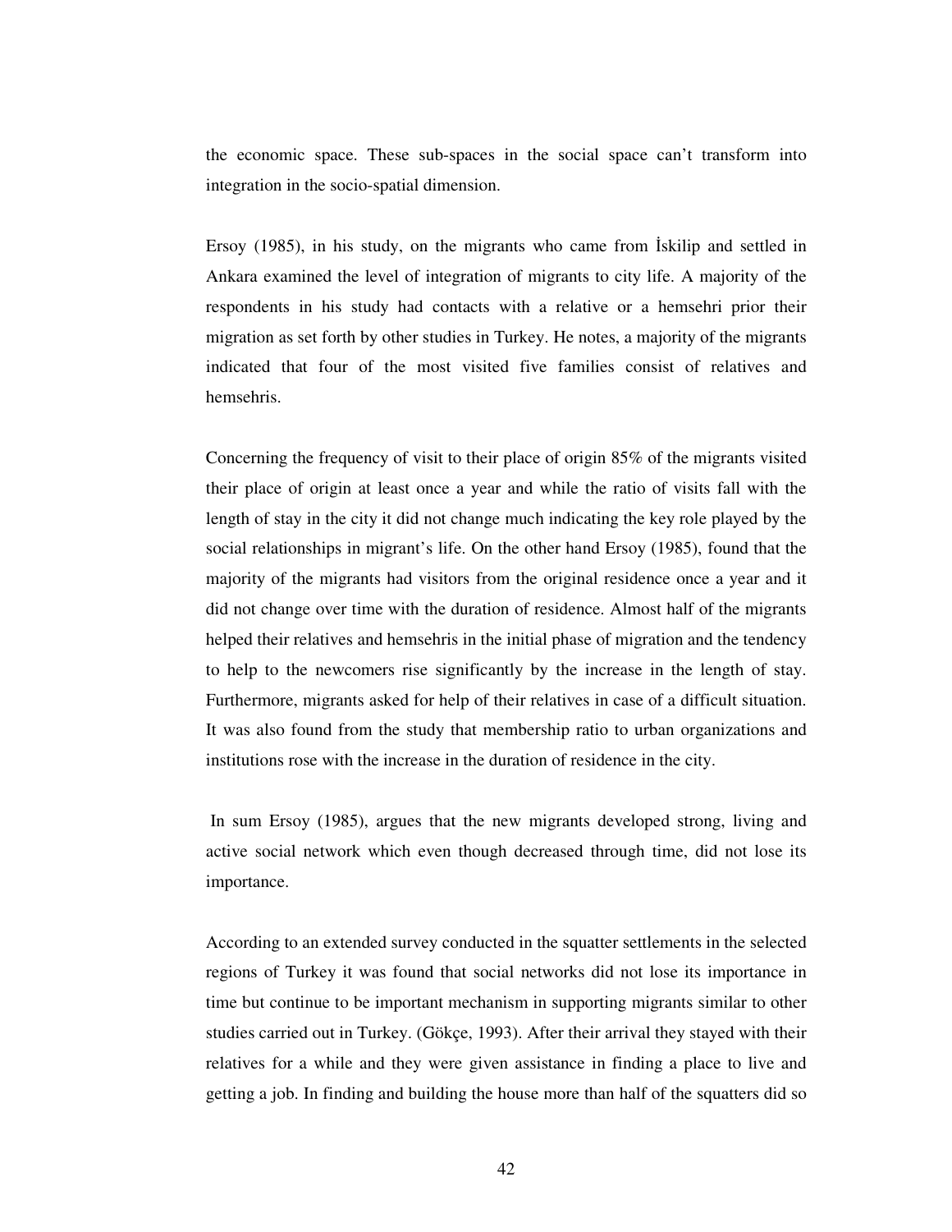the economic space. These sub-spaces in the social space can't transform into integration in the socio-spatial dimension.

Ersoy (1985), in his study, on the migrants who came from İskilip and settled in Ankara examined the level of integration of migrants to city life. A majority of the respondents in his study had contacts with a relative or a hemsehri prior their migration as set forth by other studies in Turkey. He notes, a majority of the migrants indicated that four of the most visited five families consist of relatives and hemsehris.

Concerning the frequency of visit to their place of origin 85% of the migrants visited their place of origin at least once a year and while the ratio of visits fall with the length of stay in the city it did not change much indicating the key role played by the social relationships in migrant's life. On the other hand Ersoy (1985), found that the majority of the migrants had visitors from the original residence once a year and it did not change over time with the duration of residence. Almost half of the migrants helped their relatives and hemsehris in the initial phase of migration and the tendency to help to the newcomers rise significantly by the increase in the length of stay. Furthermore, migrants asked for help of their relatives in case of a difficult situation. It was also found from the study that membership ratio to urban organizations and institutions rose with the increase in the duration of residence in the city.

In sum Ersoy (1985), argues that the new migrants developed strong, living and active social network which even though decreased through time, did not lose its importance.

According to an extended survey conducted in the squatter settlements in the selected regions of Turkey it was found that social networks did not lose its importance in time but continue to be important mechanism in supporting migrants similar to other studies carried out in Turkey. (Gökçe, 1993). After their arrival they stayed with their relatives for a while and they were given assistance in finding a place to live and getting a job. In finding and building the house more than half of the squatters did so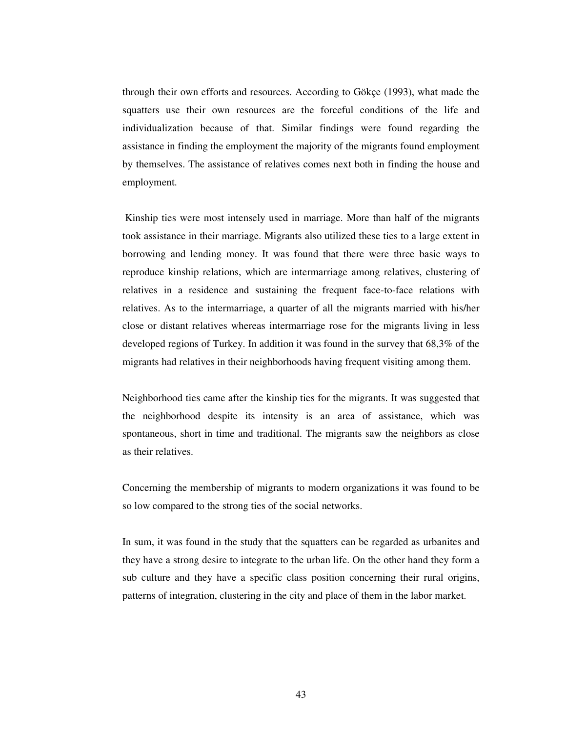through their own efforts and resources. According to Gökçe (1993), what made the squatters use their own resources are the forceful conditions of the life and individualization because of that. Similar findings were found regarding the assistance in finding the employment the majority of the migrants found employment by themselves. The assistance of relatives comes next both in finding the house and employment.

Kinship ties were most intensely used in marriage. More than half of the migrants took assistance in their marriage. Migrants also utilized these ties to a large extent in borrowing and lending money. It was found that there were three basic ways to reproduce kinship relations, which are intermarriage among relatives, clustering of relatives in a residence and sustaining the frequent face-to-face relations with relatives. As to the intermarriage, a quarter of all the migrants married with his/her close or distant relatives whereas intermarriage rose for the migrants living in less developed regions of Turkey. In addition it was found in the survey that 68,3% of the migrants had relatives in their neighborhoods having frequent visiting among them.

Neighborhood ties came after the kinship ties for the migrants. It was suggested that the neighborhood despite its intensity is an area of assistance, which was spontaneous, short in time and traditional. The migrants saw the neighbors as close as their relatives.

Concerning the membership of migrants to modern organizations it was found to be so low compared to the strong ties of the social networks.

In sum, it was found in the study that the squatters can be regarded as urbanites and they have a strong desire to integrate to the urban life. On the other hand they form a sub culture and they have a specific class position concerning their rural origins, patterns of integration, clustering in the city and place of them in the labor market.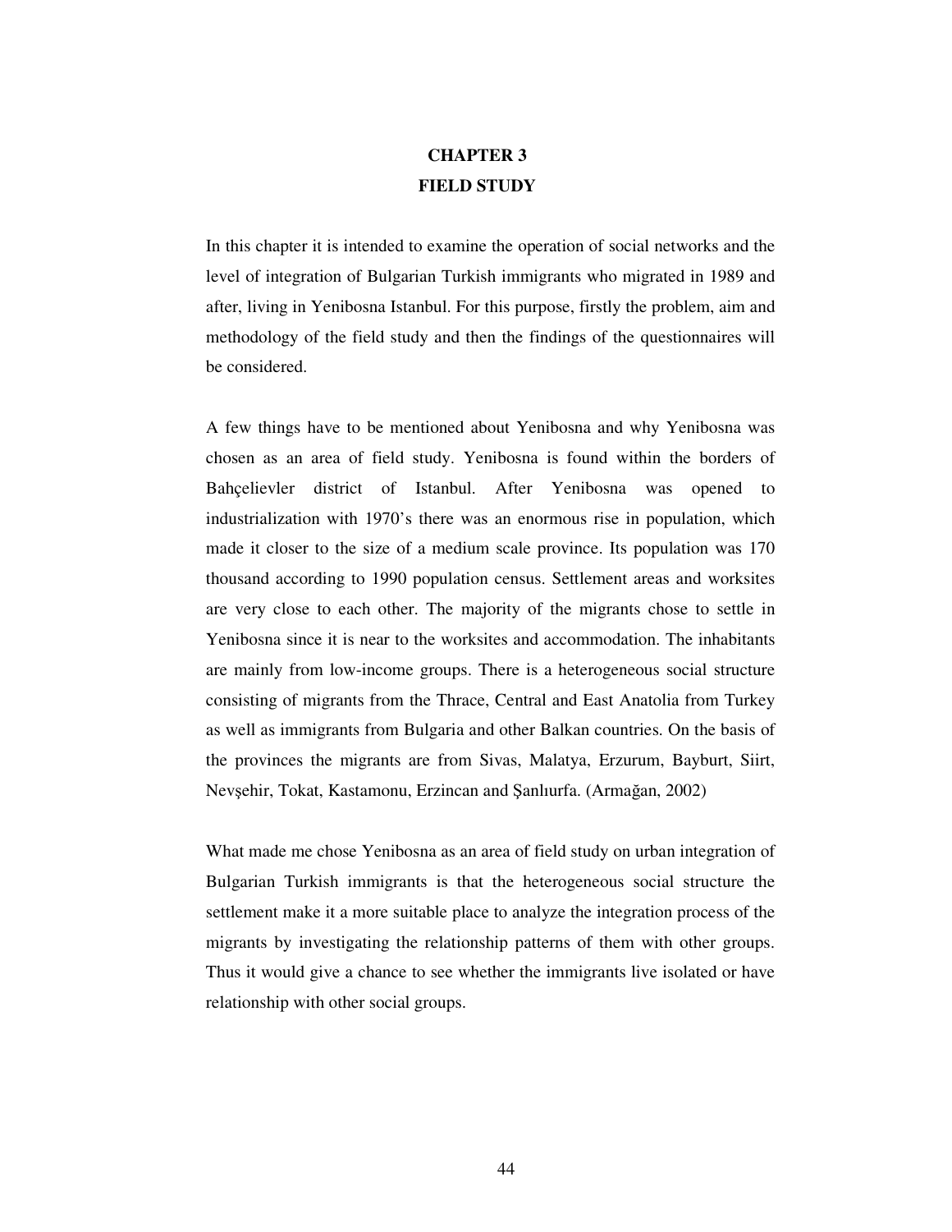# CHAPTER 3

# FIELD STUDY

In this chapter it is intended to examine the operation of social networks and the level of integration of Bulgarian Turkish immigrants who migrated in 1989 and after, living in Yenibosna Istanbul. For this purpose, firstly the problem, aim and methodology of the field study and then the findings of the questionnaires will be considered.

A few things have to be mentioned about Yenibosna and why Yenibosna was chosen as an area of field study. Yenibosna is found within the borders of Bahçelievler district of Istanbul. After Yenibosna was opened to industrialization with 1970's there was an enormous rise in population, which made it closer to the size of a medium scale province. Its population was 170 thousand according to 1990 population census. Settlement areas and worksites are very close to each other. The majority of the migrants chose to settle in Yenibosna since it is near to the worksites and accommodation. The inhabitants are mainly from low-income groups. There is a heterogeneous social structure consisting of migrants from the Thrace, Central and East Anatolia from Turkey as well as immigrants from Bulgaria and other Balkan countries. On the basis of the provinces the migrants are from Sivas, Malatya, Erzurum, Bayburt, Siirt, Nevşehir, Tokat, Kastamonu, Erzincan and Şanlıurfa. (Armağan, 2002)

What made me chose Yenibosna as an area of field study on urban integration of Bulgarian Turkish immigrants is that the heterogeneous social structure the settlement make it a more suitable place to analyze the integration process of the migrants by investigating the relationship patterns of them with other groups. Thus it would give a chance to see whether the immigrants live isolated or have relationship with other social groups.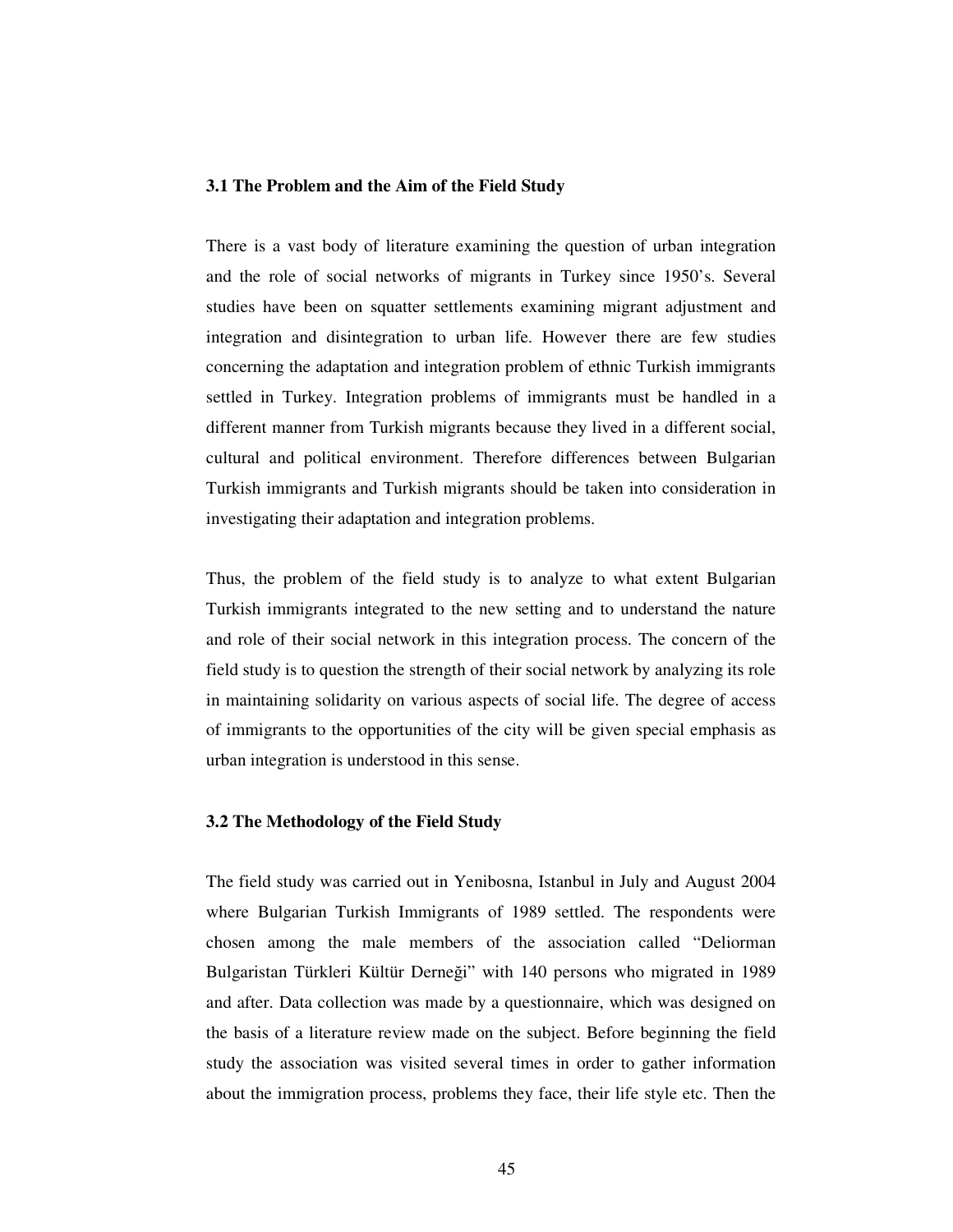### 3.1 The Problem and the Aim of the Field Study

There is a vast body of literature examining the question of urban integration and the role of social networks of migrants in Turkey since 1950's. Several studies have been on squatter settlements examining migrant adjustment and integration and disintegration to urban life. However there are few studies concerning the adaptation and integration problem of ethnic Turkish immigrants settled in Turkey. Integration problems of immigrants must be handled in a different manner from Turkish migrants because they lived in a different social, cultural and political environment. Therefore differences between Bulgarian Turkish immigrants and Turkish migrants should be taken into consideration in investigating their adaptation and integration problems.

Thus, the problem of the field study is to analyze to what extent Bulgarian Turkish immigrants integrated to the new setting and to understand the nature and role of their social network in this integration process. The concern of the field study is to question the strength of their social network by analyzing its role in maintaining solidarity on various aspects of social life. The degree of access of immigrants to the opportunities of the city will be given special emphasis as urban integration is understood in this sense.

### 3.2 The Methodology of the Field Study

The field study was carried out in Yenibosna, Istanbul in July and August 2004 where Bulgarian Turkish Immigrants of 1989 settled. The respondents were chosen among the male members of the association called "Deliorman Bulgaristan Türkleri Kültür Derneği" with 140 persons who migrated in 1989 and after. Data collection was made by a questionnaire, which was designed on the basis of a literature review made on the subject. Before beginning the field study the association was visited several times in order to gather information about the immigration process, problems they face, their life style etc. Then the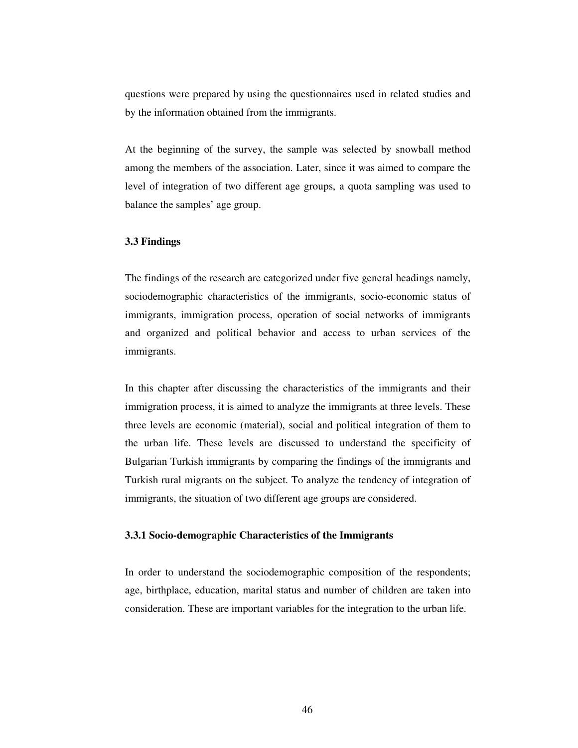questions were prepared by using the questionnaires used in related studies and by the information obtained from the immigrants.

At the beginning of the survey, the sample was selected by snowball method among the members of the association. Later, since it was aimed to compare the level of integration of two different age groups, a quota sampling was used to balance the samples' age group.

### 3.3 Findings

The findings of the research are categorized under five general headings namely, sociodemographic characteristics of the immigrants, socio-economic status of immigrants, immigration process, operation of social networks of immigrants and organized and political behavior and access to urban services of the immigrants.

In this chapter after discussing the characteristics of the immigrants and their immigration process, it is aimed to analyze the immigrants at three levels. These three levels are economic (material), social and political integration of them to the urban life. These levels are discussed to understand the specificity of Bulgarian Turkish immigrants by comparing the findings of the immigrants and Turkish rural migrants on the subject. To analyze the tendency of integration of immigrants, the situation of two different age groups are considered.

#### 3.3.1 Socio-demographic Characteristics of the Immigrants

In order to understand the sociodemographic composition of the respondents; age, birthplace, education, marital status and number of children are taken into consideration. These are important variables for the integration to the urban life.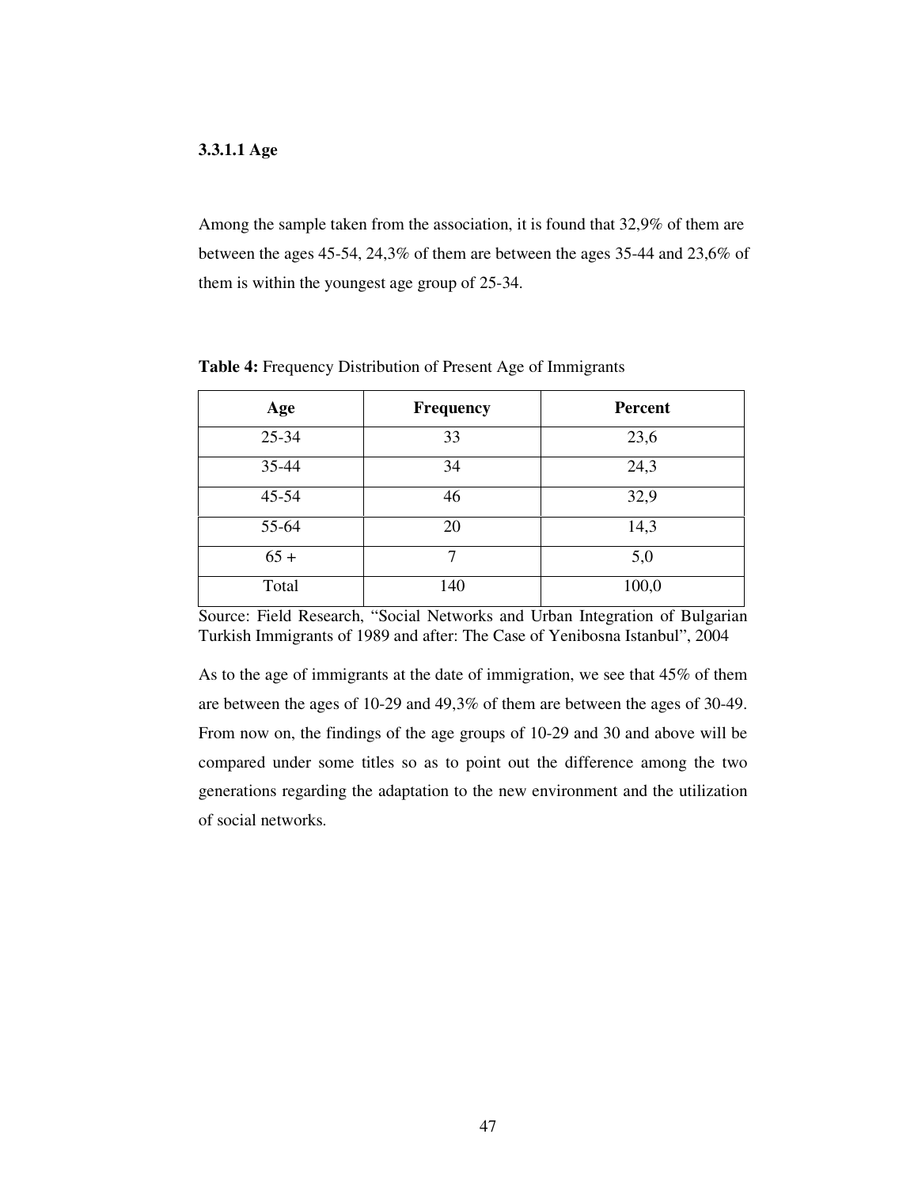#### 3.3.1.1 Age

Among the sample taken from the association, it is found that 32,9% of them are between the ages 45-54, 24,3% of them are between the ages 35-44 and 23,6% of them is within the youngest age group of 25-34.

**Table 4:** Frequency Distribution of Present Age of Immigrants

| Age | Frequency | Percent |
|---|---|---|
| 25-34 | 33 | 23,6 |
| 35-44 | 34 | 24,3 |
| 45-54 | 46 | 32,9 |
| 55-64 | 20 | 14,3 |
| 65 + | 7 | 5,0 |
| Total | 140 | 100,0 |

Source: Field Research, "Social Networks and Urban Integration of Bulgarian Turkish Immigrants of 1989 and after: The Case of Yenibosna Istanbul", 2004

As to the age of immigrants at the date of immigration, we see that 45% of them are between the ages of 10-29 and 49,3% of them are between the ages of 30-49. From now on, the findings of the age groups of 10-29 and 30 and above will be compared under some titles so as to point out the difference among the two generations regarding the adaptation to the new environment and the utilization of social networks.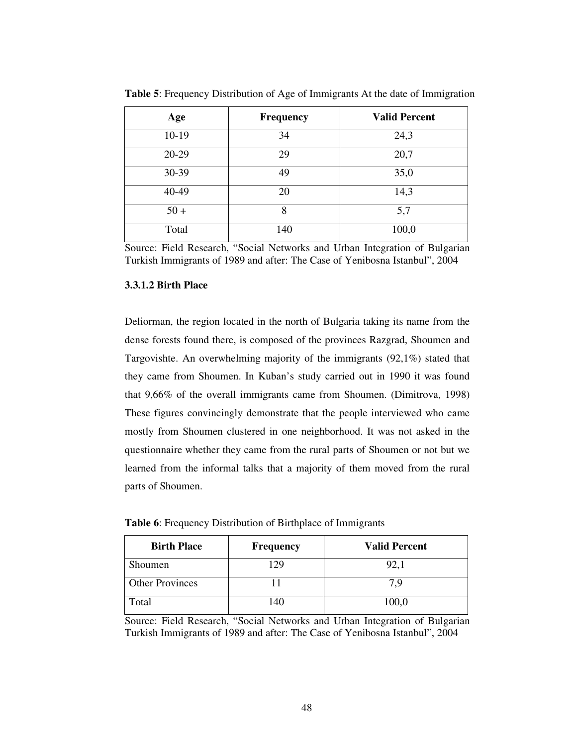**Table 5**: Frequency Distribution of Age of Immigrants At the date of Immigration

| Age | Frequency | Valid Percent |
|---|---|---|
| 10-19 | 34 | 24,3 |
| 20-29 | 29 | 20,7 |
| 30-39 | 49 | 35,0 |
| 40-49 | 20 | 14,3 |
| 50 + | 8 | 5,7 |
| Total | 140 | 100,0 |

Source: Field Research, "Social Networks and Urban Integration of Bulgarian Turkish Immigrants of 1989 and after: The Case of Yenibosna Istanbul", 2004

#### 3.3.1.2 Birth Place

Deliorman, the region located in the north of Bulgaria taking its name from the dense forests found there, is composed of the provinces Razgrad, Shoumen and Targovishte. An overwhelming majority of the immigrants (92,1%) stated that they came from Shoumen. In Kuban's study carried out in 1990 it was found that 9,66% of the overall immigrants came from Shoumen. (Dimitrova, 1998) These figures convincingly demonstrate that the people interviewed who came mostly from Shoumen clustered in one neighborhood. It was not asked in the questionnaire whether they came from the rural parts of Shoumen or not but we learned from the informal talks that a majority of them moved from the rural parts of Shoumen.

**Table 6**: Frequency Distribution of Birthplace of Immigrants

| Birth Place | Frequency | Valid Percent |
|---|---|---|
| Shoumen | 129 | 92,1 |
| Other Provinces | 11 | 7,9 |
| Total | 140 | 100,0 |

Source: Field Research, "Social Networks and Urban Integration of Bulgarian Turkish Immigrants of 1989 and after: The Case of Yenibosna Istanbul", 2004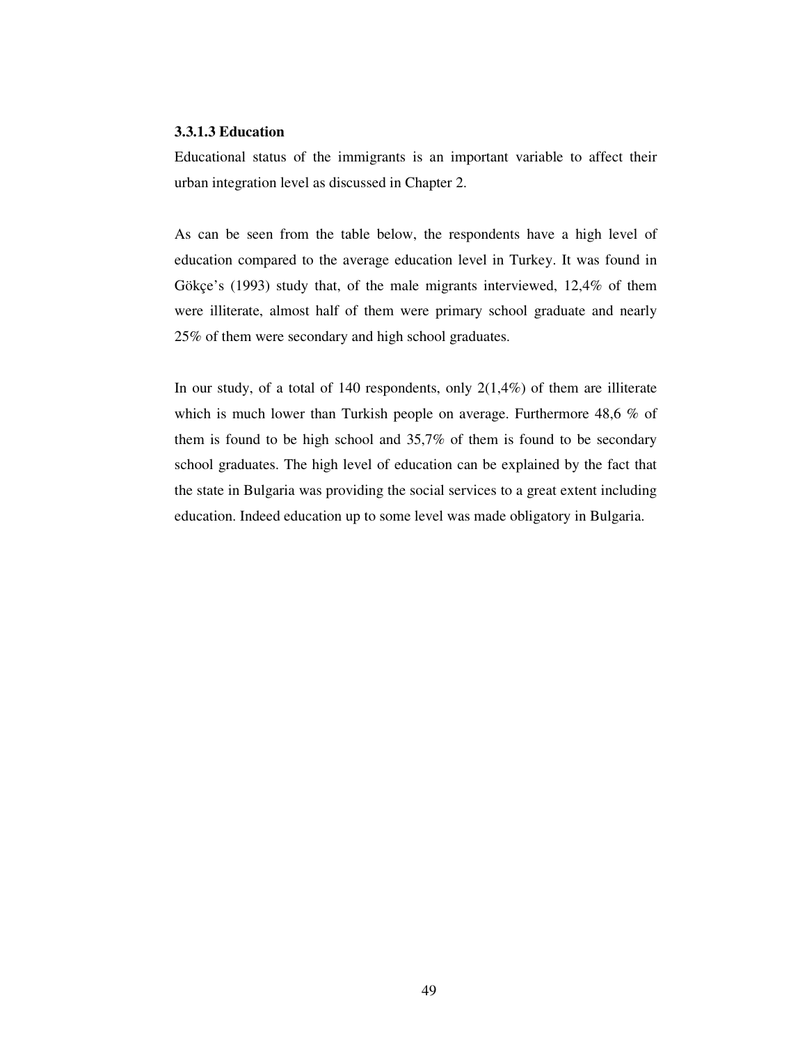#### 3.3.1.3 Education

Educational status of the immigrants is an important variable to affect their urban integration level as discussed in Chapter 2.

As can be seen from the table below, the respondents have a high level of education compared to the average education level in Turkey. It was found in Gökçe's (1993) study that, of the male migrants interviewed, 12,4% of them were illiterate, almost half of them were primary school graduate and nearly 25% of them were secondary and high school graduates.

In our study, of a total of 140 respondents, only 2(1,4%) of them are illiterate which is much lower than Turkish people on average. Furthermore 48,6 % of them is found to be high school and 35,7% of them is found to be secondary school graduates. The high level of education can be explained by the fact that the state in Bulgaria was providing the social services to a great extent including education. Indeed education up to some level was made obligatory in Bulgaria.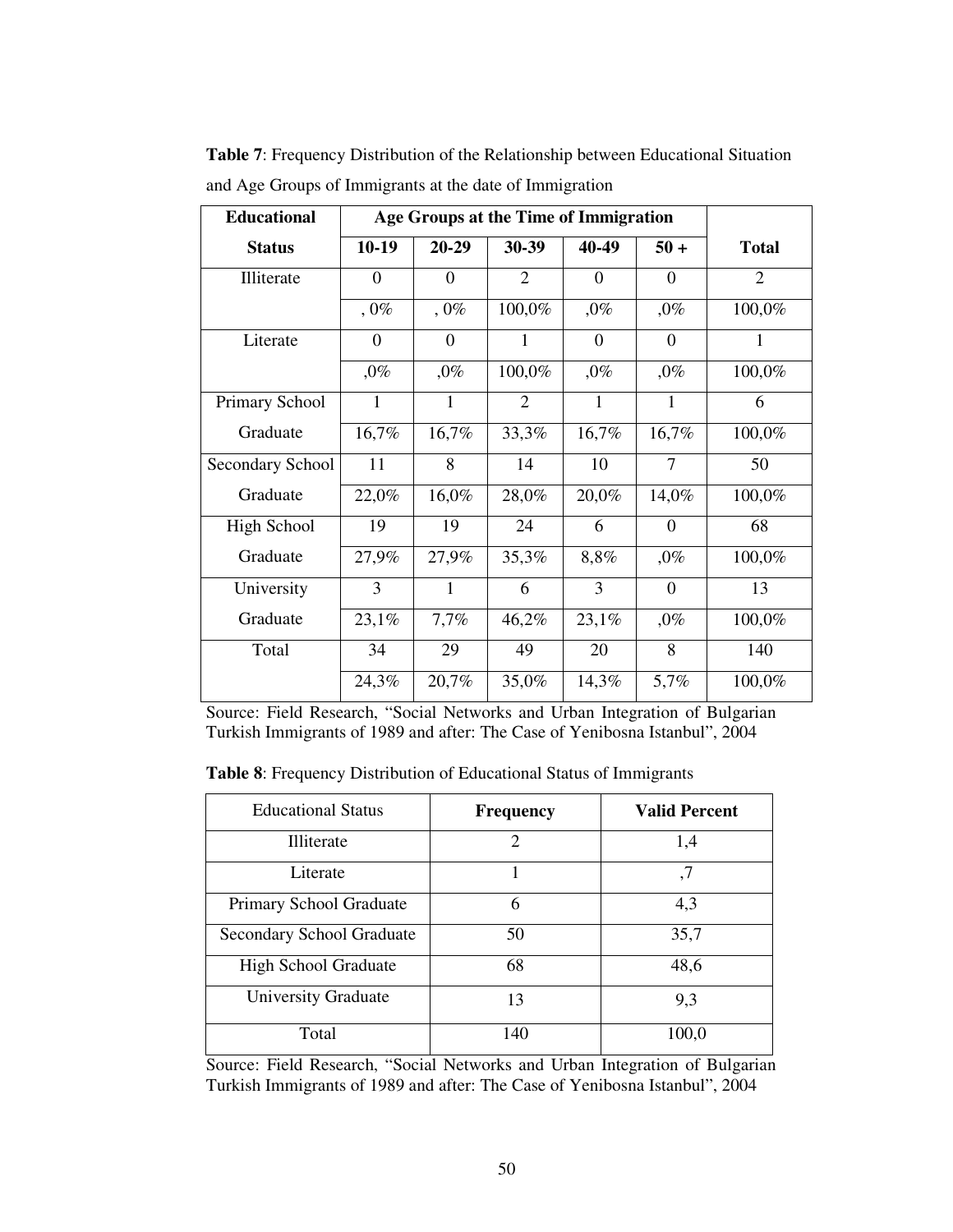**Table 7**: Frequency Distribution of the Relationship between Educational Situation and Age Groups of Immigrants at the date of Immigration

| Educational Status | Age Groups at the Time of Immigration | | | | | Total |
|---|---|---|---|---|---|---|
| | 10-19 | 20-29 | 30-39 | 40-49 | 50 + | |
| Illiterate | 0 | 0 | 2 | 0 | 0 | 2 |
| | , 0% | , 0% | 100,0% | ,0% | ,0% | 100,0% |
| Literate | 0 | 0 | 1 | 0 | 0 | 1 |
| | ,0% | ,0% | 100,0% | ,0% | ,0% | 100,0% |
| Primary School Graduate | 1 | 1 | 2 | 1 | 1 | 6 |
| | 16,7% | 16,7% | 33,3% | 16,7% | 16,7% | 100,0% |
| Secondary School Graduate | 11 | 8 | 14 | 10 | 7 | 50 |
| | 22,0% | 16,0% | 28,0% | 20,0% | 14,0% | 100,0% |
| High School Graduate | 19 | 19 | 24 | 6 | 0 | 68 |
| | 27,9% | 27,9% | 35,3% | 8,8% | ,0% | 100,0% |
| University Graduate | 3 | 1 | 6 | 3 | 0 | 13 |
| | 23,1% | 7,7% | 46,2% | 23,1% | ,0% | 100,0% |
| Total | 34 | 29 | 49 | 20 | 8 | 140 |
| | 24,3% | 20,7% | 35,0% | 14,3% | 5,7% | 100,0% |

Source: Field Research, "Social Networks and Urban Integration of Bulgarian Turkish Immigrants of 1989 and after: The Case of Yenibosna Istanbul", 2004

**Table 8**: Frequency Distribution of Educational Status of Immigrants

| Educational Status | Frequency | Valid Percent |
|---|---|---|
| Illiterate | 2 | 1,4 |
| Literate | 1 | ,7 |
| Primary School Graduate | 6 | 4,3 |
| Secondary School Graduate | 50 | 35,7 |
| High School Graduate | 68 | 48,6 |
| University Graduate | 13 | 9,3 |
| Total | 140 | 100,0 |

Source: Field Research, "Social Networks and Urban Integration of Bulgarian Turkish Immigrants of 1989 and after: The Case of Yenibosna Istanbul", 2004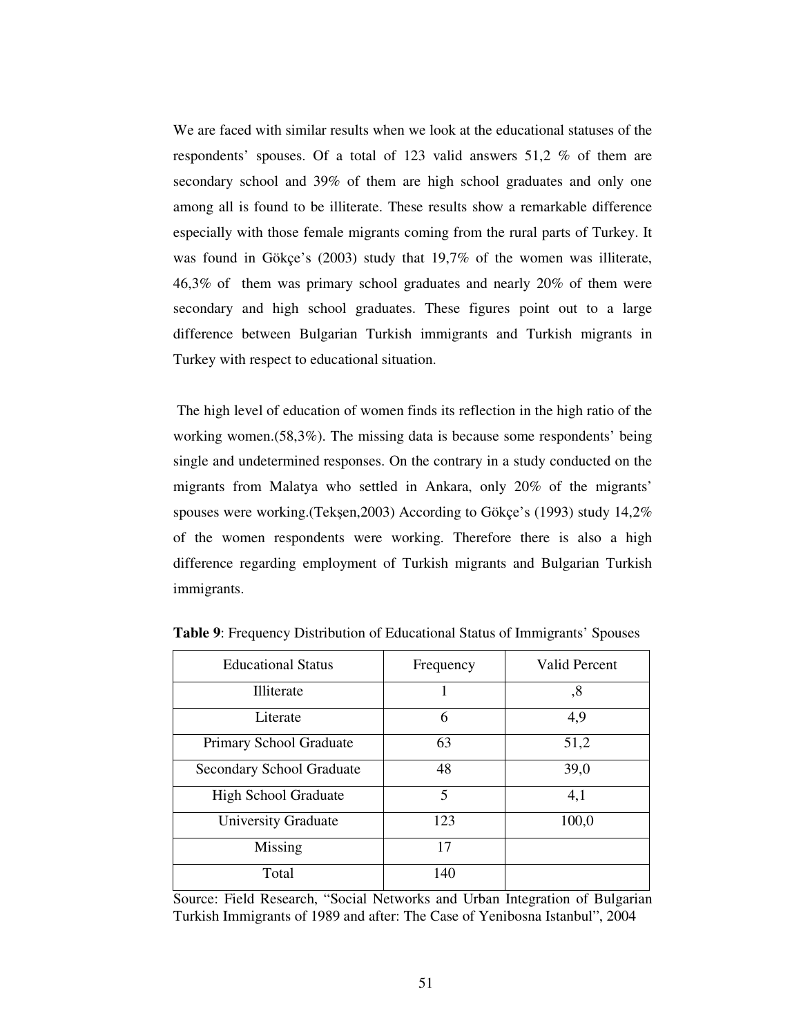We are faced with similar results when we look at the educational statuses of the respondents' spouses. Of a total of 123 valid answers 51,2 % of them are secondary school and 39% of them are high school graduates and only one among all is found to be illiterate. These results show a remarkable difference especially with those female migrants coming from the rural parts of Turkey. It was found in Gökçe's (2003) study that 19,7% of the women was illiterate, 46,3% of them was primary school graduates and nearly 20% of them were secondary and high school graduates. These figures point out to a large difference between Bulgarian Turkish immigrants and Turkish migrants in Turkey with respect to educational situation.

The high level of education of women finds its reflection in the high ratio of the working women.(58,3%). The missing data is because some respondents' being single and undetermined responses. On the contrary in a study conducted on the migrants from Malatya who settled in Ankara, only 20% of the migrants' spouses were working.(Tekşen,2003) According to Gökçe's (1993) study 14,2% of the women respondents were working. Therefore there is also a high difference regarding employment of Turkish migrants and Bulgarian Turkish immigrants.

**Table 9**: Frequency Distribution of Educational Status of Immigrants' Spouses

| Educational Status | Frequency | Valid Percent |
|---|---|---|
| Illiterate | 1 | ,8 |
| Literate | 6 | 4,9 |
| Primary School Graduate | 63 | 51,2 |
| Secondary School Graduate | 48 | 39,0 |
| High School Graduate | 5 | 4,1 |
| University Graduate | 123 | 100,0 |
| Missing | 17 | |
| Total | 140 | |

Source: Field Research, "Social Networks and Urban Integration of Bulgarian Turkish Immigrants of 1989 and after: The Case of Yenibosna Istanbul", 2004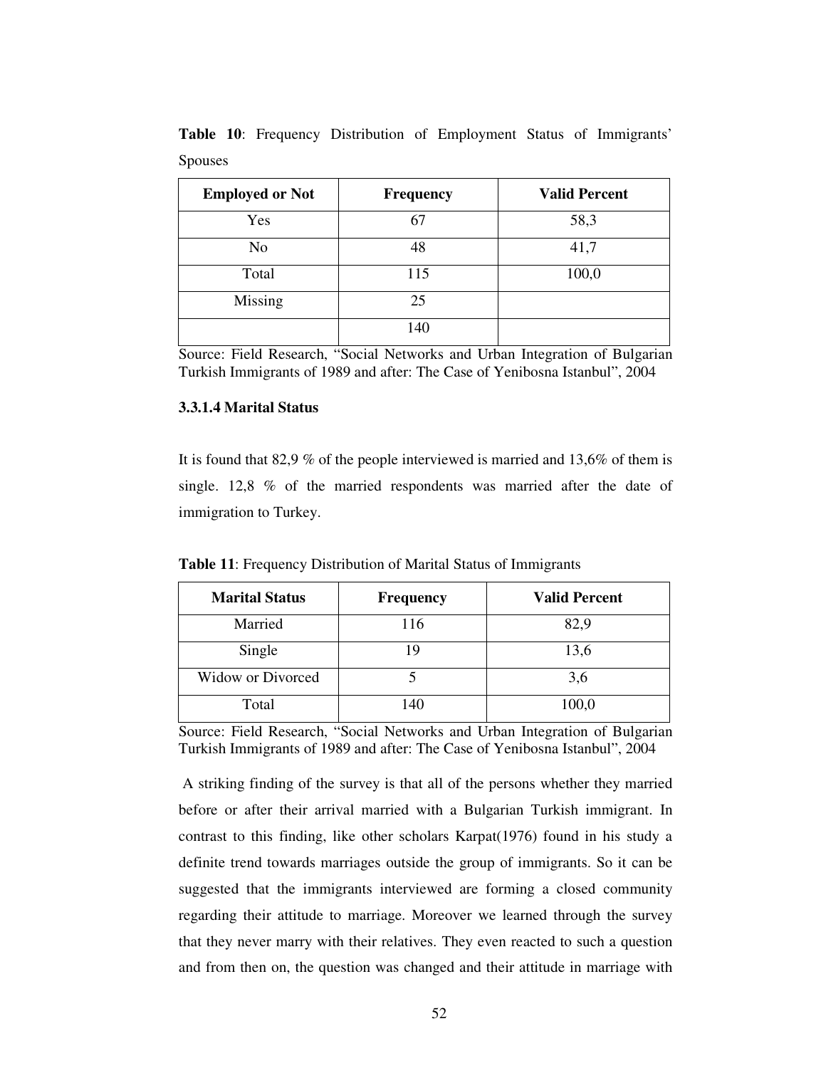**Table 10**: Frequency Distribution of Employment Status of Immigrants' Spouses

| Employed or Not | Frequency | Valid Percent |
|---|---|---|
| Yes | 67 | 58,3 |
| No | 48 | 41,7 |
| Total | 115 | 100,0 |
| Missing | 25 | |
| | 140 | |

Source: Field Research, "Social Networks and Urban Integration of Bulgarian Turkish Immigrants of 1989 and after: The Case of Yenibosna Istanbul", 2004

#### 3.3.1.4 Marital Status

It is found that 82,9 % of the people interviewed is married and 13,6% of them is single. 12,8 % of the married respondents was married after the date of immigration to Turkey.

**Table 11**: Frequency Distribution of Marital Status of Immigrants

| Marital Status | Frequency | Valid Percent |
|---|---|---|
| Married | 116 | 82,9 |
| Single | 19 | 13,6 |
| Widow or Divorced | 5 | 3,6 |
| Total | 140 | 100,0 |

Source: Field Research, "Social Networks and Urban Integration of Bulgarian Turkish Immigrants of 1989 and after: The Case of Yenibosna Istanbul", 2004

A striking finding of the survey is that all of the persons whether they married before or after their arrival married with a Bulgarian Turkish immigrant. In contrast to this finding, like other scholars Karpat(1976) found in his study a definite trend towards marriages outside the group of immigrants. So it can be suggested that the immigrants interviewed are forming a closed community regarding their attitude to marriage. Moreover we learned through the survey that they never marry with their relatives. They even reacted to such a question and from then on, the question was changed and their attitude in marriage with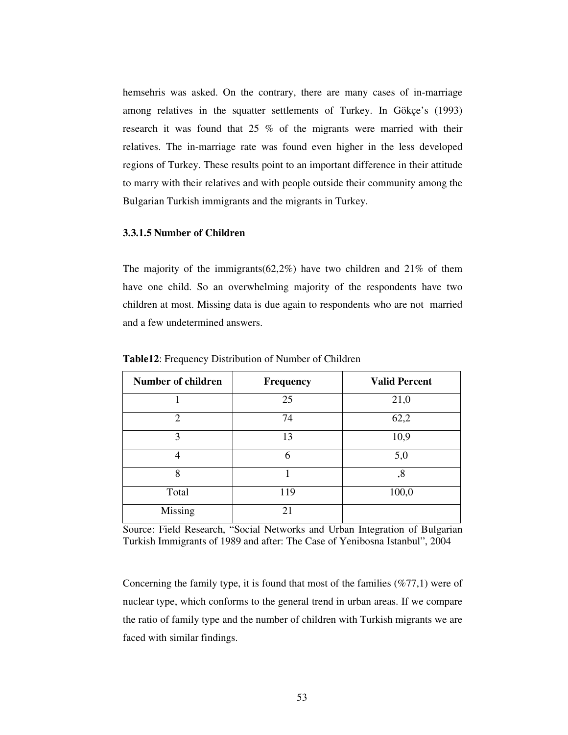hemsehris was asked. On the contrary, there are many cases of in-marriage among relatives in the squatter settlements of Turkey. In Gökçe's (1993) research it was found that 25 % of the migrants were married with their relatives. The in-marriage rate was found even higher in the less developed regions of Turkey. These results point to an important difference in their attitude to marry with their relatives and with people outside their community among the Bulgarian Turkish immigrants and the migrants in Turkey.

#### 3.3.1.5 Number of Children

The majority of the immigrants(62,2%) have two children and 21% of them have one child. So an overwhelming majority of the respondents have two children at most. Missing data is due again to respondents who are not married and a few undetermined answers.

**Table12**: Frequency Distribution of Number of Children

| Number of children | Frequency | Valid Percent |
|---|---|---|
| 1 | 25 | 21,0 |
| 2 | 74 | 62,2 |
| 3 | 13 | 10,9 |
| 4 | 6 | 5,0 |
| 8 | 1 | ,8 |
| Total | 119 | 100,0 |
| Missing | 21 | |

Source: Field Research, "Social Networks and Urban Integration of Bulgarian Turkish Immigrants of 1989 and after: The Case of Yenibosna Istanbul", 2004

Concerning the family type, it is found that most of the families (%77,1) were of nuclear type, which conforms to the general trend in urban areas. If we compare the ratio of family type and the number of children with Turkish migrants we are faced with similar findings.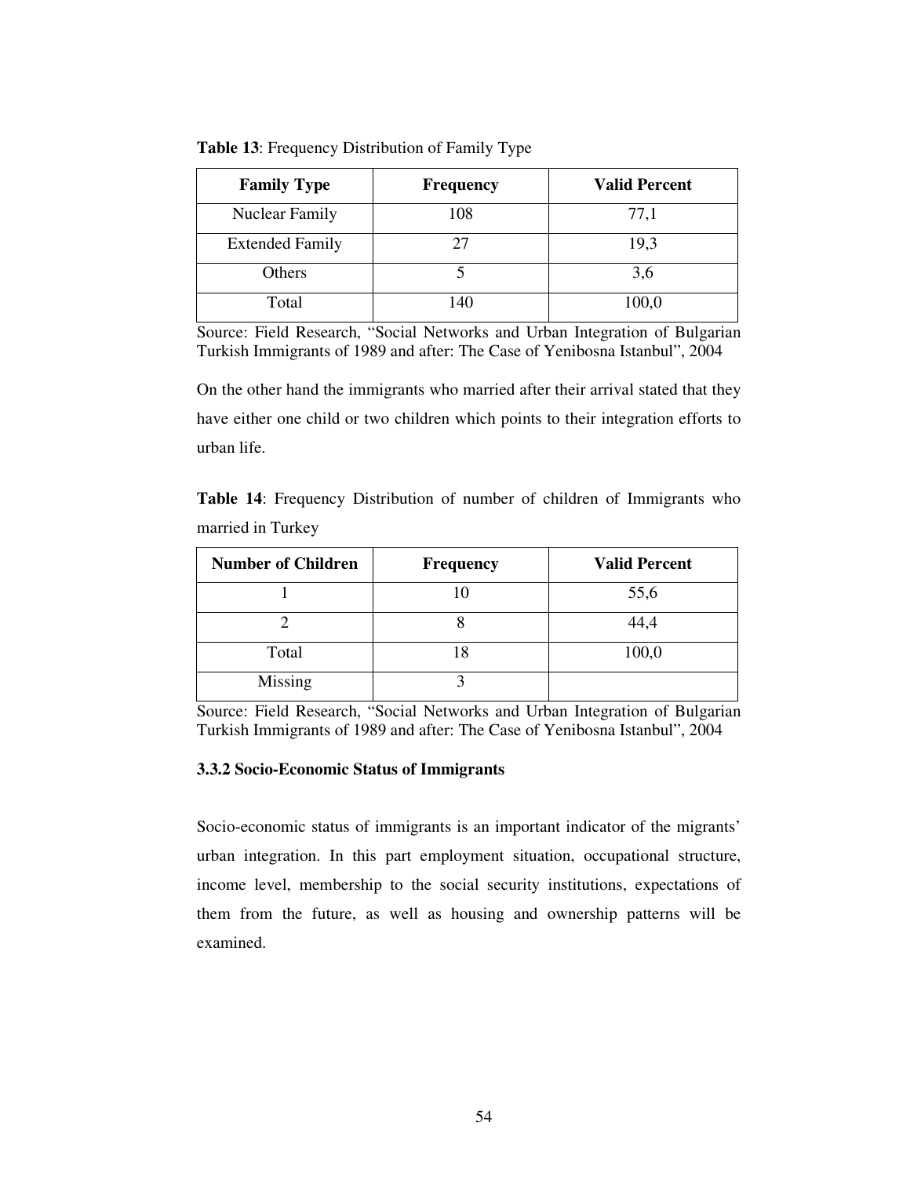**Table 13**: Frequency Distribution of Family Type

| Family Type | Frequency | Valid Percent |
|---|---|---|
| Nuclear Family | 108 | 77,1 |
| Extended Family | 27 | 19,3 |
| Others | 5 | 3,6 |
| Total | 140 | 100,0 |

Source: Field Research, "Social Networks and Urban Integration of Bulgarian Turkish Immigrants of 1989 and after: The Case of Yenibosna Istanbul", 2004

On the other hand the immigrants who married after their arrival stated that they have either one child or two children which points to their integration efforts to urban life.

**Table 14**: Frequency Distribution of number of children of Immigrants who married in Turkey

| Number of Children | Frequency | Valid Percent |
|---|---|---|
| 1 | 10 | 55,6 |
| 2 | 8 | 44,4 |
| Total | 18 | 100,0 |
| Missing | 3 | |

Source: Field Research, "Social Networks and Urban Integration of Bulgarian Turkish Immigrants of 1989 and after: The Case of Yenibosna Istanbul", 2004

### 3.3.2 Socio-Economic Status of Immigrants

Socio-economic status of immigrants is an important indicator of the migrants' urban integration. In this part employment situation, occupational structure, income level, membership to the social security institutions, expectations of them from the future, as well as housing and ownership patterns will be examined.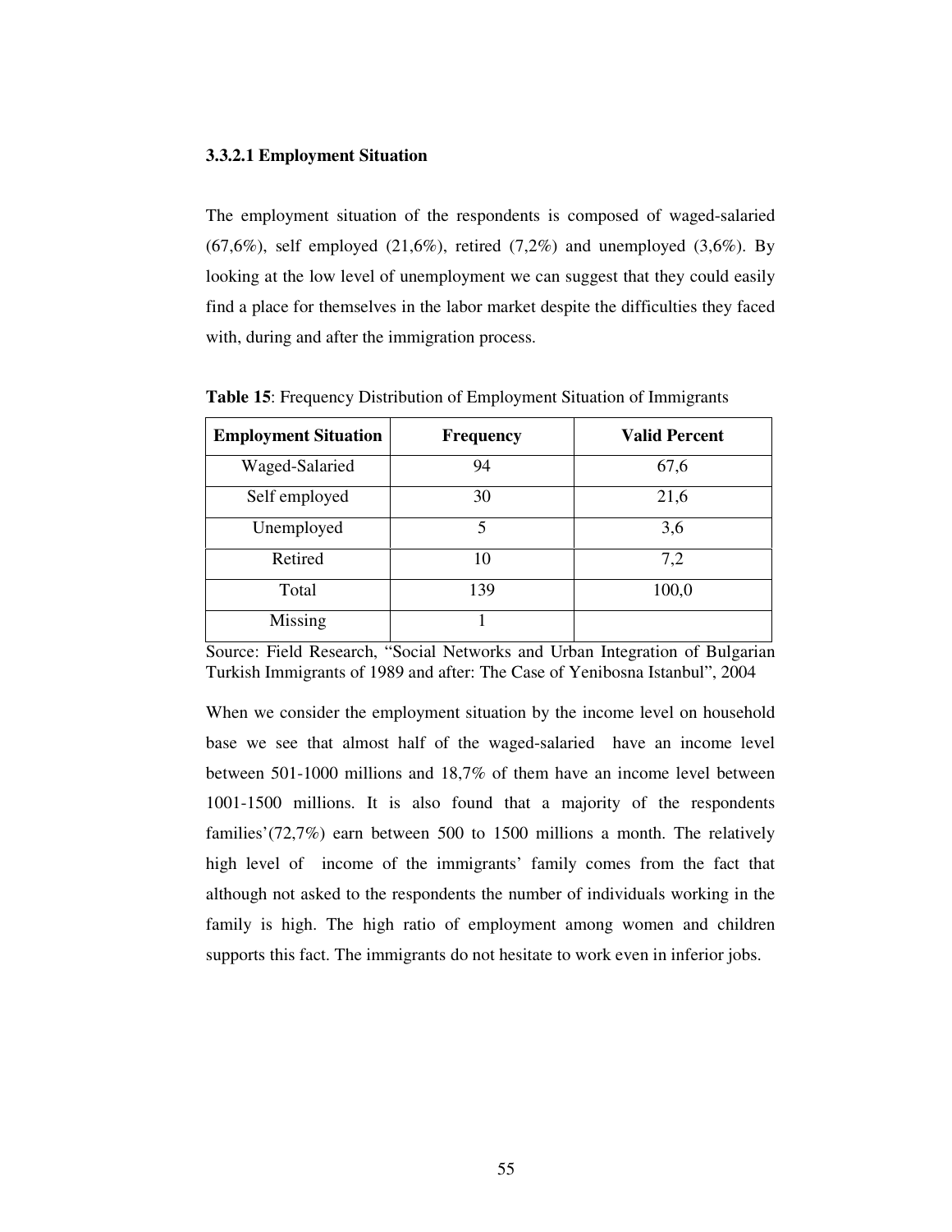#### 3.3.2.1 Employment Situation

The employment situation of the respondents is composed of waged-salaried (67,6%), self employed (21,6%), retired (7,2%) and unemployed (3,6%). By looking at the low level of unemployment we can suggest that they could easily find a place for themselves in the labor market despite the difficulties they faced with, during and after the immigration process.

**Table 15**: Frequency Distribution of Employment Situation of Immigrants

| Employment Situation | Frequency | Valid Percent |
|---|---|---|
| Waged-Salaried | 94 | 67,6 |
| Self employed | 30 | 21,6 |
| Unemployed | 5 | 3,6 |
| Retired | 10 | 7,2 |
| Total | 139 | 100,0 |
| Missing | 1 | |

Source: Field Research, "Social Networks and Urban Integration of Bulgarian Turkish Immigrants of 1989 and after: The Case of Yenibosna Istanbul", 2004

When we consider the employment situation by the income level on household base we see that almost half of the waged-salaried have an income level between 501-1000 millions and 18,7% of them have an income level between 1001-1500 millions. It is also found that a majority of the respondents families'(72,7%) earn between 500 to 1500 millions a month. The relatively high level of income of the immigrants' family comes from the fact that although not asked to the respondents the number of individuals working in the family is high. The high ratio of employment among women and children supports this fact. The immigrants do not hesitate to work even in inferior jobs.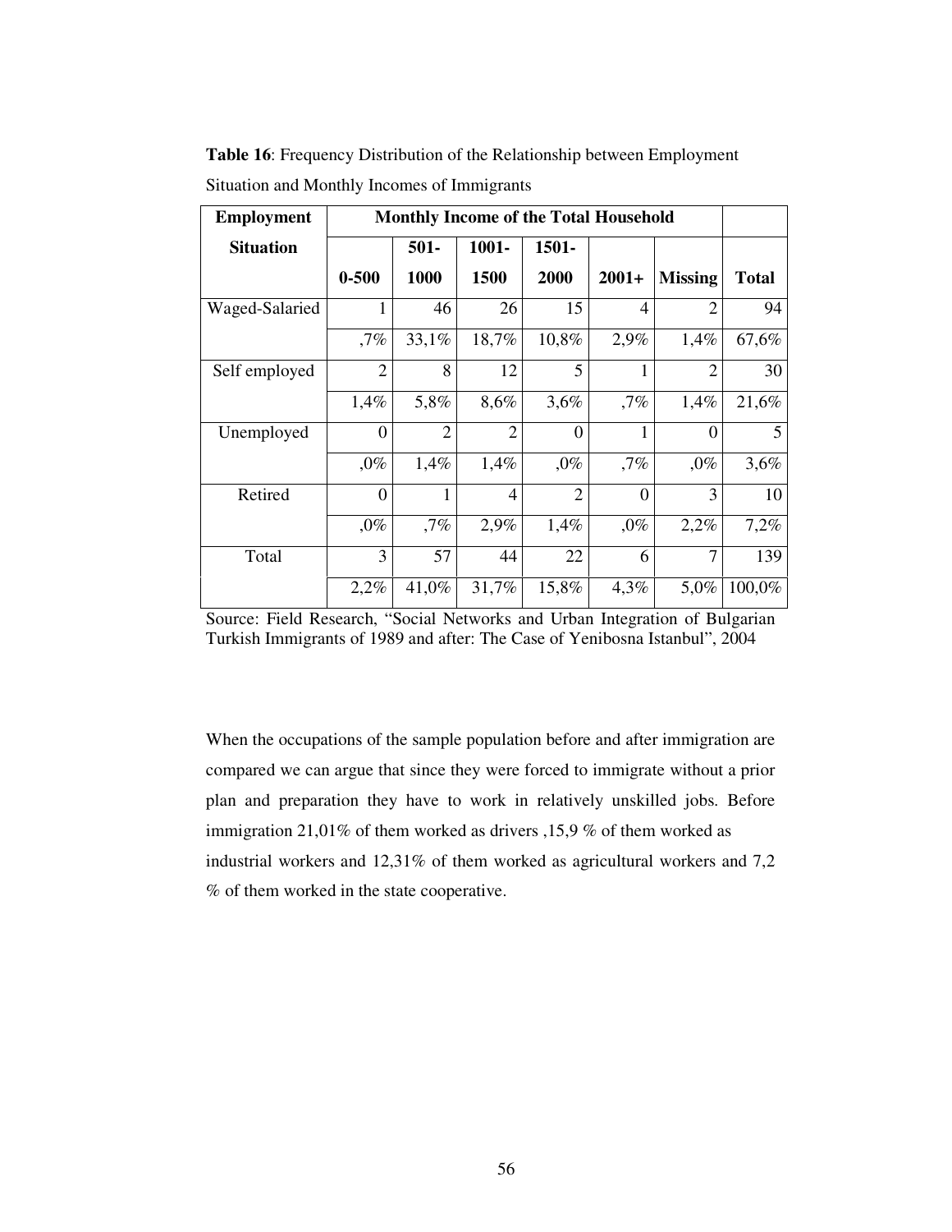**Table 16**: Frequency Distribution of the Relationship between Employment Situation and Monthly Incomes of Immigrants

| Employment Situation | Monthly Income of the Total Household | | | | | | |
|---|---|---|---|---|---|---|---|
| | 0-500 | 501-1000 | 1001-1500 | 1501-2000 | 2001+ | Missing | Total |
| Waged-Salaried | 1 | 46 | 26 | 15 | 4 | 2 | 94 |
| | ,7% | 33,1% | 18,7% | 10,8% | 2,9% | 1,4% | 67,6% |
| Self employed | 2 | 8 | 12 | 5 | 1 | 2 | 30 |
| | 1,4% | 5,8% | 8,6% | 3,6% | ,7% | 1,4% | 21,6% |
| Unemployed | 0 | 2 | 2 | 0 | 1 | 0 | 5 |
| | ,0% | 1,4% | 1,4% | ,0% | ,7% | ,0% | 3,6% |
| Retired | 0 | 1 | 4 | 2 | 0 | 3 | 10 |
| | ,0% | ,7% | 2,9% | 1,4% | ,0% | 2,2% | 7,2% |
| Total | 3 | 57 | 44 | 22 | 6 | 7 | 139 |
| | 2,2% | 41,0% | 31,7% | 15,8% | 4,3% | 5,0% | 100,0% |

Source: Field Research, "Social Networks and Urban Integration of Bulgarian Turkish Immigrants of 1989 and after: The Case of Yenibosna Istanbul", 2004

When the occupations of the sample population before and after immigration are compared we can argue that since they were forced to immigrate without a prior plan and preparation they have to work in relatively unskilled jobs. Before immigration 21,01% of them worked as drivers ,15,9 % of them worked as industrial workers and 12,31% of them worked as agricultural workers and 7,2 % of them worked in the state cooperative.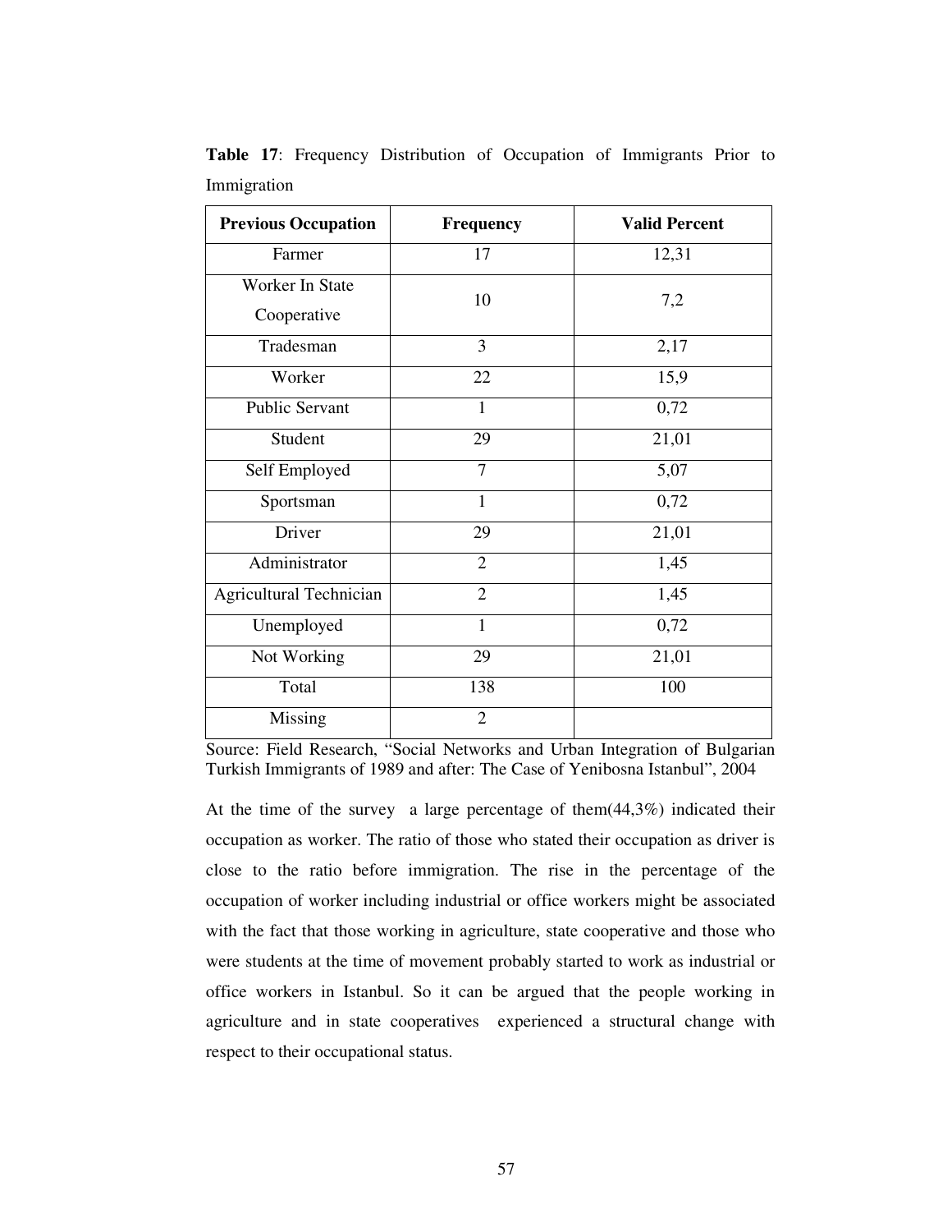**Table 17**: Frequency Distribution of Occupation of Immigrants Prior to Immigration

| Previous Occupation | Frequency | Valid Percent |
|---|---|---|
| Farmer | 17 | 12,31 |
| Worker In State Cooperative | 10 | 7,2 |
| Tradesman | 3 | 2,17 |
| Worker | 22 | 15,9 |
| Public Servant | 1 | 0,72 |
| Student | 29 | 21,01 |
| Self Employed | 7 | 5,07 |
| Sportsman | 1 | 0,72 |
| Driver | 29 | 21,01 |
| Administrator | 2 | 1,45 |
| Agricultural Technician | 2 | 1,45 |
| Unemployed | 1 | 0,72 |
| Not Working | 29 | 21,01 |
| Total | 138 | 100 |
| Missing | 2 | |

Source: Field Research, "Social Networks and Urban Integration of Bulgarian Turkish Immigrants of 1989 and after: The Case of Yenibosna Istanbul", 2004

At the time of the survey a large percentage of them(44,3%) indicated their occupation as worker. The ratio of those who stated their occupation as driver is close to the ratio before immigration. The rise in the percentage of the occupation of worker including industrial or office workers might be associated with the fact that those working in agriculture, state cooperative and those who were students at the time of movement probably started to work as industrial or office workers in Istanbul. So it can be argued that the people working in agriculture and in state cooperatives experienced a structural change with respect to their occupational status.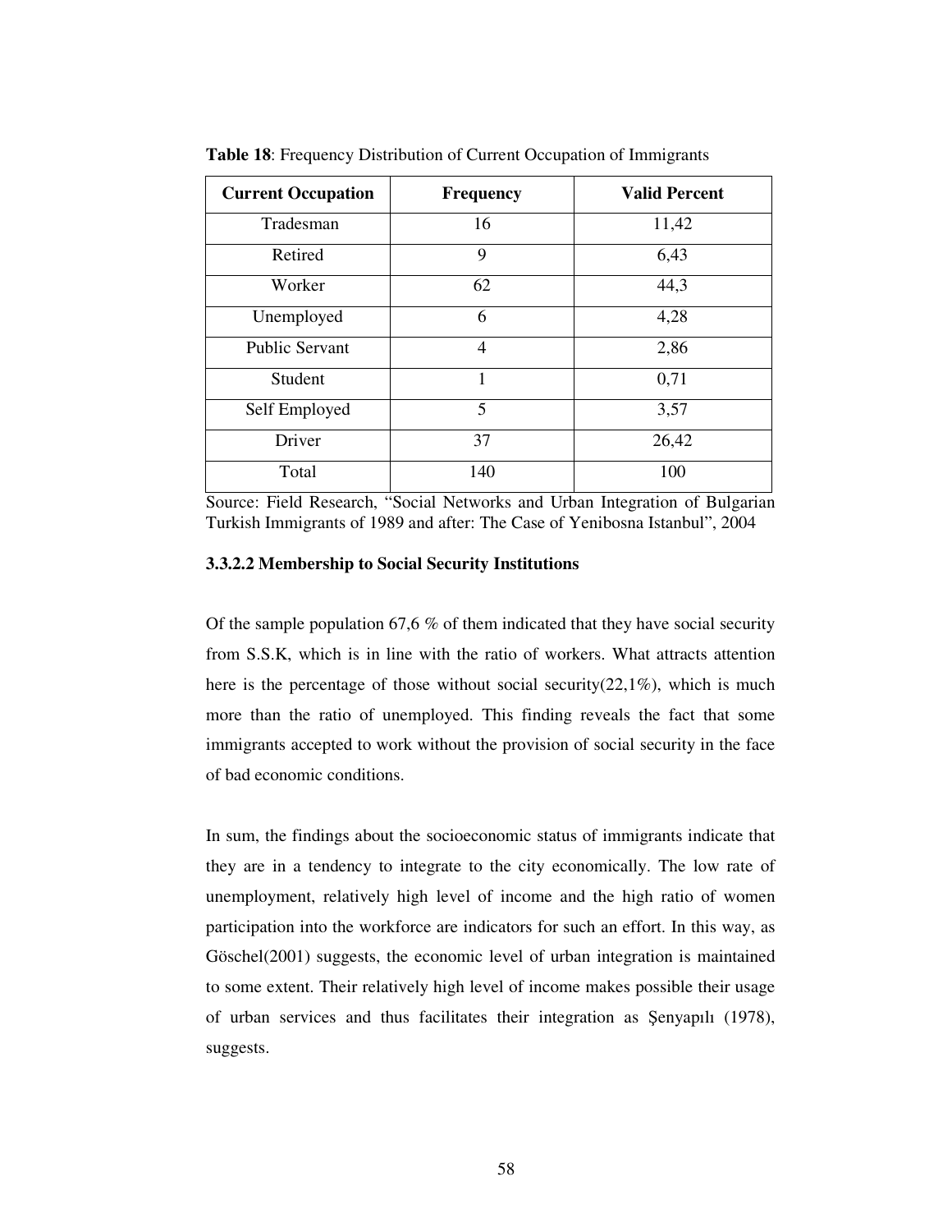**Table 18**: Frequency Distribution of Current Occupation of Immigrants

| Current Occupation | Frequency | Valid Percent |
|---|---|---|
| Tradesman | 16 | 11,42 |
| Retired | 9 | 6,43 |
| Worker | 62 | 44,3 |
| Unemployed | 6 | 4,28 |
| Public Servant | 4 | 2,86 |
| Student | 1 | 0,71 |
| Self Employed | 5 | 3,57 |
| Driver | 37 | 26,42 |
| Total | 140 | 100 |

Source: Field Research, "Social Networks and Urban Integration of Bulgarian Turkish Immigrants of 1989 and after: The Case of Yenibosna Istanbul", 2004

### 3.3.2.2 Membership to Social Security Institutions

Of the sample population 67,6 % of them indicated that they have social security from S.S.K, which is in line with the ratio of workers. What attracts attention here is the percentage of those without social security(22,1%), which is much more than the ratio of unemployed. This finding reveals the fact that some immigrants accepted to work without the provision of social security in the face of bad economic conditions.

In sum, the findings about the socioeconomic status of immigrants indicate that they are in a tendency to integrate to the city economically. The low rate of unemployment, relatively high level of income and the high ratio of women participation into the workforce are indicators for such an effort. In this way, as Göschel(2001) suggests, the economic level of urban integration is maintained to some extent. Their relatively high level of income makes possible their usage of urban services and thus facilitates their integration as Şenyapılı (1978), suggests.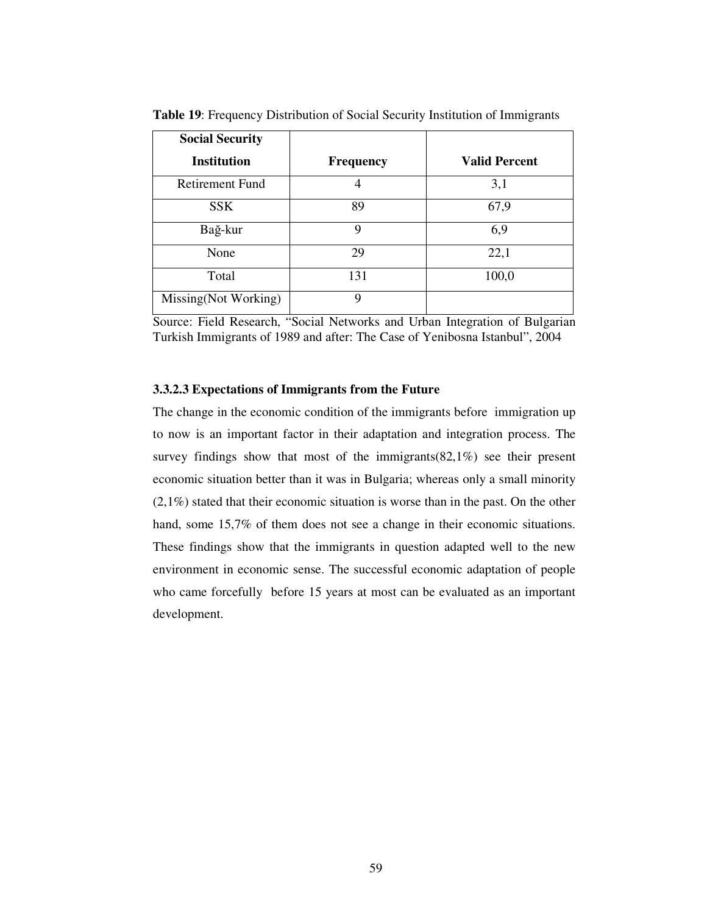**Table 19**: Frequency Distribution of Social Security Institution of Immigrants

| Social Security Institution | Frequency | Valid Percent |
|---|---|---|
| Retirement Fund | 4 | 3,1 |
| SSK | 89 | 67,9 |
| Bağ-kur | 9 | 6,9 |
| None | 29 | 22,1 |
| Total | 131 | 100,0 |
| Missing(Not Working) | 9 | |

Source: Field Research, "Social Networks and Urban Integration of Bulgarian Turkish Immigrants of 1989 and after: The Case of Yenibosna Istanbul", 2004

### 3.3.2.3 Expectations of Immigrants from the Future

The change in the economic condition of the immigrants before immigration up to now is an important factor in their adaptation and integration process. The survey findings show that most of the immigrants(82,1%) see their present economic situation better than it was in Bulgaria; whereas only a small minority (2,1%) stated that their economic situation is worse than in the past. On the other hand, some 15,7% of them does not see a change in their economic situations. These findings show that the immigrants in question adapted well to the new environment in economic sense. The successful economic adaptation of people who came forcefully before 15 years at most can be evaluated as an important development.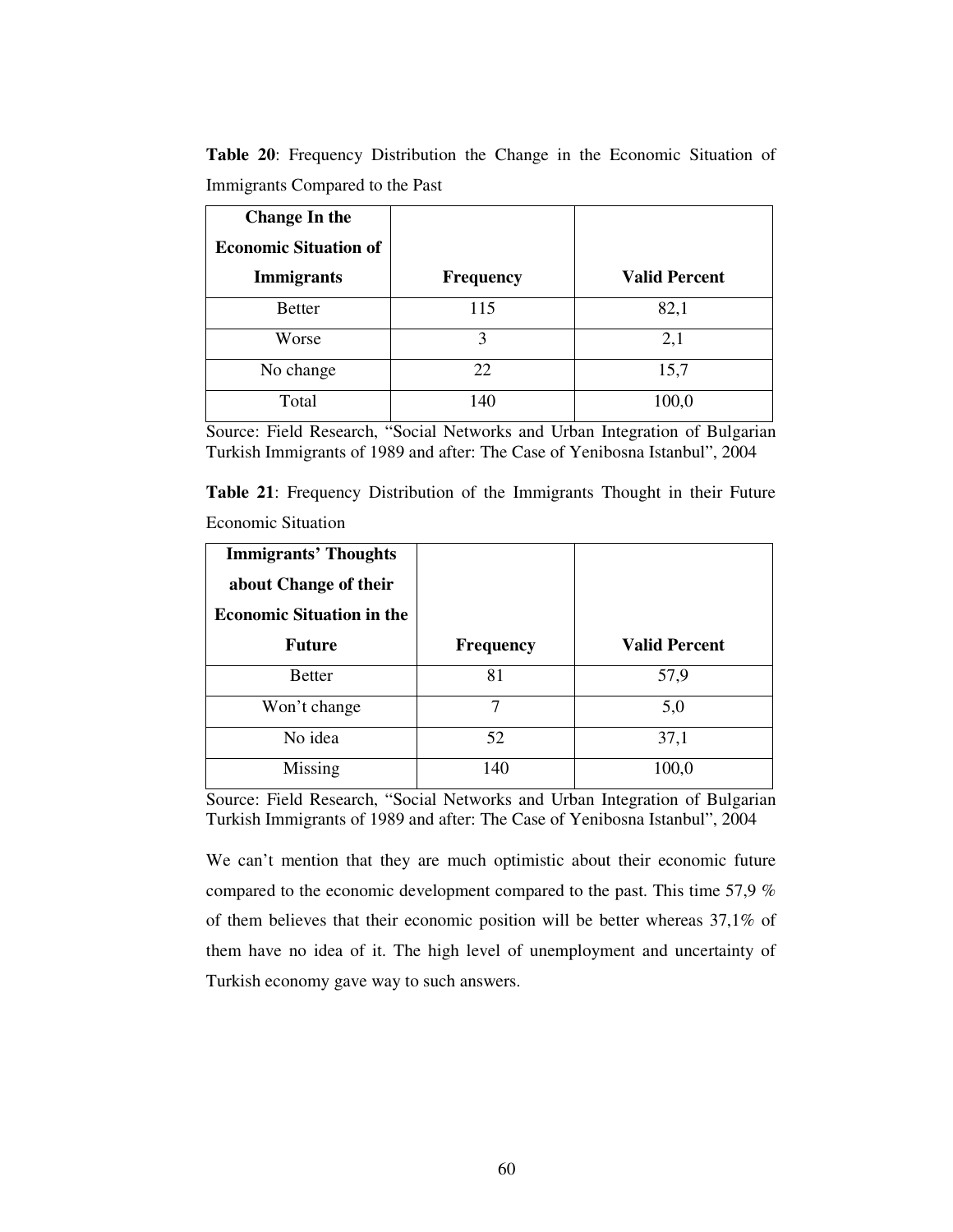**Table 20**: Frequency Distribution the Change in the Economic Situation of Immigrants Compared to the Past

| Change In the Economic Situation of Immigrants | Frequency | Valid Percent |
|---|---|---|
| Better | 115 | 82,1 |
| Worse | 3 | 2,1 |
| No change | 22 | 15,7 |
| Total | 140 | 100,0 |

Source: Field Research, "Social Networks and Urban Integration of Bulgarian Turkish Immigrants of 1989 and after: The Case of Yenibosna Istanbul", 2004

**Table 21**: Frequency Distribution of the Immigrants Thought in their Future Economic Situation

| Immigrants' Thoughts about Change of their Economic Situation in the Future | Frequency | Valid Percent |
|---|---|---|
| Better | 81 | 57,9 |
| Won't change | 7 | 5,0 |
| No idea | 52 | 37,1 |
| Missing | 140 | 100,0 |

Source: Field Research, "Social Networks and Urban Integration of Bulgarian Turkish Immigrants of 1989 and after: The Case of Yenibosna Istanbul", 2004

We can't mention that they are much optimistic about their economic future compared to the economic development compared to the past. This time 57,9 % of them believes that their economic position will be better whereas 37,1% of them have no idea of it. The high level of unemployment and uncertainty of Turkish economy gave way to such answers.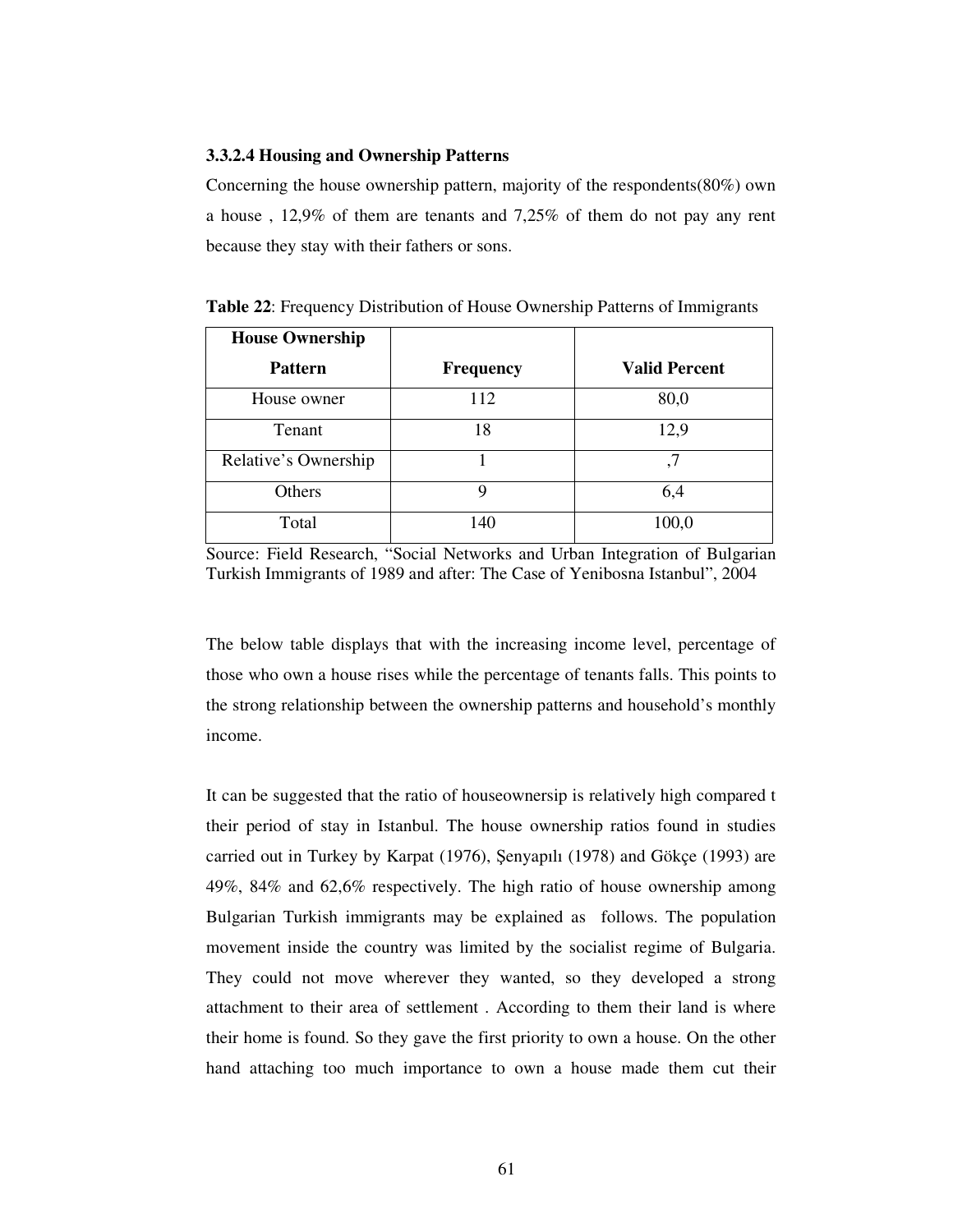### 3.3.2.4 Housing and Ownership Patterns

Concerning the house ownership pattern, majority of the respondents(80%) own a house , 12,9% of them are tenants and 7,25% of them do not pay any rent because they stay with their fathers or sons.

**Table 22**: Frequency Distribution of House Ownership Patterns of Immigrants

| House Ownership Pattern | Frequency | Valid Percent |
|---|---|---|
| House owner | 112 | 80,0 |
| Tenant | 18 | 12,9 |
| Relative's Ownership | 1 | ,7 |
| Others | 9 | 6,4 |
| Total | 140 | 100,0 |

Source: Field Research, "Social Networks and Urban Integration of Bulgarian Turkish Immigrants of 1989 and after: The Case of Yenibosna Istanbul", 2004

The below table displays that with the increasing income level, percentage of those who own a house rises while the percentage of tenants falls. This points to the strong relationship between the ownership patterns and household's monthly income.

It can be suggested that the ratio of houseownersip is relatively high compared t their period of stay in Istanbul. The house ownership ratios found in studies carried out in Turkey by Karpat (1976), Şenyapılı (1978) and Gökçe (1993) are 49%, 84% and 62,6% respectively. The high ratio of house ownership among Bulgarian Turkish immigrants may be explained as follows. The population movement inside the country was limited by the socialist regime of Bulgaria. They could not move wherever they wanted, so they developed a strong attachment to their area of settlement . According to them their land is where their home is found. So they gave the first priority to own a house. On the other hand attaching too much importance to own a house made them cut their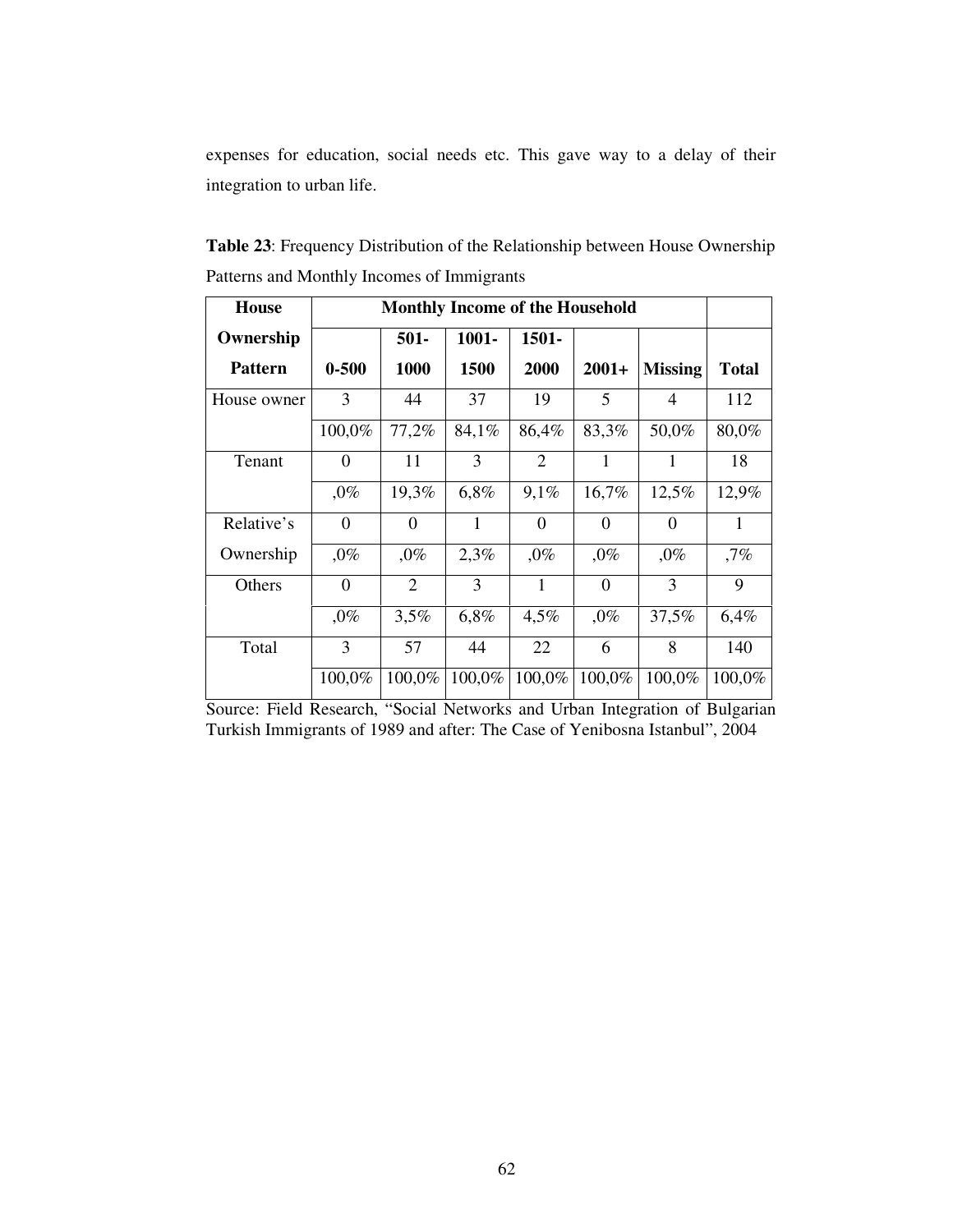expenses for education, social needs etc. This gave way to a delay of their integration to urban life.

**Table 23**: Frequency Distribution of the Relationship between House Ownership Patterns and Monthly Incomes of Immigrants

| House Ownership Pattern | Monthly Income of the Household | | | | | | |
|---|---|---|---|---|---|---|---|
| | 0-500 | 501-1000 | 1001-1500 | 1501-2000 | 2001+ | Missing | Total |
| House owner | 3 | 44 | 37 | 19 | 5 | 4 | 112 |
| | 100,0% | 77,2% | 84,1% | 86,4% | 83,3% | 50,0% | 80,0% |
| Tenant | 0 | 11 | 3 | 2 | 1 | 1 | 18 |
| | ,0% | 19,3% | 6,8% | 9,1% | 16,7% | 12,5% | 12,9% |
| Relative's Ownership | 0 | 0 | 1 | 0 | 0 | 0 | 1 |
| | ,0% | ,0% | 2,3% | ,0% | ,0% | ,0% | ,7% |
| Others | 0 | 2 | 3 | 1 | 0 | 3 | 9 |
| | ,0% | 3,5% | 6,8% | 4,5% | ,0% | 37,5% | 6,4% |
| Total | 3 | 57 | 44 | 22 | 6 | 8 | 140 |
| | 100,0% | 100,0% | 100,0% | 100,0% | 100,0% | 100,0% | 100,0% |

Source: Field Research, "Social Networks and Urban Integration of Bulgarian Turkish Immigrants of 1989 and after: The Case of Yenibosna Istanbul", 2004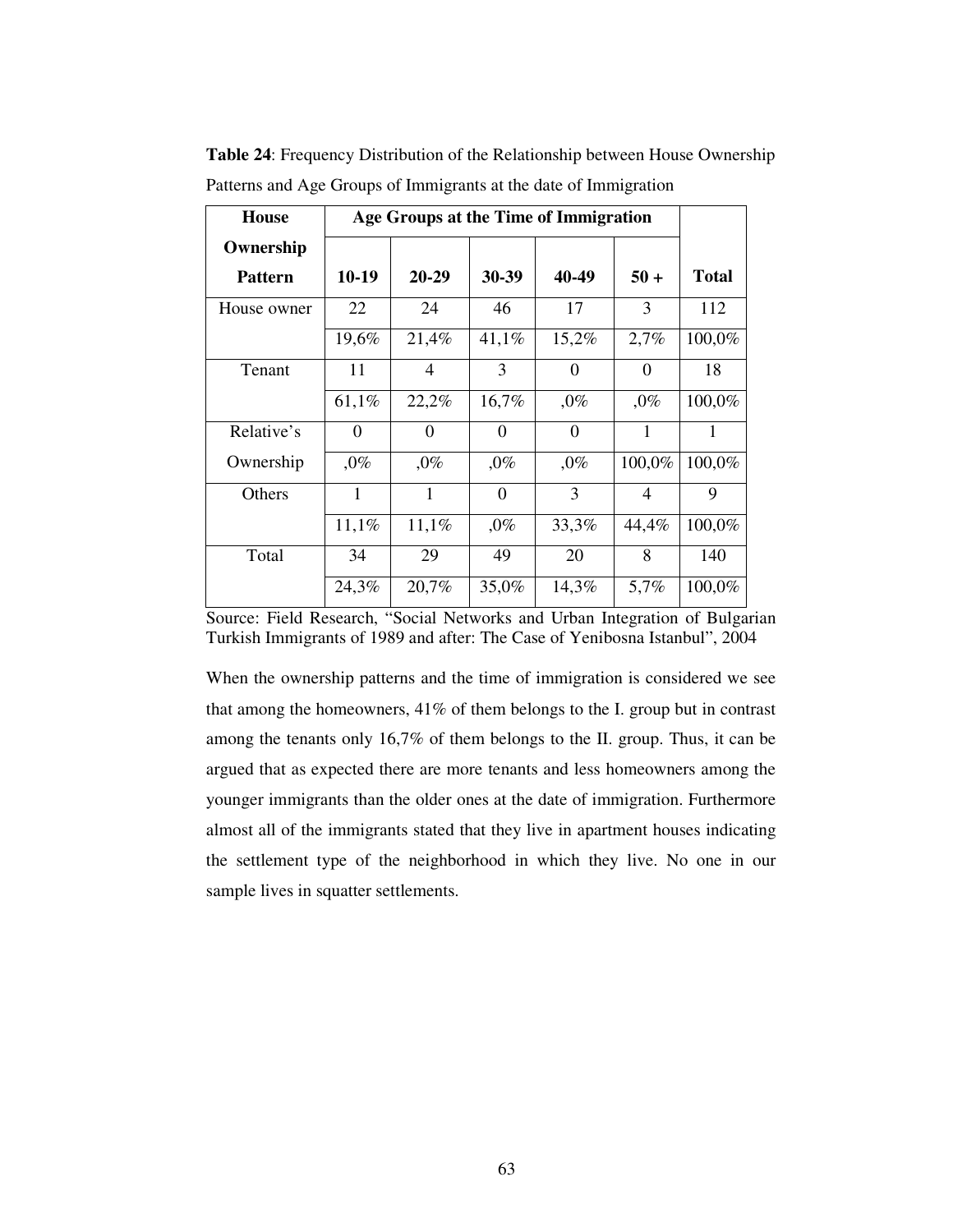**Table 24**: Frequency Distribution of the Relationship between House Ownership Patterns and Age Groups of Immigrants at the date of Immigration

| House Ownership Pattern | Age Groups at the Time of Immigration | | | | | Total |
|---|---|---|---|---|---|---|
| | **10-19** | **20-29** | **30-39** | **40-49** | **50 +** | |
| House owner | 22 | 24 | 46 | 17 | 3 | 112 |
| | 19,6% | 21,4% | 41,1% | 15,2% | 2,7% | 100,0% |
| Tenant | 11 | 4 | 3 | 0 | 0 | 18 |
| | 61,1% | 22,2% | 16,7% | ,0% | ,0% | 100,0% |
| Relative's Ownership | 0 | 0 | 0 | 0 | 1 | 1 |
| | ,0% | ,0% | ,0% | ,0% | 100,0% | 100,0% |
| Others | 1 | 1 | 0 | 3 | 4 | 9 |
| | 11,1% | 11,1% | ,0% | 33,3% | 44,4% | 100,0% |
| Total | 34 | 29 | 49 | 20 | 8 | 140 |
| | 24,3% | 20,7% | 35,0% | 14,3% | 5,7% | 100,0% |

Source: Field Research, "Social Networks and Urban Integration of Bulgarian Turkish Immigrants of 1989 and after: The Case of Yenibosna Istanbul", 2004

When the ownership patterns and the time of immigration is considered we see that among the homeowners, 41% of them belongs to the I. group but in contrast among the tenants only 16,7% of them belongs to the II. group. Thus, it can be argued that as expected there are more tenants and less homeowners among the younger immigrants than the older ones at the date of immigration. Furthermore almost all of the immigrants stated that they live in apartment houses indicating the settlement type of the neighborhood in which they live. No one in our sample lives in squatter settlements.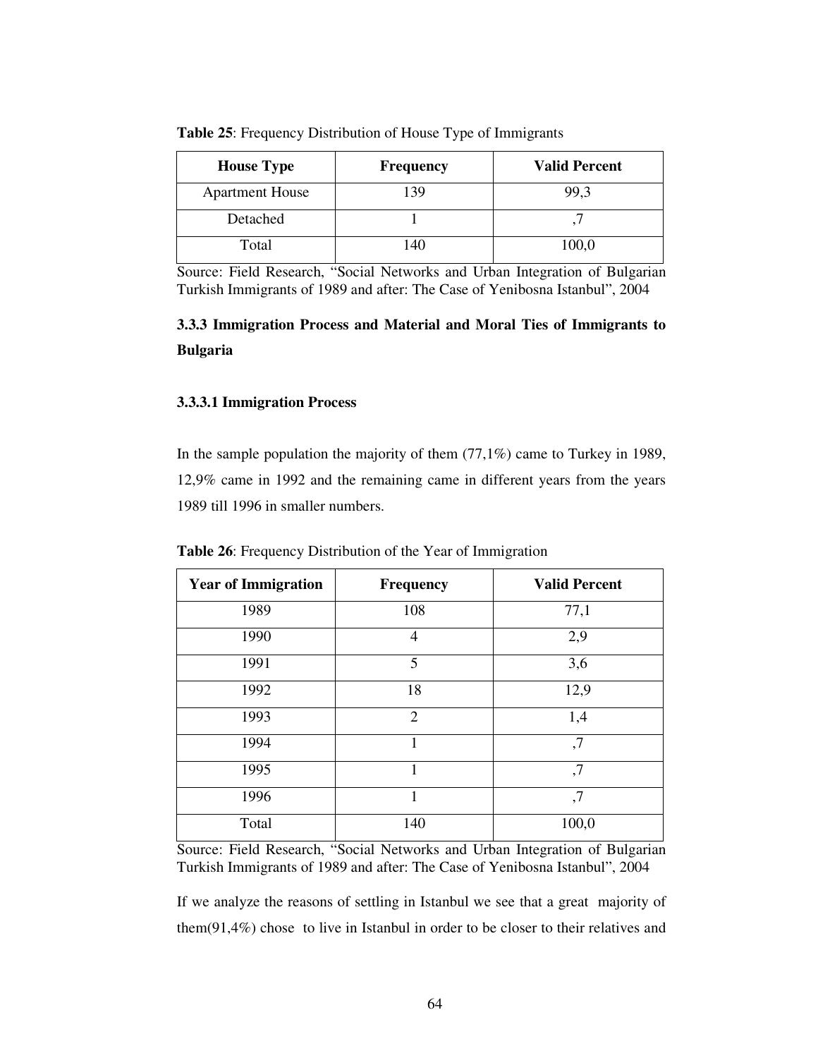**Table 25**: Frequency Distribution of House Type of Immigrants

| House Type | Frequency | Valid Percent |
|---|---|---|
| Apartment House | 139 | 99,3 |
| Detached | 1 | ,7 |
| Total | 140 | 100,0 |

Source: Field Research, "Social Networks and Urban Integration of Bulgarian Turkish Immigrants of 1989 and after: The Case of Yenibosna Istanbul", 2004

### 3.3.3 Immigration Process and Material and Moral Ties of Immigrants to Bulgaria

#### 3.3.3.1 Immigration Process

In the sample population the majority of them (77,1%) came to Turkey in 1989, 12,9% came in 1992 and the remaining came in different years from the years 1989 till 1996 in smaller numbers.

**Table 26**: Frequency Distribution of the Year of Immigration

| Year of Immigration | Frequency | Valid Percent |
|---|---|---|
| 1989 | 108 | 77,1 |
| 1990 | 4 | 2,9 |
| 1991 | 5 | 3,6 |
| 1992 | 18 | 12,9 |
| 1993 | 2 | 1,4 |
| 1994 | 1 | ,7 |
| 1995 | 1 | ,7 |
| 1996 | 1 | ,7 |
| Total | 140 | 100,0 |

Source: Field Research, "Social Networks and Urban Integration of Bulgarian Turkish Immigrants of 1989 and after: The Case of Yenibosna Istanbul", 2004

If we analyze the reasons of settling in Istanbul we see that a great majority of them(91,4%) chose to live in Istanbul in order to be closer to their relatives and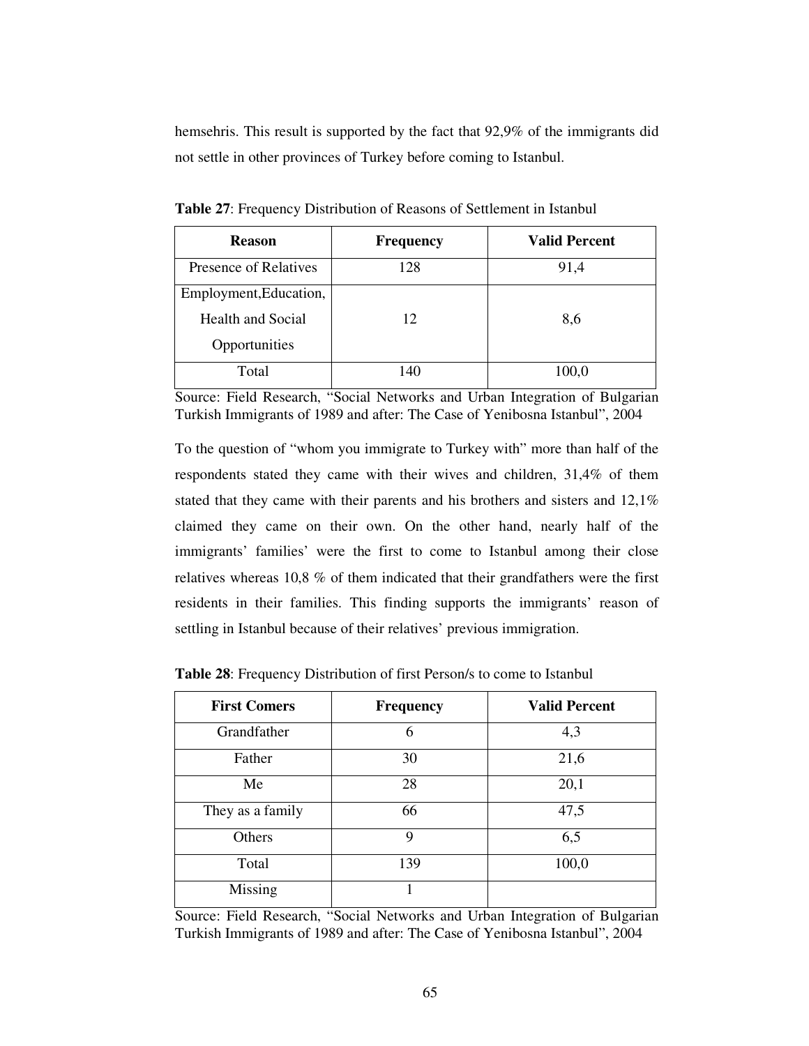hemsehris. This result is supported by the fact that 92,9% of the immigrants did not settle in other provinces of Turkey before coming to Istanbul.

**Table 27**: Frequency Distribution of Reasons of Settlement in Istanbul

| Reason | Frequency | Valid Percent |
|---|---|---|
| Presence of Relatives | 128 | 91,4 |
| Employment,Education, Health and Social Opportunities | 12 | 8,6 |
| Total | 140 | 100,0 |

Source: Field Research, "Social Networks and Urban Integration of Bulgarian Turkish Immigrants of 1989 and after: The Case of Yenibosna Istanbul", 2004

To the question of "whom you immigrate to Turkey with" more than half of the respondents stated they came with their wives and children, 31,4% of them stated that they came with their parents and his brothers and sisters and 12,1% claimed they came on their own. On the other hand, nearly half of the immigrants' families' were the first to come to Istanbul among their close relatives whereas 10,8 % of them indicated that their grandfathers were the first residents in their families. This finding supports the immigrants' reason of settling in Istanbul because of their relatives' previous immigration.

**Table 28**: Frequency Distribution of first Person/s to come to Istanbul

| First Comers | Frequency | Valid Percent |
|---|---|---|
| Grandfather | 6 | 4,3 |
| Father | 30 | 21,6 |
| Me | 28 | 20,1 |
| They as a family | 66 | 47,5 |
| Others | 9 | 6,5 |
| Total | 139 | 100,0 |
| Missing | 1 | |

Source: Field Research, "Social Networks and Urban Integration of Bulgarian Turkish Immigrants of 1989 and after: The Case of Yenibosna Istanbul", 2004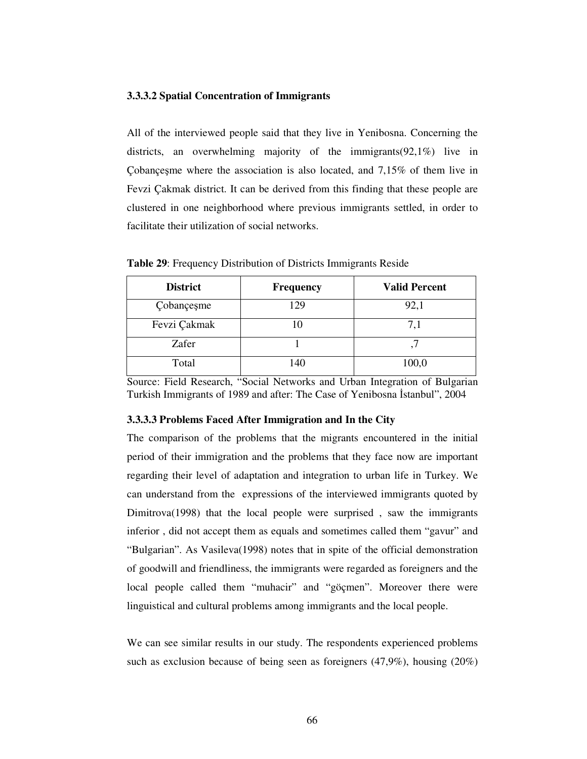#### 3.3.3.2 Spatial Concentration of Immigrants

All of the interviewed people said that they live in Yenibosna. Concerning the districts, an overwhelming majority of the immigrants(92,1%) live in Çobançeşme where the association is also located, and 7,15% of them live in Fevzi Çakmak district. It can be derived from this finding that these people are clustered in one neighborhood where previous immigrants settled, in order to facilitate their utilization of social networks.

**Table 29**: Frequency Distribution of Districts Immigrants Reside

| District | Frequency | Valid Percent |
|---|---|---|
| Çobançeşme | 129 | 92,1 |
| Fevzi Çakmak | 10 | 7,1 |
| Zafer | 1 | ,7 |
| Total | 140 | 100,0 |

Source: Field Research, "Social Networks and Urban Integration of Bulgarian Turkish Immigrants of 1989 and after: The Case of Yenibosna İstanbul", 2004

#### 3.3.3.3 Problems Faced After Immigration and In the City

The comparison of the problems that the migrants encountered in the initial period of their immigration and the problems that they face now are important regarding their level of adaptation and integration to urban life in Turkey. We can understand from the expressions of the interviewed immigrants quoted by Dimitrova(1998) that the local people were surprised , saw the immigrants inferior , did not accept them as equals and sometimes called them "gavur" and "Bulgarian". As Vasileva(1998) notes that in spite of the official demonstration of goodwill and friendliness, the immigrants were regarded as foreigners and the local people called them "muhacir" and "göçmen". Moreover there were linguistical and cultural problems among immigrants and the local people.

We can see similar results in our study. The respondents experienced problems such as exclusion because of being seen as foreigners (47,9%), housing (20%)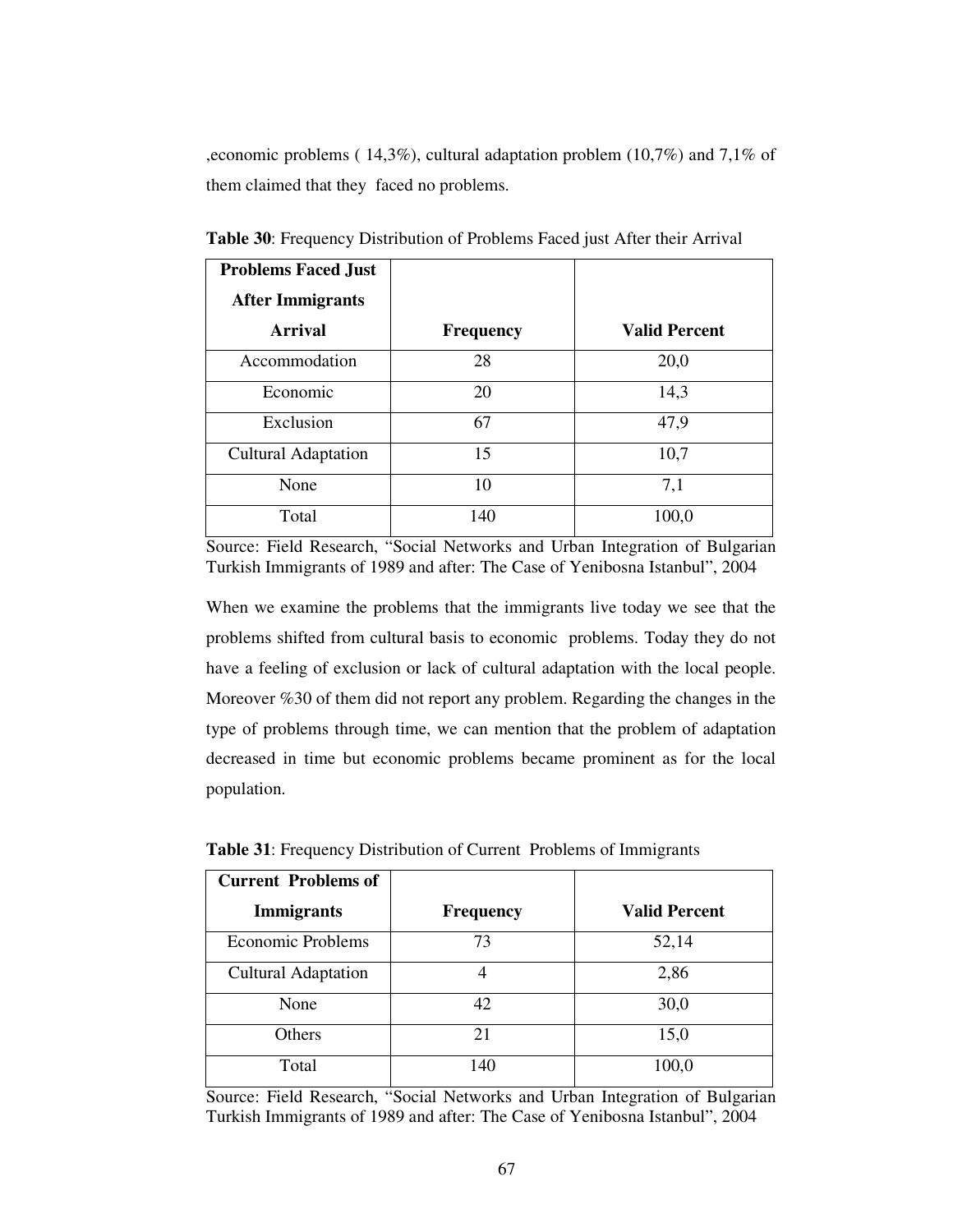,economic problems ( 14,3%), cultural adaptation problem (10,7%) and 7,1% of them claimed that they faced no problems.

**Table 30**: Frequency Distribution of Problems Faced just After their Arrival

| **Problems Faced Just After Immigrants Arrival** | **Frequency** | **Valid Percent** |
|---|---|---|
| Accommodation | 28 | 20,0 |
| Economic | 20 | 14,3 |
| Exclusion | 67 | 47,9 |
| Cultural Adaptation | 15 | 10,7 |
| None | 10 | 7,1 |
| Total | 140 | 100,0 |

Source: Field Research, "Social Networks and Urban Integration of Bulgarian Turkish Immigrants of 1989 and after: The Case of Yenibosna Istanbul", 2004

When we examine the problems that the immigrants live today we see that the problems shifted from cultural basis to economic problems. Today they do not have a feeling of exclusion or lack of cultural adaptation with the local people. Moreover %30 of them did not report any problem. Regarding the changes in the type of problems through time, we can mention that the problem of adaptation decreased in time but economic problems became prominent as for the local population.

**Table 31**: Frequency Distribution of Current Problems of Immigrants

| **Current Problems of Immigrants** | **Frequency** | **Valid Percent** |
|---|---|---|
| Economic Problems | 73 | 52,14 |
| Cultural Adaptation | 4 | 2,86 |
| None | 42 | 30,0 |
| Others | 21 | 15,0 |
| Total | 140 | 100,0 |

Source: Field Research, "Social Networks and Urban Integration of Bulgarian Turkish Immigrants of 1989 and after: The Case of Yenibosna Istanbul", 2004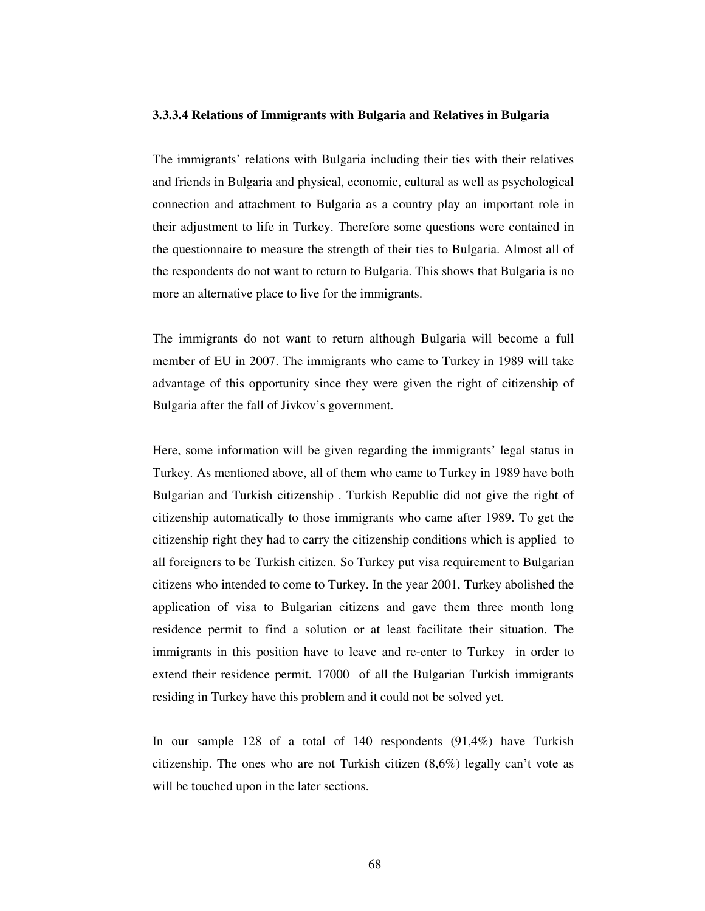### 3.3.3.4 Relations of Immigrants with Bulgaria and Relatives in Bulgaria

The immigrants' relations with Bulgaria including their ties with their relatives and friends in Bulgaria and physical, economic, cultural as well as psychological connection and attachment to Bulgaria as a country play an important role in their adjustment to life in Turkey. Therefore some questions were contained in the questionnaire to measure the strength of their ties to Bulgaria. Almost all of the respondents do not want to return to Bulgaria. This shows that Bulgaria is no more an alternative place to live for the immigrants.

The immigrants do not want to return although Bulgaria will become a full member of EU in 2007. The immigrants who came to Turkey in 1989 will take advantage of this opportunity since they were given the right of citizenship of Bulgaria after the fall of Jivkov's government.

Here, some information will be given regarding the immigrants' legal status in Turkey. As mentioned above, all of them who came to Turkey in 1989 have both Bulgarian and Turkish citizenship . Turkish Republic did not give the right of citizenship automatically to those immigrants who came after 1989. To get the citizenship right they had to carry the citizenship conditions which is applied to all foreigners to be Turkish citizen. So Turkey put visa requirement to Bulgarian citizens who intended to come to Turkey. In the year 2001, Turkey abolished the application of visa to Bulgarian citizens and gave them three month long residence permit to find a solution or at least facilitate their situation. The immigrants in this position have to leave and re-enter to Turkey in order to extend their residence permit. 17000 of all the Bulgarian Turkish immigrants residing in Turkey have this problem and it could not be solved yet.

In our sample 128 of a total of 140 respondents (91,4%) have Turkish citizenship. The ones who are not Turkish citizen (8,6%) legally can't vote as will be touched upon in the later sections.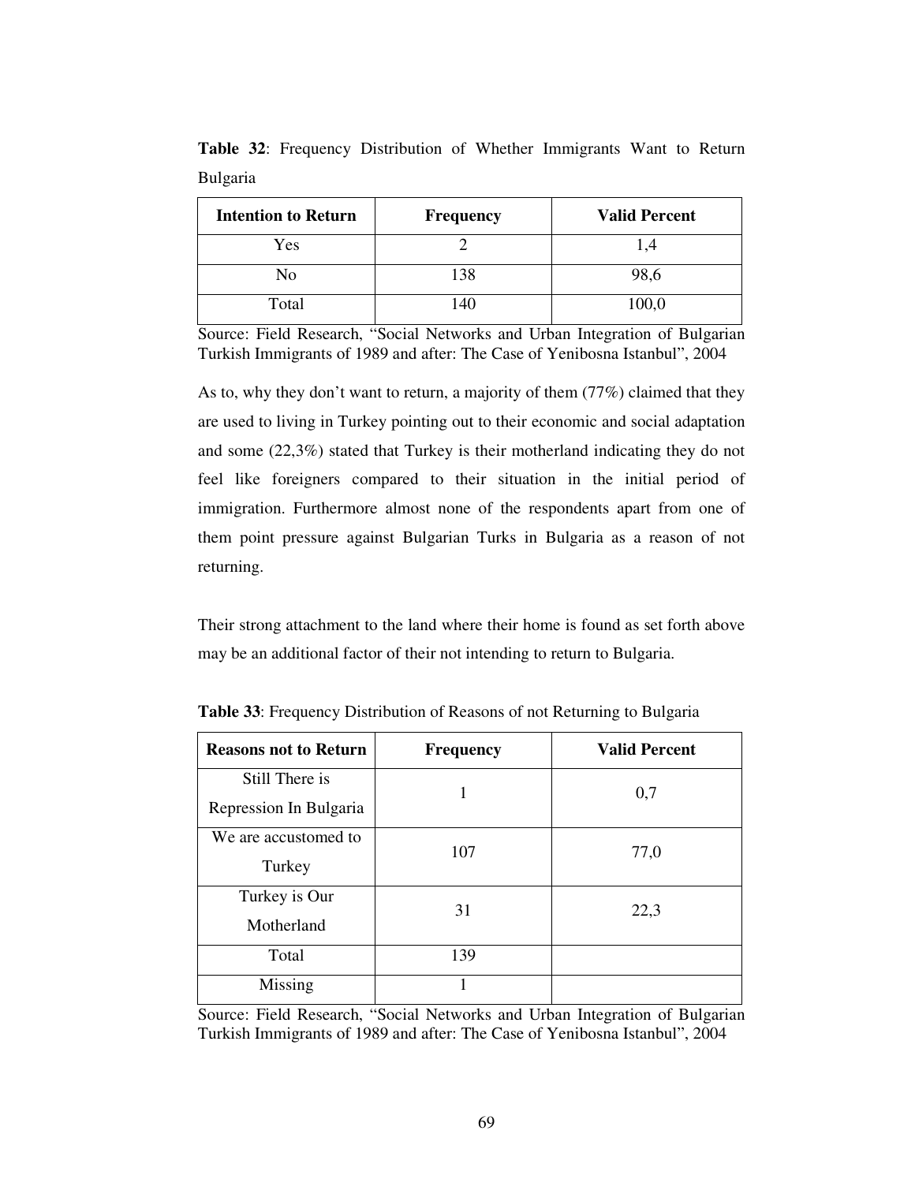**Table 32**: Frequency Distribution of Whether Immigrants Want to Return Bulgaria

| Intention to Return | Frequency | Valid Percent |
|---|---|---|
| Yes | 2 | 1,4 |
| No | 138 | 98,6 |
| Total | 140 | 100,0 |

Source: Field Research, "Social Networks and Urban Integration of Bulgarian Turkish Immigrants of 1989 and after: The Case of Yenibosna Istanbul", 2004

As to, why they don't want to return, a majority of them (77%) claimed that they are used to living in Turkey pointing out to their economic and social adaptation and some (22,3%) stated that Turkey is their motherland indicating they do not feel like foreigners compared to their situation in the initial period of immigration. Furthermore almost none of the respondents apart from one of them point pressure against Bulgarian Turks in Bulgaria as a reason of not returning.

Their strong attachment to the land where their home is found as set forth above may be an additional factor of their not intending to return to Bulgaria.

**Table 33**: Frequency Distribution of Reasons of not Returning to Bulgaria

| Reasons not to Return | Frequency | Valid Percent |
|---|---|---|
| Still There is Repression In Bulgaria | 1 | 0,7 |
| We are accustomed to Turkey | 107 | 77,0 |
| Turkey is Our Motherland | 31 | 22,3 |
| Total | 139 | |
| Missing | 1 | |

Source: Field Research, "Social Networks and Urban Integration of Bulgarian Turkish Immigrants of 1989 and after: The Case of Yenibosna Istanbul", 2004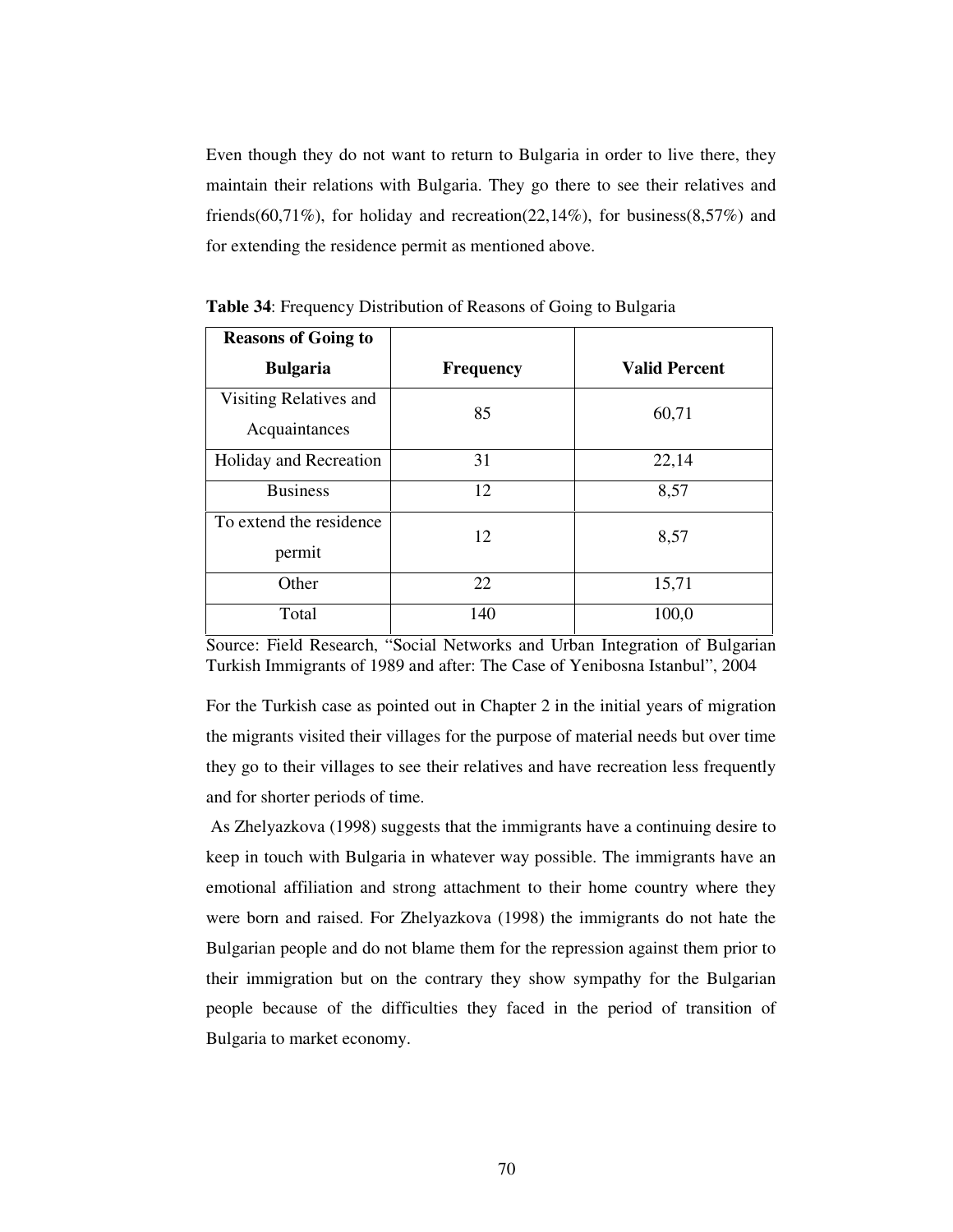Even though they do not want to return to Bulgaria in order to live there, they maintain their relations with Bulgaria. They go there to see their relatives and friends(60,71%), for holiday and recreation(22,14%), for business(8,57%) and for extending the residence permit as mentioned above.

**Table 34**: Frequency Distribution of Reasons of Going to Bulgaria

| Reasons of Going to Bulgaria | Frequency | Valid Percent |
|---|---|---|
| Visiting Relatives and Acquaintances | 85 | 60,71 |
| Holiday and Recreation | 31 | 22,14 |
| Business | 12 | 8,57 |
| To extend the residence permit | 12 | 8,57 |
| Other | 22 | 15,71 |
| Total | 140 | 100,0 |

Source: Field Research, "Social Networks and Urban Integration of Bulgarian Turkish Immigrants of 1989 and after: The Case of Yenibosna Istanbul", 2004

For the Turkish case as pointed out in Chapter 2 in the initial years of migration the migrants visited their villages for the purpose of material needs but over time they go to their villages to see their relatives and have recreation less frequently and for shorter periods of time.

As Zhelyazkova (1998) suggests that the immigrants have a continuing desire to keep in touch with Bulgaria in whatever way possible. The immigrants have an emotional affiliation and strong attachment to their home country where they were born and raised. For Zhelyazkova (1998) the immigrants do not hate the Bulgarian people and do not blame them for the repression against them prior to their immigration but on the contrary they show sympathy for the Bulgarian people because of the difficulties they faced in the period of transition of Bulgaria to market economy.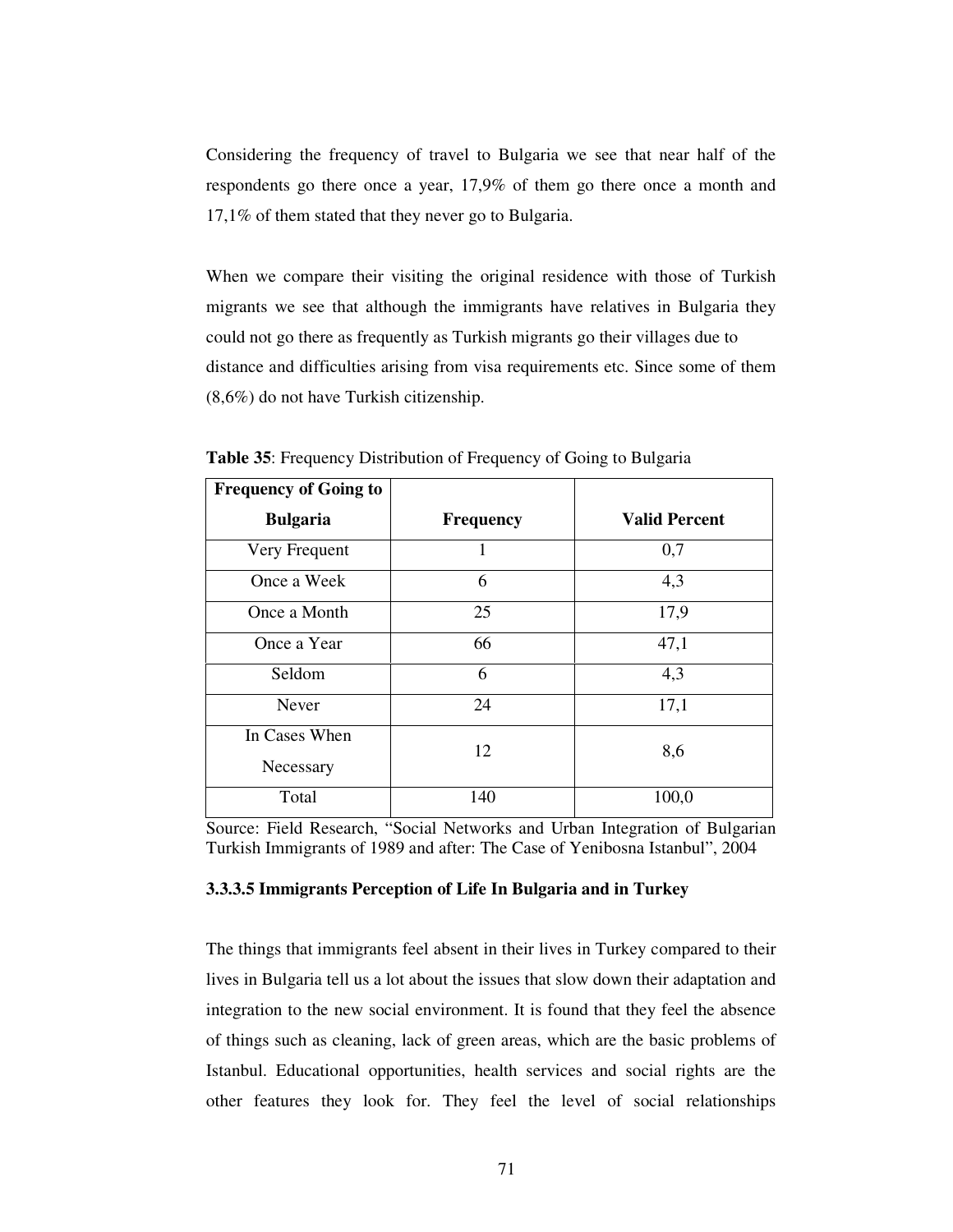Considering the frequency of travel to Bulgaria we see that near half of the respondents go there once a year, 17,9% of them go there once a month and 17,1% of them stated that they never go to Bulgaria.

When we compare their visiting the original residence with those of Turkish migrants we see that although the immigrants have relatives in Bulgaria they could not go there as frequently as Turkish migrants go their villages due to distance and difficulties arising from visa requirements etc. Since some of them (8,6%) do not have Turkish citizenship.

**Table 35**: Frequency Distribution of Frequency of Going to Bulgaria

| Frequency of Going to Bulgaria | Frequency | Valid Percent |
|---|---|---|
| Very Frequent | 1 | 0,7 |
| Once a Week | 6 | 4,3 |
| Once a Month | 25 | 17,9 |
| Once a Year | 66 | 47,1 |
| Seldom | 6 | 4,3 |
| Never | 24 | 17,1 |
| In Cases When Necessary | 12 | 8,6 |
| Total | 140 | 100,0 |

Source: Field Research, "Social Networks and Urban Integration of Bulgarian Turkish Immigrants of 1989 and after: The Case of Yenibosna Istanbul", 2004

#### 3.3.3.5 Immigrants Perception of Life In Bulgaria and in Turkey

The things that immigrants feel absent in their lives in Turkey compared to their lives in Bulgaria tell us a lot about the issues that slow down their adaptation and integration to the new social environment. It is found that they feel the absence of things such as cleaning, lack of green areas, which are the basic problems of Istanbul. Educational opportunities, health services and social rights are the other features they look for. They feel the level of social relationships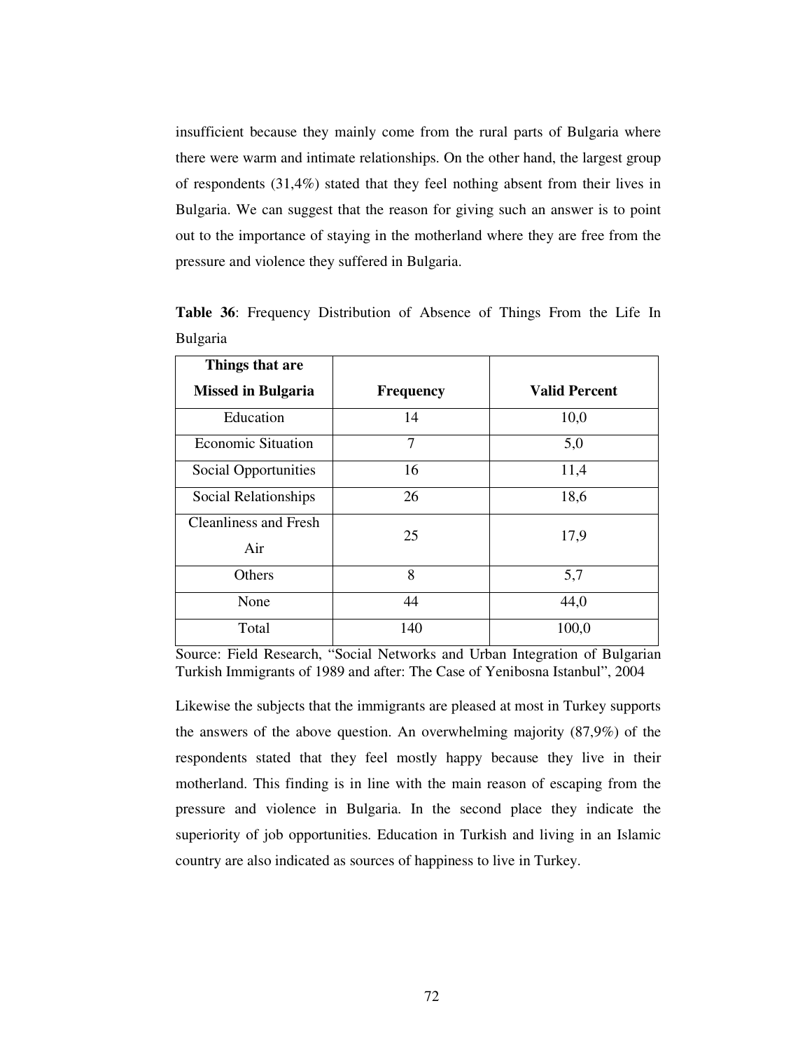insufficient because they mainly come from the rural parts of Bulgaria where there were warm and intimate relationships. On the other hand, the largest group of respondents (31,4%) stated that they feel nothing absent from their lives in Bulgaria. We can suggest that the reason for giving such an answer is to point out to the importance of staying in the motherland where they are free from the pressure and violence they suffered in Bulgaria.

**Table 36**: Frequency Distribution of Absence of Things From the Life In Bulgaria

| Things that are Missed in Bulgaria | Frequency | Valid Percent |
|---|---|---|
| Education | 14 | 10,0 |
| Economic Situation | 7 | 5,0 |
| Social Opportunities | 16 | 11,4 |
| Social Relationships | 26 | 18,6 |
| Cleanliness and Fresh Air | 25 | 17,9 |
| Others | 8 | 5,7 |
| None | 44 | 44,0 |
| Total | 140 | 100,0 |

Source: Field Research, "Social Networks and Urban Integration of Bulgarian Turkish Immigrants of 1989 and after: The Case of Yenibosna Istanbul", 2004

Likewise the subjects that the immigrants are pleased at most in Turkey supports the answers of the above question. An overwhelming majority (87,9%) of the respondents stated that they feel mostly happy because they live in their motherland. This finding is in line with the main reason of escaping from the pressure and violence in Bulgaria. In the second place they indicate the superiority of job opportunities. Education in Turkish and living in an Islamic country are also indicated as sources of happiness to live in Turkey.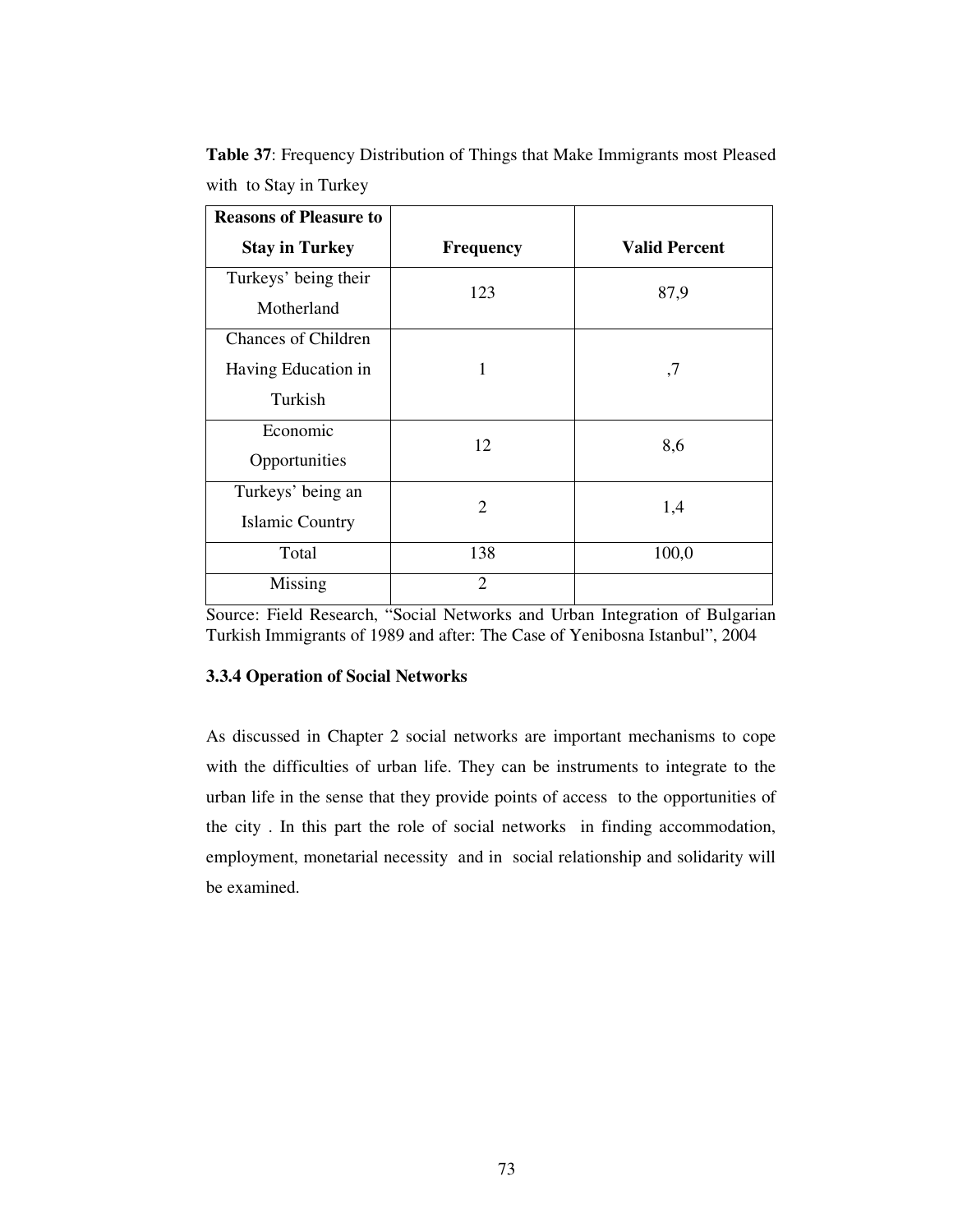**Table 37**: Frequency Distribution of Things that Make Immigrants most Pleased with to Stay in Turkey

| Reasons of Pleasure to Stay in Turkey | Frequency | Valid Percent |
|---|---|---|
| Turkeys' being their Motherland | 123 | 87,9 |
| Chances of Children Having Education in Turkish | 1 | ,7 |
| Economic Opportunities | 12 | 8,6 |
| Turkeys' being an Islamic Country | 2 | 1,4 |
| Total | 138 | 100,0 |
| Missing | 2 | |

Source: Field Research, "Social Networks and Urban Integration of Bulgarian Turkish Immigrants of 1989 and after: The Case of Yenibosna Istanbul", 2004

### 3.3.4 Operation of Social Networks

As discussed in Chapter 2 social networks are important mechanisms to cope with the difficulties of urban life. They can be instruments to integrate to the urban life in the sense that they provide points of access to the opportunities of the city . In this part the role of social networks in finding accommodation, employment, monetarial necessity and in social relationship and solidarity will be examined.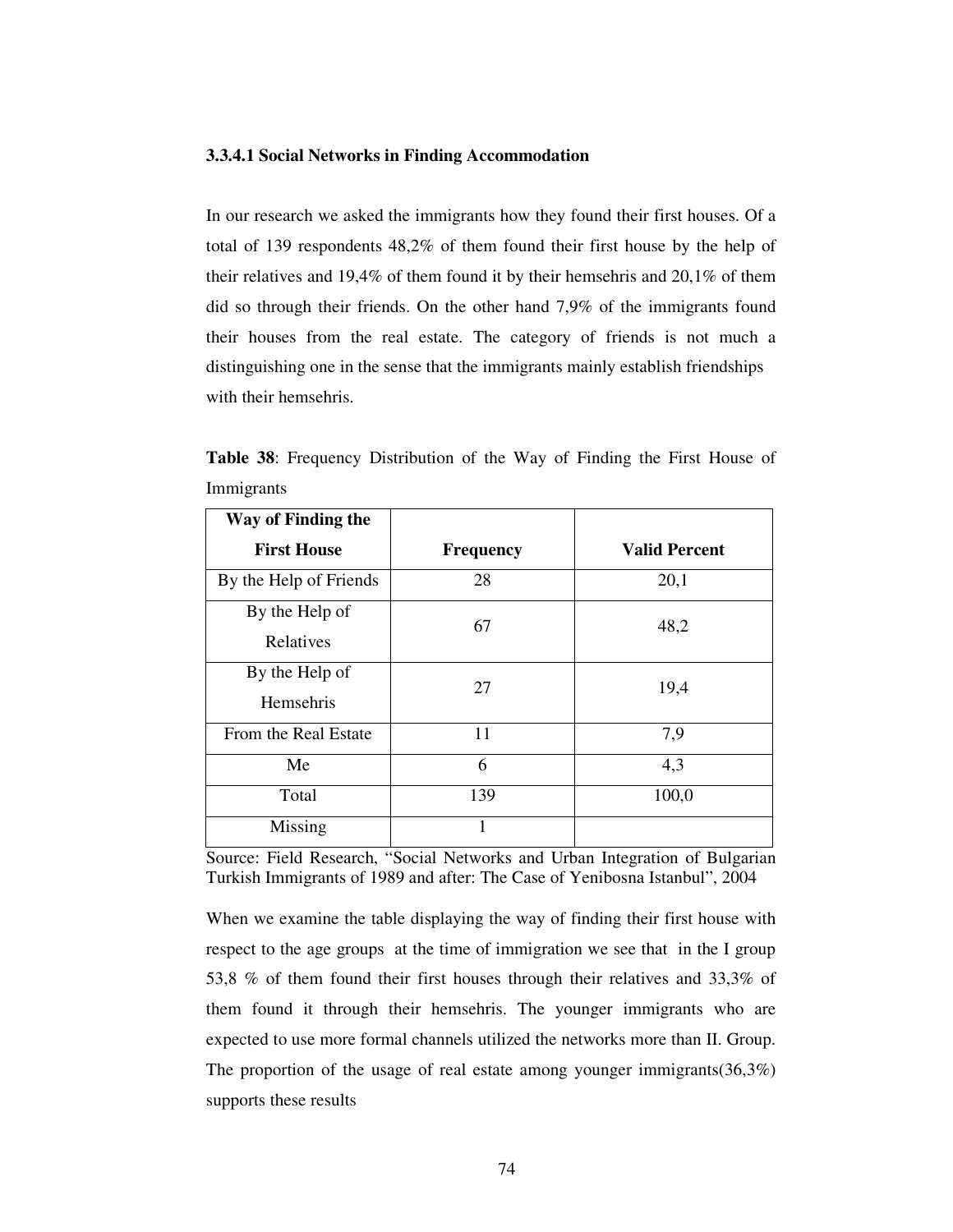#### 3.3.4.1 Social Networks in Finding Accommodation

In our research we asked the immigrants how they found their first houses. Of a total of 139 respondents 48,2% of them found their first house by the help of their relatives and 19,4% of them found it by their hemsehris and 20,1% of them did so through their friends. On the other hand 7,9% of the immigrants found their houses from the real estate. The category of friends is not much a distinguishing one in the sense that the immigrants mainly establish friendships with their hemsehris.

**Table 38**: Frequency Distribution of the Way of Finding the First House of Immigrants

| Way of Finding the First House | Frequency | Valid Percent |
|---|---|---|
| By the Help of Friends | 28 | 20,1 |
| By the Help of Relatives | 67 | 48,2 |
| By the Help of Hemsehris | 27 | 19,4 |
| From the Real Estate | 11 | 7,9 |
| Me | 6 | 4,3 |
| Total | 139 | 100,0 |
| Missing | 1 | |

Source: Field Research, "Social Networks and Urban Integration of Bulgarian Turkish Immigrants of 1989 and after: The Case of Yenibosna Istanbul", 2004

When we examine the table displaying the way of finding their first house with respect to the age groups at the time of immigration we see that in the I group 53,8 % of them found their first houses through their relatives and 33,3% of them found it through their hemsehris. The younger immigrants who are expected to use more formal channels utilized the networks more than II. Group. The proportion of the usage of real estate among younger immigrants(36,3%) supports these results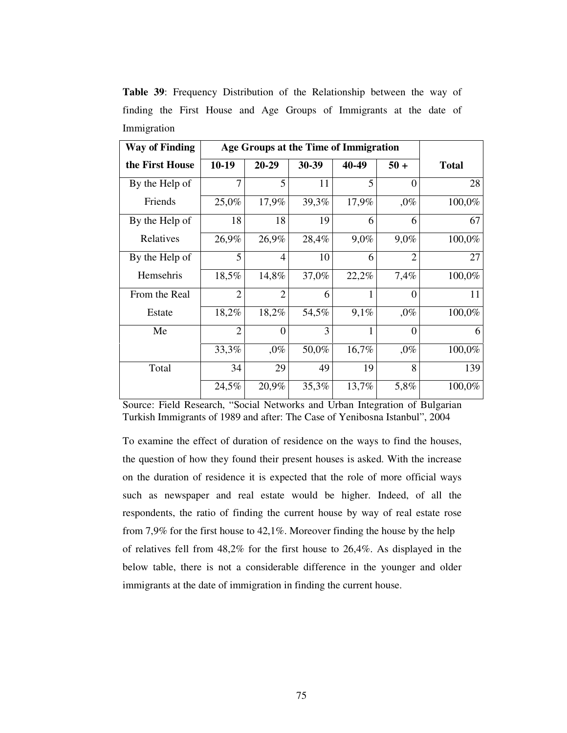**Table 39**: Frequency Distribution of the Relationship between the way of finding the First House and Age Groups of Immigrants at the date of Immigration

| Way of Finding the First House | Age Groups at the Time of Immigration | | | | | Total |
|---|---|---|---|---|---|---|
| | 10-19 | 20-29 | 30-39 | 40-49 | 50 + | |
| By the Help of Friends | 7 | 5 | 11 | 5 | 0 | 28 |
| | 25,0% | 17,9% | 39,3% | 17,9% | ,0% | 100,0% |
| By the Help of Relatives | 18 | 18 | 19 | 6 | 6 | 67 |
| | 26,9% | 26,9% | 28,4% | 9,0% | 9,0% | 100,0% |
| By the Help of Hemsehris | 5 | 4 | 10 | 6 | 2 | 27 |
| | 18,5% | 14,8% | 37,0% | 22,2% | 7,4% | 100,0% |
| From the Real Estate | 2 | 2 | 6 | 1 | 0 | 11 |
| | 18,2% | 18,2% | 54,5% | 9,1% | ,0% | 100,0% |
| Me | 2 | 0 | 3 | 1 | 0 | 6 |
| | 33,3% | ,0% | 50,0% | 16,7% | ,0% | 100,0% |
| Total | 34 | 29 | 49 | 19 | 8 | 139 |
| | 24,5% | 20,9% | 35,3% | 13,7% | 5,8% | 100,0% |

Source: Field Research, "Social Networks and Urban Integration of Bulgarian Turkish Immigrants of 1989 and after: The Case of Yenibosna Istanbul", 2004

To examine the effect of duration of residence on the ways to find the houses, the question of how they found their present houses is asked. With the increase on the duration of residence it is expected that the role of more official ways such as newspaper and real estate would be higher. Indeed, of all the respondents, the ratio of finding the current house by way of real estate rose from 7,9% for the first house to 42,1%. Moreover finding the house by the help of relatives fell from 48,2% for the first house to 26,4%. As displayed in the below table, there is not a considerable difference in the younger and older immigrants at the date of immigration in finding the current house.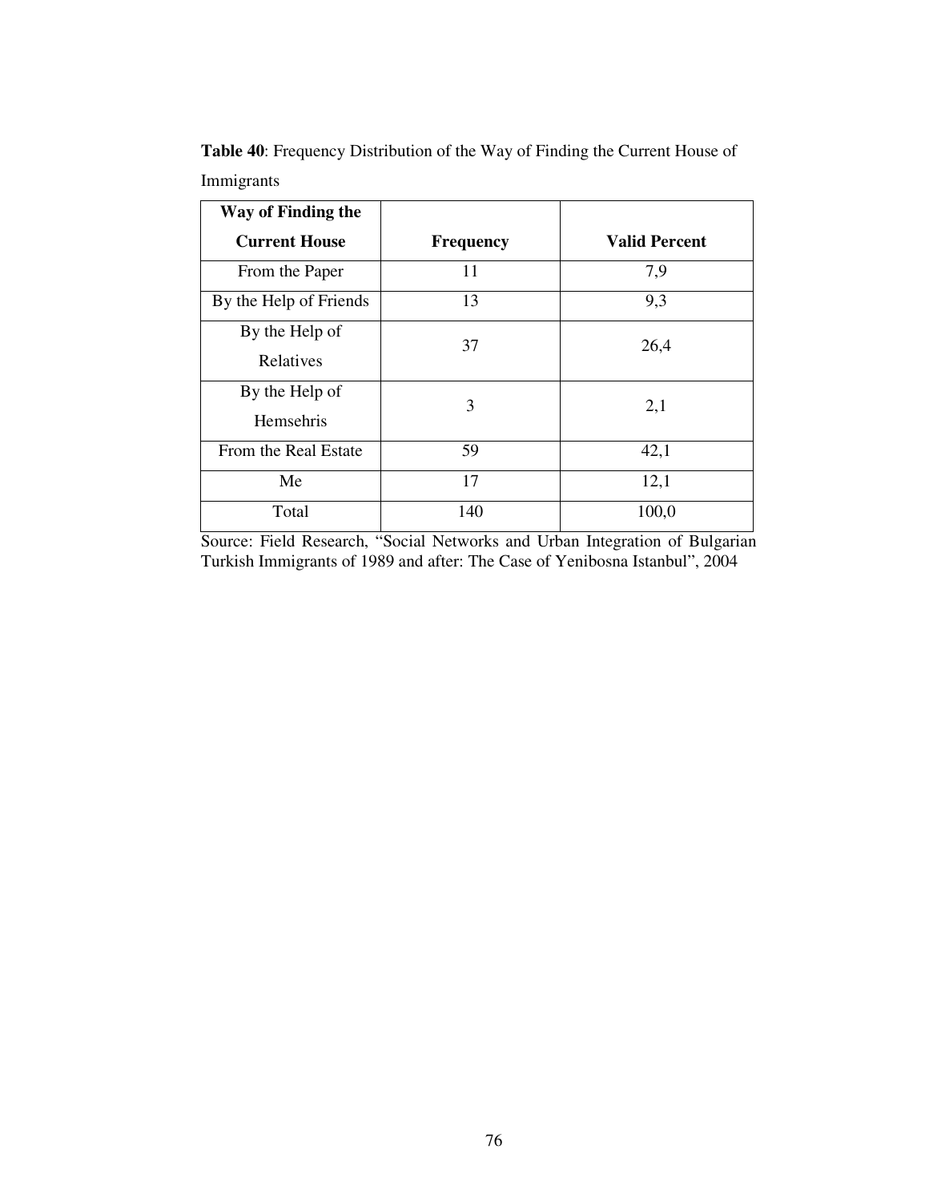**Table 40**: Frequency Distribution of the Way of Finding the Current House of Immigrants

| Way of Finding the Current House | Frequency | Valid Percent |
|---|---|---|
| From the Paper | 11 | 7,9 |
| By the Help of Friends | 13 | 9,3 |
| By the Help of Relatives | 37 | 26,4 |
| By the Help of Hemsehris | 3 | 2,1 |
| From the Real Estate | 59 | 42,1 |
| Me | 17 | 12,1 |
| Total | 140 | 100,0 |

Source: Field Research, "Social Networks and Urban Integration of Bulgarian Turkish Immigrants of 1989 and after: The Case of Yenibosna Istanbul", 2004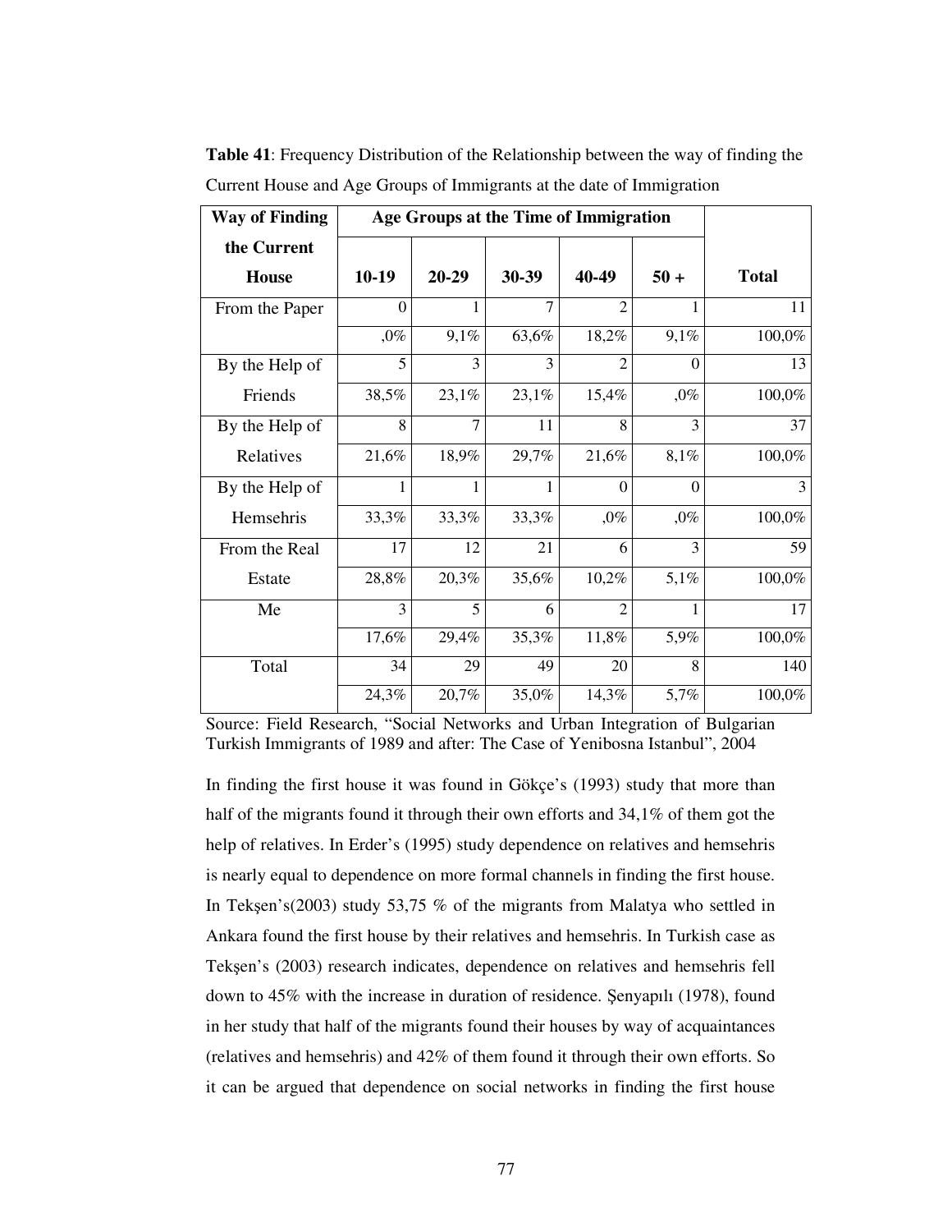**Table 41**: Frequency Distribution of the Relationship between the way of finding the Current House and Age Groups of Immigrants at the date of Immigration

| Way of Finding the Current House | Age Groups at the Time of Immigration | | | | | Total |
|---|---|---|---|---|---|---|
| | 10-19 | 20-29 | 30-39 | 40-49 | 50 + | |
| From the Paper | 0 | 1 | 7 | 2 | 1 | 11 |
| | ,0% | 9,1% | 63,6% | 18,2% | 9,1% | 100,0% |
| By the Help of Friends | 5 | 3 | 3 | 2 | 0 | 13 |
| | 38,5% | 23,1% | 23,1% | 15,4% | ,0% | 100,0% |
| By the Help of Relatives | 8 | 7 | 11 | 8 | 3 | 37 |
| | 21,6% | 18,9% | 29,7% | 21,6% | 8,1% | 100,0% |
| By the Help of Hemsehris | 1 | 1 | 1 | 0 | 0 | 3 |
| | 33,3% | 33,3% | 33,3% | ,0% | ,0% | 100,0% |
| From the Real Estate | 17 | 12 | 21 | 6 | 3 | 59 |
| | 28,8% | 20,3% | 35,6% | 10,2% | 5,1% | 100,0% |
| Me | 3 | 5 | 6 | 2 | 1 | 17 |
| | 17,6% | 29,4% | 35,3% | 11,8% | 5,9% | 100,0% |
| Total | 34 | 29 | 49 | 20 | 8 | 140 |
| | 24,3% | 20,7% | 35,0% | 14,3% | 5,7% | 100,0% |

Source: Field Research, "Social Networks and Urban Integration of Bulgarian Turkish Immigrants of 1989 and after: The Case of Yenibosna Istanbul", 2004

In finding the first house it was found in Gökçe's (1993) study that more than half of the migrants found it through their own efforts and 34,1% of them got the help of relatives. In Erder's (1995) study dependence on relatives and hemsehris is nearly equal to dependence on more formal channels in finding the first house. In Tekşen's(2003) study 53,75 % of the migrants from Malatya who settled in Ankara found the first house by their relatives and hemsehris. In Turkish case as Tekşen's (2003) research indicates, dependence on relatives and hemsehris fell down to 45% with the increase in duration of residence. Şenyapılı (1978), found in her study that half of the migrants found their houses by way of acquaintances (relatives and hemsehris) and 42% of them found it through their own efforts. So it can be argued that dependence on social networks in finding the first house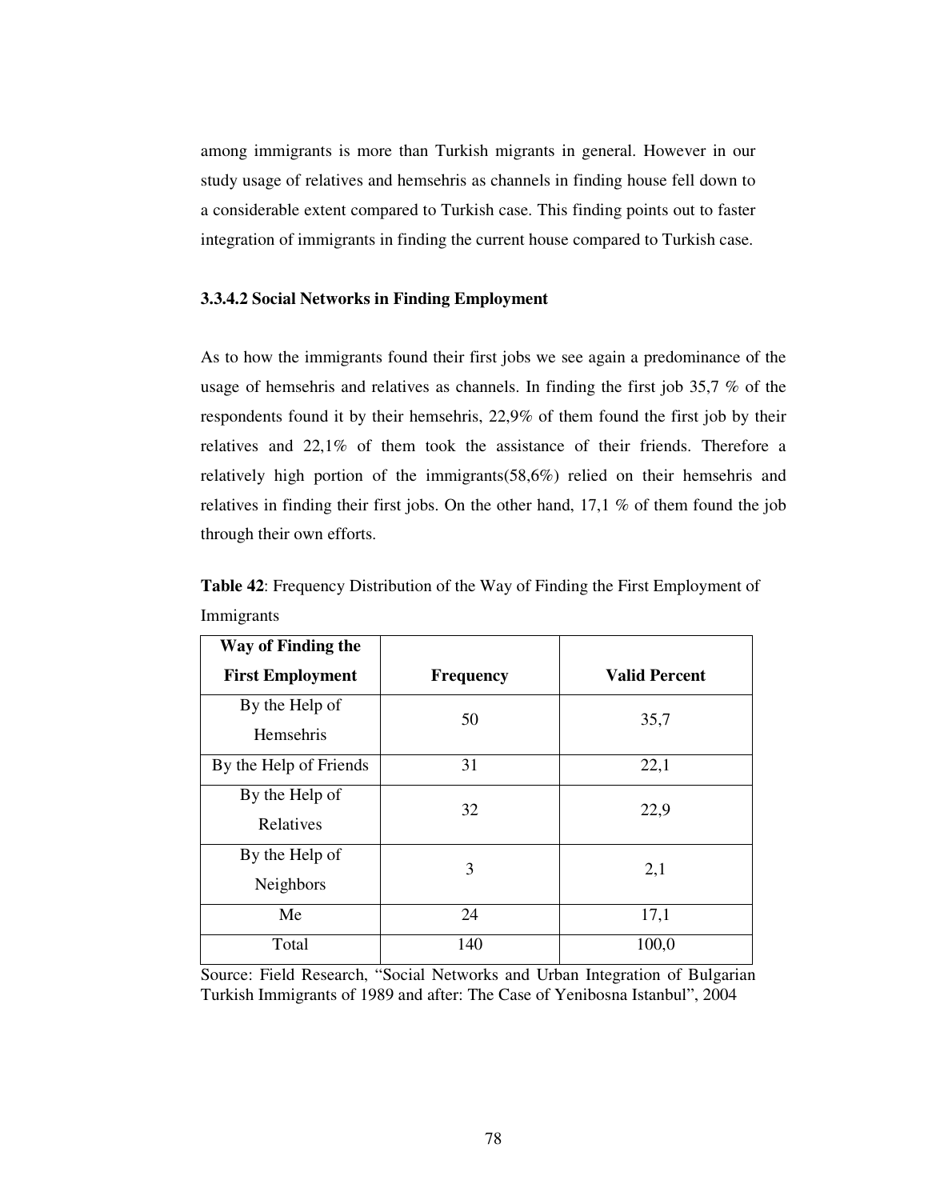among immigrants is more than Turkish migrants in general. However in our study usage of relatives and hemsehris as channels in finding house fell down to a considerable extent compared to Turkish case. This finding points out to faster integration of immigrants in finding the current house compared to Turkish case.

#### 3.3.4.2 Social Networks in Finding Employment

As to how the immigrants found their first jobs we see again a predominance of the usage of hemsehris and relatives as channels. In finding the first job 35,7 % of the respondents found it by their hemsehris, 22,9% of them found the first job by their relatives and 22,1% of them took the assistance of their friends. Therefore a relatively high portion of the immigrants(58,6%) relied on their hemsehris and relatives in finding their first jobs. On the other hand, 17,1 % of them found the job through their own efforts.

**Table 42**: Frequency Distribution of the Way of Finding the First Employment of Immigrants

| Way of Finding the First Employment | Frequency | Valid Percent |
|---|---|---|
| By the Help of Hemsehris | 50 | 35,7 |
| By the Help of Friends | 31 | 22,1 |
| By the Help of Relatives | 32 | 22,9 |
| By the Help of Neighbors | 3 | 2,1 |
| Me | 24 | 17,1 |
| Total | 140 | 100,0 |

Source: Field Research, "Social Networks and Urban Integration of Bulgarian Turkish Immigrants of 1989 and after: The Case of Yenibosna Istanbul", 2004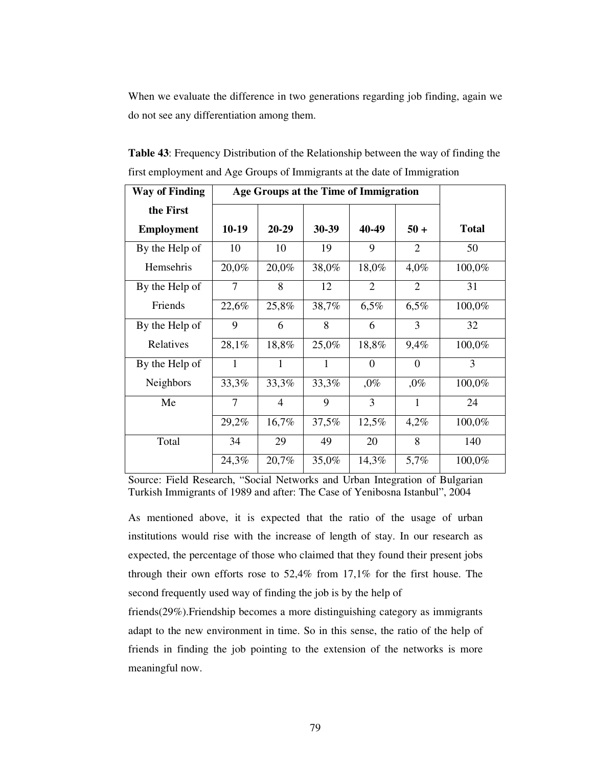When we evaluate the difference in two generations regarding job finding, again we do not see any differentiation among them.

**Table 43**: Frequency Distribution of the Relationship between the way of finding the first employment and Age Groups of Immigrants at the date of Immigration

| Way of Finding the First Employment | Age Groups at the Time of Immigration | | | | | Total |
|---|---|---|---|---|---|---|
| | 10-19 | 20-29 | 30-39 | 40-49 | 50 + | |
| By the Help of Hemsehris | 10 | 10 | 19 | 9 | 2 | 50 |
| | 20,0% | 20,0% | 38,0% | 18,0% | 4,0% | 100,0% |
| By the Help of Friends | 7 | 8 | 12 | 2 | 2 | 31 |
| | 22,6% | 25,8% | 38,7% | 6,5% | 6,5% | 100,0% |
| By the Help of Relatives | 9 | 6 | 8 | 6 | 3 | 32 |
| | 28,1% | 18,8% | 25,0% | 18,8% | 9,4% | 100,0% |
| By the Help of Neighbors | 1 | 1 | 1 | 0 | 0 | 3 |
| | 33,3% | 33,3% | 33,3% | ,0% | ,0% | 100,0% |
| Me | 7 | 4 | 9 | 3 | 1 | 24 |
| | 29,2% | 16,7% | 37,5% | 12,5% | 4,2% | 100,0% |
| Total | 34 | 29 | 49 | 20 | 8 | 140 |
| | 24,3% | 20,7% | 35,0% | 14,3% | 5,7% | 100,0% |

Source: Field Research, "Social Networks and Urban Integration of Bulgarian Turkish Immigrants of 1989 and after: The Case of Yenibosna Istanbul", 2004

As mentioned above, it is expected that the ratio of the usage of urban institutions would rise with the increase of length of stay. In our research as expected, the percentage of those who claimed that they found their present jobs through their own efforts rose to 52,4% from 17,1% for the first house. The second frequently used way of finding the job is by the help of friends(29%).Friendship becomes a more distinguishing category as immigrants adapt to the new environment in time. So in this sense, the ratio of the help of friends in finding the job pointing to the extension of the networks is more meaningful now.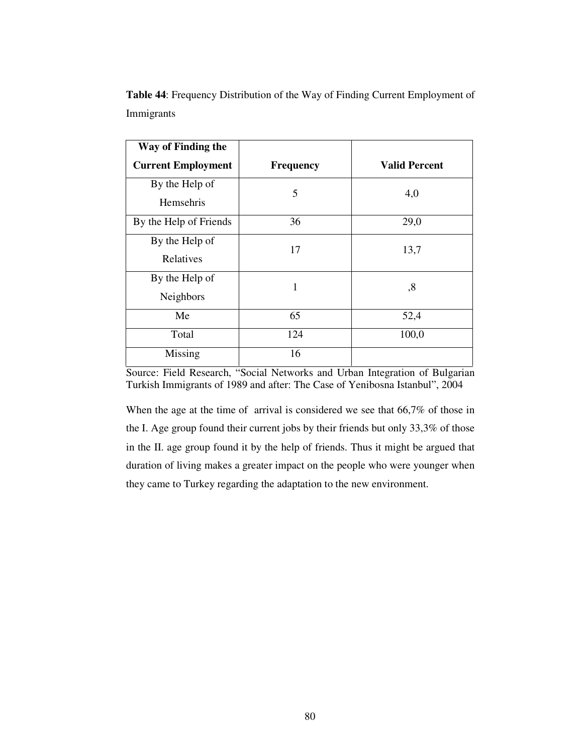**Table 44**: Frequency Distribution of the Way of Finding Current Employment of Immigrants

| Way of Finding the Current Employment | Frequency | Valid Percent |
|---|---|---|
| By the Help of Hemsehris | 5 | 4,0 |
| By the Help of Friends | 36 | 29,0 |
| By the Help of Relatives | 17 | 13,7 |
| By the Help of Neighbors | 1 | ,8 |
| Me | 65 | 52,4 |
| Total | 124 | 100,0 |
| Missing | 16 | |

Source: Field Research, "Social Networks and Urban Integration of Bulgarian Turkish Immigrants of 1989 and after: The Case of Yenibosna Istanbul", 2004

When the age at the time of arrival is considered we see that 66,7% of those in the I. Age group found their current jobs by their friends but only 33,3% of those in the II. age group found it by the help of friends. Thus it might be argued that duration of living makes a greater impact on the people who were younger when they came to Turkey regarding the adaptation to the new environment.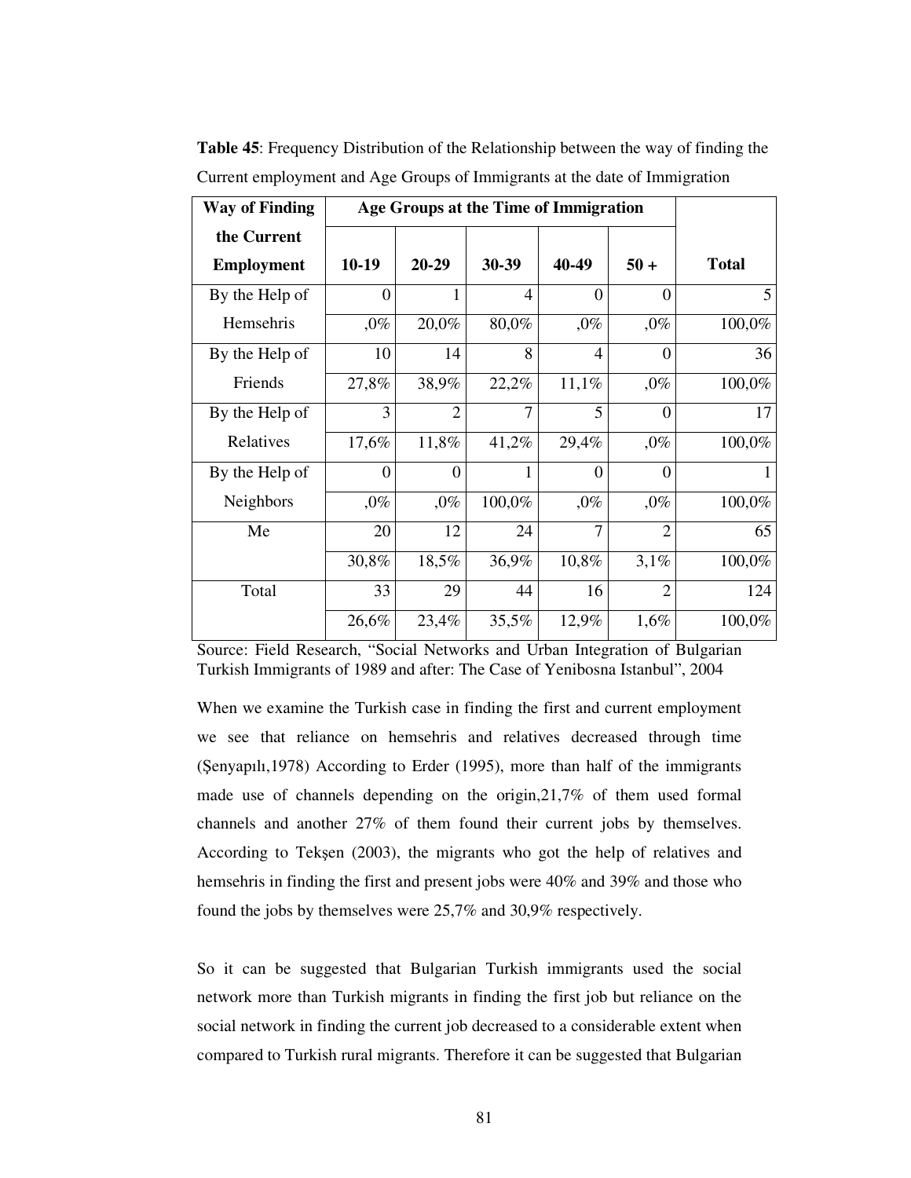**Table 45**: Frequency Distribution of the Relationship between the way of finding the Current employment and Age Groups of Immigrants at the date of Immigration

| Way of Finding the Current Employment | Age Groups at the Time of Immigration | | | | | Total |
|---|---|---|---|---|---|---|
| | 10-19 | 20-29 | 30-39 | 40-49 | 50 + | |
| By the Help of Hemsehris | 0 | 1 | 4 | 0 | 0 | 5 |
| | ,0% | 20,0% | 80,0% | ,0% | ,0% | 100,0% |
| By the Help of Friends | 10 | 14 | 8 | 4 | 0 | 36 |
| | 27,8% | 38,9% | 22,2% | 11,1% | ,0% | 100,0% |
| By the Help of Relatives | 3 | 2 | 7 | 5 | 0 | 17 |
| | 17,6% | 11,8% | 41,2% | 29,4% | ,0% | 100,0% |
| By the Help of Neighbors | 0 | 0 | 1 | 0 | 0 | 1 |
| | ,0% | ,0% | 100,0% | ,0% | ,0% | 100,0% |
| Me | 20 | 12 | 24 | 7 | 2 | 65 |
| | 30,8% | 18,5% | 36,9% | 10,8% | 3,1% | 100,0% |
| Total | 33 | 29 | 44 | 16 | 2 | 124 |
| | 26,6% | 23,4% | 35,5% | 12,9% | 1,6% | 100,0% |

Source: Field Research, "Social Networks and Urban Integration of Bulgarian Turkish Immigrants of 1989 and after: The Case of Yenibosna Istanbul", 2004

When we examine the Turkish case in finding the first and current employment we see that reliance on hemsehris and relatives decreased through time (Şenyapılı,1978) According to Erder (1995), more than half of the immigrants made use of channels depending on the origin,21,7% of them used formal channels and another 27% of them found their current jobs by themselves. According to Tekşen (2003), the migrants who got the help of relatives and hemsehris in finding the first and present jobs were 40% and 39% and those who found the jobs by themselves were 25,7% and 30,9% respectively.

So it can be suggested that Bulgarian Turkish immigrants used the social network more than Turkish migrants in finding the first job but reliance on the social network in finding the current job decreased to a considerable extent when compared to Turkish rural migrants. Therefore it can be suggested that Bulgarian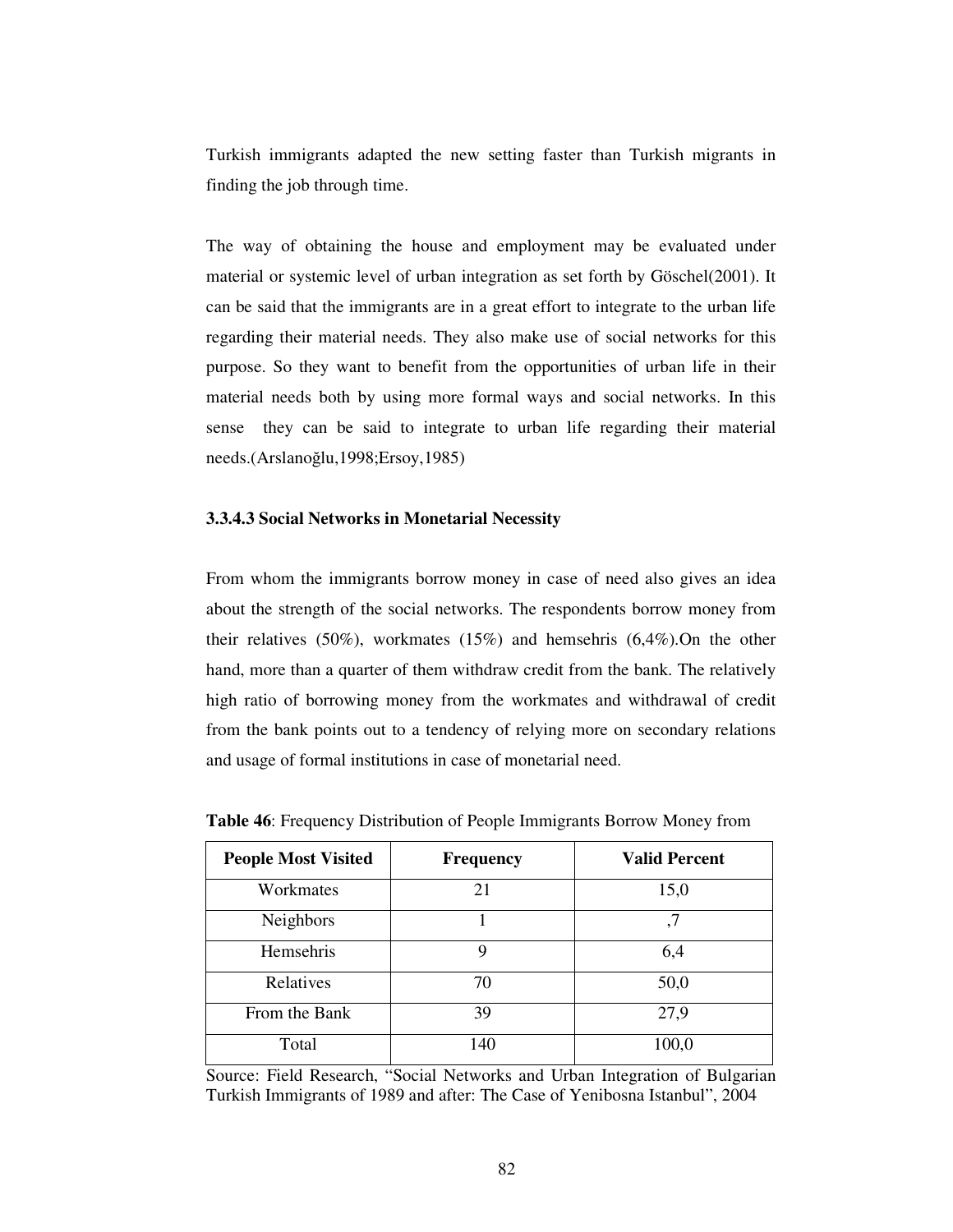Turkish immigrants adapted the new setting faster than Turkish migrants in finding the job through time.

The way of obtaining the house and employment may be evaluated under material or systemic level of urban integration as set forth by Göschel(2001). It can be said that the immigrants are in a great effort to integrate to the urban life regarding their material needs. They also make use of social networks for this purpose. So they want to benefit from the opportunities of urban life in their material needs both by using more formal ways and social networks. In this sense they can be said to integrate to urban life regarding their material needs.(Arslanoğlu,1998;Ersoy,1985)

### 3.3.4.3 Social Networks in Monetarial Necessity

From whom the immigrants borrow money in case of need also gives an idea about the strength of the social networks. The respondents borrow money from their relatives (50%), workmates (15%) and hemsehris (6,4%).On the other hand, more than a quarter of them withdraw credit from the bank. The relatively high ratio of borrowing money from the workmates and withdrawal of credit from the bank points out to a tendency of relying more on secondary relations and usage of formal institutions in case of monetarial need.

**Table 46**: Frequency Distribution of People Immigrants Borrow Money from

| People Most Visited | Frequency | Valid Percent |
|---|---|---|
| Workmates | 21 | 15,0 |
| Neighbors | 1 | ,7 |
| Hemsehris | 9 | 6,4 |
| Relatives | 70 | 50,0 |
| From the Bank | 39 | 27,9 |
| Total | 140 | 100,0 |

Source: Field Research, "Social Networks and Urban Integration of Bulgarian Turkish Immigrants of 1989 and after: The Case of Yenibosna Istanbul", 2004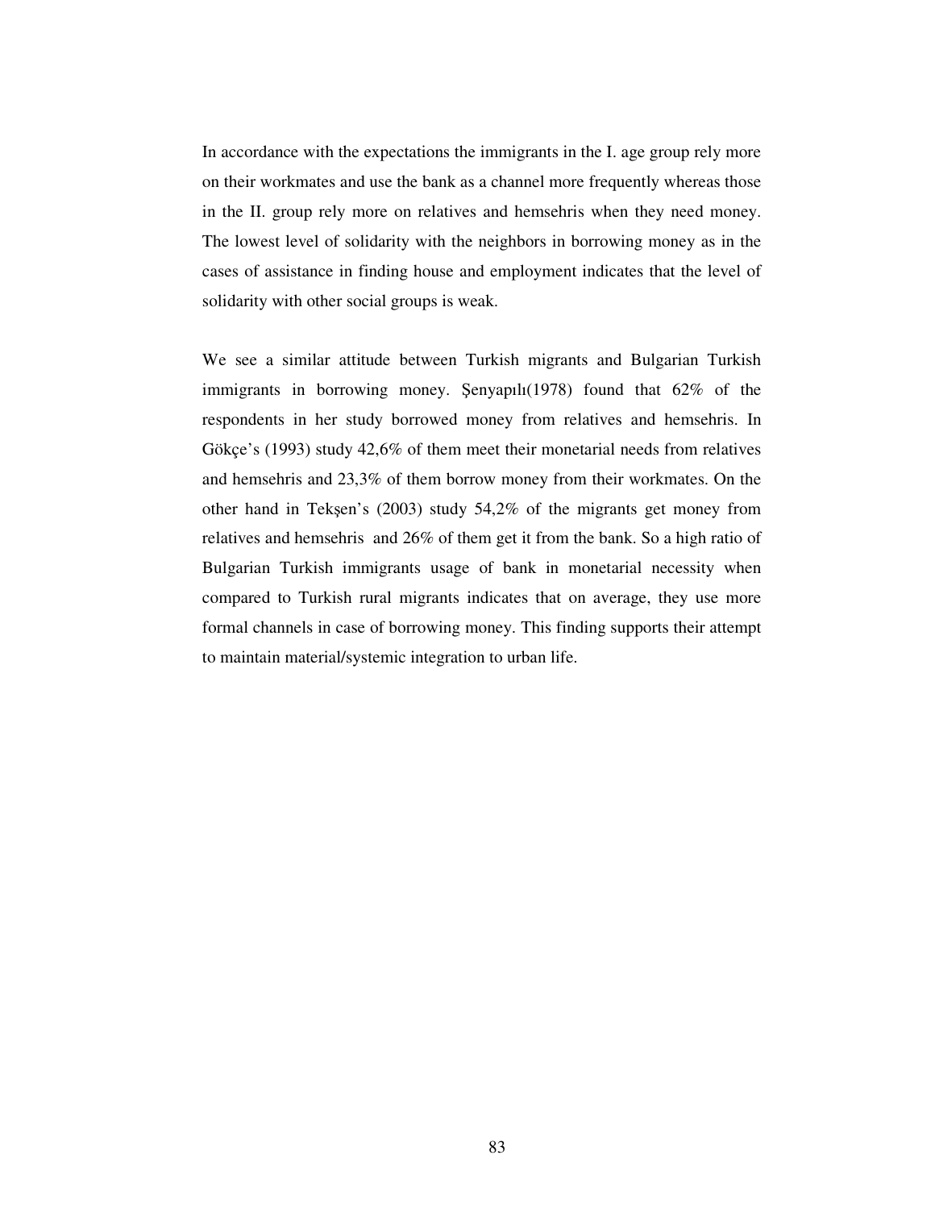In accordance with the expectations the immigrants in the I. age group rely more on their workmates and use the bank as a channel more frequently whereas those in the II. group rely more on relatives and hemsehris when they need money. The lowest level of solidarity with the neighbors in borrowing money as in the cases of assistance in finding house and employment indicates that the level of solidarity with other social groups is weak.

We see a similar attitude between Turkish migrants and Bulgarian Turkish immigrants in borrowing money. Şenyapılı(1978) found that 62% of the respondents in her study borrowed money from relatives and hemsehris. In Gökçe's (1993) study 42,6% of them meet their monetarial needs from relatives and hemsehris and 23,3% of them borrow money from their workmates. On the other hand in Tekşen's (2003) study 54,2% of the migrants get money from relatives and hemsehris and 26% of them get it from the bank. So a high ratio of Bulgarian Turkish immigrants usage of bank in monetarial necessity when compared to Turkish rural migrants indicates that on average, they use more formal channels in case of borrowing money. This finding supports their attempt to maintain material/systemic integration to urban life.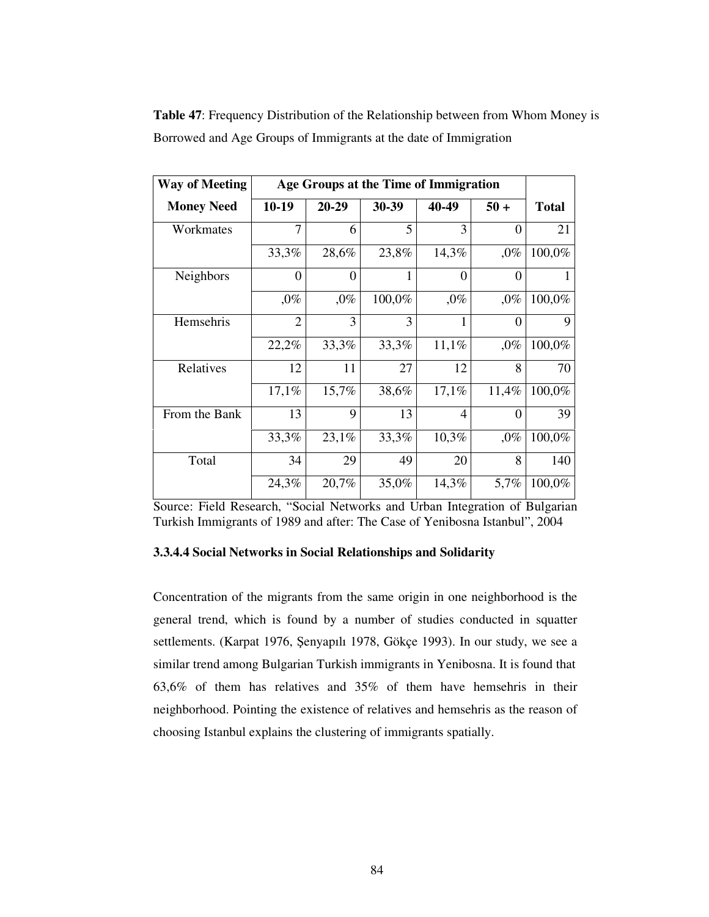**Table 47**: Frequency Distribution of the Relationship between from Whom Money is Borrowed and Age Groups of Immigrants at the date of Immigration

| Way of Meeting | Age Groups at the Time of Immigration | | | | | |
|---|---|---|---|---|---|---|
| Money Need | 10-19 | 20-29 | 30-39 | 40-49 | 50 + | Total |
| Workmates | 7 | 6 | 5 | 3 | 0 | 21 |
| | 33,3% | 28,6% | 23,8% | 14,3% | ,0% | 100,0% |
| Neighbors | 0 | 0 | 1 | 0 | 0 | 1 |
| | ,0% | ,0% | 100,0% | ,0% | ,0% | 100,0% |
| Hemsehris | 2 | 3 | 3 | 1 | 0 | 9 |
| | 22,2% | 33,3% | 33,3% | 11,1% | ,0% | 100,0% |
| Relatives | 12 | 11 | 27 | 12 | 8 | 70 |
| | 17,1% | 15,7% | 38,6% | 17,1% | 11,4% | 100,0% |
| From the Bank | 13 | 9 | 13 | 4 | 0 | 39 |
| | 33,3% | 23,1% | 33,3% | 10,3% | ,0% | 100,0% |
| Total | 34 | 29 | 49 | 20 | 8 | 140 |
| | 24,3% | 20,7% | 35,0% | 14,3% | 5,7% | 100,0% |

Source: Field Research, "Social Networks and Urban Integration of Bulgarian Turkish Immigrants of 1989 and after: The Case of Yenibosna Istanbul", 2004

#### 3.3.4.4 Social Networks in Social Relationships and Solidarity

Concentration of the migrants from the same origin in one neighborhood is the general trend, which is found by a number of studies conducted in squatter settlements. (Karpat 1976, Şenyapılı 1978, Gökçe 1993). In our study, we see a similar trend among Bulgarian Turkish immigrants in Yenibosna. It is found that 63,6% of them has relatives and 35% of them have hemsehris in their neighborhood. Pointing the existence of relatives and hemsehris as the reason of choosing Istanbul explains the clustering of immigrants spatially.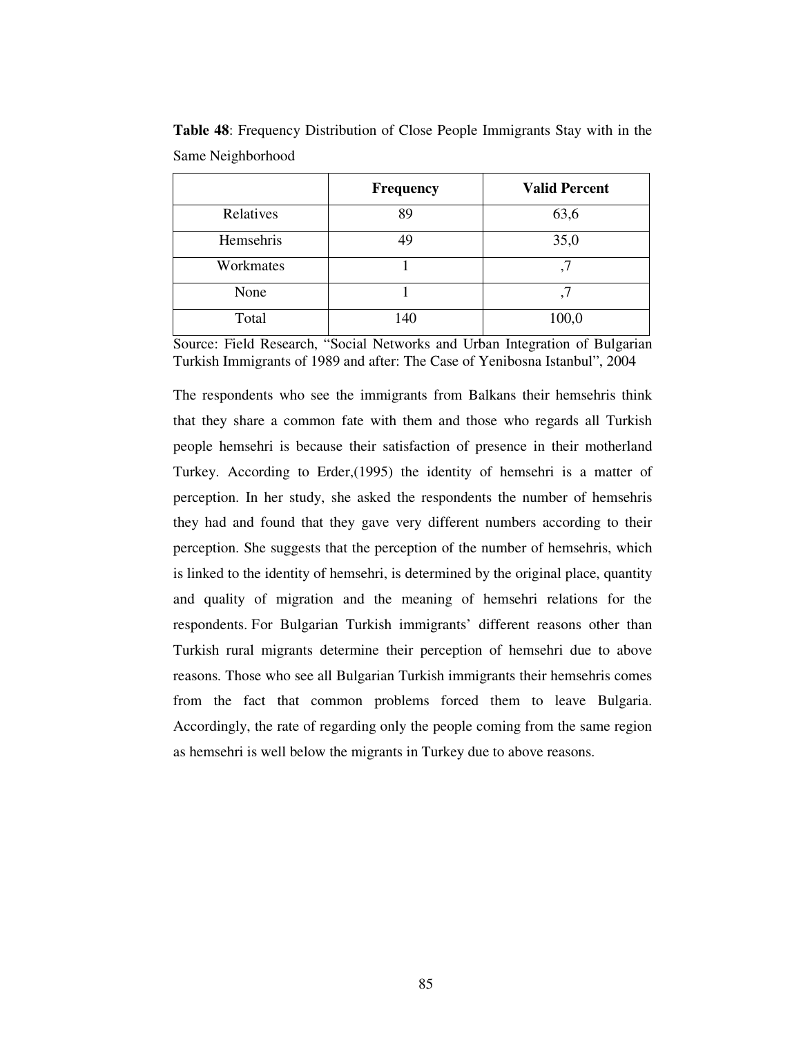**Table 48**: Frequency Distribution of Close People Immigrants Stay with in the Same Neighborhood

| | **Frequency** | **Valid Percent** |
|---|---|---|
| Relatives | 89 | 63,6 |
| Hemsehris | 49 | 35,0 |
| Workmates | 1 | ,7 |
| None | 1 | ,7 |
| Total | 140 | 100,0 |

Source: Field Research, "Social Networks and Urban Integration of Bulgarian Turkish Immigrants of 1989 and after: The Case of Yenibosna Istanbul", 2004

The respondents who see the immigrants from Balkans their hemsehris think that they share a common fate with them and those who regards all Turkish people hemsehri is because their satisfaction of presence in their motherland Turkey. According to Erder,(1995) the identity of hemsehri is a matter of perception. In her study, she asked the respondents the number of hemsehris they had and found that they gave very different numbers according to their perception. She suggests that the perception of the number of hemsehris, which is linked to the identity of hemsehri, is determined by the original place, quantity and quality of migration and the meaning of hemsehri relations for the respondents. For Bulgarian Turkish immigrants' different reasons other than Turkish rural migrants determine their perception of hemsehri due to above reasons. Those who see all Bulgarian Turkish immigrants their hemsehris comes from the fact that common problems forced them to leave Bulgaria. Accordingly, the rate of regarding only the people coming from the same region as hemsehri is well below the migrants in Turkey due to above reasons.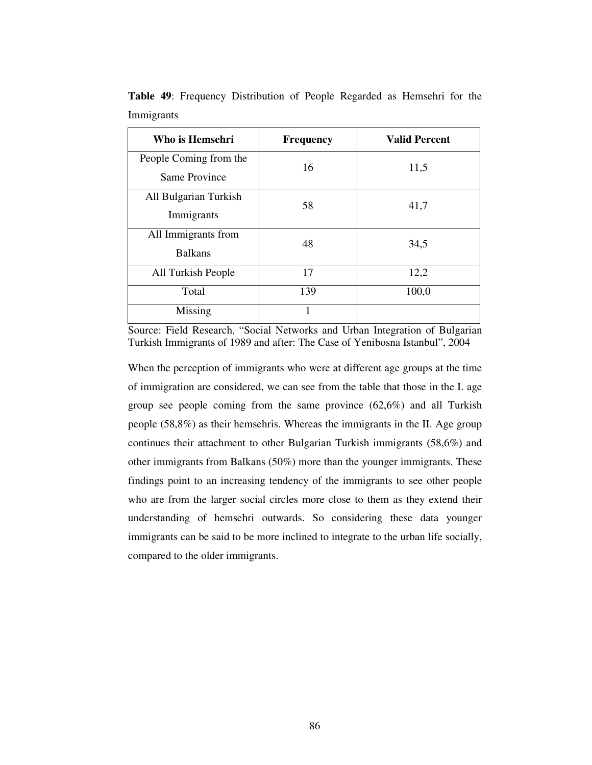**Table 49**: Frequency Distribution of People Regarded as Hemsehri for the Immigrants

| Who is Hemsehri | Frequency | Valid Percent |
|---|---|---|
| People Coming from the Same Province | 16 | 11,5 |
| All Bulgarian Turkish Immigrants | 58 | 41,7 |
| All Immigrants from Balkans | 48 | 34,5 |
| All Turkish People | 17 | 12,2 |
| Total | 139 | 100,0 |
| Missing | 1 | |

Source: Field Research, "Social Networks and Urban Integration of Bulgarian Turkish Immigrants of 1989 and after: The Case of Yenibosna Istanbul", 2004

When the perception of immigrants who were at different age groups at the time of immigration are considered, we can see from the table that those in the I. age group see people coming from the same province (62,6%) and all Turkish people (58,8%) as their hemsehris. Whereas the immigrants in the II. Age group continues their attachment to other Bulgarian Turkish immigrants (58,6%) and other immigrants from Balkans (50%) more than the younger immigrants. These findings point to an increasing tendency of the immigrants to see other people who are from the larger social circles more close to them as they extend their understanding of hemsehri outwards. So considering these data younger immigrants can be said to be more inclined to integrate to the urban life socially, compared to the older immigrants.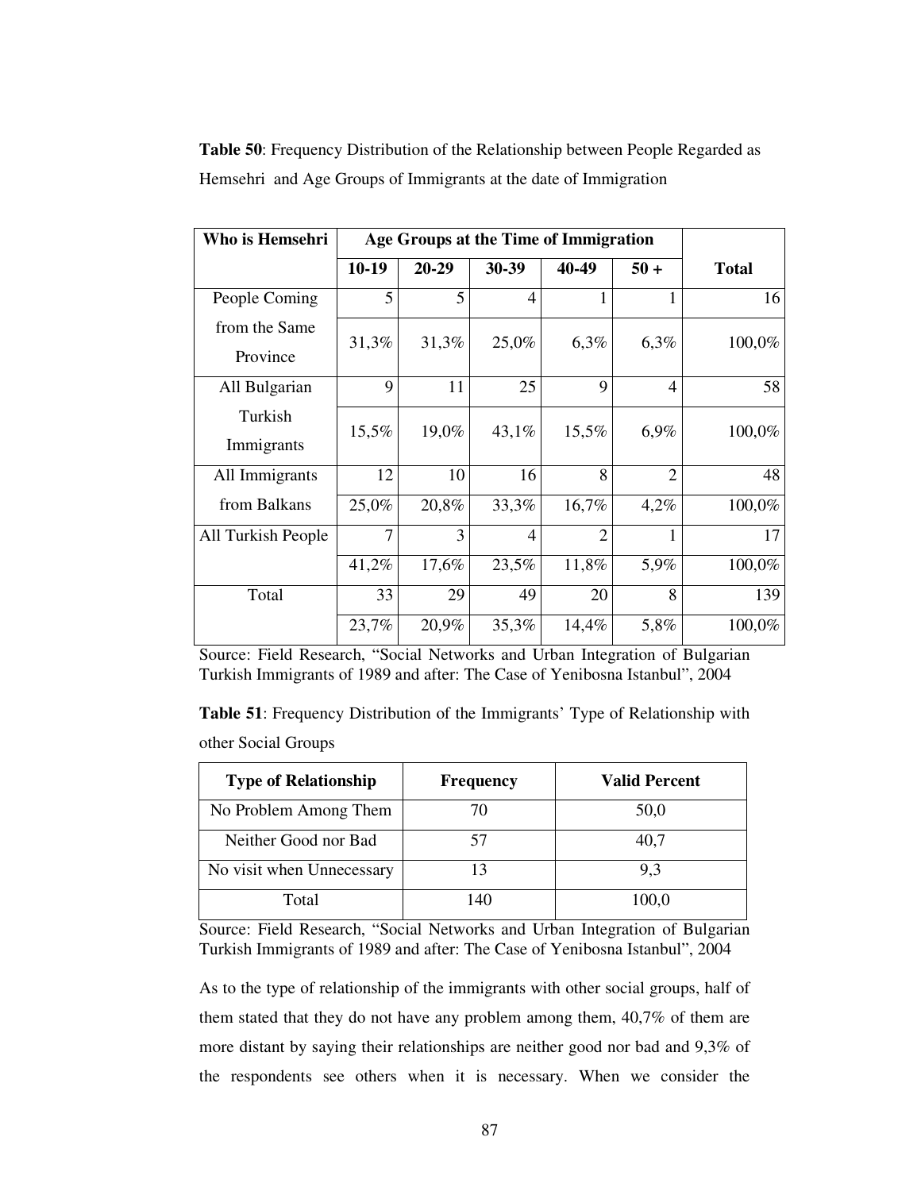**Table 50**: Frequency Distribution of the Relationship between People Regarded as Hemsehri and Age Groups of Immigrants at the date of Immigration

| Who is Hemsehri | Age Groups at the Time of Immigration | | | | | Total |
|---|---|---|---|---|---|---|
| | 10-19 | 20-29 | 30-39 | 40-49 | 50 + | |
| People Coming from the Same Province | 5 | 5 | 4 | 1 | 1 | 16 |
| | 31,3% | 31,3% | 25,0% | 6,3% | 6,3% | 100,0% |
| All Bulgarian Turkish Immigrants | 9 | 11 | 25 | 9 | 4 | 58 |
| | 15,5% | 19,0% | 43,1% | 15,5% | 6,9% | 100,0% |
| All Immigrants from Balkans | 12 | 10 | 16 | 8 | 2 | 48 |
| | 25,0% | 20,8% | 33,3% | 16,7% | 4,2% | 100,0% |
| All Turkish People | 7 | 3 | 4 | 2 | 1 | 17 |
| | 41,2% | 17,6% | 23,5% | 11,8% | 5,9% | 100,0% |
| Total | 33 | 29 | 49 | 20 | 8 | 139 |
| | 23,7% | 20,9% | 35,3% | 14,4% | 5,8% | 100,0% |

Source: Field Research, "Social Networks and Urban Integration of Bulgarian Turkish Immigrants of 1989 and after: The Case of Yenibosna Istanbul", 2004

**Table 51**: Frequency Distribution of the Immigrants' Type of Relationship with other Social Groups

| Type of Relationship | Frequency | Valid Percent |
|---|---|---|
| No Problem Among Them | 70 | 50,0 |
| Neither Good nor Bad | 57 | 40,7 |
| No visit when Unnecessary | 13 | 9,3 |
| Total | 140 | 100,0 |

Source: Field Research, "Social Networks and Urban Integration of Bulgarian Turkish Immigrants of 1989 and after: The Case of Yenibosna Istanbul", 2004

As to the type of relationship of the immigrants with other social groups, half of them stated that they do not have any problem among them, 40,7% of them are more distant by saying their relationships are neither good nor bad and 9,3% of the respondents see others when it is necessary. When we consider the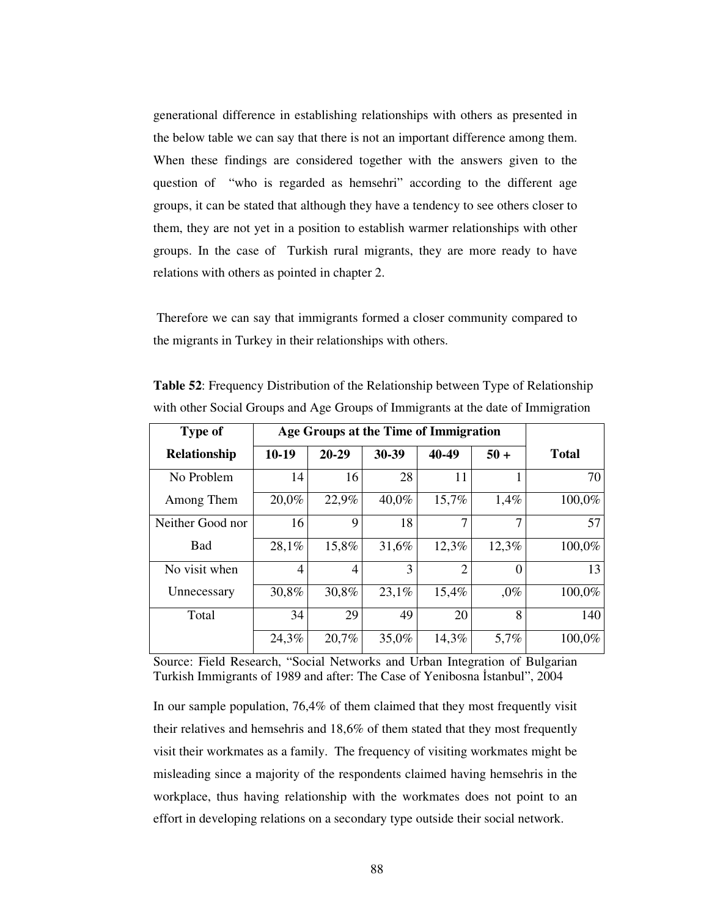generational difference in establishing relationships with others as presented in the below table we can say that there is not an important difference among them. When these findings are considered together with the answers given to the question of "who is regarded as hemsehri" according to the different age groups, it can be stated that although they have a tendency to see others closer to them, they are not yet in a position to establish warmer relationships with other groups. In the case of Turkish rural migrants, they are more ready to have relations with others as pointed in chapter 2.

Therefore we can say that immigrants formed a closer community compared to the migrants in Turkey in their relationships with others.

**Table 52**: Frequency Distribution of the Relationship between Type of Relationship with other Social Groups and Age Groups of Immigrants at the date of Immigration

| Type of Relationship | Age Groups at the Time of Immigration | | | | | Total |
|---|---|---|---|---|---|---|
| | 10-19 | 20-29 | 30-39 | 40-49 | 50 + | |
| No Problem Among Them | 14 | 16 | 28 | 11 | 1 | 70 |
| | 20,0% | 22,9% | 40,0% | 15,7% | 1,4% | 100,0% |
| Neither Good nor Bad | 16 | 9 | 18 | 7 | 7 | 57 |
| | 28,1% | 15,8% | 31,6% | 12,3% | 12,3% | 100,0% |
| No visit when Unnecessary | 4 | 4 | 3 | 2 | 0 | 13 |
| | 30,8% | 30,8% | 23,1% | 15,4% | ,0% | 100,0% |
| Total | 34 | 29 | 49 | 20 | 8 | 140 |
| | 24,3% | 20,7% | 35,0% | 14,3% | 5,7% | 100,0% |

Source: Field Research, "Social Networks and Urban Integration of Bulgarian Turkish Immigrants of 1989 and after: The Case of Yenibosna İstanbul", 2004

In our sample population, 76,4% of them claimed that they most frequently visit their relatives and hemsehris and 18,6% of them stated that they most frequently visit their workmates as a family. The frequency of visiting workmates might be misleading since a majority of the respondents claimed having hemsehris in the workplace, thus having relationship with the workmates does not point to an effort in developing relations on a secondary type outside their social network.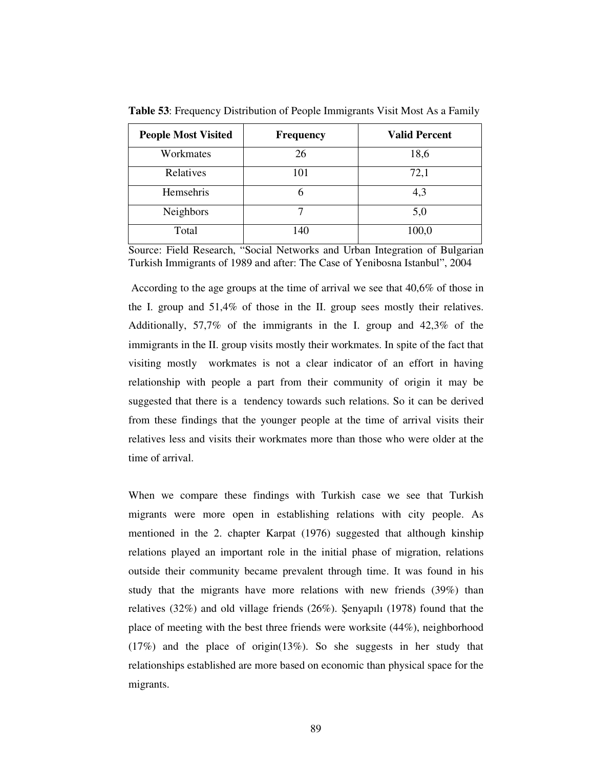**Table 53**: Frequency Distribution of People Immigrants Visit Most As a Family

| People Most Visited | Frequency | Valid Percent |
|---|---|---|
| Workmates | 26 | 18,6 |
| Relatives | 101 | 72,1 |
| Hemsehris | 6 | 4,3 |
| Neighbors | 7 | 5,0 |
| Total | 140 | 100,0 |

Source: Field Research, "Social Networks and Urban Integration of Bulgarian Turkish Immigrants of 1989 and after: The Case of Yenibosna Istanbul", 2004

According to the age groups at the time of arrival we see that 40,6% of those in the I. group and 51,4% of those in the II. group sees mostly their relatives. Additionally, 57,7% of the immigrants in the I. group and 42,3% of the immigrants in the II. group visits mostly their workmates. In spite of the fact that visiting mostly workmates is not a clear indicator of an effort in having relationship with people a part from their community of origin it may be suggested that there is a tendency towards such relations. So it can be derived from these findings that the younger people at the time of arrival visits their relatives less and visits their workmates more than those who were older at the time of arrival.

When we compare these findings with Turkish case we see that Turkish migrants were more open in establishing relations with city people. As mentioned in the 2. chapter Karpat (1976) suggested that although kinship relations played an important role in the initial phase of migration, relations outside their community became prevalent through time. It was found in his study that the migrants have more relations with new friends (39%) than relatives (32%) and old village friends (26%). Şenyapılı (1978) found that the place of meeting with the best three friends were worksite (44%), neighborhood (17%) and the place of origin(13%). So she suggests in her study that relationships established are more based on economic than physical space for the migrants.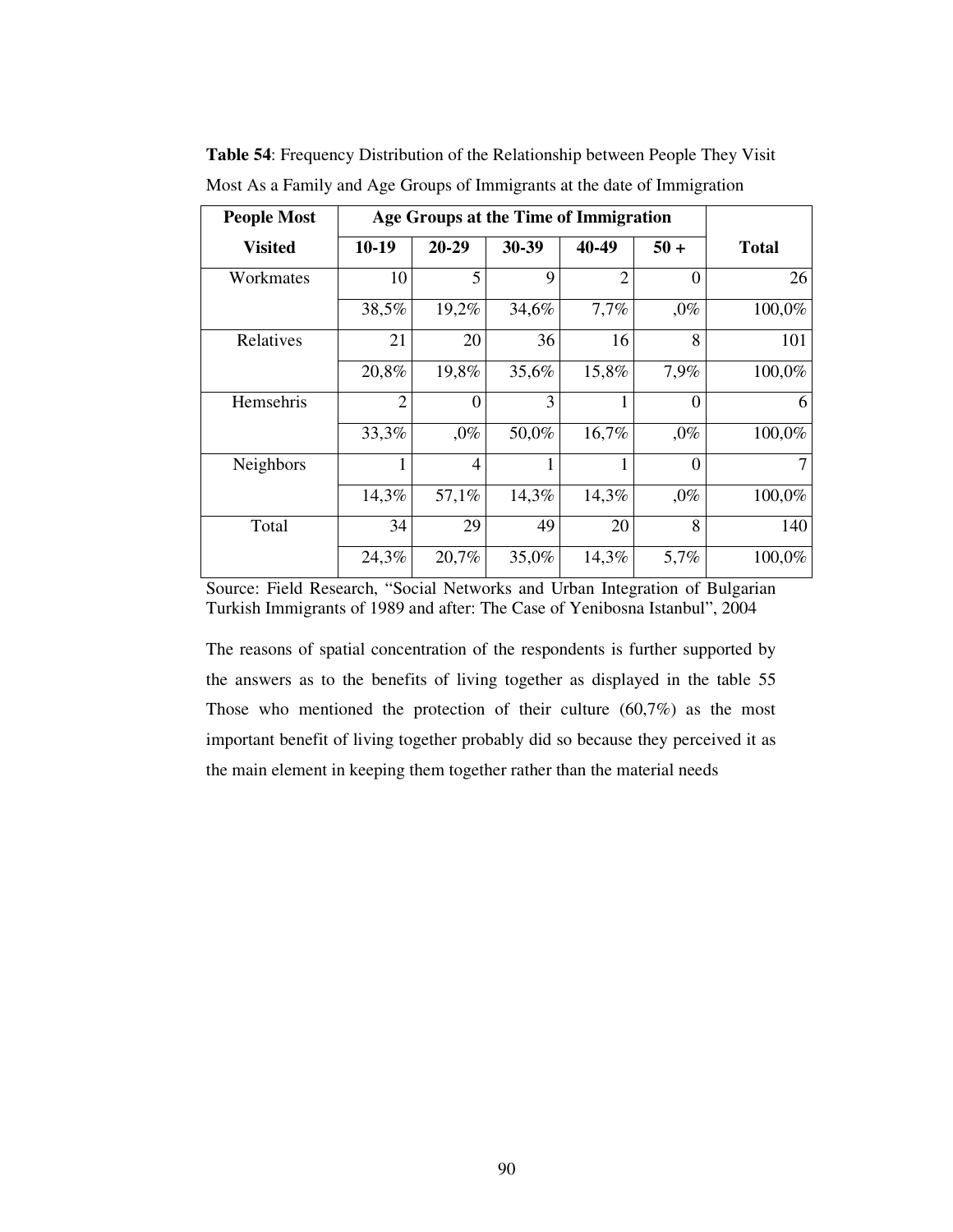**Table 54**: Frequency Distribution of the Relationship between People They Visit Most As a Family and Age Groups of Immigrants at the date of Immigration

| People Most Visited | Age Groups at the Time of Immigration | | | | | Total |
|---|---|---|---|---|---|---|
| | 10-19 | 20-29 | 30-39 | 40-49 | 50 + | |
| Workmates | 10 | 5 | 9 | 2 | 0 | 26 |
| | 38,5% | 19,2% | 34,6% | 7,7% | ,0% | 100,0% |
| Relatives | 21 | 20 | 36 | 16 | 8 | 101 |
| | 20,8% | 19,8% | 35,6% | 15,8% | 7,9% | 100,0% |
| Hemsehris | 2 | 0 | 3 | 1 | 0 | 6 |
| | 33,3% | ,0% | 50,0% | 16,7% | ,0% | 100,0% |
| Neighbors | 1 | 4 | 1 | 1 | 0 | 7 |
| | 14,3% | 57,1% | 14,3% | 14,3% | ,0% | 100,0% |
| Total | 34 | 29 | 49 | 20 | 8 | 140 |
| | 24,3% | 20,7% | 35,0% | 14,3% | 5,7% | 100,0% |

Source: Field Research, "Social Networks and Urban Integration of Bulgarian Turkish Immigrants of 1989 and after: The Case of Yenibosna Istanbul", 2004

The reasons of spatial concentration of the respondents is further supported by the answers as to the benefits of living together as displayed in the table 55 Those who mentioned the protection of their culture (60,7%) as the most important benefit of living together probably did so because they perceived it as the main element in keeping them together rather than the material needs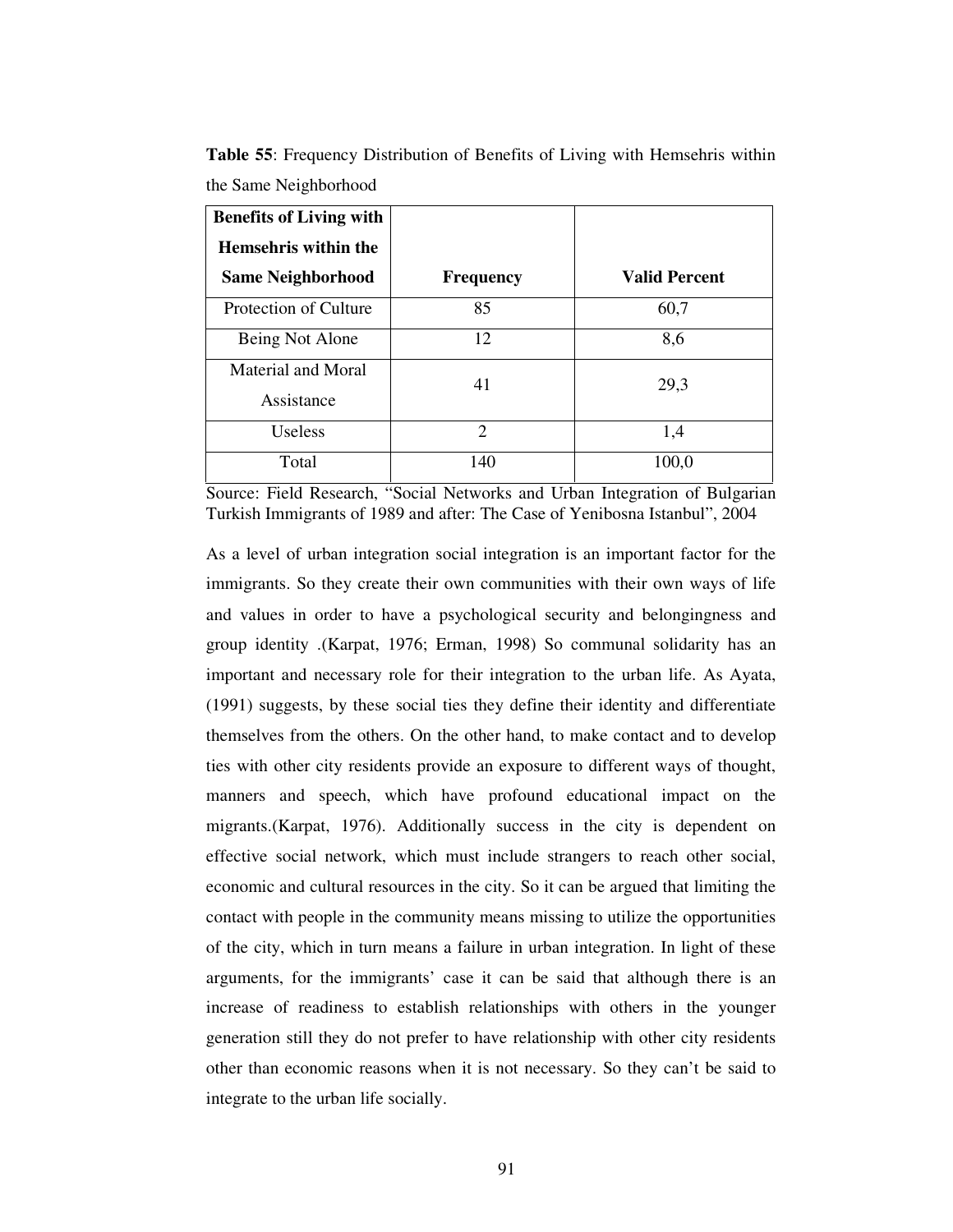**Table 55**: Frequency Distribution of Benefits of Living with Hemsehris within the Same Neighborhood

| Benefits of Living with Hemsehris within the Same Neighborhood | Frequency | Valid Percent |
|---|---|---|
| Protection of Culture | 85 | 60,7 |
| Being Not Alone | 12 | 8,6 |
| Material and Moral Assistance | 41 | 29,3 |
| Useless | 2 | 1,4 |
| Total | 140 | 100,0 |

Source: Field Research, "Social Networks and Urban Integration of Bulgarian Turkish Immigrants of 1989 and after: The Case of Yenibosna Istanbul", 2004

As a level of urban integration social integration is an important factor for the immigrants. So they create their own communities with their own ways of life and values in order to have a psychological security and belongingness and group identity .(Karpat, 1976; Erman, 1998) So communal solidarity has an important and necessary role for their integration to the urban life. As Ayata, (1991) suggests, by these social ties they define their identity and differentiate themselves from the others. On the other hand, to make contact and to develop ties with other city residents provide an exposure to different ways of thought, manners and speech, which have profound educational impact on the migrants.(Karpat, 1976). Additionally success in the city is dependent on effective social network, which must include strangers to reach other social, economic and cultural resources in the city. So it can be argued that limiting the contact with people in the community means missing to utilize the opportunities of the city, which in turn means a failure in urban integration. In light of these arguments, for the immigrants' case it can be said that although there is an increase of readiness to establish relationships with others in the younger generation still they do not prefer to have relationship with other city residents other than economic reasons when it is not necessary. So they can't be said to integrate to the urban life socially.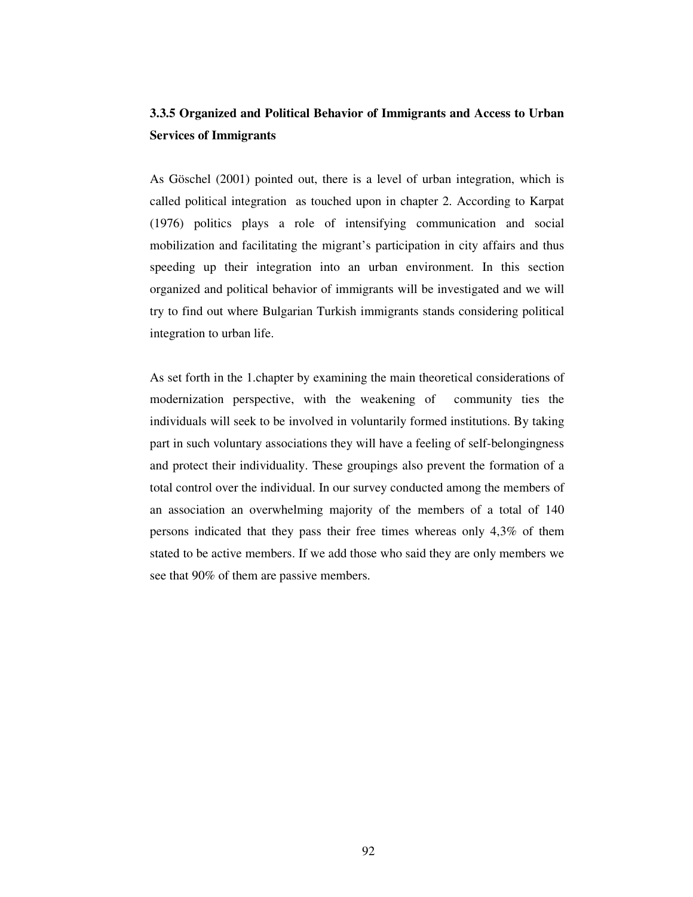### 3.3.5 Organized and Political Behavior of Immigrants and Access to Urban Services of Immigrants

As Göschel (2001) pointed out, there is a level of urban integration, which is called political integration  as touched upon in chapter 2. According to Karpat (1976) politics plays a role of intensifying communication and social mobilization and facilitating the migrant's participation in city affairs and thus speeding up their integration into an urban environment. In this section organized and political behavior of immigrants will be investigated and we will try to find out where Bulgarian Turkish immigrants stands considering political integration to urban life.

As set forth in the 1.chapter by examining the main theoretical considerations of modernization perspective, with the weakening of  community ties the individuals will seek to be involved in voluntarily formed institutions. By taking part in such voluntary associations they will have a feeling of self-belongingness and protect their individuality. These groupings also prevent the formation of a total control over the individual. In our survey conducted among the members of an association an overwhelming majority of the members of a total of 140 persons indicated that they pass their free times whereas only 4,3% of them stated to be active members. If we add those who said they are only members we see that 90% of them are passive members.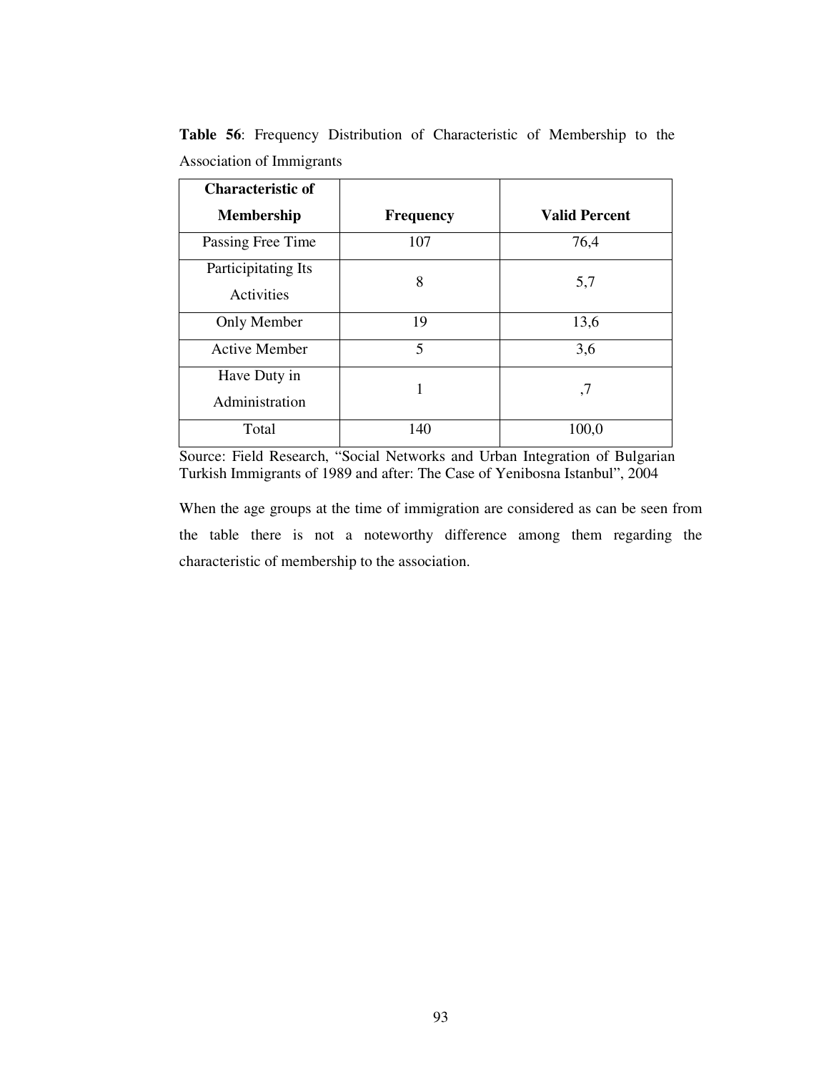**Table 56**: Frequency Distribution of Characteristic of Membership to the Association of Immigrants

| Characteristic of Membership | Frequency | Valid Percent |
|---|---|---|
| Passing Free Time | 107 | 76,4 |
| Participitating Its Activities | 8 | 5,7 |
| Only Member | 19 | 13,6 |
| Active Member | 5 | 3,6 |
| Have Duty in Administration | 1 | ,7 |
| Total | 140 | 100,0 |

Source: Field Research, "Social Networks and Urban Integration of Bulgarian Turkish Immigrants of 1989 and after: The Case of Yenibosna Istanbul", 2004

When the age groups at the time of immigration are considered as can be seen from the table there is not a noteworthy difference among them regarding the characteristic of membership to the association.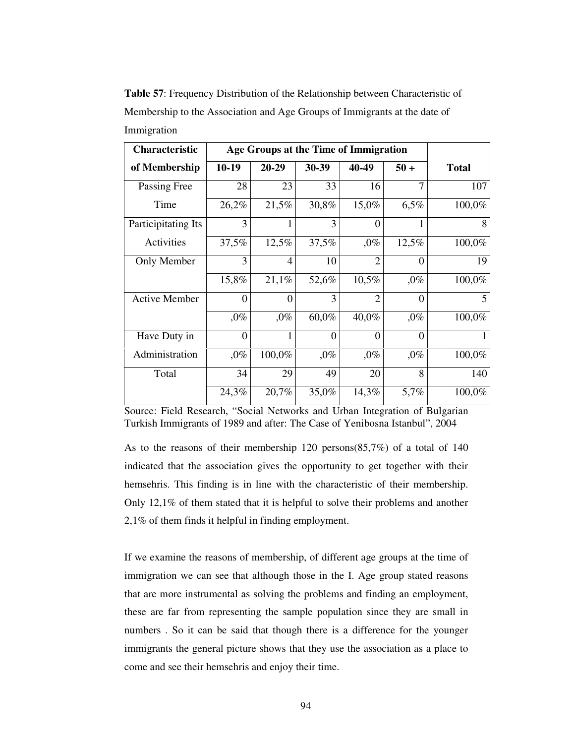**Table 57**: Frequency Distribution of the Relationship between Characteristic of Membership to the Association and Age Groups of Immigrants at the date of Immigration

| Characteristic of Membership | Age Groups at the Time of Immigration | | | | | Total |
|---|---|---|---|---|---|---|
| | 10-19 | 20-29 | 30-39 | 40-49 | 50 + | |
| Passing Free Time | 28 | 23 | 33 | 16 | 7 | 107 |
| | 26,2% | 21,5% | 30,8% | 15,0% | 6,5% | 100,0% |
| Participitating Its Activities | 3 | 1 | 3 | 0 | 1 | 8 |
| | 37,5% | 12,5% | 37,5% | ,0% | 12,5% | 100,0% |
| Only Member | 3 | 4 | 10 | 2 | 0 | 19 |
| | 15,8% | 21,1% | 52,6% | 10,5% | ,0% | 100,0% |
| Active Member | 0 | 0 | 3 | 2 | 0 | 5 |
| | ,0% | ,0% | 60,0% | 40,0% | ,0% | 100,0% |
| Have Duty in Administration | 0 | 1 | 0 | 0 | 0 | 1 |
| | ,0% | 100,0% | ,0% | ,0% | ,0% | 100,0% |
| Total | 34 | 29 | 49 | 20 | 8 | 140 |
| | 24,3% | 20,7% | 35,0% | 14,3% | 5,7% | 100,0% |

Source: Field Research, "Social Networks and Urban Integration of Bulgarian Turkish Immigrants of 1989 and after: The Case of Yenibosna Istanbul", 2004

As to the reasons of their membership 120 persons(85,7%) of a total of 140 indicated that the association gives the opportunity to get together with their hemsehris. This finding is in line with the characteristic of their membership. Only 12,1% of them stated that it is helpful to solve their problems and another 2,1% of them finds it helpful in finding employment.

If we examine the reasons of membership, of different age groups at the time of immigration we can see that although those in the I. Age group stated reasons that are more instrumental as solving the problems and finding an employment, these are far from representing the sample population since they are small in numbers . So it can be said that though there is a difference for the younger immigrants the general picture shows that they use the association as a place to come and see their hemsehris and enjoy their time.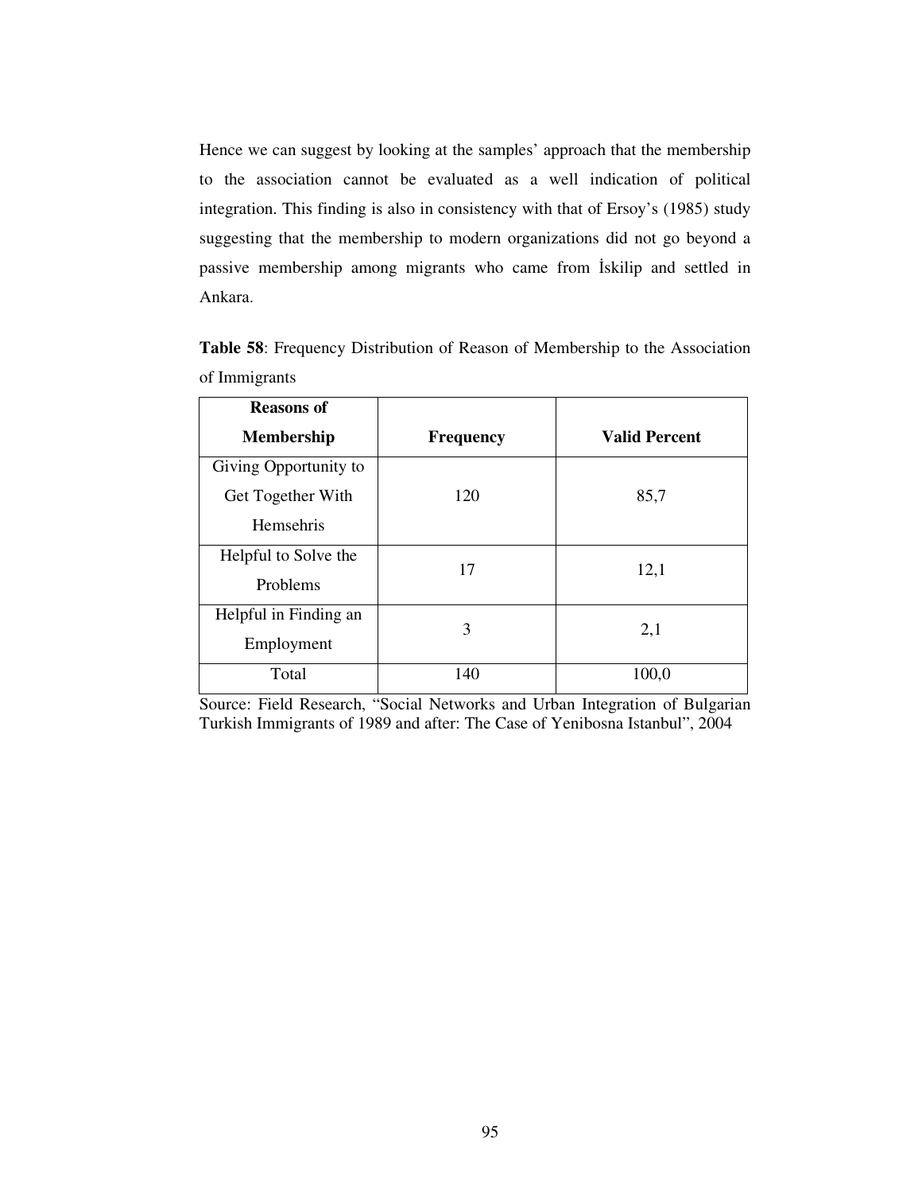Hence we can suggest by looking at the samples' approach that the membership to the association cannot be evaluated as a well indication of political integration. This finding is also in consistency with that of Ersoy's (1985) study suggesting that the membership to modern organizations did not go beyond a passive membership among migrants who came from İskilip and settled in Ankara.

**Table 58**: Frequency Distribution of Reason of Membership to the Association of Immigrants

| Reasons of Membership | Frequency | Valid Percent |
|---|---|---|
| Giving Opportunity to Get Together With Hemsehris | 120 | 85,7 |
| Helpful to Solve the Problems | 17 | 12,1 |
| Helpful in Finding an Employment | 3 | 2,1 |
| Total | 140 | 100,0 |

Source: Field Research, "Social Networks and Urban Integration of Bulgarian Turkish Immigrants of 1989 and after: The Case of Yenibosna Istanbul", 2004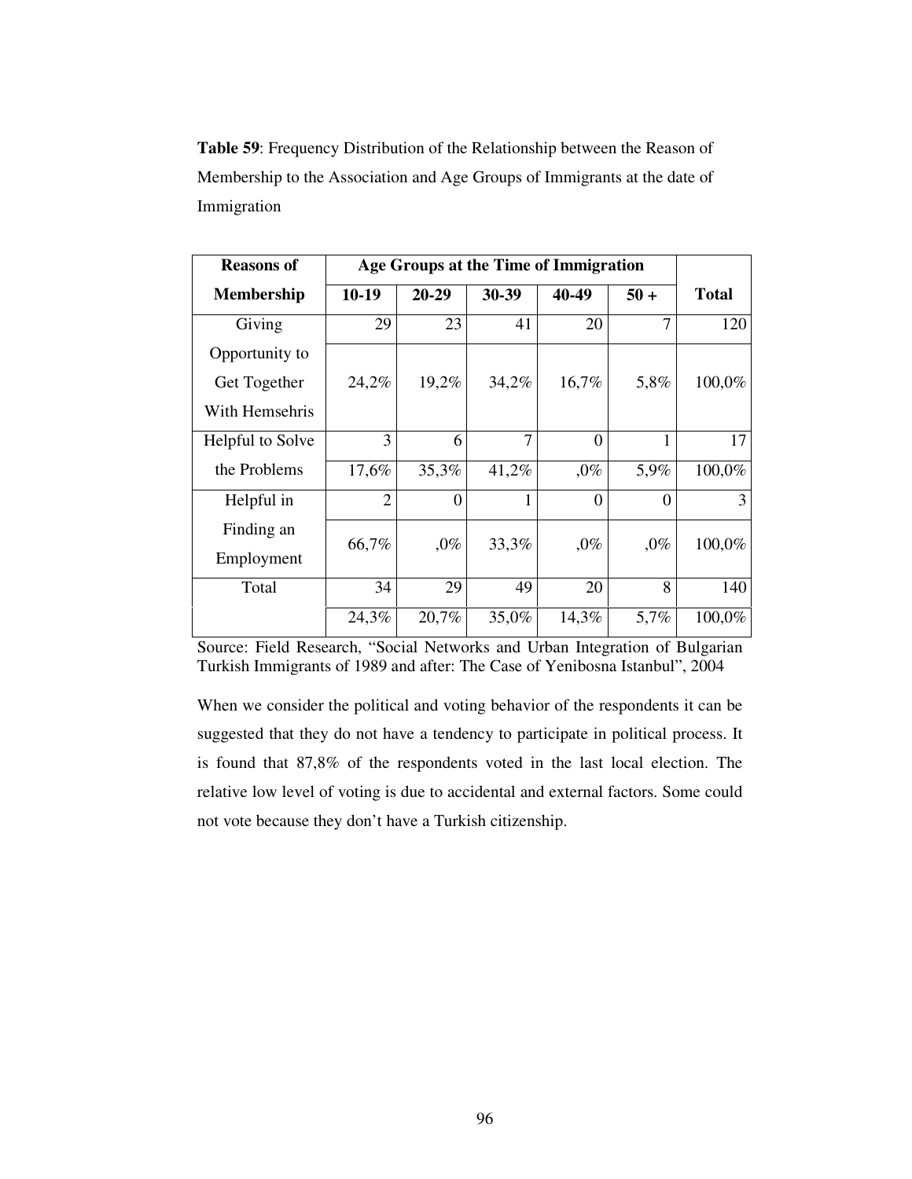**Table 59**: Frequency Distribution of the Relationship between the Reason of Membership to the Association and Age Groups of Immigrants at the date of Immigration

| Reasons of Membership | Age Groups at the Time of Immigration | | | | | Total |
|---|---|---|---|---|---|---|
| | 10-19 | 20-29 | 30-39 | 40-49 | 50 + | |
| Giving Opportunity to Get Together With Hemsehris | 29 | 23 | 41 | 20 | 7 | 120 |
| | 24,2% | 19,2% | 34,2% | 16,7% | 5,8% | 100,0% |
| Helpful to Solve the Problems | 3 | 6 | 7 | 0 | 1 | 17 |
| | 17,6% | 35,3% | 41,2% | ,0% | 5,9% | 100,0% |
| Helpful in Finding an Employment | 2 | 0 | 1 | 0 | 0 | 3 |
| | 66,7% | ,0% | 33,3% | ,0% | ,0% | 100,0% |
| Total | 34 | 29 | 49 | 20 | 8 | 140 |
| | 24,3% | 20,7% | 35,0% | 14,3% | 5,7% | 100,0% |

Source: Field Research, "Social Networks and Urban Integration of Bulgarian Turkish Immigrants of 1989 and after: The Case of Yenibosna Istanbul", 2004

When we consider the political and voting behavior of the respondents it can be suggested that they do not have a tendency to participate in political process. It is found that 87,8% of the respondents voted in the last local election. The relative low level of voting is due to accidental and external factors. Some could not vote because they don't have a Turkish citizenship.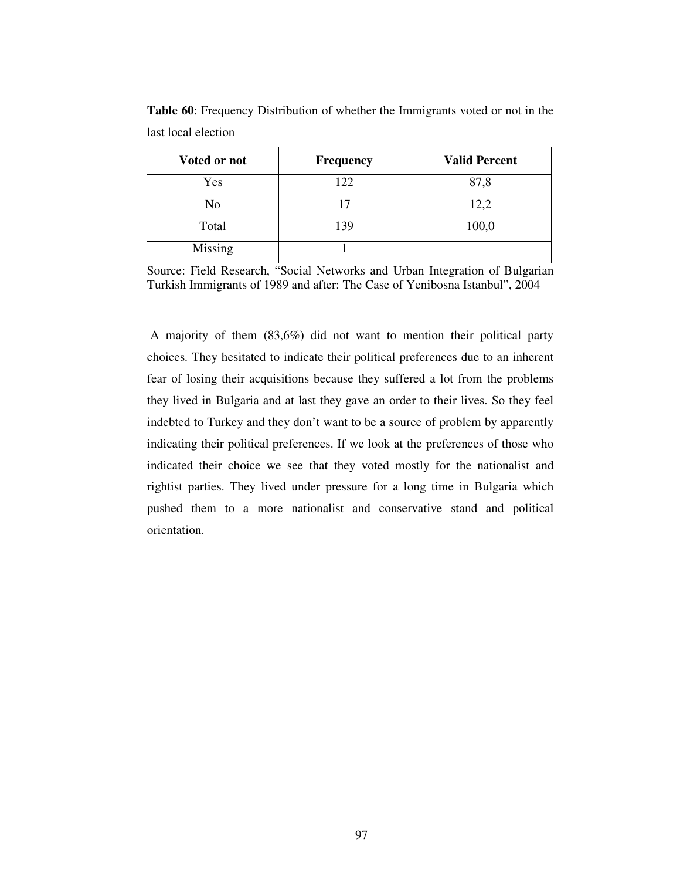**Table 60**: Frequency Distribution of whether the Immigrants voted or not in the last local election

| Voted or not | Frequency | Valid Percent |
|---|---|---|
| Yes | 122 | 87,8 |
| No | 17 | 12,2 |
| Total | 139 | 100,0 |
| Missing | 1 | |

Source: Field Research, "Social Networks and Urban Integration of Bulgarian Turkish Immigrants of 1989 and after: The Case of Yenibosna Istanbul", 2004

A majority of them (83,6%) did not want to mention their political party choices. They hesitated to indicate their political preferences due to an inherent fear of losing their acquisitions because they suffered a lot from the problems they lived in Bulgaria and at last they gave an order to their lives. So they feel indebted to Turkey and they don't want to be a source of problem by apparently indicating their political preferences. If we look at the preferences of those who indicated their choice we see that they voted mostly for the nationalist and rightist parties. They lived under pressure for a long time in Bulgaria which pushed them to a more nationalist and conservative stand and political orientation.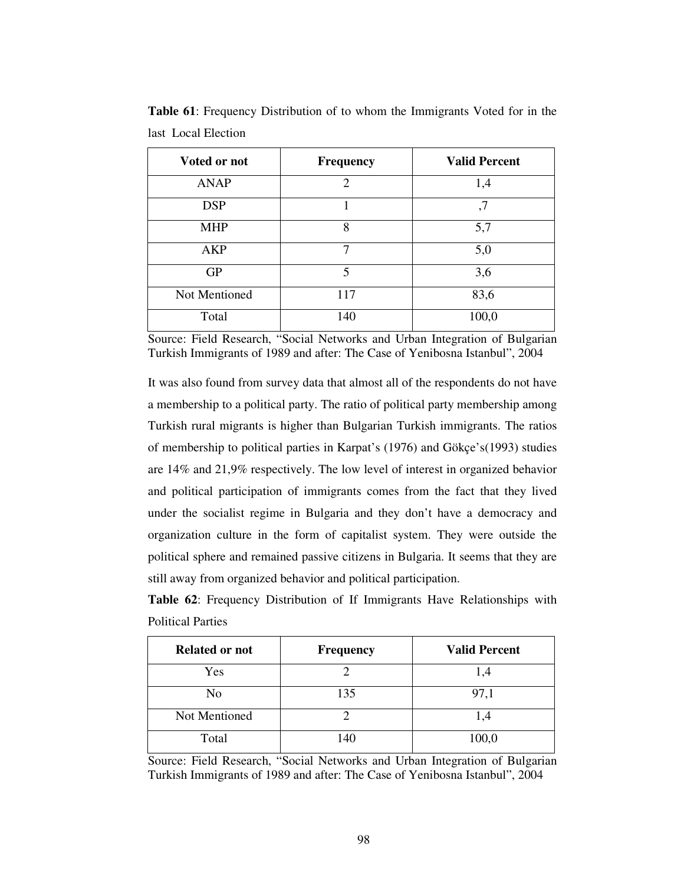**Table 61**: Frequency Distribution of to whom the Immigrants Voted for in the last Local Election

| Voted or not | Frequency | Valid Percent |
|---|---|---|
| ANAP | 2 | 1,4 |
| DSP | 1 | ,7 |
| MHP | 8 | 5,7 |
| AKP | 7 | 5,0 |
| GP | 5 | 3,6 |
| Not Mentioned | 117 | 83,6 |
| Total | 140 | 100,0 |

Source: Field Research, "Social Networks and Urban Integration of Bulgarian Turkish Immigrants of 1989 and after: The Case of Yenibosna Istanbul", 2004

It was also found from survey data that almost all of the respondents do not have a membership to a political party. The ratio of political party membership among Turkish rural migrants is higher than Bulgarian Turkish immigrants. The ratios of membership to political parties in Karpat's (1976) and Gökçe's(1993) studies are 14% and 21,9% respectively. The low level of interest in organized behavior and political participation of immigrants comes from the fact that they lived under the socialist regime in Bulgaria and they don't have a democracy and organization culture in the form of capitalist system. They were outside the political sphere and remained passive citizens in Bulgaria. It seems that they are still away from organized behavior and political participation.

**Table 62**: Frequency Distribution of If Immigrants Have Relationships with Political Parties

| Related or not | Frequency | Valid Percent |
|---|---|---|
| Yes | 2 | 1,4 |
| No | 135 | 97,1 |
| Not Mentioned | 2 | 1,4 |
| Total | 140 | 100,0 |

Source: Field Research, "Social Networks and Urban Integration of Bulgarian Turkish Immigrants of 1989 and after: The Case of Yenibosna Istanbul", 2004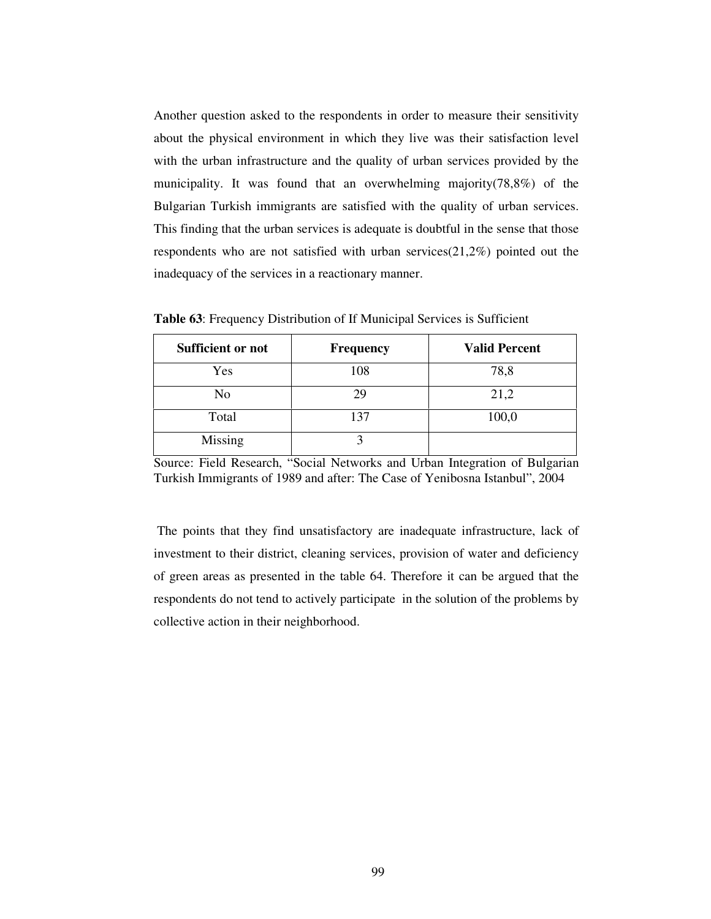Another question asked to the respondents in order to measure their sensitivity about the physical environment in which they live was their satisfaction level with the urban infrastructure and the quality of urban services provided by the municipality. It was found that an overwhelming majority(78,8%) of the Bulgarian Turkish immigrants are satisfied with the quality of urban services. This finding that the urban services is adequate is doubtful in the sense that those respondents who are not satisfied with urban services(21,2%) pointed out the inadequacy of the services in a reactionary manner.

**Table 63**: Frequency Distribution of If Municipal Services is Sufficient

| **Sufficient or not** | **Frequency** | **Valid Percent** |
|---|---|---|
| Yes | 108 | 78,8 |
| No | 29 | 21,2 |
| Total | 137 | 100,0 |
| Missing | 3 | |

Source: Field Research, "Social Networks and Urban Integration of Bulgarian Turkish Immigrants of 1989 and after: The Case of Yenibosna Istanbul", 2004

The points that they find unsatisfactory are inadequate infrastructure, lack of investment to their district, cleaning services, provision of water and deficiency of green areas as presented in the table 64. Therefore it can be argued that the respondents do not tend to actively participate in the solution of the problems by collective action in their neighborhood.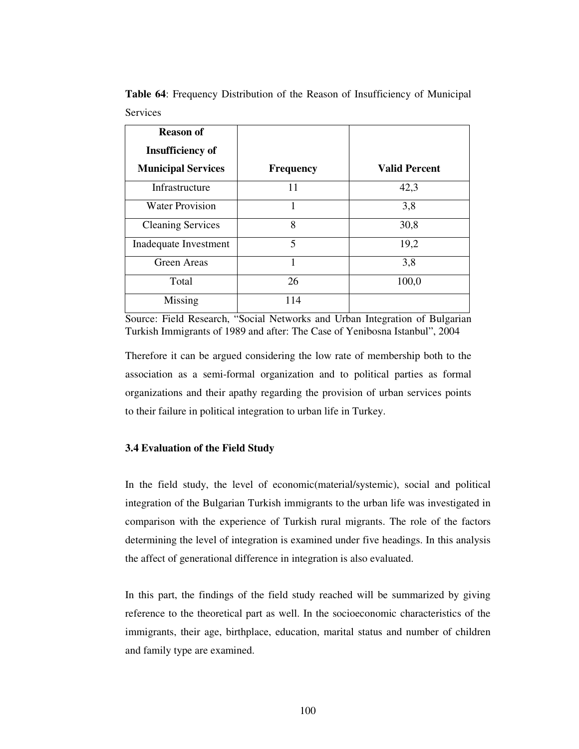**Table 64**: Frequency Distribution of the Reason of Insufficiency of Municipal Services

| Reason of Insufficiency of Municipal Services | Frequency | Valid Percent |
|---|---|---|
| Infrastructure | 11 | 42,3 |
| Water Provision | 1 | 3,8 |
| Cleaning Services | 8 | 30,8 |
| Inadequate Investment | 5 | 19,2 |
| Green Areas | 1 | 3,8 |
| Total | 26 | 100,0 |
| Missing | 114 | |

Source: Field Research, "Social Networks and Urban Integration of Bulgarian Turkish Immigrants of 1989 and after: The Case of Yenibosna Istanbul", 2004

Therefore it can be argued considering the low rate of membership both to the association as a semi-formal organization and to political parties as formal organizations and their apathy regarding the provision of urban services points to their failure in political integration to urban life in Turkey.

### 3.4 Evaluation of the Field Study

In the field study, the level of economic(material/systemic), social and political integration of the Bulgarian Turkish immigrants to the urban life was investigated in comparison with the experience of Turkish rural migrants. The role of the factors determining the level of integration is examined under five headings. In this analysis the affect of generational difference in integration is also evaluated.

In this part, the findings of the field study reached will be summarized by giving reference to the theoretical part as well. In the socioeconomic characteristics of the immigrants, their age, birthplace, education, marital status and number of children and family type are examined.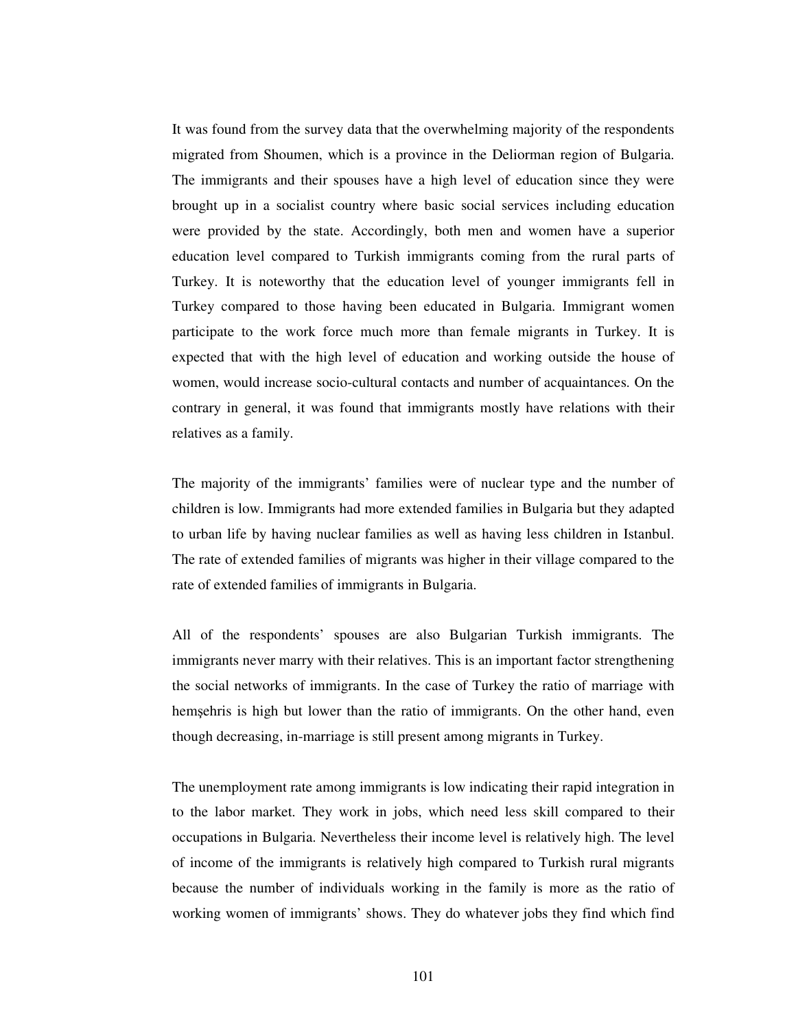It was found from the survey data that the overwhelming majority of the respondents migrated from Shoumen, which is a province in the Deliorman region of Bulgaria. The immigrants and their spouses have a high level of education since they were brought up in a socialist country where basic social services including education were provided by the state. Accordingly, both men and women have a superior education level compared to Turkish immigrants coming from the rural parts of Turkey. It is noteworthy that the education level of younger immigrants fell in Turkey compared to those having been educated in Bulgaria. Immigrant women participate to the work force much more than female migrants in Turkey. It is expected that with the high level of education and working outside the house of women, would increase socio-cultural contacts and number of acquaintances. On the contrary in general, it was found that immigrants mostly have relations with their relatives as a family.

The majority of the immigrants' families were of nuclear type and the number of children is low. Immigrants had more extended families in Bulgaria but they adapted to urban life by having nuclear families as well as having less children in Istanbul. The rate of extended families of migrants was higher in their village compared to the rate of extended families of immigrants in Bulgaria.

All of the respondents' spouses are also Bulgarian Turkish immigrants. The immigrants never marry with their relatives. This is an important factor strengthening the social networks of immigrants. In the case of Turkey the ratio of marriage with hemşehris is high but lower than the ratio of immigrants. On the other hand, even though decreasing, in-marriage is still present among migrants in Turkey.

The unemployment rate among immigrants is low indicating their rapid integration in to the labor market. They work in jobs, which need less skill compared to their occupations in Bulgaria. Nevertheless their income level is relatively high. The level of income of the immigrants is relatively high compared to Turkish rural migrants because the number of individuals working in the family is more as the ratio of working women of immigrants' shows. They do whatever jobs they find which find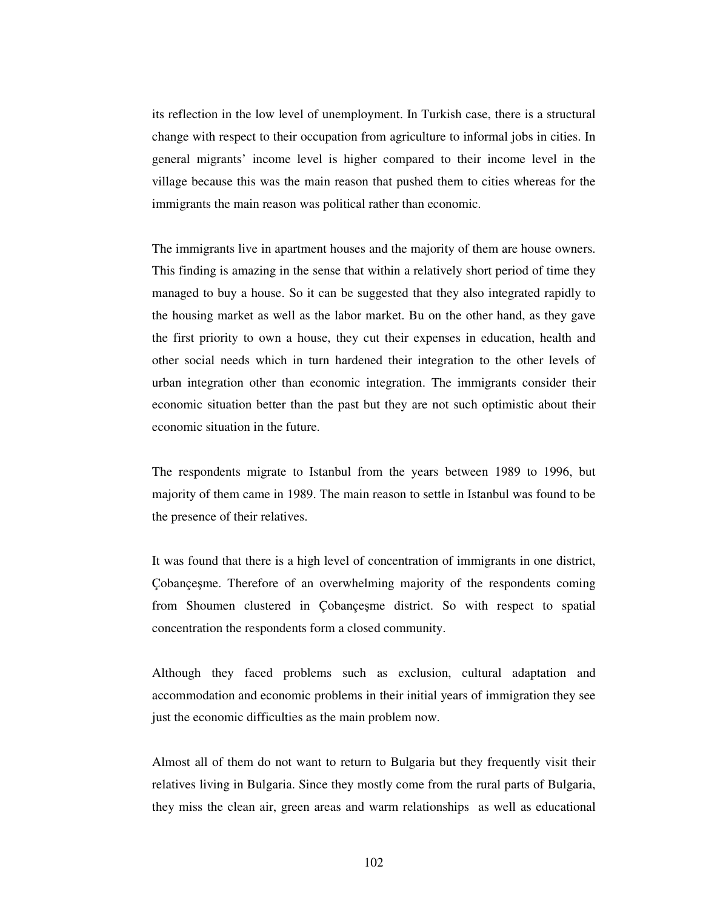its reflection in the low level of unemployment. In Turkish case, there is a structural change with respect to their occupation from agriculture to informal jobs in cities. In general migrants' income level is higher compared to their income level in the village because this was the main reason that pushed them to cities whereas for the immigrants the main reason was political rather than economic.

The immigrants live in apartment houses and the majority of them are house owners. This finding is amazing in the sense that within a relatively short period of time they managed to buy a house. So it can be suggested that they also integrated rapidly to the housing market as well as the labor market. Bu on the other hand, as they gave the first priority to own a house, they cut their expenses in education, health and other social needs which in turn hardened their integration to the other levels of urban integration other than economic integration. The immigrants consider their economic situation better than the past but they are not such optimistic about their economic situation in the future.

The respondents migrate to Istanbul from the years between 1989 to 1996, but majority of them came in 1989. The main reason to settle in Istanbul was found to be the presence of their relatives.

It was found that there is a high level of concentration of immigrants in one district, Çobançeşme. Therefore of an overwhelming majority of the respondents coming from Shoumen clustered in Çobançeşme district. So with respect to spatial concentration the respondents form a closed community.

Although they faced problems such as exclusion, cultural adaptation and accommodation and economic problems in their initial years of immigration they see just the economic difficulties as the main problem now.

Almost all of them do not want to return to Bulgaria but they frequently visit their relatives living in Bulgaria. Since they mostly come from the rural parts of Bulgaria, they miss the clean air, green areas and warm relationships as well as educational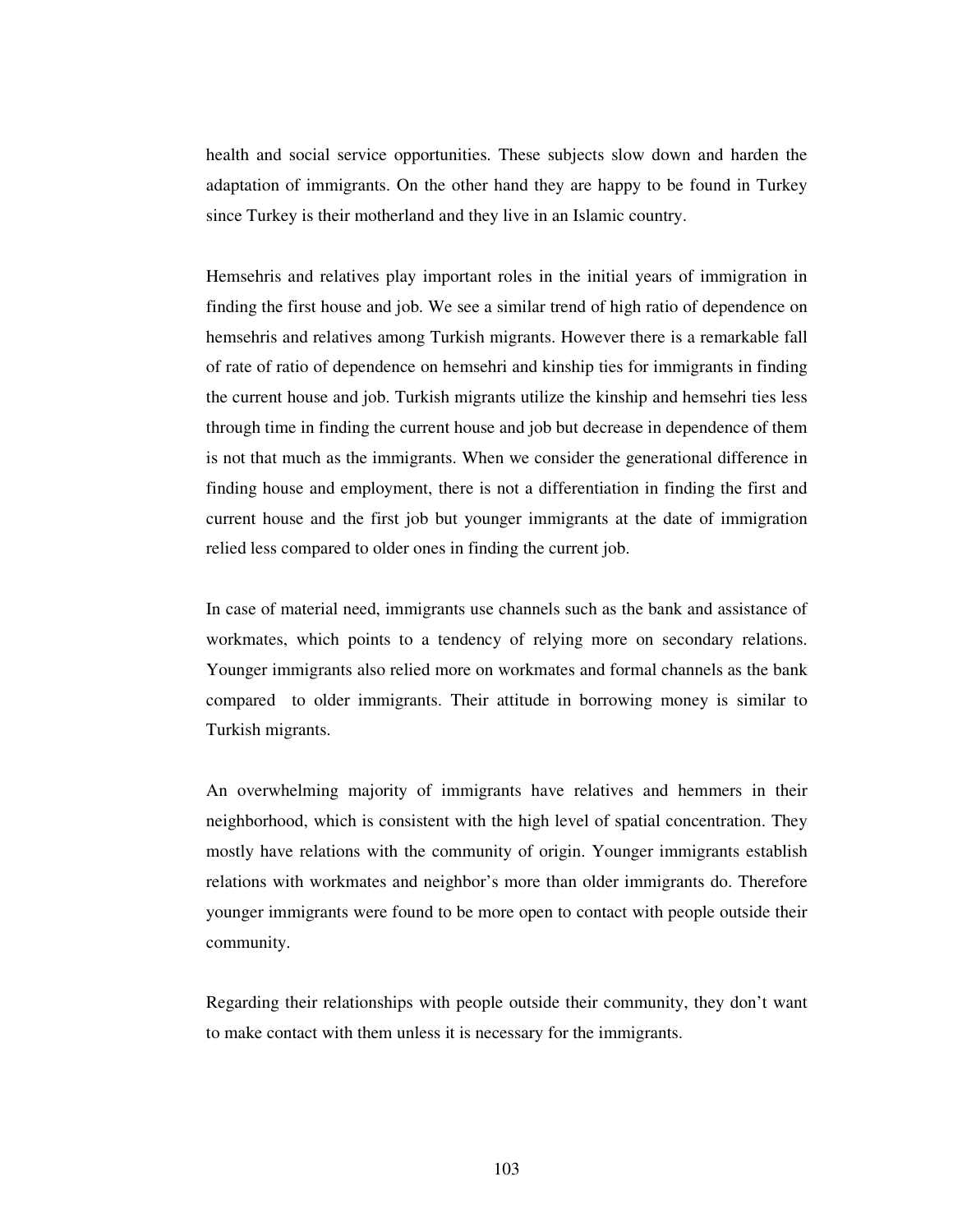health and social service opportunities. These subjects slow down and harden the adaptation of immigrants. On the other hand they are happy to be found in Turkey since Turkey is their motherland and they live in an Islamic country.

Hemsehris and relatives play important roles in the initial years of immigration in finding the first house and job. We see a similar trend of high ratio of dependence on hemsehris and relatives among Turkish migrants. However there is a remarkable fall of rate of ratio of dependence on hemsehri and kinship ties for immigrants in finding the current house and job. Turkish migrants utilize the kinship and hemsehri ties less through time in finding the current house and job but decrease in dependence of them is not that much as the immigrants. When we consider the generational difference in finding house and employment, there is not a differentiation in finding the first and current house and the first job but younger immigrants at the date of immigration relied less compared to older ones in finding the current job.

In case of material need, immigrants use channels such as the bank and assistance of workmates, which points to a tendency of relying more on secondary relations. Younger immigrants also relied more on workmates and formal channels as the bank compared to older immigrants. Their attitude in borrowing money is similar to Turkish migrants.

An overwhelming majority of immigrants have relatives and hemmers in their neighborhood, which is consistent with the high level of spatial concentration. They mostly have relations with the community of origin. Younger immigrants establish relations with workmates and neighbor's more than older immigrants do. Therefore younger immigrants were found to be more open to contact with people outside their community.

Regarding their relationships with people outside their community, they don't want to make contact with them unless it is necessary for the immigrants.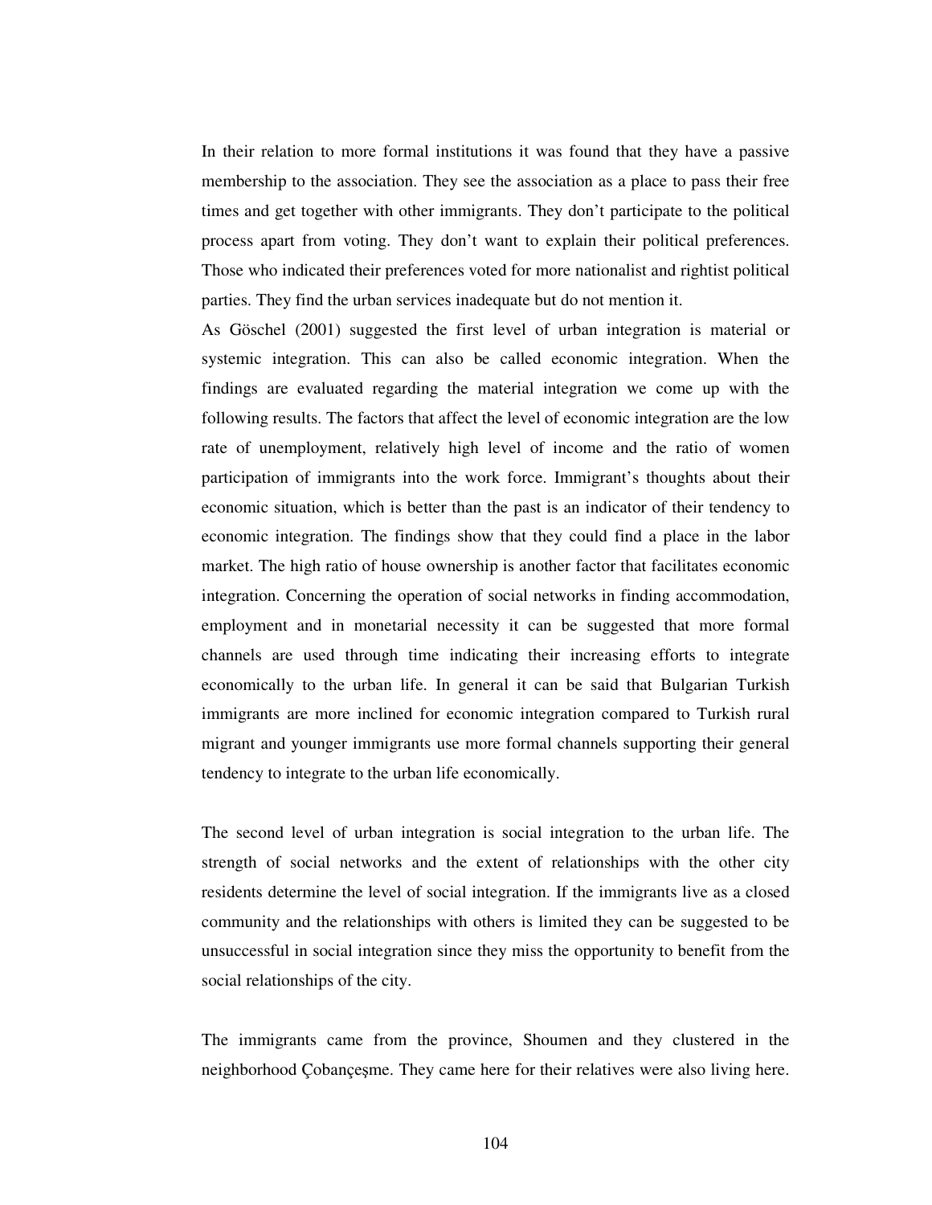In their relation to more formal institutions it was found that they have a passive membership to the association. They see the association as a place to pass their free times and get together with other immigrants. They don't participate to the political process apart from voting. They don't want to explain their political preferences. Those who indicated their preferences voted for more nationalist and rightist political parties. They find the urban services inadequate but do not mention it.

As Göschel (2001) suggested the first level of urban integration is material or systemic integration. This can also be called economic integration. When the findings are evaluated regarding the material integration we come up with the following results. The factors that affect the level of economic integration are the low rate of unemployment, relatively high level of income and the ratio of women participation of immigrants into the work force. Immigrant's thoughts about their economic situation, which is better than the past is an indicator of their tendency to economic integration. The findings show that they could find a place in the labor market. The high ratio of house ownership is another factor that facilitates economic integration. Concerning the operation of social networks in finding accommodation, employment and in monetarial necessity it can be suggested that more formal channels are used through time indicating their increasing efforts to integrate economically to the urban life. In general it can be said that Bulgarian Turkish immigrants are more inclined for economic integration compared to Turkish rural migrant and younger immigrants use more formal channels supporting their general tendency to integrate to the urban life economically.

The second level of urban integration is social integration to the urban life. The strength of social networks and the extent of relationships with the other city residents determine the level of social integration. If the immigrants live as a closed community and the relationships with others is limited they can be suggested to be unsuccessful in social integration since they miss the opportunity to benefit from the social relationships of the city.

The immigrants came from the province, Shoumen and they clustered in the neighborhood Çobançeşme. They came here for their relatives were also living here.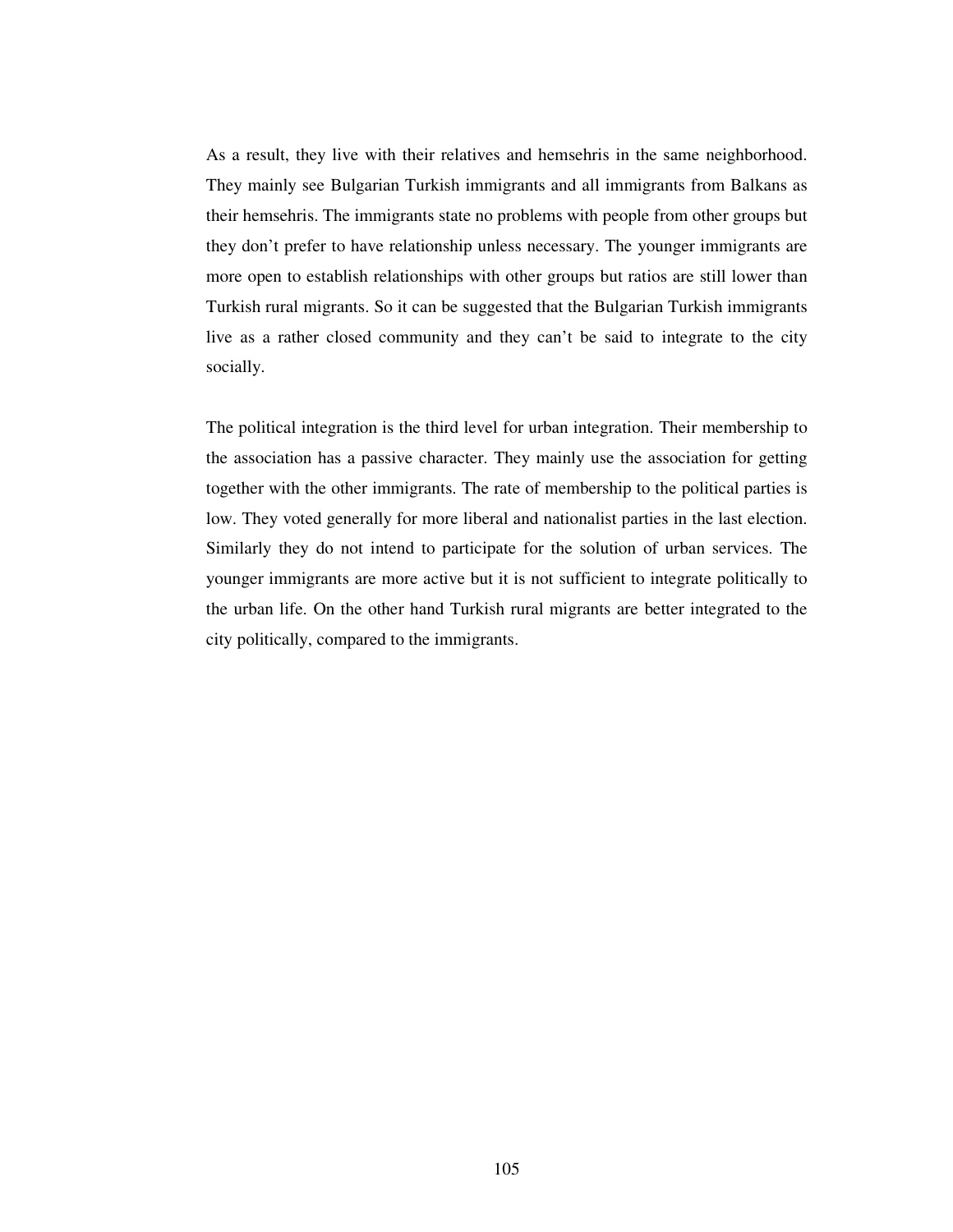As a result, they live with their relatives and hemsehris in the same neighborhood. They mainly see Bulgarian Turkish immigrants and all immigrants from Balkans as their hemsehris. The immigrants state no problems with people from other groups but they don't prefer to have relationship unless necessary. The younger immigrants are more open to establish relationships with other groups but ratios are still lower than Turkish rural migrants. So it can be suggested that the Bulgarian Turkish immigrants live as a rather closed community and they can't be said to integrate to the city socially.

The political integration is the third level for urban integration. Their membership to the association has a passive character. They mainly use the association for getting together with the other immigrants. The rate of membership to the political parties is low. They voted generally for more liberal and nationalist parties in the last election. Similarly they do not intend to participate for the solution of urban services. The younger immigrants are more active but it is not sufficient to integrate politically to the urban life. On the other hand Turkish rural migrants are better integrated to the city politically, compared to the immigrants.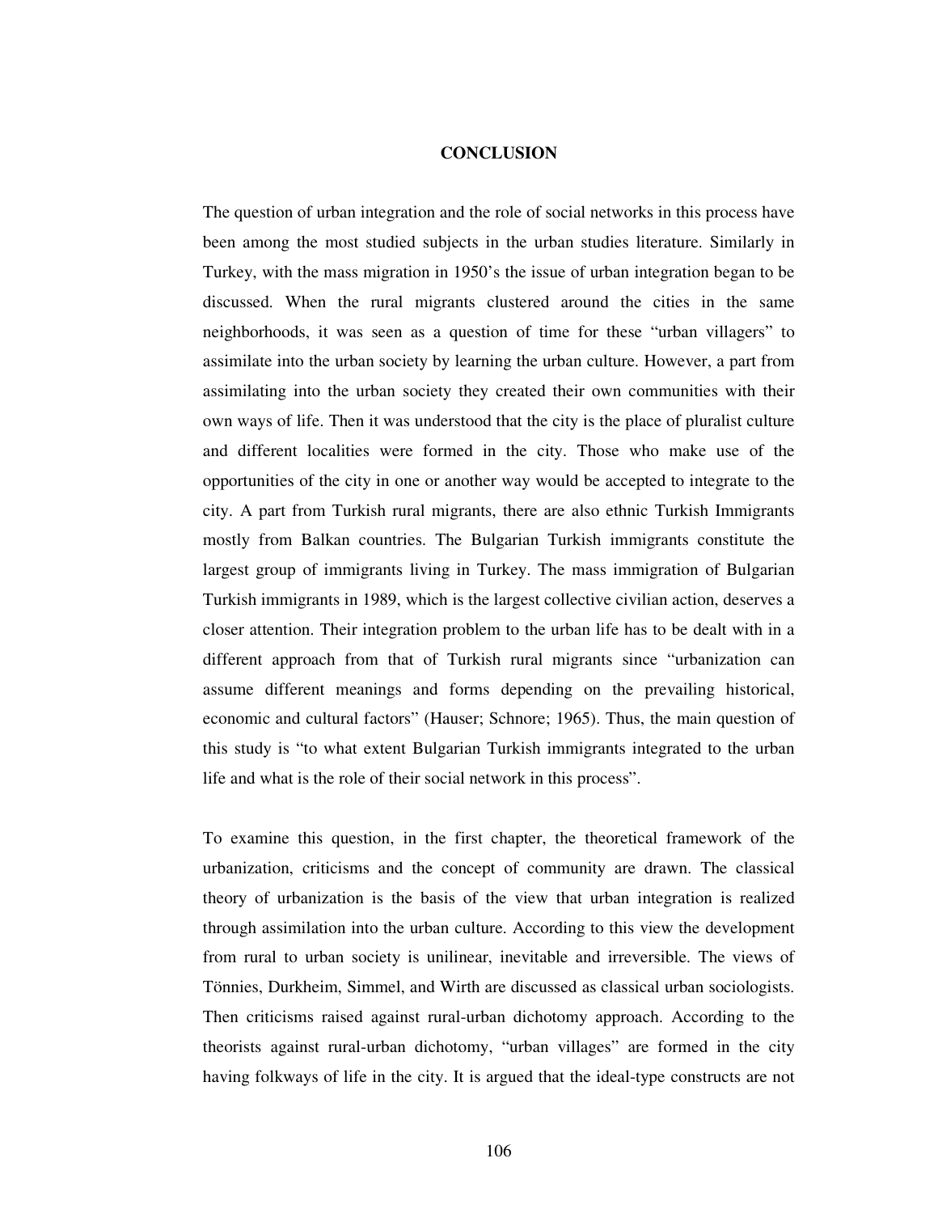# CONCLUSION

The question of urban integration and the role of social networks in this process have been among the most studied subjects in the urban studies literature. Similarly in Turkey, with the mass migration in 1950's the issue of urban integration began to be discussed. When the rural migrants clustered around the cities in the same neighborhoods, it was seen as a question of time for these "urban villagers" to assimilate into the urban society by learning the urban culture. However, a part from assimilating into the urban society they created their own communities with their own ways of life. Then it was understood that the city is the place of pluralist culture and different localities were formed in the city. Those who make use of the opportunities of the city in one or another way would be accepted to integrate to the city. A part from Turkish rural migrants, there are also ethnic Turkish Immigrants mostly from Balkan countries. The Bulgarian Turkish immigrants constitute the largest group of immigrants living in Turkey. The mass immigration of Bulgarian Turkish immigrants in 1989, which is the largest collective civilian action, deserves a closer attention. Their integration problem to the urban life has to be dealt with in a different approach from that of Turkish rural migrants since "urbanization can assume different meanings and forms depending on the prevailing historical, economic and cultural factors" (Hauser; Schnore; 1965). Thus, the main question of this study is "to what extent Bulgarian Turkish immigrants integrated to the urban life and what is the role of their social network in this process".

To examine this question, in the first chapter, the theoretical framework of the urbanization, criticisms and the concept of community are drawn. The classical theory of urbanization is the basis of the view that urban integration is realized through assimilation into the urban culture. According to this view the development from rural to urban society is unilinear, inevitable and irreversible. The views of Tönnies, Durkheim, Simmel, and Wirth are discussed as classical urban sociologists. Then criticisms raised against rural-urban dichotomy approach. According to the theorists against rural-urban dichotomy, "urban villages" are formed in the city having folkways of life in the city. It is argued that the ideal-type constructs are not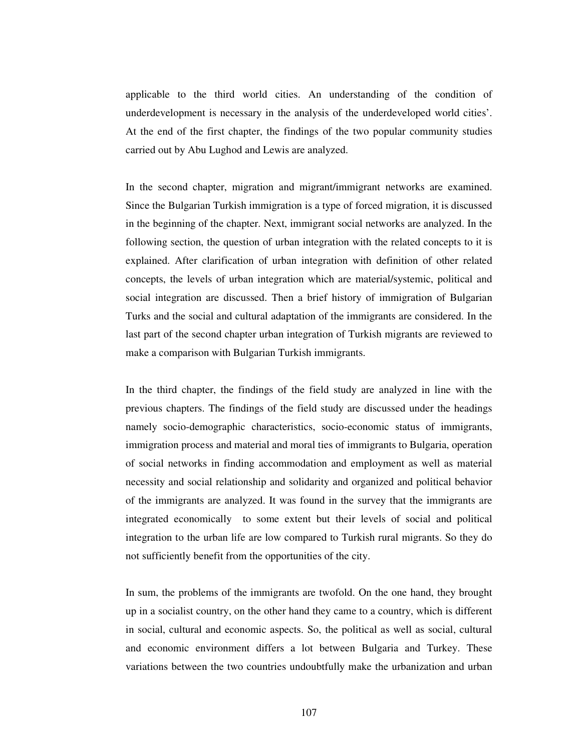applicable to the third world cities. An understanding of the condition of underdevelopment is necessary in the analysis of the underdeveloped world cities'. At the end of the first chapter, the findings of the two popular community studies carried out by Abu Lughod and Lewis are analyzed.

In the second chapter, migration and migrant/immigrant networks are examined. Since the Bulgarian Turkish immigration is a type of forced migration, it is discussed in the beginning of the chapter. Next, immigrant social networks are analyzed. In the following section, the question of urban integration with the related concepts to it is explained. After clarification of urban integration with definition of other related concepts, the levels of urban integration which are material/systemic, political and social integration are discussed. Then a brief history of immigration of Bulgarian Turks and the social and cultural adaptation of the immigrants are considered. In the last part of the second chapter urban integration of Turkish migrants are reviewed to make a comparison with Bulgarian Turkish immigrants.

In the third chapter, the findings of the field study are analyzed in line with the previous chapters. The findings of the field study are discussed under the headings namely socio-demographic characteristics, socio-economic status of immigrants, immigration process and material and moral ties of immigrants to Bulgaria, operation of social networks in finding accommodation and employment as well as material necessity and social relationship and solidarity and organized and political behavior of the immigrants are analyzed. It was found in the survey that the immigrants are integrated economically to some extent but their levels of social and political integration to the urban life are low compared to Turkish rural migrants. So they do not sufficiently benefit from the opportunities of the city.

In sum, the problems of the immigrants are twofold. On the one hand, they brought up in a socialist country, on the other hand they came to a country, which is different in social, cultural and economic aspects. So, the political as well as social, cultural and economic environment differs a lot between Bulgaria and Turkey. These variations between the two countries undoubtfully make the urbanization and urban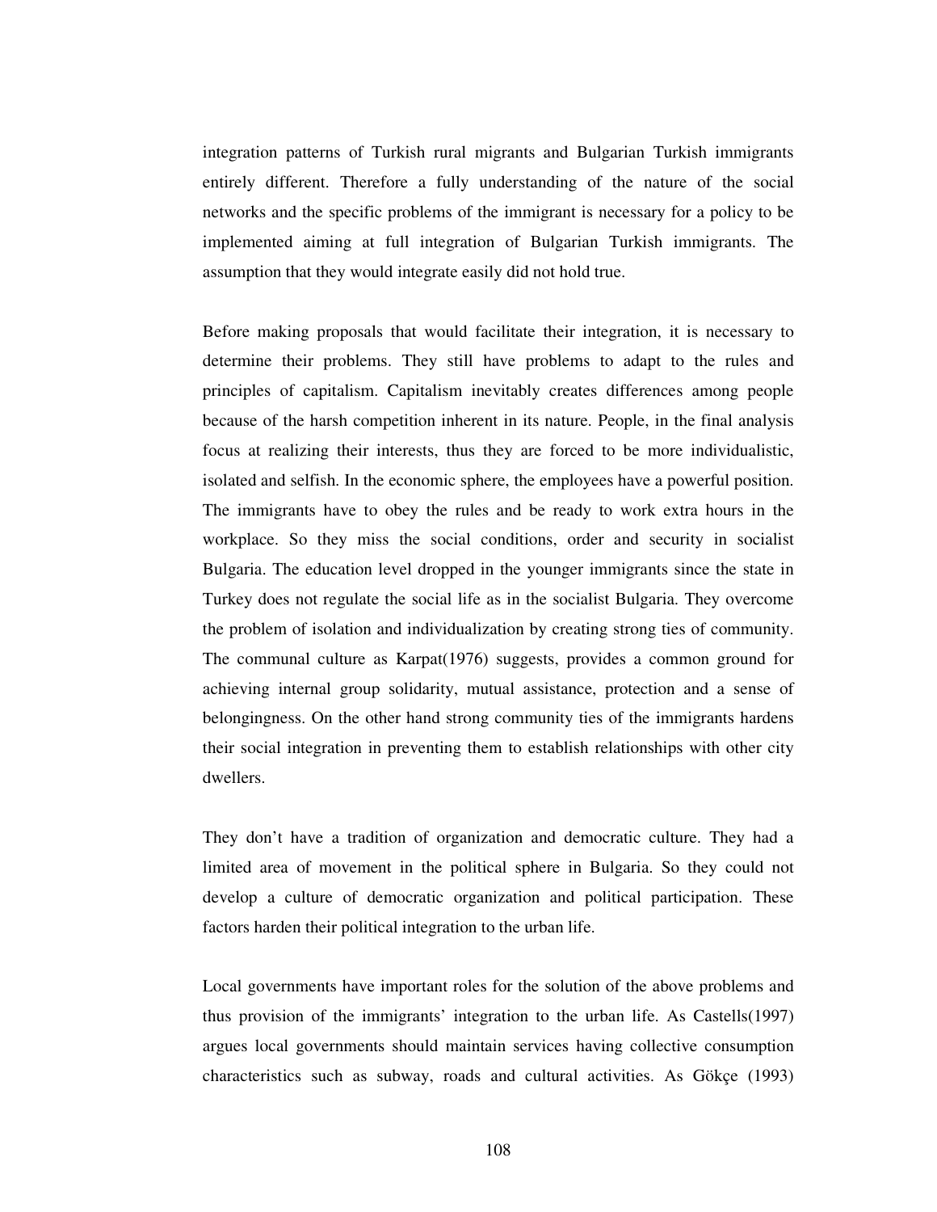integration patterns of Turkish rural migrants and Bulgarian Turkish immigrants entirely different. Therefore a fully understanding of the nature of the social networks and the specific problems of the immigrant is necessary for a policy to be implemented aiming at full integration of Bulgarian Turkish immigrants. The assumption that they would integrate easily did not hold true.

Before making proposals that would facilitate their integration, it is necessary to determine their problems. They still have problems to adapt to the rules and principles of capitalism. Capitalism inevitably creates differences among people because of the harsh competition inherent in its nature. People, in the final analysis focus at realizing their interests, thus they are forced to be more individualistic, isolated and selfish. In the economic sphere, the employees have a powerful position. The immigrants have to obey the rules and be ready to work extra hours in the workplace. So they miss the social conditions, order and security in socialist Bulgaria. The education level dropped in the younger immigrants since the state in Turkey does not regulate the social life as in the socialist Bulgaria. They overcome the problem of isolation and individualization by creating strong ties of community. The communal culture as Karpat(1976) suggests, provides a common ground for achieving internal group solidarity, mutual assistance, protection and a sense of belongingness. On the other hand strong community ties of the immigrants hardens their social integration in preventing them to establish relationships with other city dwellers.

They don't have a tradition of organization and democratic culture. They had a limited area of movement in the political sphere in Bulgaria. So they could not develop a culture of democratic organization and political participation. These factors harden their political integration to the urban life.

Local governments have important roles for the solution of the above problems and thus provision of the immigrants' integration to the urban life. As Castells(1997) argues local governments should maintain services having collective consumption characteristics such as subway, roads and cultural activities. As Gökçe (1993)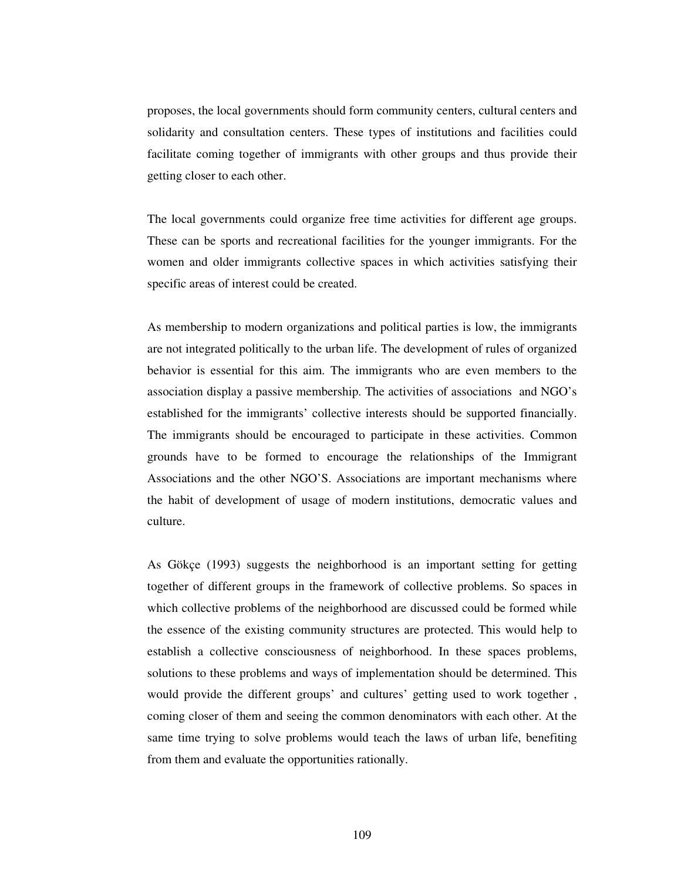proposes, the local governments should form community centers, cultural centers and solidarity and consultation centers. These types of institutions and facilities could facilitate coming together of immigrants with other groups and thus provide their getting closer to each other.

The local governments could organize free time activities for different age groups. These can be sports and recreational facilities for the younger immigrants. For the women and older immigrants collective spaces in which activities satisfying their specific areas of interest could be created.

As membership to modern organizations and political parties is low, the immigrants are not integrated politically to the urban life. The development of rules of organized behavior is essential for this aim. The immigrants who are even members to the association display a passive membership. The activities of associations and NGO's established for the immigrants' collective interests should be supported financially. The immigrants should be encouraged to participate in these activities. Common grounds have to be formed to encourage the relationships of the Immigrant Associations and the other NGO'S. Associations are important mechanisms where the habit of development of usage of modern institutions, democratic values and culture.

As Gökçe (1993) suggests the neighborhood is an important setting for getting together of different groups in the framework of collective problems. So spaces in which collective problems of the neighborhood are discussed could be formed while the essence of the existing community structures are protected. This would help to establish a collective consciousness of neighborhood. In these spaces problems, solutions to these problems and ways of implementation should be determined. This would provide the different groups' and cultures' getting used to work together , coming closer of them and seeing the common denominators with each other. At the same time trying to solve problems would teach the laws of urban life, benefiting from them and evaluate the opportunities rationally.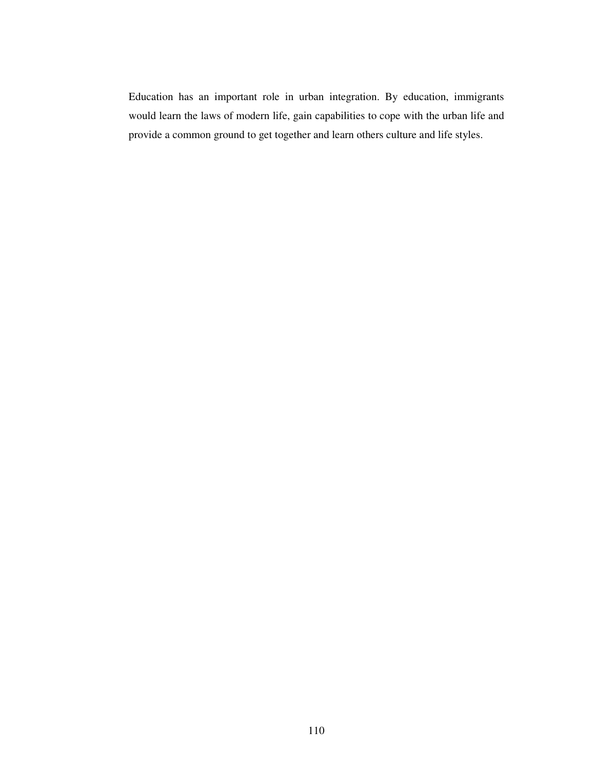Education has an important role in urban integration. By education, immigrants would learn the laws of modern life, gain capabilities to cope with the urban life and provide a common ground to get together and learn others culture and life styles.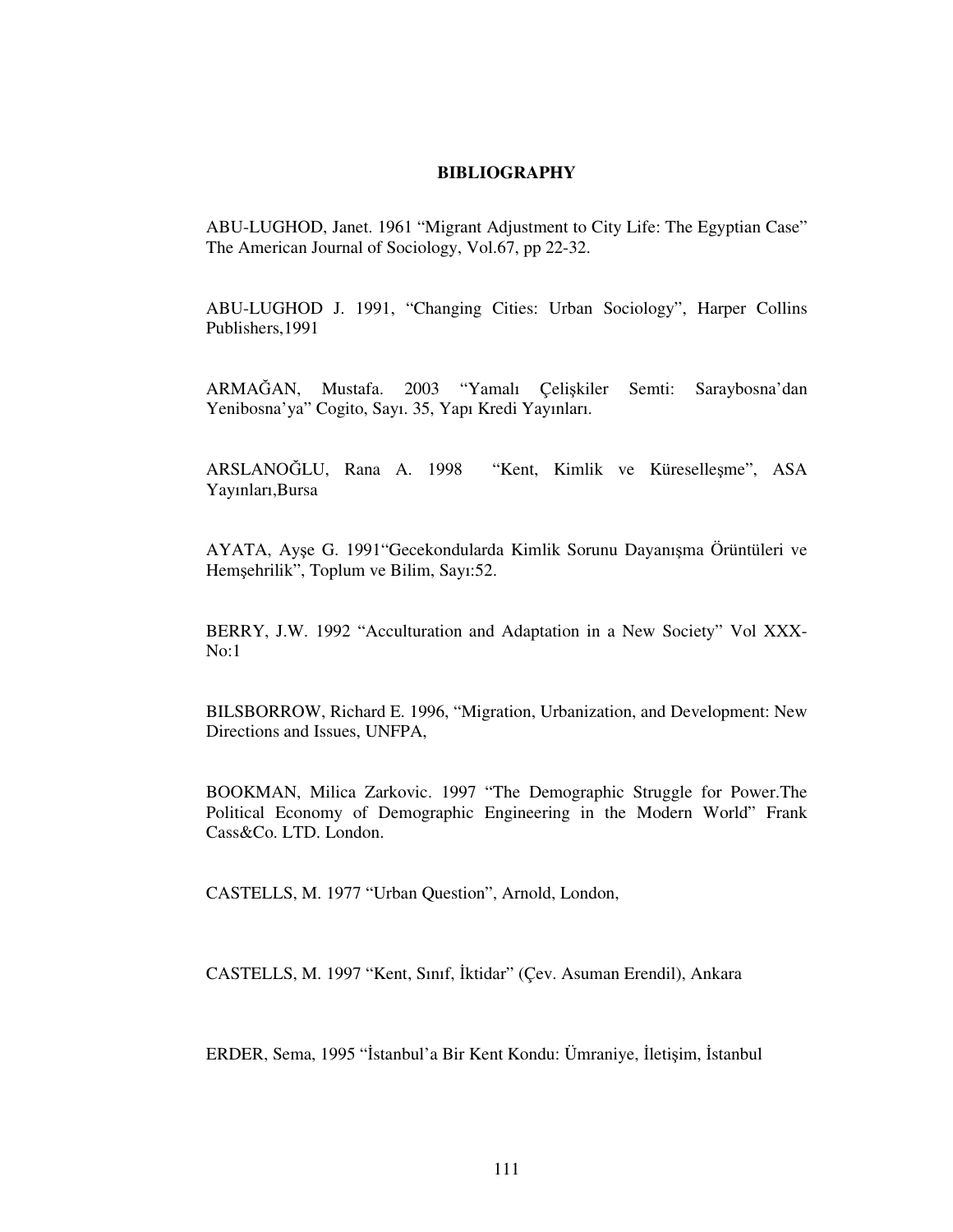# BIBLIOGRAPHY

ABU-LUGHOD, Janet. 1961 “Migrant Adjustment to City Life: The Egyptian Case” The American Journal of Sociology, Vol.67, pp 22-32.

ABU-LUGHOD J. 1991, “Changing Cities: Urban Sociology”, Harper Collins Publishers,1991

ARMAĞAN, Mustafa. 2003 “Yamalı Çelişkiler Semti: Saraybosna’dan Yenibosna’ya” Cogito, Sayı. 35, Yapı Kredi Yayınları.

ARSLANOĞLU, Rana A. 1998 “Kent, Kimlik ve Küreselleşme”, ASA Yayınları,Bursa

AYATA, Ayşe G. 1991“Gecekondularda Kimlik Sorunu Dayanışma Örüntüleri ve Hemşehrilik”, Toplum ve Bilim, Sayı:52.

BERRY, J.W. 1992 “Acculturation and Adaptation in a New Society” Vol XXX-No:1

BILSBORROW, Richard E. 1996, “Migration, Urbanization, and Development: New Directions and Issues, UNFPA,

BOOKMAN, Milica Zarkovic. 1997 “The Demographic Struggle for Power.The Political Economy of Demographic Engineering in the Modern World” Frank Cass&Co. LTD. London.

CASTELLS, M. 1977 “Urban Question”, Arnold, London,

CASTELLS, M. 1997 “Kent, Sınıf, İktidar” (Çev. Asuman Erendil), Ankara

ERDER, Sema, 1995 “İstanbul’a Bir Kent Kondu: Ümraniye, İletişim, İstanbul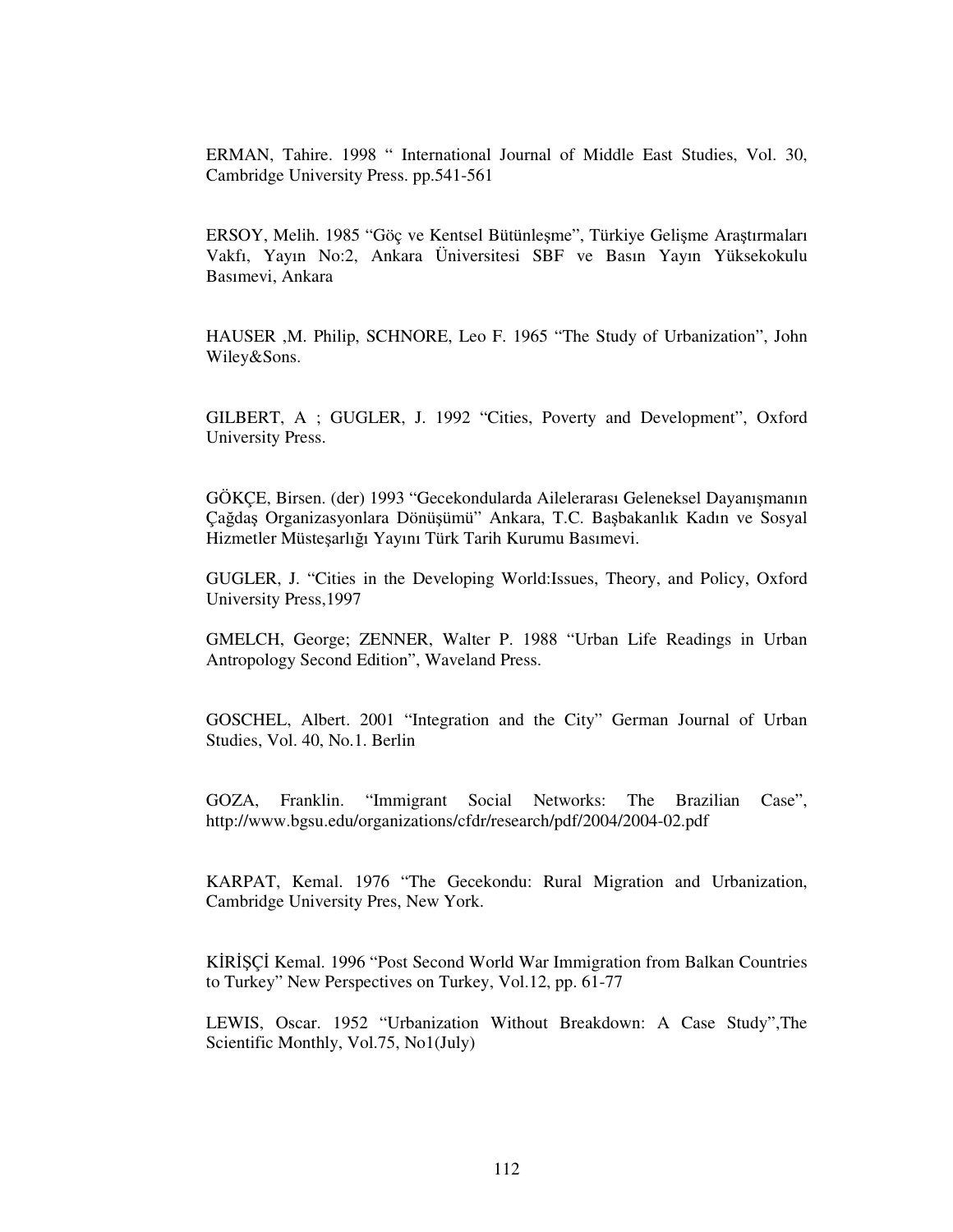ERMAN, Tahire. 1998 " International Journal of Middle East Studies, Vol. 30, Cambridge University Press. pp.541-561

ERSOY, Melih. 1985 "Göç ve Kentsel Bütünleşme", Türkiye Gelişme Araştırmaları Vakfı, Yayın No:2, Ankara Üniversitesi SBF ve Basın Yayın Yüksekokulu Basımevi, Ankara

HAUSER ,M. Philip, SCHNORE, Leo F. 1965 "The Study of Urbanization", John Wiley&Sons.

GILBERT, A ; GUGLER, J. 1992 "Cities, Poverty and Development", Oxford University Press.

GÖKÇE, Birsen. (der) 1993 "Gecekondularda Ailelerarası Geleneksel Dayanışmanın Çağdaş Organizasyonlara Dönüşümü" Ankara, T.C. Başbakanlık Kadın ve Sosyal Hizmetler Müsteşarlığı Yayını Türk Tarih Kurumu Basımevi.

GUGLER, J. "Cities in the Developing World:Issues, Theory, and Policy, Oxford University Press,1997

GMELCH, George; ZENNER, Walter P. 1988 "Urban Life Readings in Urban Antropology Second Edition", Waveland Press.

GOSCHEL, Albert. 2001 "Integration and the City" German Journal of Urban Studies, Vol. 40, No.1. Berlin

GOZA, Franklin. "Immigrant Social Networks: The Brazilian Case", http://www.bgsu.edu/organizations/cfdr/research/pdf/2004/2004-02.pdf

KARPAT, Kemal. 1976 "The Gecekondu: Rural Migration and Urbanization, Cambridge University Pres, New York.

KİRİŞÇİ Kemal. 1996 "Post Second World War Immigration from Balkan Countries to Turkey" New Perspectives on Turkey, Vol.12, pp. 61-77

LEWIS, Oscar. 1952 "Urbanization Without Breakdown: A Case Study",The Scientific Monthly, Vol.75, No1(July)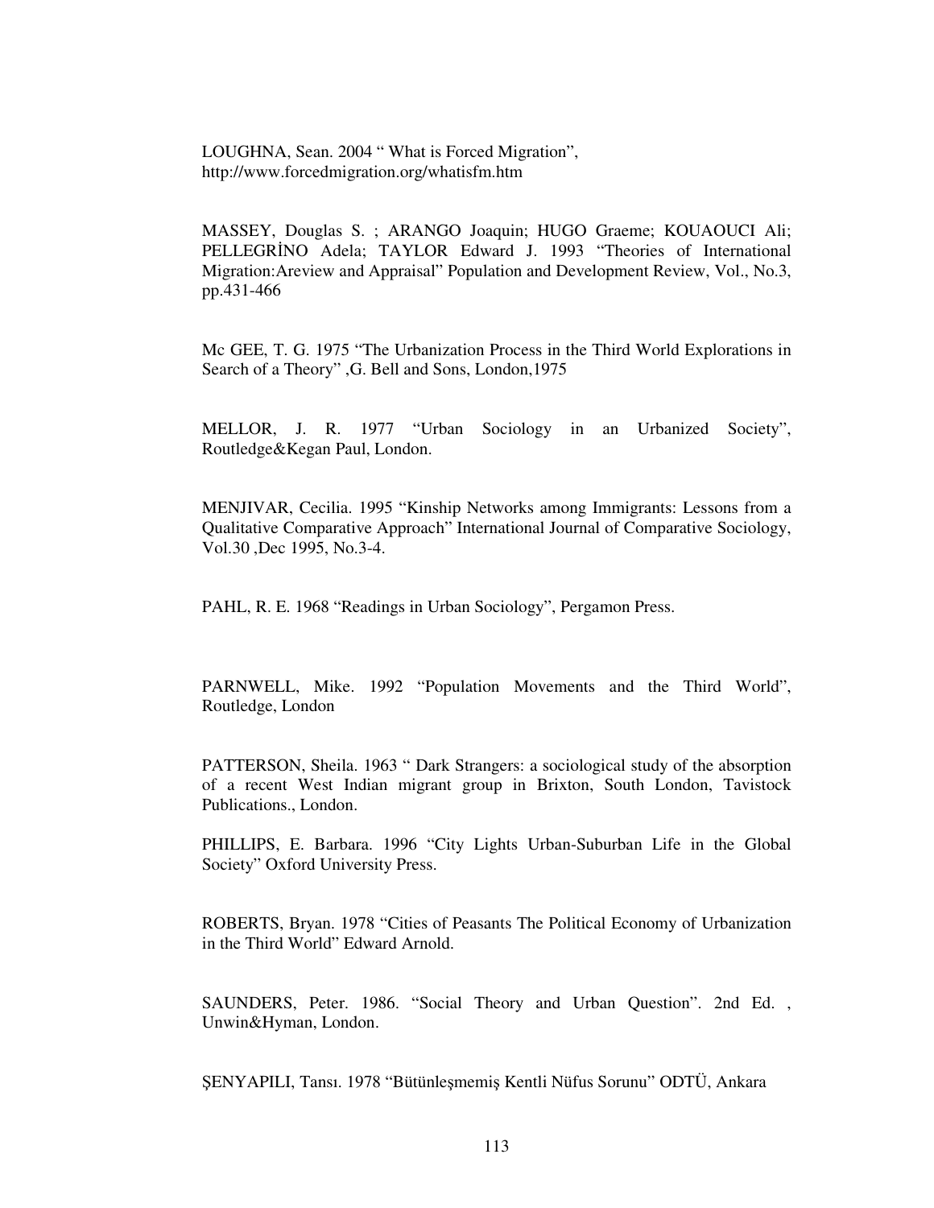LOUGHNA, Sean. 2004 " What is Forced Migration", http://www.forcedmigration.org/whatisfm.htm

MASSEY, Douglas S. ; ARANGO Joaquin; HUGO Graeme; KOUAOUCI Ali; PELLEGRİNO Adela; TAYLOR Edward J. 1993 "Theories of International Migration:Areview and Appraisal" Population and Development Review, Vol., No.3, pp.431-466

Mc GEE, T. G. 1975 "The Urbanization Process in the Third World Explorations in Search of a Theory" ,G. Bell and Sons, London,1975

MELLOR, J. R. 1977 "Urban Sociology in an Urbanized Society", Routledge&Kegan Paul, London.

MENJIVAR, Cecilia. 1995 "Kinship Networks among Immigrants: Lessons from a Qualitative Comparative Approach" International Journal of Comparative Sociology, Vol.30 ,Dec 1995, No.3-4.

PAHL, R. E. 1968 "Readings in Urban Sociology", Pergamon Press.

PARNWELL, Mike. 1992 "Population Movements and the Third World", Routledge, London

PATTERSON, Sheila. 1963 " Dark Strangers: a sociological study of the absorption of a recent West Indian migrant group in Brixton, South London, Tavistock Publications., London.

PHILLIPS, E. Barbara. 1996 "City Lights Urban-Suburban Life in the Global Society" Oxford University Press.

ROBERTS, Bryan. 1978 "Cities of Peasants The Political Economy of Urbanization in the Third World" Edward Arnold.

SAUNDERS, Peter. 1986. "Social Theory and Urban Question". 2nd Ed. , Unwin&Hyman, London.

ŞENYAPILI, Tansı. 1978 "Bütünleşmemiş Kentli Nüfus Sorunu" ODTÜ, Ankara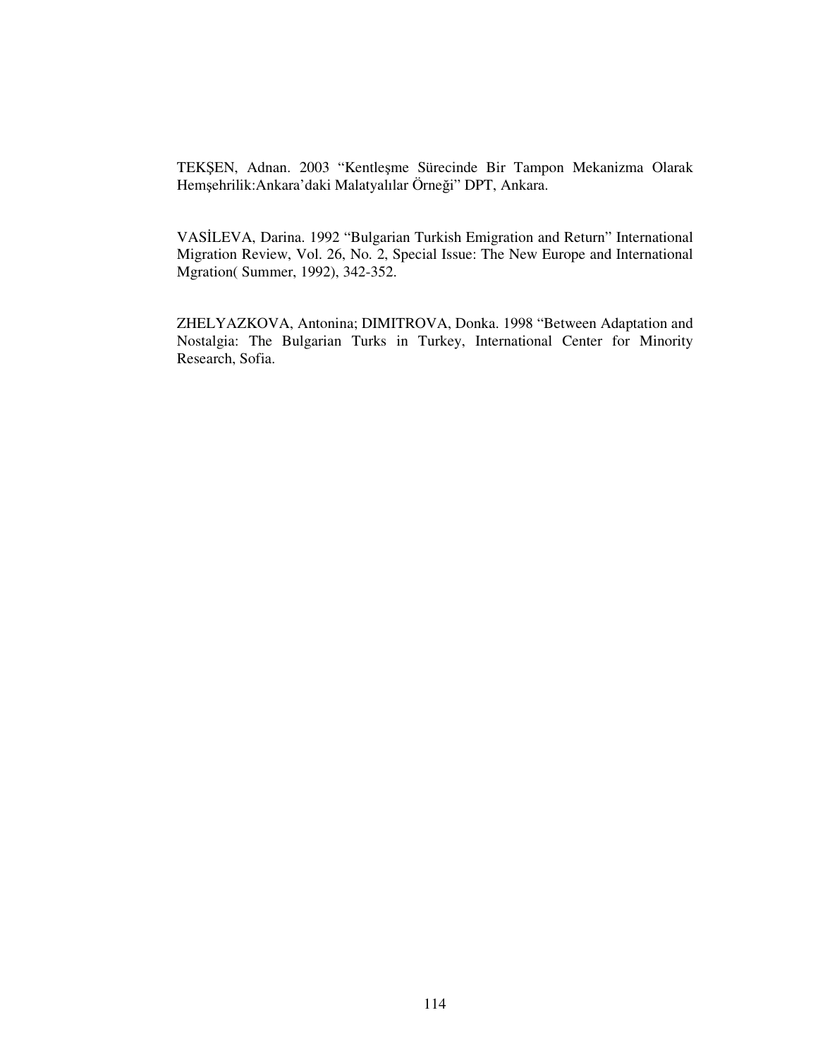TEKŞEN, Adnan. 2003 "Kentleşme Sürecinde Bir Tampon Mekanizma Olarak Hemşehrilik:Ankara'daki Malatyalılar Örneği" DPT, Ankara.

VASİLEVA, Darina. 1992 "Bulgarian Turkish Emigration and Return" International Migration Review, Vol. 26, No. 2, Special Issue: The New Europe and International Mgration( Summer, 1992), 342-352.

ZHELYAZKOVA, Antonina; DIMITROVA, Donka. 1998 "Between Adaptation and Nostalgia: The Bulgarian Turks in Turkey, International Center for Minority Research, Sofia.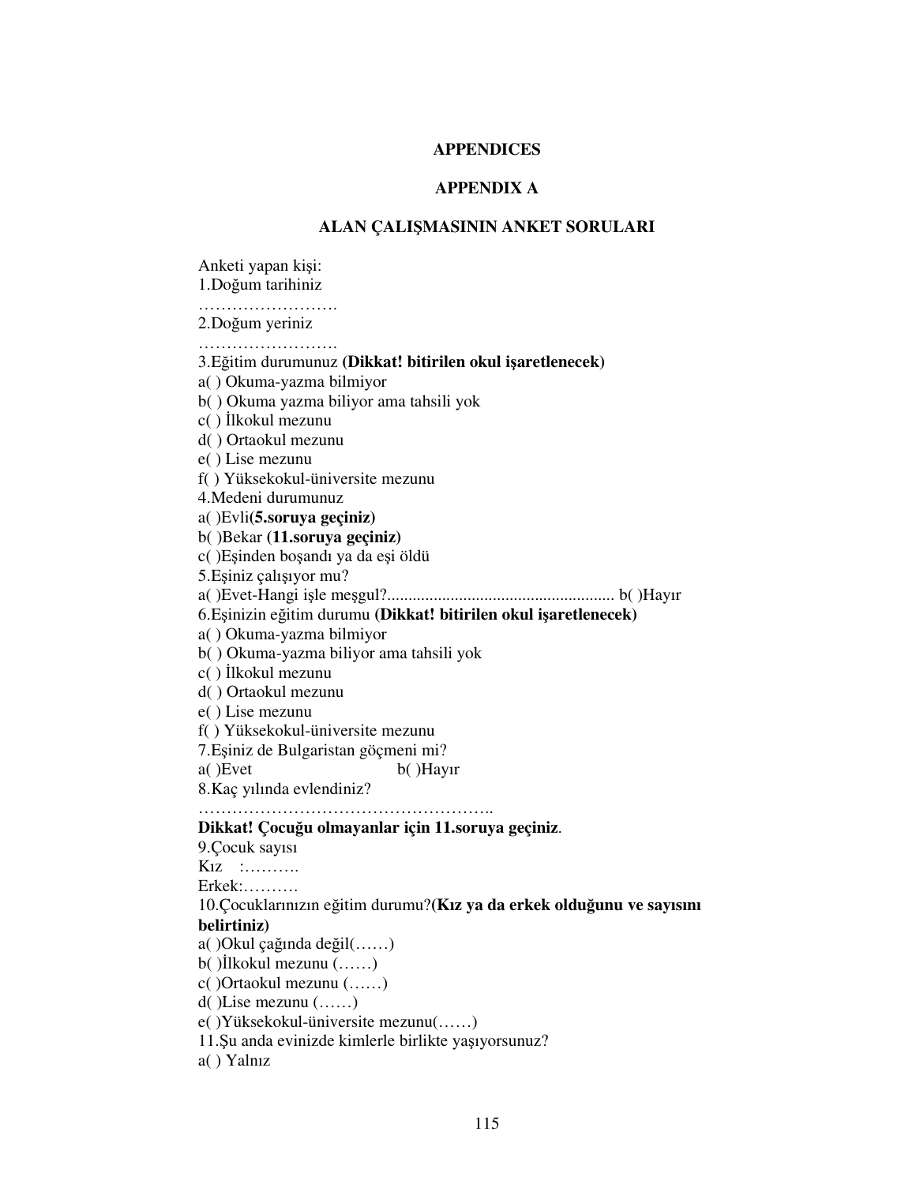# APPENDICES

## APPENDIX A

### ALAN ÇALIŞMASININ ANKET SORULARI

Anketi yapan kişi:
1.Doğum tarihiniz
…………………….
2.Doğum yeriniz
…………………….
3.Eğitim durumunuz **(Dikkat! bitirilen okul işaretlenecek)**
a( ) Okuma-yazma bilmiyor
b( ) Okuma yazma biliyor ama tahsili yok
c( ) İlkokul mezunu
d( ) Ortaokul mezunu
e( ) Lise mezunu
f( ) Yüksekokul-üniversite mezunu
4.Medeni durumunuz
a( )Evli**(5.soruya geçiniz)**
b( )Bekar **(11.soruya geçiniz)**
c( )Eşinden boşandı ya da eşi öldü
5.Eşiniz çalışıyor mu?
a( )Evet-Hangi işle meşgul?..................................................... b( )Hayır
6.Eşinizin eğitim durumu **(Dikkat! bitirilen okul işaretlenecek)**
a( ) Okuma-yazma bilmiyor
b( ) Okuma-yazma biliyor ama tahsili yok
c( ) İlkokul mezunu
d( ) Ortaokul mezunu
e( ) Lise mezunu
f( ) Yüksekokul-üniversite mezunu
7.Eşiniz de Bulgaristan göçmeni mi?
a( )Evet b( )Hayır
8.Kaç yılında evlendiniz?
……………………………………………..
**Dikkat! Çocuğu olmayanlar için 11.soruya geçiniz**.
9.Çocuk sayısı
Kız :……….
Erkek:……….
10.Çocuklarınızın eğitim durumu?**(Kız ya da erkek olduğunu ve sayısını belirtiniz)**
a( )Okul çağında değil(……)
b( )İlkokul mezunu (……)
c( )Ortaokul mezunu (……)
d( )Lise mezunu (……)
e( )Yüksekokul-üniversite mezunu(……)
11.Şu anda evinizde kimlerle birlikte yaşıyorsunuz?
a( ) Yalnız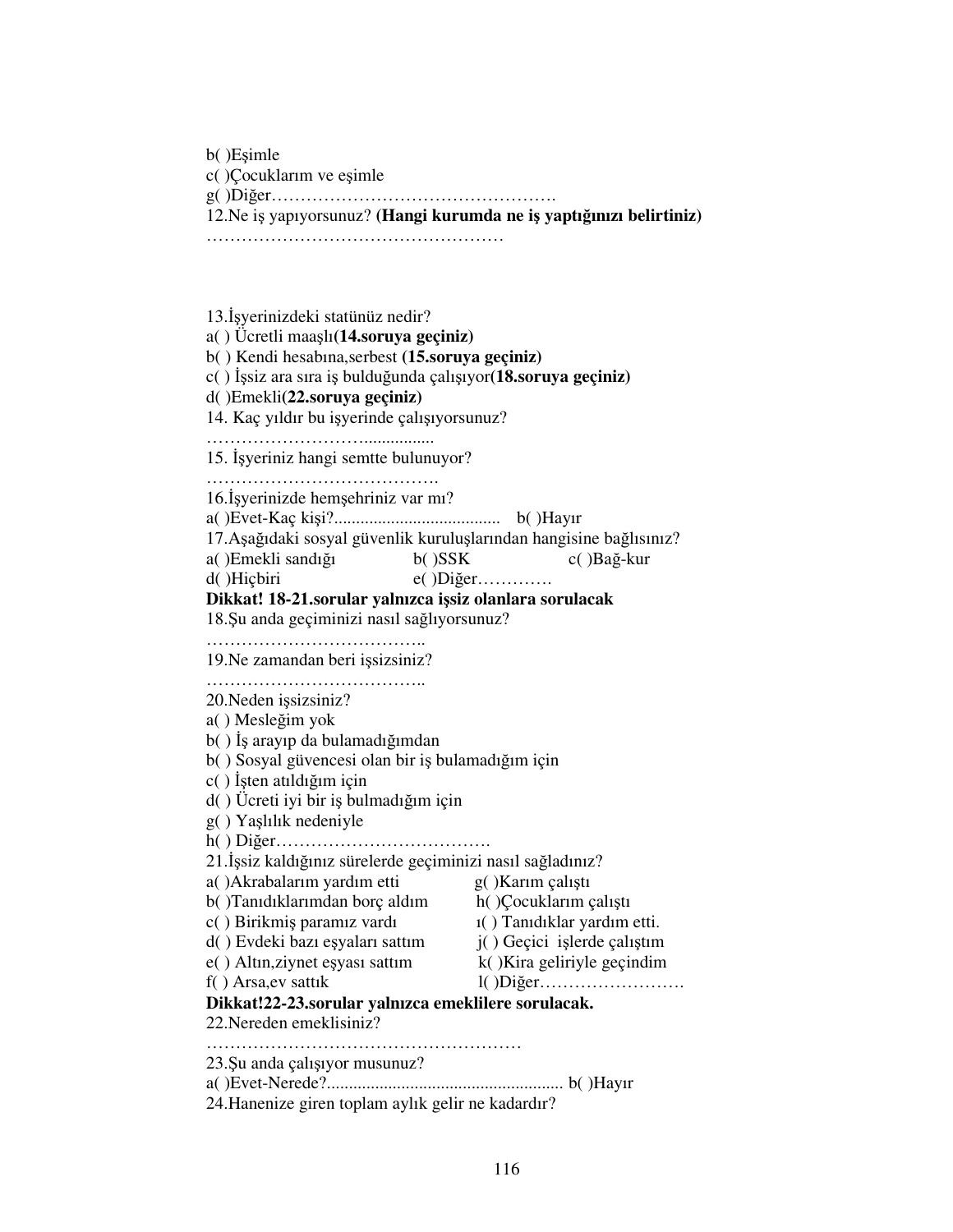b( )Eşimle
c( )Çocuklarım ve eşimle
g( )Diğer………………………………………….
12.Ne iş yapıyorsunuz? **(Hangi kurumda ne iş yaptığınızı belirtiniz)**
……………………………………………

13.İşyerinizdeki statünüz nedir?
a( ) Ücretli maaşlı**(14.soruya geçiniz)**
b( ) Kendi hesabına,serbest **(15.soruya geçiniz)**
c( ) İşsiz ara sıra iş bulduğunda çalışıyor**(18.soruya geçiniz)**
d( )Emekli**(22.soruya geçiniz)**
14. Kaç yıldır bu işyerinde çalışıyorsunuz?
………………………...............
15. İşyeriniz hangi semtte bulunuyor?
………………………………….
16.İşyerinizde hemşehriniz var mı?
a( )Evet-Kaç kişi?..................................... b( )Hayır
17.Aşağıdaki sosyal güvenlik kuruluşlarından hangisine bağlısınız?
a( )Emekli sandığı b( )SSK c( )Bağ-kur
d( )Hiçbiri e( )Diğer………….
**Dikkat! 18-21.sorular yalnızca işsiz olanlara sorulacak**
18.Şu anda geçiminizi nasıl sağlıyorsunuz?
………………………………..
19.Ne zamandan beri işsizsiniz?
………………………………..
20.Neden işsizsiniz?
a( ) Mesleğim yok
b( ) İş arayıp da bulamadığımdan
b( ) Sosyal güvencesi olan bir iş bulamadığım için
c( ) İşten atıldığım için
d( ) Ücreti iyi bir iş bulmadığım için
g( ) Yaşlılık nedeniyle
h( ) Diğer……………………………….
21.İşsiz kaldığınız sürelerde geçiminizi nasıl sağladınız?
a( )Akrabalarım yardım etti
b( )Tanıdıklarımdan borç aldım
c( ) Birikmiş paramız vardı
d( ) Evdeki bazı eşyaları sattım
e( ) Altın,ziynet eşyası sattım
f( ) Arsa,ev sattık
g( )Karım çalıştı
h( )Çocuklarım çalıştı
ı( ) Tanıdıklar yardım etti.
j( ) Geçici işlerde çalıştım
k( )Kira geliriyle geçindim
l( )Diğer…………………….
**Dikkat!22-23.sorular yalnızca emeklilere sorulacak.**
22.Nereden emeklisiniz?
………………………………………………
23.Şu anda çalışıyor musunuz?
a( )Evet-Nerede?..................................................... b( )Hayır
24.Hanenize giren toplam aylık gelir ne kadardır?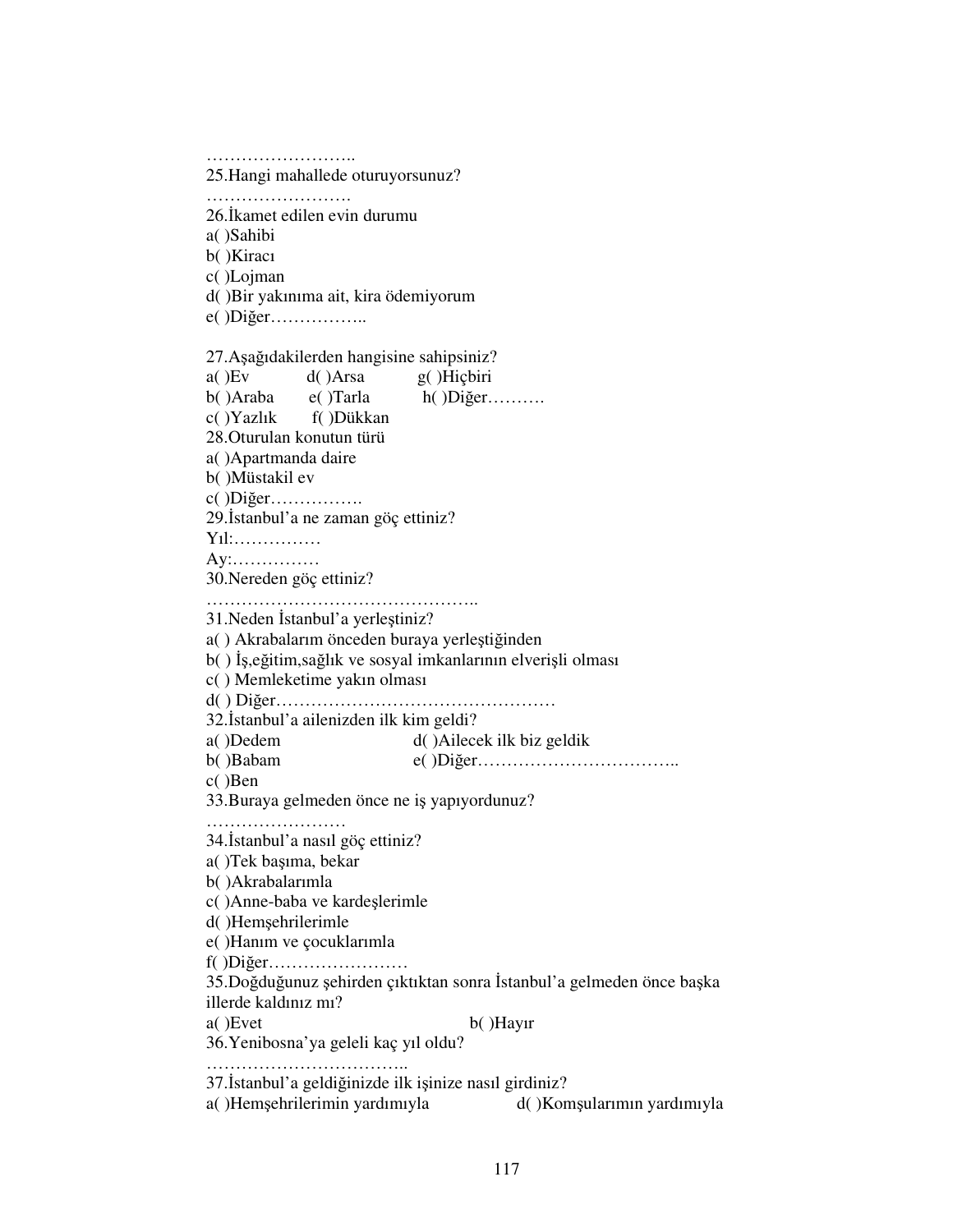……………………..

25.Hangi mahallede oturuyorsunuz?

…………………….

26.İkamet edilen evin durumu

a( )Sahibi

b( )Kiracı

c( )Lojman

d( )Bir yakınıma ait, kira ödemiyorum

e( )Diğer……………..

27.Aşağıdakilerden hangisine sahipsiniz?

a( )Ev d( )Arsa g( )Hiçbiri

b( )Araba e( )Tarla h( )Diğer……….

c( )Yazlık f( )Dükkan

28.Oturulan konutun türü

a( )Apartmanda daire

b( )Müstakil ev

c( )Diğer…………….

29.İstanbul'a ne zaman göç ettiniz?

Yıl:……………

Ay:……………

30.Nereden göç ettiniz?

………………………………………..

31.Neden İstanbul'a yerleştiniz?

a( ) Akrabalarım önceden buraya yerleştiğinden

b( ) İş,eğitim,sağlık ve sosyal imkanlarının elverişli olması

c( ) Memleketime yakın olması

d( ) Diğer…………………………………………

32.İstanbul'a ailenizden ilk kim geldi?

a( )Dedem d( )Ailecek ilk biz geldik

b( )Babam e( )Diğer……………………………..

c( )Ben

33.Buraya gelmeden önce ne iş yapıyordunuz?

……………………

34.İstanbul'a nasıl göç ettiniz?

a( )Tek başıma, bekar

b( )Akrabalarımla

c( )Anne-baba ve kardeşlerimle

d( )Hemşehrilerimle

e( )Hanım ve çocuklarımla

f( )Diğer……………………

35.Doğduğunuz şehirden çıktıktan sonra İstanbul'a gelmeden önce başka illerde kaldınız mı?

a( )Evet b( )Hayır

36.Yenibosna'ya geleli kaç yıl oldu?

……………………………..

37.İstanbul'a geldiğinizde ilk işinize nasıl girdiniz?

a( )Hemşehrilerimin yardımıyla d( )Komşularımın yardımıyla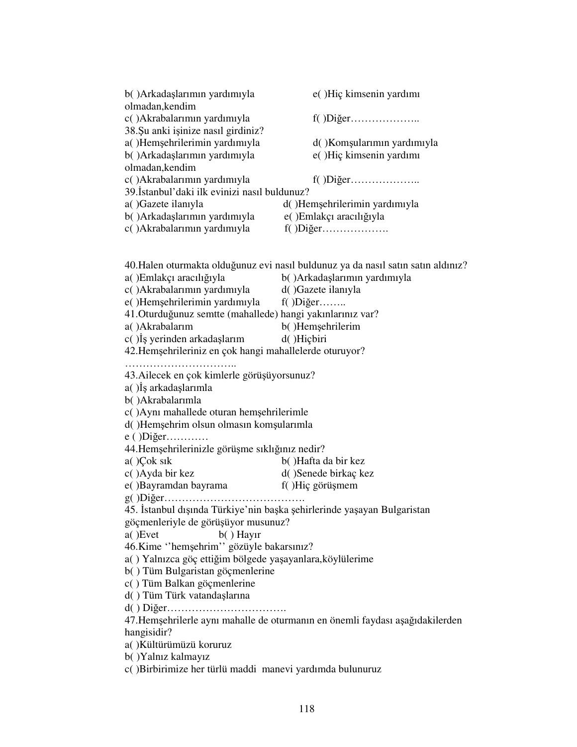b( )Arkadaşlarımın yardımıyla e( )Hiç kimsenin yardımı olmadan,kendim

c( )Akrabalarımın yardımıyla f( )Diğer………………..

38.Şu anki işinize nasıl girdiniz?

a( )Hemşehrilerimin yardımıyla d( )Komşularımın yardımıyla

b( )Arkadaşlarımın yardımıyla e( )Hiç kimsenin yardımı olmadan,kendim

c( )Akrabalarımın yardımıyla f( )Diğer………………..

39.İstanbul'daki ilk evinizi nasıl buldunuz?

a( )Gazete ilanıyla d( )Hemşehrilerimin yardımıyla

b( )Arkadaşlarımın yardımıyla e( )Emlakçı aracılığıyla

c( )Akrabalarımın yardımıyla f( )Diğer……………….

40.Halen oturmakta olduğunuz evi nasıl buldunuz ya da nasıl satın satın aldınız?

a( )Emlakçı aracılığıyla b( )Arkadaşlarımın yardımıyla

c( )Akrabalarımın yardımıyla d( )Gazete ilanıyla

e( )Hemşehrilerimin yardımıyla f( )Diğer……..

41.Oturduğunuz semtte (mahallede) hangi yakınlarınız var?

a( )Akrabalarım b( )Hemşehrilerim

c( )İş yerinden arkadaşlarım d( )Hiçbiri

42.Hemşehrileriniz en çok hangi mahallelerde oturuyor?

…………………………..

43.Ailecek en çok kimlerle görüşüyorsunuz?

a( )İş arkadaşlarımla

b( )Akrabalarımla

c( )Aynı mahallede oturan hemşehrilerimle

d( )Hemşehrim olsun olmasın komşularımla

e ( )Diğer…………

44.Hemşehrilerinizle görüşme sıklığınız nedir?

a( )Çok sık b( )Hafta da bir kez

c( )Ayda bir kez d( )Senede birkaç kez

e( )Bayramdan bayrama f( )Hiç görüşmem

g( )Diğer………………………………….

45. İstanbul dışında Türkiye'nin başka şehirlerinde yaşayan Bulgaristan göçmenleriyle de görüşüyor musunuz?

a( )Evet b( ) Hayır

46.Kime ''hemşehrim'' gözüyle bakarsınız?

a( ) Yalnızca göç ettiğim bölgede yaşayanlara,köylülerime

b( ) Tüm Bulgaristan göçmenlerine

c( ) Tüm Balkan göçmenlerine

d( ) Tüm Türk vatandaşlarına

d( ) Diğer…………………………….

47.Hemşehrilerle aynı mahalle de oturmanın en önemli faydası aşağıdakilerden hangisidir?

a( )Kültürümüzü koruruz

b( )Yalnız kalmayız

c( )Birbirimize her türlü maddi manevi yardımda bulunuruz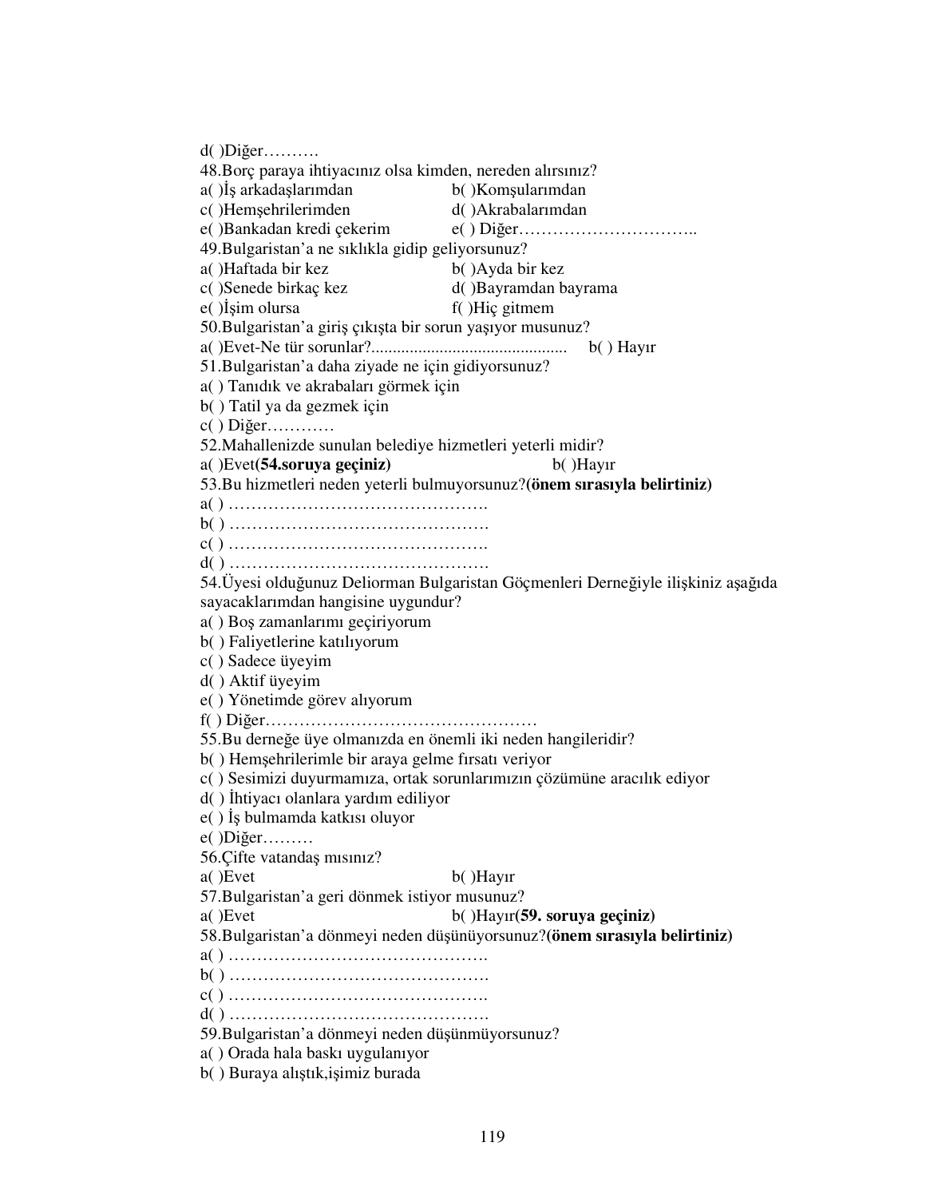d( )Diğer……….

48.Borç paraya ihtiyacınız olsa kimden, nereden alırsınız?

a( )İş arkadaşlarımdan b( )Komşularımdan
c( )Hemşehrilerimden d( )Akrabalarımdan
e( )Bankadan kredi çekerim e( ) Diğer…………………………..

49.Bulgaristan'a ne sıklıkla gidip geliyorsunuz?

a( )Haftada bir kez b( )Ayda bir kez
c( )Senede birkaç kez d( )Bayramdan bayrama
e( )İşim olursa f( )Hiç gitmem

50.Bulgaristan'a giriş çıkışta bir sorun yaşıyor musunuz?

a( )Evet-Ne tür sorunlar?............................................. b( ) Hayır

51.Bulgaristan'a daha ziyade ne için gidiyorsunuz?

a( ) Tanıdık ve akrabaları görmek için
b( ) Tatil ya da gezmek için
c( ) Diğer…………

52.Mahallenizde sunulan belediye hizmetleri yeterli midir?

a( )Evet**(54.soruya geçiniz)** b( )Hayır

53.Bu hizmetleri neden yeterli bulmuyorsunuz?**(önem sırasıyla belirtiniz)**

a( ) ……………………………………….
b( ) ……………………………………….
c( ) ……………………………………….
d( ) ……………………………………….

54.Üyesi olduğunuz Deliorman Bulgaristan Göçmenleri Derneğiyle ilişkiniz aşağıda sayacaklarımdan hangisine uygundur?

a( ) Boş zamanlarımı geçiriyorum
b( ) Faliyetlerine katılıyorum
c( ) Sadece üyeyim
d( ) Aktif üyeyim
e( ) Yönetimde görev alıyorum
f( ) Diğer…………………………………………

55.Bu derneğe üye olmanızda en önemli iki neden hangileridir?

b( ) Hemşehrilerimle bir araya gelme fırsatı veriyor
c( ) Sesimizi duyurmamıza, ortak sorunlarımızın çözümüne aracılık ediyor
d( ) İhtiyacı olanlara yardım ediliyor
e( ) İş bulmamda katkısı oluyor
e( )Diğer………

56.Çifte vatandaş mısınız?

a( )Evet b( )Hayır

57.Bulgaristan'a geri dönmek istiyor musunuz?

a( )Evet b( )Hayır**(59. soruya geçiniz)**

58.Bulgaristan'a dönmeyi neden düşünüyorsunuz?**(önem sırasıyla belirtiniz)**

a( ) ……………………………………….
b( ) ……………………………………….
c( ) ……………………………………….
d( ) ……………………………………….

59.Bulgaristan'a dönmeyi neden düşünmüyorsunuz?

a( ) Orada hala baskı uygulanıyor
b( ) Buraya alıştık,işimiz burada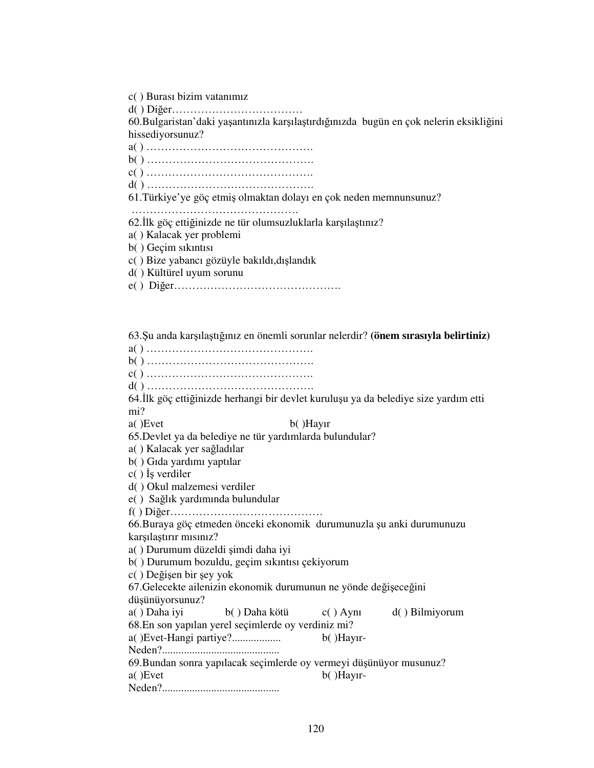c( ) Burası bizim vatanımız
d( ) Diğer………………………………

60.Bulgaristan'daki yaşantınızla karşılaştırdığınızda bugün en çok nelerin eksikliğini hissediyorsunuz?
a( ) ……………………………………….
b( ) ……………………………………….
c( ) ……………………………………….
d( ) ……………………………………….

61.Türkiye'ye göç etmiş olmaktan dolayı en çok neden memnunsunuz?
……………………………………….

62.İlk göç ettiğinizde ne tür olumsuzluklarla karşılaştınız?
a( ) Kalacak yer problemi
b( ) Geçim sıkıntısı
c( ) Bize yabancı gözüyle bakıldı,dışlandık
d( ) Kültürel uyum sorunu
e( ) Diğer……………………………………….

63.Şu anda karşılaştığınız en önemli sorunlar nelerdir? **(önem sırasıyla belirtiniz)**
a( ) ……………………………………….
b( ) ……………………………………….
c( ) ……………………………………….
d( ) ……………………………………….

64.İlk göç ettiğinizde herhangi bir devlet kuruluşu ya da belediye size yardım etti mi?
a( )Evet b( )Hayır

65.Devlet ya da belediye ne tür yardımlarda bulundular?
a( ) Kalacak yer sağladılar
b( ) Gıda yardımı yaptılar
c( ) İş verdiler
d( ) Okul malzemesi verdiler
e( ) Sağlık yardımında bulundular
f( ) Diğer……………………………………

66.Buraya göç etmeden önceki ekonomik durumunuzla şu anki durumunuzu karşılaştırır mısınız?
a( ) Durumum düzeldi şimdi daha iyi
b( ) Durumum bozuldu, geçim sıkıntısı çekiyorum
c( ) Değişen bir şey yok

67.Gelecekte ailenizin ekonomik durumunun ne yönde değişeceğini düşünüyorsunuz?
a( ) Daha iyi b( ) Daha kötü c( ) Aynı d( ) Bilmiyorum

68.En son yapılan yerel seçimlerde oy verdiniz mi?
a( )Evet-Hangi partiye?.................. b( )Hayır-Neden?...........................................

69.Bundan sonra yapılacak seçimlerde oy vermeyi düşünüyor musunuz?
a( )Evet b( )Hayır-Neden?...........................................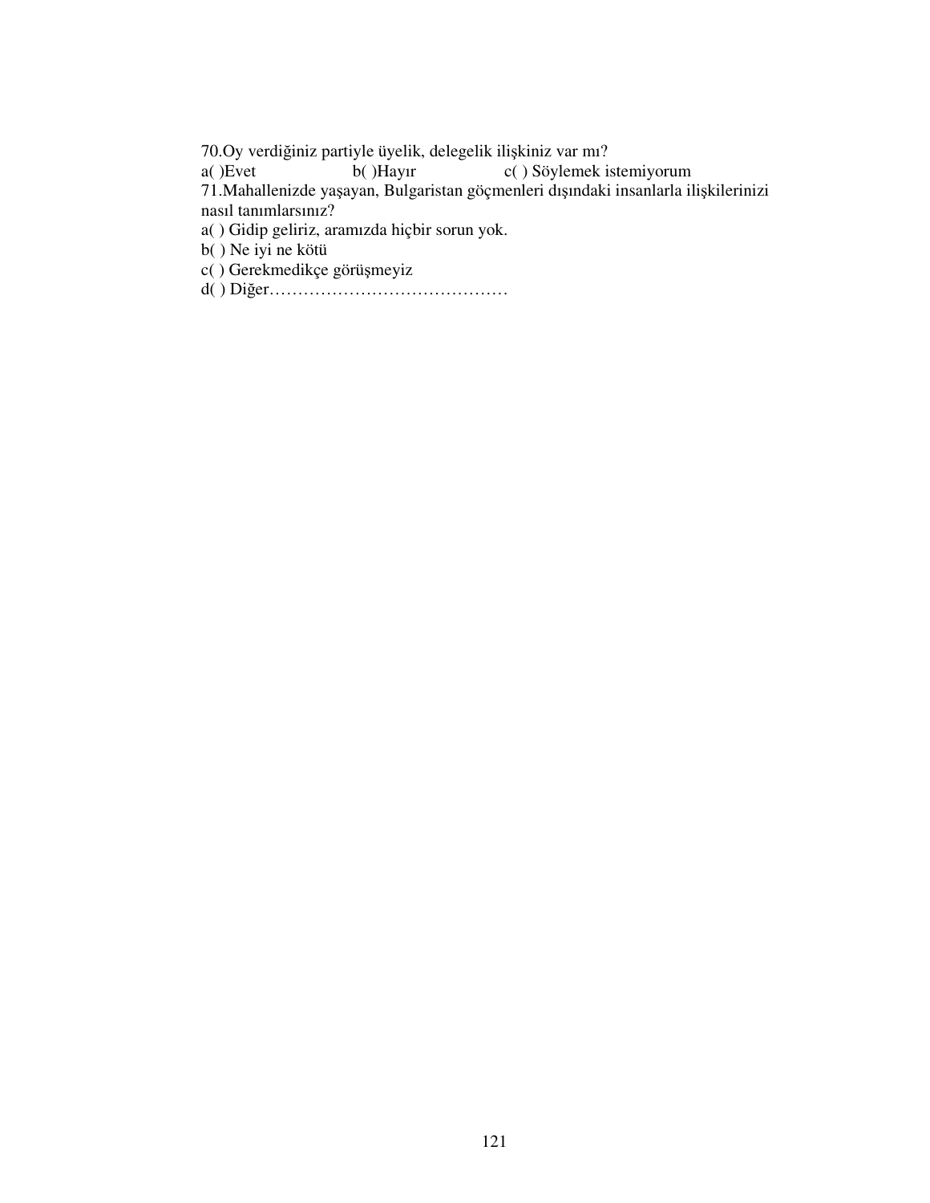70.Oy verdiğiniz partiyle üyelik, delegelik ilişkiniz var mı?

a( )Evet b( )Hayır c( ) Söylemek istemiyorum

71.Mahallenizde yaşayan, Bulgaristan göçmenleri dışındaki insanlarla ilişkilerinizi nasıl tanımlarsınız?

a( ) Gidip geliriz, aramızda hiçbir sorun yok.

b( ) Ne iyi ne kötü

c( ) Gerekmedikçe görüşmeyiz

d( ) Diğer……………………………………